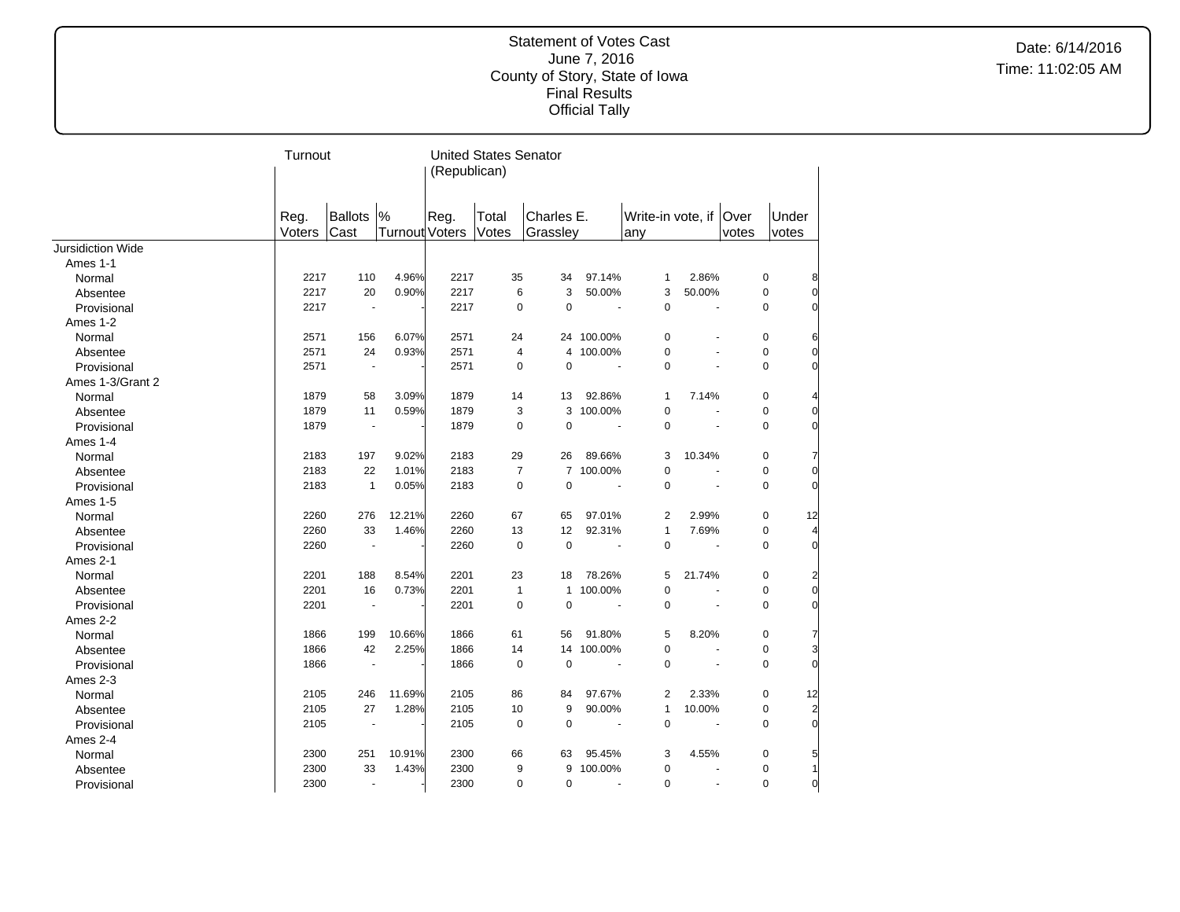Statement of Votes Cast
June 7, 2016
County of Story, State of Iowa
Final Results
Official Tally

Date: 6/14/2016
Time: 11:02:05 AM

| | Turnout | | | United States Senator (Republican) | | | | | | | |
|---|---|---|---|---|---|---|---|---|---|---|---|
| | Reg. Voters | Ballots Cast | % Turnout | Reg. Voters | Total Votes | Charles E. Grassley | | Write-in vote, if any | | Over votes | Under votes |
| Jursidiction Wide | | | | | | | | | | | |
| Ames 1-1 | | | | | | | | | | | |
| Normal | 2217 | 110 | 4.96% | 2217 | 35 | 34 | 97.14% | 1 | 2.86% | 0 | 8 |
| Absentee | 2217 | 20 | 0.90% | 2217 | 6 | 3 | 50.00% | 3 | 50.00% | 0 | 0 |
| Provisional | 2217 | - | - | 2217 | 0 | 0 | - | 0 | - | 0 | 0 |
| Ames 1-2 | | | | | | | | | | | |
| Normal | 2571 | 156 | 6.07% | 2571 | 24 | 24 | 100.00% | 0 | - | 0 | 6 |
| Absentee | 2571 | 24 | 0.93% | 2571 | 4 | 4 | 100.00% | 0 | - | 0 | 0 |
| Provisional | 2571 | - | - | 2571 | 0 | 0 | - | 0 | - | 0 | 0 |
| Ames 1-3/Grant 2 | | | | | | | | | | | |
| Normal | 1879 | 58 | 3.09% | 1879 | 14 | 13 | 92.86% | 1 | 7.14% | 0 | 4 |
| Absentee | 1879 | 11 | 0.59% | 1879 | 3 | 3 | 100.00% | 0 | - | 0 | 0 |
| Provisional | 1879 | - | - | 1879 | 0 | 0 | - | 0 | - | 0 | 0 |
| Ames 1-4 | | | | | | | | | | | |
| Normal | 2183 | 197 | 9.02% | 2183 | 29 | 26 | 89.66% | 3 | 10.34% | 0 | 7 |
| Absentee | 2183 | 22 | 1.01% | 2183 | 7 | 7 | 100.00% | 0 | - | 0 | 0 |
| Provisional | 2183 | 1 | 0.05% | 2183 | 0 | 0 | - | 0 | - | 0 | 0 |
| Ames 1-5 | | | | | | | | | | | |
| Normal | 2260 | 276 | 12.21% | 2260 | 67 | 65 | 97.01% | 2 | 2.99% | 0 | 12 |
| Absentee | 2260 | 33 | 1.46% | 2260 | 13 | 12 | 92.31% | 1 | 7.69% | 0 | 4 |
| Provisional | 2260 | - | - | 2260 | 0 | 0 | - | 0 | - | 0 | 0 |
| Ames 2-1 | | | | | | | | | | | |
| Normal | 2201 | 188 | 8.54% | 2201 | 23 | 18 | 78.26% | 5 | 21.74% | 0 | 2 |
| Absentee | 2201 | 16 | 0.73% | 2201 | 1 | 1 | 100.00% | 0 | - | 0 | 0 |
| Provisional | 2201 | - | - | 2201 | 0 | 0 | - | 0 | - | 0 | 0 |
| Ames 2-2 | | | | | | | | | | | |
| Normal | 1866 | 199 | 10.66% | 1866 | 61 | 56 | 91.80% | 5 | 8.20% | 0 | 7 |
| Absentee | 1866 | 42 | 2.25% | 1866 | 14 | 14 | 100.00% | 0 | - | 0 | 3 |
| Provisional | 1866 | - | - | 1866 | 0 | 0 | - | 0 | - | 0 | 0 |
| Ames 2-3 | | | | | | | | | | | |
| Normal | 2105 | 246 | 11.69% | 2105 | 86 | 84 | 97.67% | 2 | 2.33% | 0 | 12 |
| Absentee | 2105 | 27 | 1.28% | 2105 | 10 | 9 | 90.00% | 1 | 10.00% | 0 | 2 |
| Provisional | 2105 | - | - | 2105 | 0 | 0 | - | 0 | - | 0 | 0 |
| Ames 2-4 | | | | | | | | | | | |
| Normal | 2300 | 251 | 10.91% | 2300 | 66 | 63 | 95.45% | 3 | 4.55% | 0 | 5 |
| Absentee | 2300 | 33 | 1.43% | 2300 | 9 | 9 | 100.00% | 0 | - | 0 | 1 |
| Provisional | 2300 | - | - | 2300 | 0 | 0 | - | 0 | - | 0 | 0 |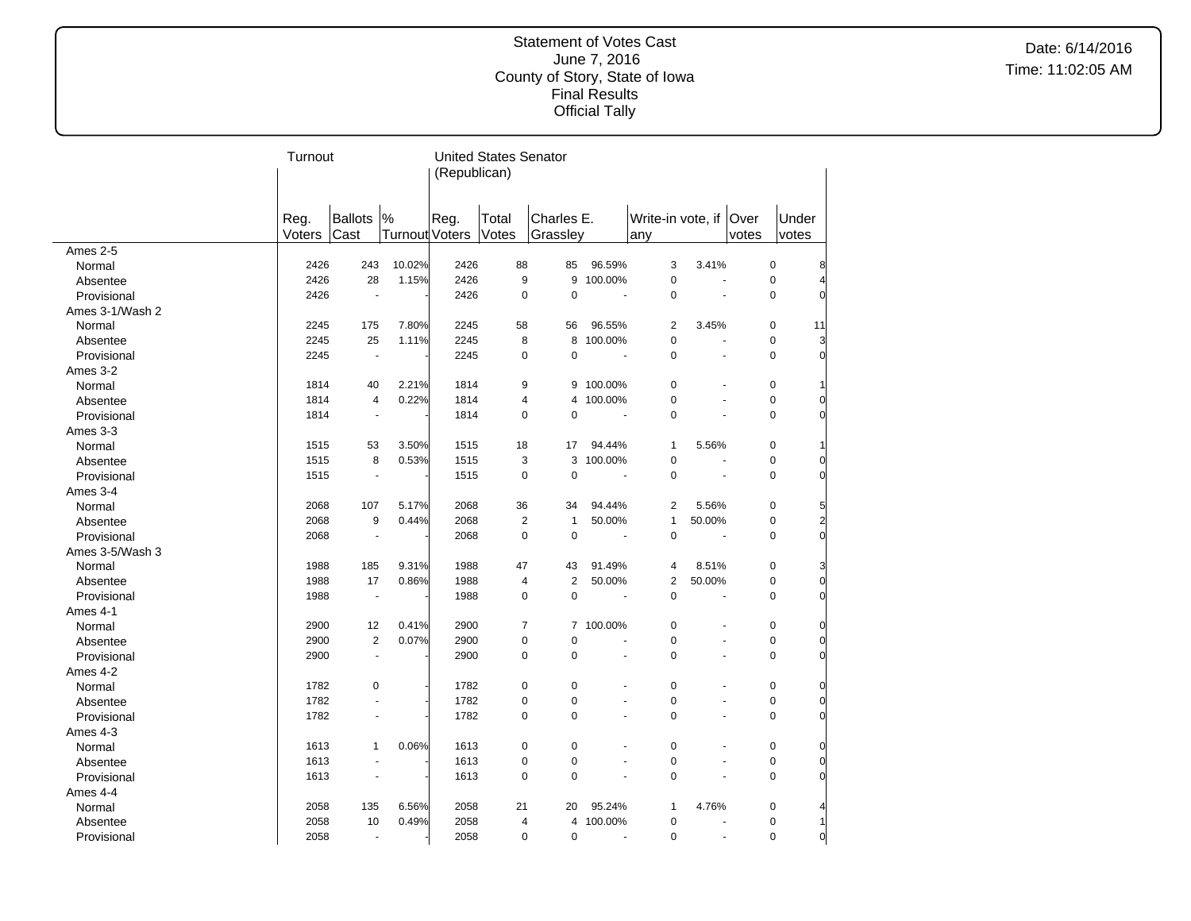# Statement of Votes Cast
June 7, 2016
County of Story, State of Iowa
Final Results
Official Tally

Date: 6/14/2016
Time: 11:02:05 AM

| | Turnout | | | United States Senator (Republican) | | | | | | | |
|---|---|---|---|---|---|---|---|---|---|---|---|
| | Reg. Voters | Ballots Cast | % Turnout | Reg. Voters | Total Votes | Charles E. Grassley | | Write-in vote, if any | | Over votes | Under votes |
| **Ames 2-5** | | | | | | | | | | | |
| Normal | 2426 | 243 | 10.02% | 2426 | 88 | 85 | 96.59% | 3 | 3.41% | 0 | 8 |
| Absentee | 2426 | 28 | 1.15% | 2426 | 9 | 9 | 100.00% | 0 | - | 0 | 4 |
| Provisional | 2426 | - | - | 2426 | 0 | 0 | - | 0 | - | 0 | 0 |
| **Ames 3-1/Wash 2** | | | | | | | | | | | |
| Normal | 2245 | 175 | 7.80% | 2245 | 58 | 56 | 96.55% | 2 | 3.45% | 0 | 11 |
| Absentee | 2245 | 25 | 1.11% | 2245 | 8 | 8 | 100.00% | 0 | - | 0 | 3 |
| Provisional | 2245 | - | - | 2245 | 0 | 0 | - | 0 | - | 0 | 0 |
| **Ames 3-2** | | | | | | | | | | | |
| Normal | 1814 | 40 | 2.21% | 1814 | 9 | 9 | 100.00% | 0 | - | 0 | 1 |
| Absentee | 1814 | 4 | 0.22% | 1814 | 4 | 4 | 100.00% | 0 | - | 0 | 0 |
| Provisional | 1814 | - | - | 1814 | 0 | 0 | - | 0 | - | 0 | 0 |
| **Ames 3-3** | | | | | | | | | | | |
| Normal | 1515 | 53 | 3.50% | 1515 | 18 | 17 | 94.44% | 1 | 5.56% | 0 | 1 |
| Absentee | 1515 | 8 | 0.53% | 1515 | 3 | 3 | 100.00% | 0 | - | 0 | 0 |
| Provisional | 1515 | - | - | 1515 | 0 | 0 | - | 0 | - | 0 | 0 |
| **Ames 3-4** | | | | | | | | | | | |
| Normal | 2068 | 107 | 5.17% | 2068 | 36 | 34 | 94.44% | 2 | 5.56% | 0 | 5 |
| Absentee | 2068 | 9 | 0.44% | 2068 | 2 | 1 | 50.00% | 1 | 50.00% | 0 | 2 |
| Provisional | 2068 | - | - | 2068 | 0 | 0 | - | 0 | - | 0 | 0 |
| **Ames 3-5/Wash 3** | | | | | | | | | | | |
| Normal | 1988 | 185 | 9.31% | 1988 | 47 | 43 | 91.49% | 4 | 8.51% | 0 | 3 |
| Absentee | 1988 | 17 | 0.86% | 1988 | 4 | 2 | 50.00% | 2 | 50.00% | 0 | 0 |
| Provisional | 1988 | - | - | 1988 | 0 | 0 | - | 0 | - | 0 | 0 |
| **Ames 4-1** | | | | | | | | | | | |
| Normal | 2900 | 12 | 0.41% | 2900 | 7 | 7 | 100.00% | 0 | - | 0 | 0 |
| Absentee | 2900 | 2 | 0.07% | 2900 | 0 | 0 | - | 0 | - | 0 | 0 |
| Provisional | 2900 | - | - | 2900 | 0 | 0 | - | 0 | - | 0 | 0 |
| **Ames 4-2** | | | | | | | | | | | |
| Normal | 1782 | 0 | - | 1782 | 0 | 0 | - | 0 | - | 0 | 0 |
| Absentee | 1782 | - | - | 1782 | 0 | 0 | - | 0 | - | 0 | 0 |
| Provisional | 1782 | - | - | 1782 | 0 | 0 | - | 0 | - | 0 | 0 |
| **Ames 4-3** | | | | | | | | | | | |
| Normal | 1613 | 1 | 0.06% | 1613 | 0 | 0 | - | 0 | - | 0 | 0 |
| Absentee | 1613 | - | - | 1613 | 0 | 0 | - | 0 | - | 0 | 0 |
| Provisional | 1613 | - | - | 1613 | 0 | 0 | - | 0 | - | 0 | 0 |
| **Ames 4-4** | | | | | | | | | | | |
| Normal | 2058 | 135 | 6.56% | 2058 | 21 | 20 | 95.24% | 1 | 4.76% | 0 | 4 |
| Absentee | 2058 | 10 | 0.49% | 2058 | 4 | 4 | 100.00% | 0 | - | 0 | 1 |
| Provisional | 2058 | - | - | 2058 | 0 | 0 | - | 0 | - | 0 | 0 |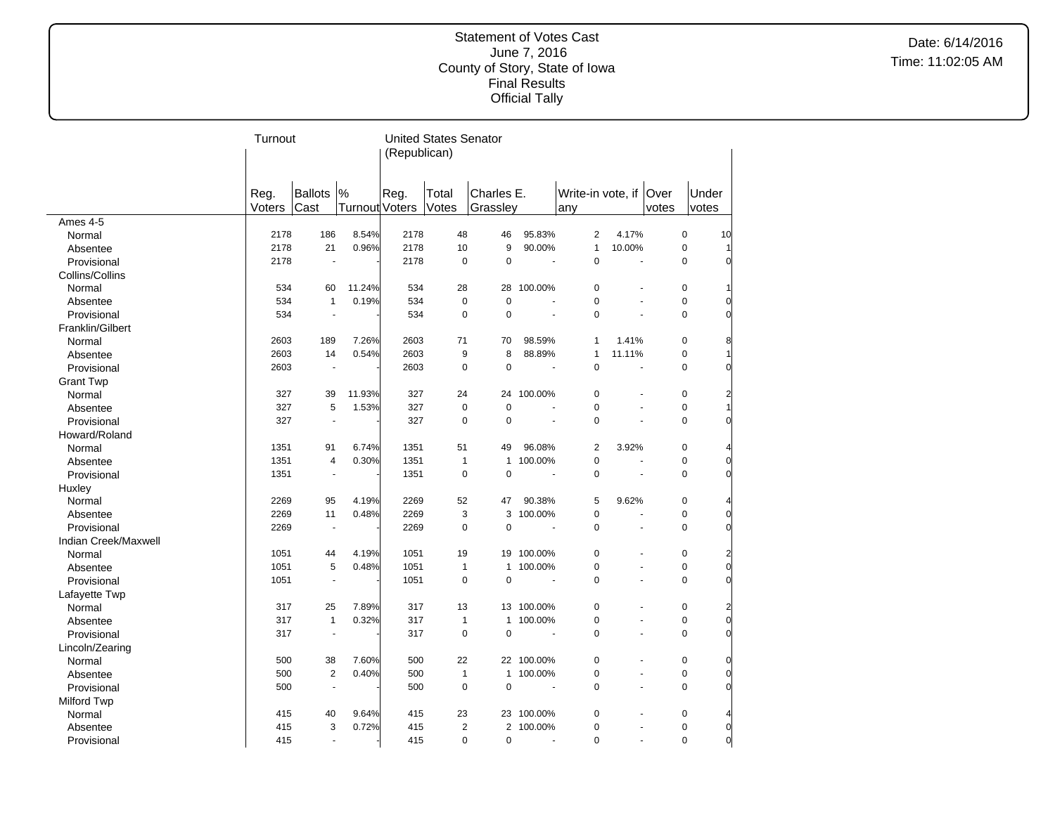# Statement of Votes Cast
June 7, 2016
County of Story, State of Iowa
Final Results
Official Tally

Date: 6/14/2016
Time: 11:02:05 AM

| | Turnout | | | United States Senator (Republican) | | | | | | | |
|---|---|---|---|---|---|---|---|---|---|---|---|
| | Reg. Voters | Ballots Cast | % Turnout | Reg. Voters | Total Votes | Charles E. Grassley | | Write-in vote, if any | | Over votes | Under votes |
| **Ames 4-5** | | | | | | | | | | | |
| Normal | 2178 | 186 | 8.54% | 2178 | 48 | 46 | 95.83% | 2 | 4.17% | 0 | 10 |
| Absentee | 2178 | 21 | 0.96% | 2178 | 10 | 9 | 90.00% | 1 | 10.00% | 0 | 1 |
| Provisional | 2178 | - | - | 2178 | 0 | 0 | - | 0 | - | 0 | 0 |
| **Collins/Collins** | | | | | | | | | | | |
| Normal | 534 | 60 | 11.24% | 534 | 28 | 28 | 100.00% | 0 | - | 0 | 1 |
| Absentee | 534 | 1 | 0.19% | 534 | 0 | 0 | - | 0 | - | 0 | 0 |
| Provisional | 534 | - | - | 534 | 0 | 0 | - | 0 | - | 0 | 0 |
| **Franklin/Gilbert** | | | | | | | | | | | |
| Normal | 2603 | 189 | 7.26% | 2603 | 71 | 70 | 98.59% | 1 | 1.41% | 0 | 8 |
| Absentee | 2603 | 14 | 0.54% | 2603 | 9 | 8 | 88.89% | 1 | 11.11% | 0 | 1 |
| Provisional | 2603 | - | - | 2603 | 0 | 0 | - | 0 | - | 0 | 0 |
| **Grant Twp** | | | | | | | | | | | |
| Normal | 327 | 39 | 11.93% | 327 | 24 | 24 | 100.00% | 0 | - | 0 | 2 |
| Absentee | 327 | 5 | 1.53% | 327 | 0 | 0 | - | 0 | - | 0 | 1 |
| Provisional | 327 | - | - | 327 | 0 | 0 | - | 0 | - | 0 | 0 |
| **Howard/Roland** | | | | | | | | | | | |
| Normal | 1351 | 91 | 6.74% | 1351 | 51 | 49 | 96.08% | 2 | 3.92% | 0 | 4 |
| Absentee | 1351 | 4 | 0.30% | 1351 | 1 | 1 | 100.00% | 0 | - | 0 | 0 |
| Provisional | 1351 | - | - | 1351 | 0 | 0 | - | 0 | - | 0 | 0 |
| **Huxley** | | | | | | | | | | | |
| Normal | 2269 | 95 | 4.19% | 2269 | 52 | 47 | 90.38% | 5 | 9.62% | 0 | 4 |
| Absentee | 2269 | 11 | 0.48% | 2269 | 3 | 3 | 100.00% | 0 | - | 0 | 0 |
| Provisional | 2269 | - | - | 2269 | 0 | 0 | - | 0 | - | 0 | 0 |
| **Indian Creek/Maxwell** | | | | | | | | | | | |
| Normal | 1051 | 44 | 4.19% | 1051 | 19 | 19 | 100.00% | 0 | - | 0 | 2 |
| Absentee | 1051 | 5 | 0.48% | 1051 | 1 | 1 | 100.00% | 0 | - | 0 | 0 |
| Provisional | 1051 | - | - | 1051 | 0 | 0 | - | 0 | - | 0 | 0 |
| **Lafayette Twp** | | | | | | | | | | | |
| Normal | 317 | 25 | 7.89% | 317 | 13 | 13 | 100.00% | 0 | - | 0 | 2 |
| Absentee | 317 | 1 | 0.32% | 317 | 1 | 1 | 100.00% | 0 | - | 0 | 0 |
| Provisional | 317 | - | - | 317 | 0 | 0 | - | 0 | - | 0 | 0 |
| **Lincoln/Zearing** | | | | | | | | | | | |
| Normal | 500 | 38 | 7.60% | 500 | 22 | 22 | 100.00% | 0 | - | 0 | 0 |
| Absentee | 500 | 2 | 0.40% | 500 | 1 | 1 | 100.00% | 0 | - | 0 | 0 |
| Provisional | 500 | - | - | 500 | 0 | 0 | - | 0 | - | 0 | 0 |
| **Milford Twp** | | | | | | | | | | | |
| Normal | 415 | 40 | 9.64% | 415 | 23 | 23 | 100.00% | 0 | - | 0 | 4 |
| Absentee | 415 | 3 | 0.72% | 415 | 2 | 2 | 100.00% | 0 | - | 0 | 0 |
| Provisional | 415 | - | - | 415 | 0 | 0 | - | 0 | - | 0 | 0 |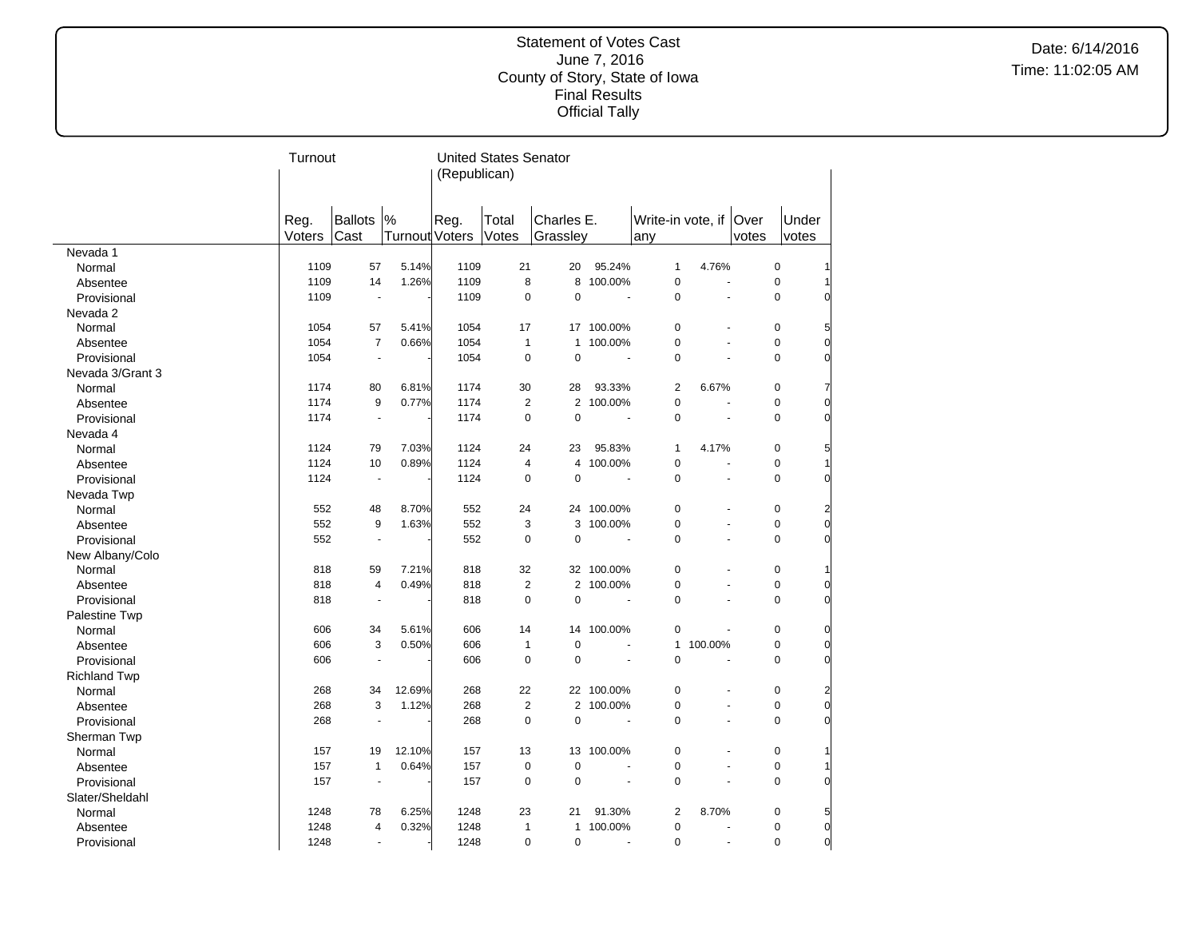Statement of Votes Cast
June 7, 2016
County of Story, State of Iowa
Final Results
Official Tally

Date: 6/14/2016
Time: 11:02:05 AM

| | Turnout | | | United States Senator (Republican) | | | | | | | |
|---|---|---|---|---|---|---|---|---|---|---|---|
| | Reg. Voters | Ballots Cast | % Turnout | Reg. Voters | Total Votes | Charles E. Grassley | | Write-in vote, if any | | Over votes | Under votes |
| **Nevada 1** | | | | | | | | | | | |
| Normal | 1109 | 57 | 5.14% | 1109 | 21 | 20 | 95.24% | 1 | 4.76% | 0 | 1 |
| Absentee | 1109 | 14 | 1.26% | 1109 | 8 | 8 | 100.00% | 0 | - | 0 | 1 |
| Provisional | 1109 | - | - | 1109 | 0 | 0 | - | 0 | - | 0 | 0 |
| **Nevada 2** | | | | | | | | | | | |
| Normal | 1054 | 57 | 5.41% | 1054 | 17 | 17 | 100.00% | 0 | - | 0 | 5 |
| Absentee | 1054 | 7 | 0.66% | 1054 | 1 | 1 | 100.00% | 0 | - | 0 | 0 |
| Provisional | 1054 | - | - | 1054 | 0 | 0 | - | 0 | - | 0 | 0 |
| **Nevada 3/Grant 3** | | | | | | | | | | | |
| Normal | 1174 | 80 | 6.81% | 1174 | 30 | 28 | 93.33% | 2 | 6.67% | 0 | 7 |
| Absentee | 1174 | 9 | 0.77% | 1174 | 2 | 2 | 100.00% | 0 | - | 0 | 0 |
| Provisional | 1174 | - | - | 1174 | 0 | 0 | - | 0 | - | 0 | 0 |
| **Nevada 4** | | | | | | | | | | | |
| Normal | 1124 | 79 | 7.03% | 1124 | 24 | 23 | 95.83% | 1 | 4.17% | 0 | 5 |
| Absentee | 1124 | 10 | 0.89% | 1124 | 4 | 4 | 100.00% | 0 | - | 0 | 1 |
| Provisional | 1124 | - | - | 1124 | 0 | 0 | - | 0 | - | 0 | 0 |
| **Nevada Twp** | | | | | | | | | | | |
| Normal | 552 | 48 | 8.70% | 552 | 24 | 24 | 100.00% | 0 | - | 0 | 2 |
| Absentee | 552 | 9 | 1.63% | 552 | 3 | 3 | 100.00% | 0 | - | 0 | 0 |
| Provisional | 552 | - | - | 552 | 0 | 0 | - | 0 | - | 0 | 0 |
| **New Albany/Colo** | | | | | | | | | | | |
| Normal | 818 | 59 | 7.21% | 818 | 32 | 32 | 100.00% | 0 | - | 0 | 1 |
| Absentee | 818 | 4 | 0.49% | 818 | 2 | 2 | 100.00% | 0 | - | 0 | 0 |
| Provisional | 818 | - | - | 818 | 0 | 0 | - | 0 | - | 0 | 0 |
| **Palestine Twp** | | | | | | | | | | | |
| Normal | 606 | 34 | 5.61% | 606 | 14 | 14 | 100.00% | 0 | - | 0 | 0 |
| Absentee | 606 | 3 | 0.50% | 606 | 1 | 0 | - | 1 | 100.00% | 0 | 0 |
| Provisional | 606 | - | - | 606 | 0 | 0 | - | 0 | - | 0 | 0 |
| **Richland Twp** | | | | | | | | | | | |
| Normal | 268 | 34 | 12.69% | 268 | 22 | 22 | 100.00% | 0 | - | 0 | 2 |
| Absentee | 268 | 3 | 1.12% | 268 | 2 | 2 | 100.00% | 0 | - | 0 | 0 |
| Provisional | 268 | - | - | 268 | 0 | 0 | - | 0 | - | 0 | 0 |
| **Sherman Twp** | | | | | | | | | | | |
| Normal | 157 | 19 | 12.10% | 157 | 13 | 13 | 100.00% | 0 | - | 0 | 1 |
| Absentee | 157 | 1 | 0.64% | 157 | 0 | 0 | - | 0 | - | 0 | 1 |
| Provisional | 157 | - | - | 157 | 0 | 0 | - | 0 | - | 0 | 0 |
| **Slater/Sheldahl** | | | | | | | | | | | |
| Normal | 1248 | 78 | 6.25% | 1248 | 23 | 21 | 91.30% | 2 | 8.70% | 0 | 5 |
| Absentee | 1248 | 4 | 0.32% | 1248 | 1 | 1 | 100.00% | 0 | - | 0 | 0 |
| Provisional | 1248 | - | - | 1248 | 0 | 0 | - | 0 | - | 0 | 0 |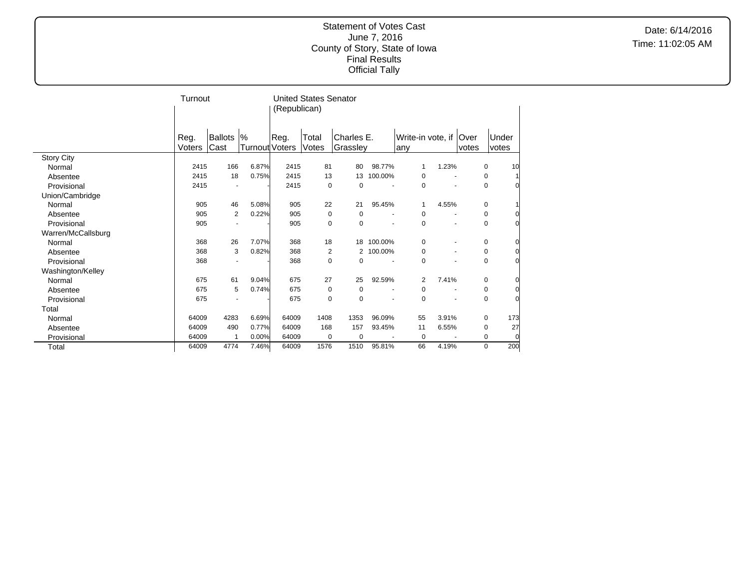Statement of Votes Cast
June 7, 2016
County of Story, State of Iowa
Final Results
Official Tally

Date: 6/14/2016
Time: 11:02:05 AM

| | Turnout | | | United States Senator (Republican) | | | | | | | |
|---|---|---|---|---|---|---|---|---|---|---|---|
| | Reg. Voters | Ballots Cast | % Turnout | Reg. Voters | Total Votes | Charles E. Grassley | | Write-in vote, if any | | Over votes | Under votes |
| Story City | | | | | | | | | | | |
| Normal | 2415 | 166 | 6.87% | 2415 | 81 | 80 | 98.77% | 1 | 1.23% | 0 | 10 |
| Absentee | 2415 | 18 | 0.75% | 2415 | 13 | 13 | 100.00% | 0 | - | 0 | 1 |
| Provisional | 2415 | - | - | 2415 | 0 | 0 | - | 0 | - | 0 | 0 |
| Union/Cambridge | | | | | | | | | | | |
| Normal | 905 | 46 | 5.08% | 905 | 22 | 21 | 95.45% | 1 | 4.55% | 0 | 1 |
| Absentee | 905 | 2 | 0.22% | 905 | 0 | 0 | - | 0 | - | 0 | 0 |
| Provisional | 905 | - | - | 905 | 0 | 0 | - | 0 | - | 0 | 0 |
| Warren/McCallsburg | | | | | | | | | | | |
| Normal | 368 | 26 | 7.07% | 368 | 18 | 18 | 100.00% | 0 | - | 0 | 0 |
| Absentee | 368 | 3 | 0.82% | 368 | 2 | 2 | 100.00% | 0 | - | 0 | 0 |
| Provisional | 368 | - | - | 368 | 0 | 0 | - | 0 | - | 0 | 0 |
| Washington/Kelley | | | | | | | | | | | |
| Normal | 675 | 61 | 9.04% | 675 | 27 | 25 | 92.59% | 2 | 7.41% | 0 | 0 |
| Absentee | 675 | 5 | 0.74% | 675 | 0 | 0 | - | 0 | - | 0 | 0 |
| Provisional | 675 | - | - | 675 | 0 | 0 | - | 0 | - | 0 | 0 |
| Total | | | | | | | | | | | |
| Normal | 64009 | 4283 | 6.69% | 64009 | 1408 | 1353 | 96.09% | 55 | 3.91% | 0 | 173 |
| Absentee | 64009 | 490 | 0.77% | 64009 | 168 | 157 | 93.45% | 11 | 6.55% | 0 | 27 |
| Provisional | 64009 | 1 | 0.00% | 64009 | 0 | 0 | - | 0 | - | 0 | 0 |
| Total | 64009 | 4774 | 7.46% | 64009 | 1576 | 1510 | 95.81% | 66 | 4.19% | 0 | 200 |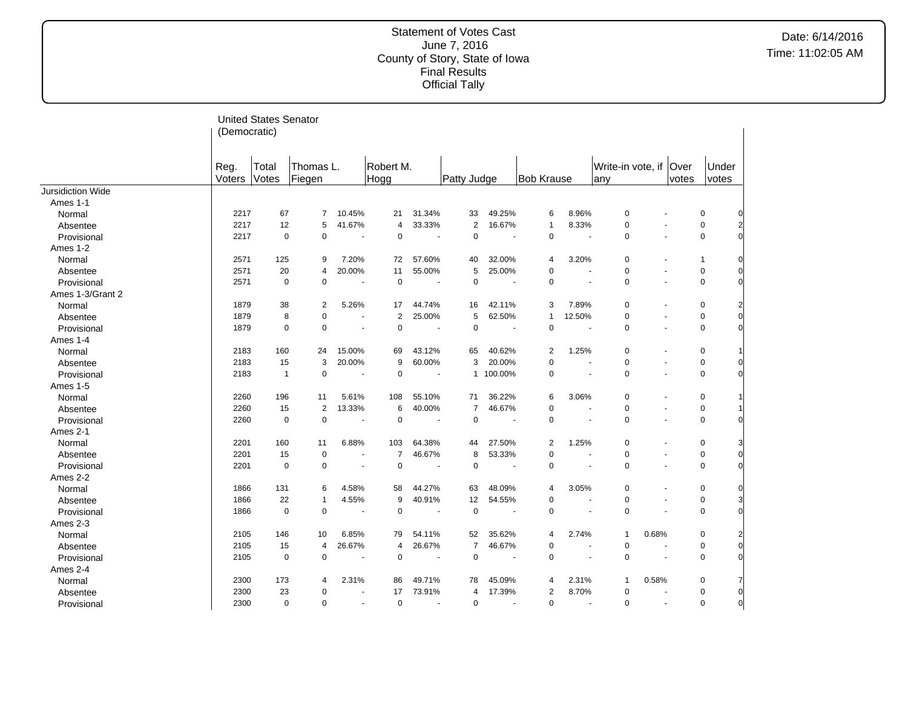Statement of Votes Cast
June 7, 2016
County of Story, State of Iowa
Final Results
Official Tally

Date: 6/14/2016
Time: 11:02:05 AM

United States Senator (Democratic)

| | Reg. Voters | Total Votes | Thomas L. Fiegen | | Robert M. Hogg | | Patty Judge | | Bob Krause | | Write-in vote, if any | | Over votes | Under votes |
|---|---|---|---|---|---|---|---|---|---|---|---|---|---|---|
| Jursidiction Wide | | | | | | | | | | | | | | |
| Ames 1-1 | | | | | | | | | | | | | | |
| Normal | 2217 | 67 | 7 | 10.45% | 21 | 31.34% | 33 | 49.25% | 6 | 8.96% | 0 | - | 0 | 0 |
| Absentee | 2217 | 12 | 5 | 41.67% | 4 | 33.33% | 2 | 16.67% | 1 | 8.33% | 0 | - | 0 | 2 |
| Provisional | 2217 | 0 | 0 | - | 0 | - | 0 | - | 0 | - | 0 | - | 0 | 0 |
| Ames 1-2 | | | | | | | | | | | | | | |
| Normal | 2571 | 125 | 9 | 7.20% | 72 | 57.60% | 40 | 32.00% | 4 | 3.20% | 0 | - | 1 | 0 |
| Absentee | 2571 | 20 | 4 | 20.00% | 11 | 55.00% | 5 | 25.00% | 0 | - | 0 | - | 0 | 0 |
| Provisional | 2571 | 0 | 0 | - | 0 | - | 0 | - | 0 | - | 0 | - | 0 | 0 |
| Ames 1-3/Grant 2 | | | | | | | | | | | | | | |
| Normal | 1879 | 38 | 2 | 5.26% | 17 | 44.74% | 16 | 42.11% | 3 | 7.89% | 0 | - | 0 | 2 |
| Absentee | 1879 | 8 | 0 | - | 2 | 25.00% | 5 | 62.50% | 1 | 12.50% | 0 | - | 0 | 0 |
| Provisional | 1879 | 0 | 0 | - | 0 | - | 0 | - | 0 | - | 0 | - | 0 | 0 |
| Ames 1-4 | | | | | | | | | | | | | | |
| Normal | 2183 | 160 | 24 | 15.00% | 69 | 43.12% | 65 | 40.62% | 2 | 1.25% | 0 | - | 0 | 1 |
| Absentee | 2183 | 15 | 3 | 20.00% | 9 | 60.00% | 3 | 20.00% | 0 | - | 0 | - | 0 | 0 |
| Provisional | 2183 | 1 | 0 | - | 0 | - | 1 | 100.00% | 0 | - | 0 | - | 0 | 0 |
| Ames 1-5 | | | | | | | | | | | | | | |
| Normal | 2260 | 196 | 11 | 5.61% | 108 | 55.10% | 71 | 36.22% | 6 | 3.06% | 0 | - | 0 | 1 |
| Absentee | 2260 | 15 | 2 | 13.33% | 6 | 40.00% | 7 | 46.67% | 0 | - | 0 | - | 0 | 1 |
| Provisional | 2260 | 0 | 0 | - | 0 | - | 0 | - | 0 | - | 0 | - | 0 | 0 |
| Ames 2-1 | | | | | | | | | | | | | | |
| Normal | 2201 | 160 | 11 | 6.88% | 103 | 64.38% | 44 | 27.50% | 2 | 1.25% | 0 | - | 0 | 3 |
| Absentee | 2201 | 15 | 0 | - | 7 | 46.67% | 8 | 53.33% | 0 | - | 0 | - | 0 | 0 |
| Provisional | 2201 | 0 | 0 | - | 0 | - | 0 | - | 0 | - | 0 | - | 0 | 0 |
| Ames 2-2 | | | | | | | | | | | | | | |
| Normal | 1866 | 131 | 6 | 4.58% | 58 | 44.27% | 63 | 48.09% | 4 | 3.05% | 0 | - | 0 | 0 |
| Absentee | 1866 | 22 | 1 | 4.55% | 9 | 40.91% | 12 | 54.55% | 0 | - | 0 | - | 0 | 3 |
| Provisional | 1866 | 0 | 0 | - | 0 | - | 0 | - | 0 | - | 0 | - | 0 | 0 |
| Ames 2-3 | | | | | | | | | | | | | | |
| Normal | 2105 | 146 | 10 | 6.85% | 79 | 54.11% | 52 | 35.62% | 4 | 2.74% | 1 | 0.68% | 0 | 2 |
| Absentee | 2105 | 15 | 4 | 26.67% | 4 | 26.67% | 7 | 46.67% | 0 | - | 0 | - | 0 | 0 |
| Provisional | 2105 | 0 | 0 | - | 0 | - | 0 | - | 0 | - | 0 | - | 0 | 0 |
| Ames 2-4 | | | | | | | | | | | | | | |
| Normal | 2300 | 173 | 4 | 2.31% | 86 | 49.71% | 78 | 45.09% | 4 | 2.31% | 1 | 0.58% | 0 | 7 |
| Absentee | 2300 | 23 | 0 | - | 17 | 73.91% | 4 | 17.39% | 2 | 8.70% | 0 | - | 0 | 0 |
| Provisional | 2300 | 0 | 0 | - | 0 | - | 0 | - | 0 | - | 0 | - | 0 | 0 |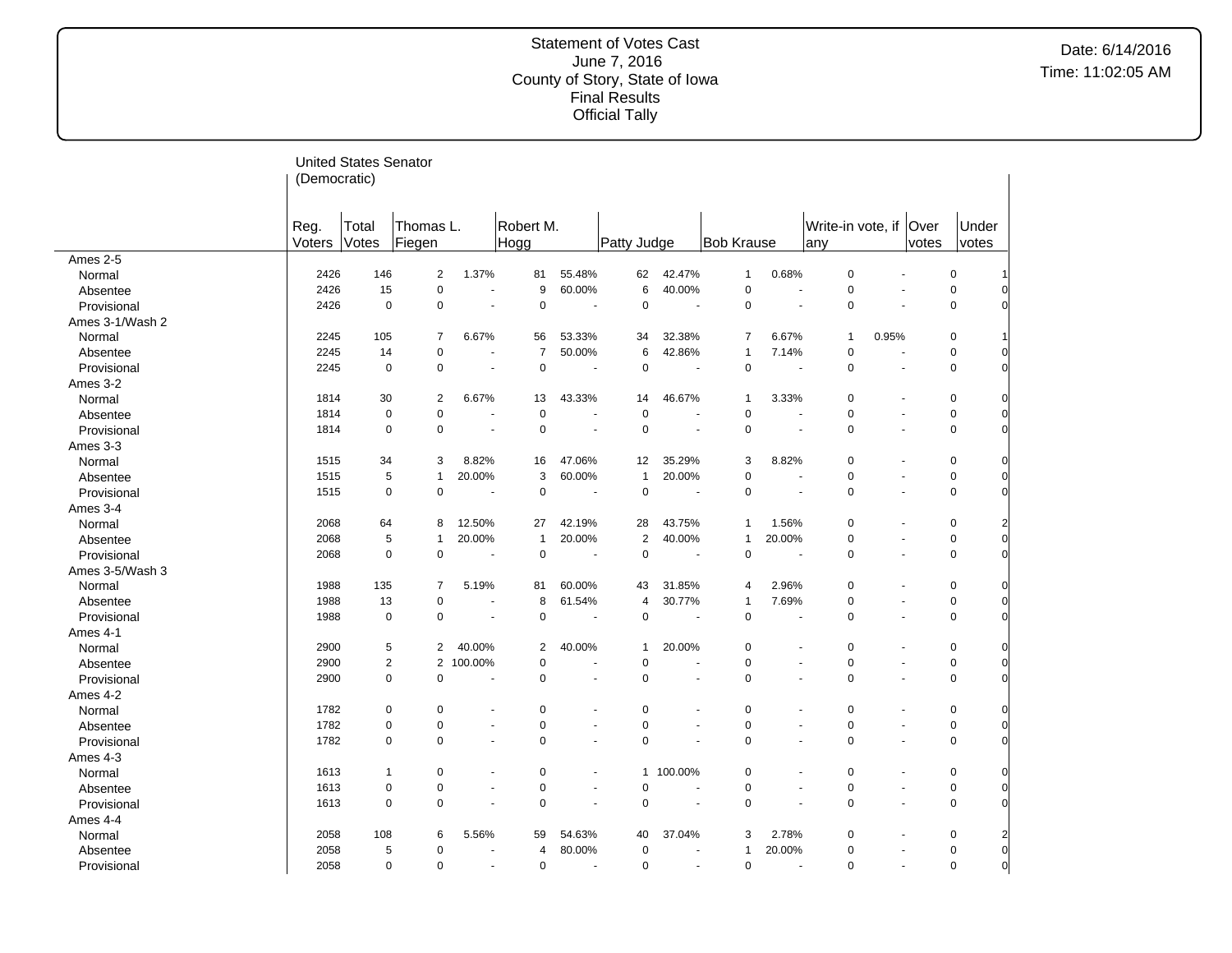Statement of Votes Cast
June 7, 2016
County of Story, State of Iowa
Final Results
Official Tally

Date: 6/14/2016
Time: 11:02:05 AM

United States Senator (Democratic)

| | Reg. Voters | Total Votes | Thomas L. Fiegen | | Robert M. Hogg | | Patty Judge | | Bob Krause | | Write-in vote, if any | | Over votes | Under votes |
|---|---|---|---|---|---|---|---|---|---|---|---|---|---|---|
| **Ames 2-5** | | | | | | | | | | | | | | |
| Normal | 2426 | 146 | 2 | 1.37% | 81 | 55.48% | 62 | 42.47% | 1 | 0.68% | 0 | - | 0 | 1 |
| Absentee | 2426 | 15 | 0 | - | 9 | 60.00% | 6 | 40.00% | 0 | - | 0 | - | 0 | 0 |
| Provisional | 2426 | 0 | 0 | - | 0 | - | 0 | - | 0 | - | 0 | - | 0 | 0 |
| **Ames 3-1/Wash 2** | | | | | | | | | | | | | | |
| Normal | 2245 | 105 | 7 | 6.67% | 56 | 53.33% | 34 | 32.38% | 7 | 6.67% | 1 | 0.95% | 0 | 1 |
| Absentee | 2245 | 14 | 0 | - | 7 | 50.00% | 6 | 42.86% | 1 | 7.14% | 0 | - | 0 | 0 |
| Provisional | 2245 | 0 | 0 | - | 0 | - | 0 | - | 0 | - | 0 | - | 0 | 0 |
| **Ames 3-2** | | | | | | | | | | | | | | |
| Normal | 1814 | 30 | 2 | 6.67% | 13 | 43.33% | 14 | 46.67% | 1 | 3.33% | 0 | - | 0 | 0 |
| Absentee | 1814 | 0 | 0 | - | 0 | - | 0 | - | 0 | - | 0 | - | 0 | 0 |
| Provisional | 1814 | 0 | 0 | - | 0 | - | 0 | - | 0 | - | 0 | - | 0 | 0 |
| **Ames 3-3** | | | | | | | | | | | | | | |
| Normal | 1515 | 34 | 3 | 8.82% | 16 | 47.06% | 12 | 35.29% | 3 | 8.82% | 0 | - | 0 | 0 |
| Absentee | 1515 | 5 | 1 | 20.00% | 3 | 60.00% | 1 | 20.00% | 0 | - | 0 | - | 0 | 0 |
| Provisional | 1515 | 0 | 0 | - | 0 | - | 0 | - | 0 | - | 0 | - | 0 | 0 |
| **Ames 3-4** | | | | | | | | | | | | | | |
| Normal | 2068 | 64 | 8 | 12.50% | 27 | 42.19% | 28 | 43.75% | 1 | 1.56% | 0 | - | 0 | 2 |
| Absentee | 2068 | 5 | 1 | 20.00% | 1 | 20.00% | 2 | 40.00% | 1 | 20.00% | 0 | - | 0 | 0 |
| Provisional | 2068 | 0 | 0 | - | 0 | - | 0 | - | 0 | - | 0 | - | 0 | 0 |
| **Ames 3-5/Wash 3** | | | | | | | | | | | | | | |
| Normal | 1988 | 135 | 7 | 5.19% | 81 | 60.00% | 43 | 31.85% | 4 | 2.96% | 0 | - | 0 | 0 |
| Absentee | 1988 | 13 | 0 | - | 8 | 61.54% | 4 | 30.77% | 1 | 7.69% | 0 | - | 0 | 0 |
| Provisional | 1988 | 0 | 0 | - | 0 | - | 0 | - | 0 | - | 0 | - | 0 | 0 |
| **Ames 4-1** | | | | | | | | | | | | | | |
| Normal | 2900 | 5 | 2 | 40.00% | 2 | 40.00% | 1 | 20.00% | 0 | - | 0 | - | 0 | 0 |
| Absentee | 2900 | 2 | 2 | 100.00% | 0 | - | 0 | - | 0 | - | 0 | - | 0 | 0 |
| Provisional | 2900 | 0 | 0 | - | 0 | - | 0 | - | 0 | - | 0 | - | 0 | 0 |
| **Ames 4-2** | | | | | | | | | | | | | | |
| Normal | 1782 | 0 | 0 | - | 0 | - | 0 | - | 0 | - | 0 | - | 0 | 0 |
| Absentee | 1782 | 0 | 0 | - | 0 | - | 0 | - | 0 | - | 0 | - | 0 | 0 |
| Provisional | 1782 | 0 | 0 | - | 0 | - | 0 | - | 0 | - | 0 | - | 0 | 0 |
| **Ames 4-3** | | | | | | | | | | | | | | |
| Normal | 1613 | 1 | 0 | - | 0 | - | 1 | 100.00% | 0 | - | 0 | - | 0 | 0 |
| Absentee | 1613 | 0 | 0 | - | 0 | - | 0 | - | 0 | - | 0 | - | 0 | 0 |
| Provisional | 1613 | 0 | 0 | - | 0 | - | 0 | - | 0 | - | 0 | - | 0 | 0 |
| **Ames 4-4** | | | | | | | | | | | | | | |
| Normal | 2058 | 108 | 6 | 5.56% | 59 | 54.63% | 40 | 37.04% | 3 | 2.78% | 0 | - | 0 | 2 |
| Absentee | 2058 | 5 | 0 | - | 4 | 80.00% | 0 | - | 1 | 20.00% | 0 | - | 0 | 0 |
| Provisional | 2058 | 0 | 0 | - | 0 | - | 0 | - | 0 | - | 0 | - | 0 | 0 |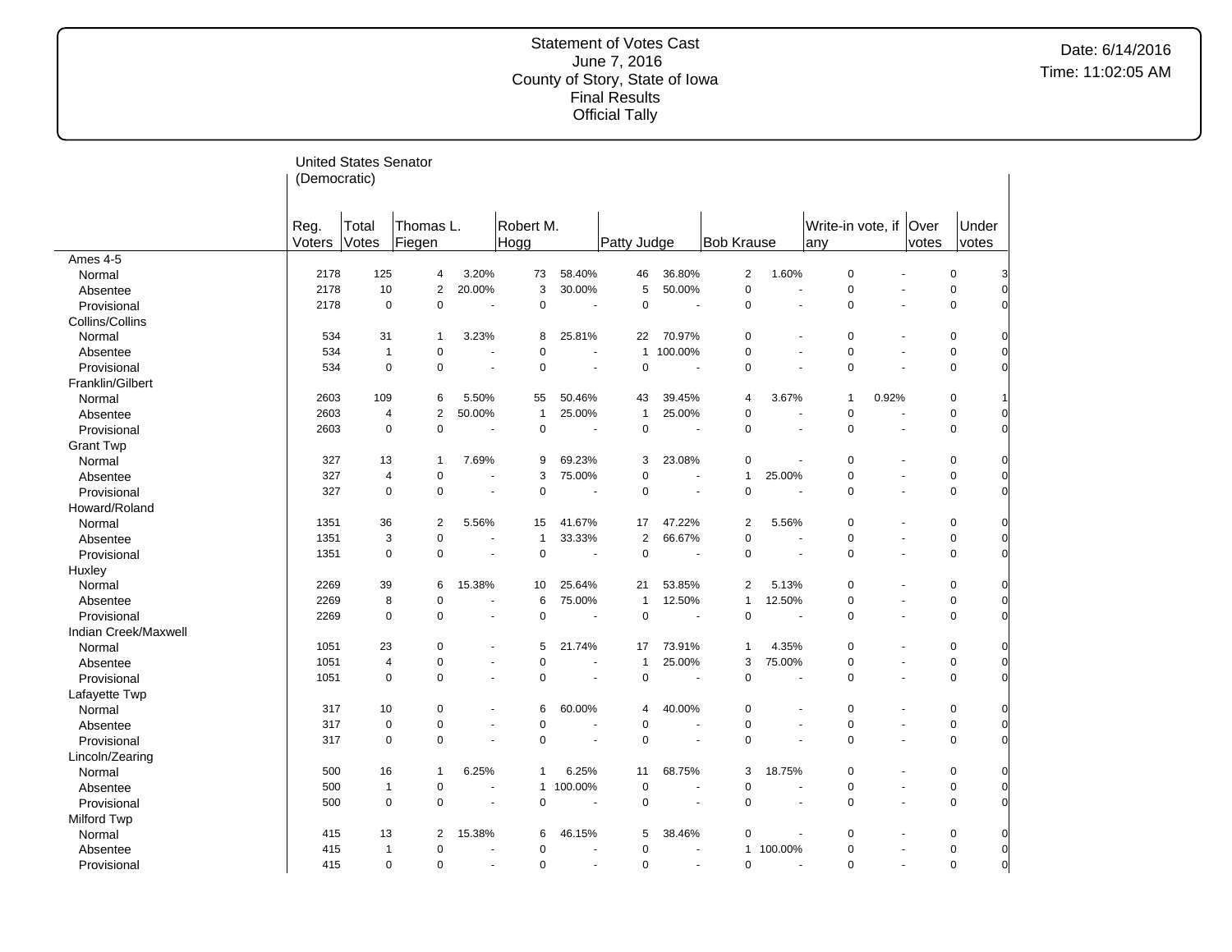Statement of Votes Cast
June 7, 2016
County of Story, State of Iowa
Final Results
Official Tally

Date: 6/14/2016
Time: 11:02:05 AM

United States Senator (Democratic)

| | Reg. Voters | Total Votes | Thomas L. Fiegen | | Robert M. Hogg | | Patty Judge | | Bob Krause | | Write-in vote, if any | | Over votes | Under votes |
|---|---|---|---|---|---|---|---|---|---|---|---|---|---|---|
| **Ames 4-5** | | | | | | | | | | | | | | |
| Normal | 2178 | 125 | 4 | 3.20% | 73 | 58.40% | 46 | 36.80% | 2 | 1.60% | 0 | - | 0 | 3 |
| Absentee | 2178 | 10 | 2 | 20.00% | 3 | 30.00% | 5 | 50.00% | 0 | - | 0 | - | 0 | 0 |
| Provisional | 2178 | 0 | 0 | - | 0 | - | 0 | - | 0 | - | 0 | - | 0 | 0 |
| **Collins/Collins** | | | | | | | | | | | | | | |
| Normal | 534 | 31 | 1 | 3.23% | 8 | 25.81% | 22 | 70.97% | 0 | - | 0 | - | 0 | 0 |
| Absentee | 534 | 1 | 0 | - | 0 | - | 1 | 100.00% | 0 | - | 0 | - | 0 | 0 |
| Provisional | 534 | 0 | 0 | - | 0 | - | 0 | - | 0 | - | 0 | - | 0 | 0 |
| **Franklin/Gilbert** | | | | | | | | | | | | | | |
| Normal | 2603 | 109 | 6 | 5.50% | 55 | 50.46% | 43 | 39.45% | 4 | 3.67% | 1 | 0.92% | 0 | 1 |
| Absentee | 2603 | 4 | 2 | 50.00% | 1 | 25.00% | 1 | 25.00% | 0 | - | 0 | - | 0 | 0 |
| Provisional | 2603 | 0 | 0 | - | 0 | - | 0 | - | 0 | - | 0 | - | 0 | 0 |
| **Grant Twp** | | | | | | | | | | | | | | |
| Normal | 327 | 13 | 1 | 7.69% | 9 | 69.23% | 3 | 23.08% | 0 | - | 0 | - | 0 | 0 |
| Absentee | 327 | 4 | 0 | - | 3 | 75.00% | 0 | - | 1 | 25.00% | 0 | - | 0 | 0 |
| Provisional | 327 | 0 | 0 | - | 0 | - | 0 | - | 0 | - | 0 | - | 0 | 0 |
| **Howard/Roland** | | | | | | | | | | | | | | |
| Normal | 1351 | 36 | 2 | 5.56% | 15 | 41.67% | 17 | 47.22% | 2 | 5.56% | 0 | - | 0 | 0 |
| Absentee | 1351 | 3 | 0 | - | 1 | 33.33% | 2 | 66.67% | 0 | - | 0 | - | 0 | 0 |
| Provisional | 1351 | 0 | 0 | - | 0 | - | 0 | - | 0 | - | 0 | - | 0 | 0 |
| **Huxley** | | | | | | | | | | | | | | |
| Normal | 2269 | 39 | 6 | 15.38% | 10 | 25.64% | 21 | 53.85% | 2 | 5.13% | 0 | - | 0 | 0 |
| Absentee | 2269 | 8 | 0 | - | 6 | 75.00% | 1 | 12.50% | 1 | 12.50% | 0 | - | 0 | 0 |
| Provisional | 2269 | 0 | 0 | - | 0 | - | 0 | - | 0 | - | 0 | - | 0 | 0 |
| **Indian Creek/Maxwell** | | | | | | | | | | | | | | |
| Normal | 1051 | 23 | 0 | - | 5 | 21.74% | 17 | 73.91% | 1 | 4.35% | 0 | - | 0 | 0 |
| Absentee | 1051 | 4 | 0 | - | 0 | - | 1 | 25.00% | 3 | 75.00% | 0 | - | 0 | 0 |
| Provisional | 1051 | 0 | 0 | - | 0 | - | 0 | - | 0 | - | 0 | - | 0 | 0 |
| **Lafayette Twp** | | | | | | | | | | | | | | |
| Normal | 317 | 10 | 0 | - | 6 | 60.00% | 4 | 40.00% | 0 | - | 0 | - | 0 | 0 |
| Absentee | 317 | 0 | 0 | - | 0 | - | 0 | - | 0 | - | 0 | - | 0 | 0 |
| Provisional | 317 | 0 | 0 | - | 0 | - | 0 | - | 0 | - | 0 | - | 0 | 0 |
| **Lincoln/Zearing** | | | | | | | | | | | | | | |
| Normal | 500 | 16 | 1 | 6.25% | 1 | 6.25% | 11 | 68.75% | 3 | 18.75% | 0 | - | 0 | 0 |
| Absentee | 500 | 1 | 0 | - | 1 | 100.00% | 0 | - | 0 | - | 0 | - | 0 | 0 |
| Provisional | 500 | 0 | 0 | - | 0 | - | 0 | - | 0 | - | 0 | - | 0 | 0 |
| **Milford Twp** | | | | | | | | | | | | | | |
| Normal | 415 | 13 | 2 | 15.38% | 6 | 46.15% | 5 | 38.46% | 0 | - | 0 | - | 0 | 0 |
| Absentee | 415 | 1 | 0 | - | 0 | - | 0 | - | 1 | 100.00% | 0 | - | 0 | 0 |
| Provisional | 415 | 0 | 0 | - | 0 | - | 0 | - | 0 | - | 0 | - | 0 | 0 |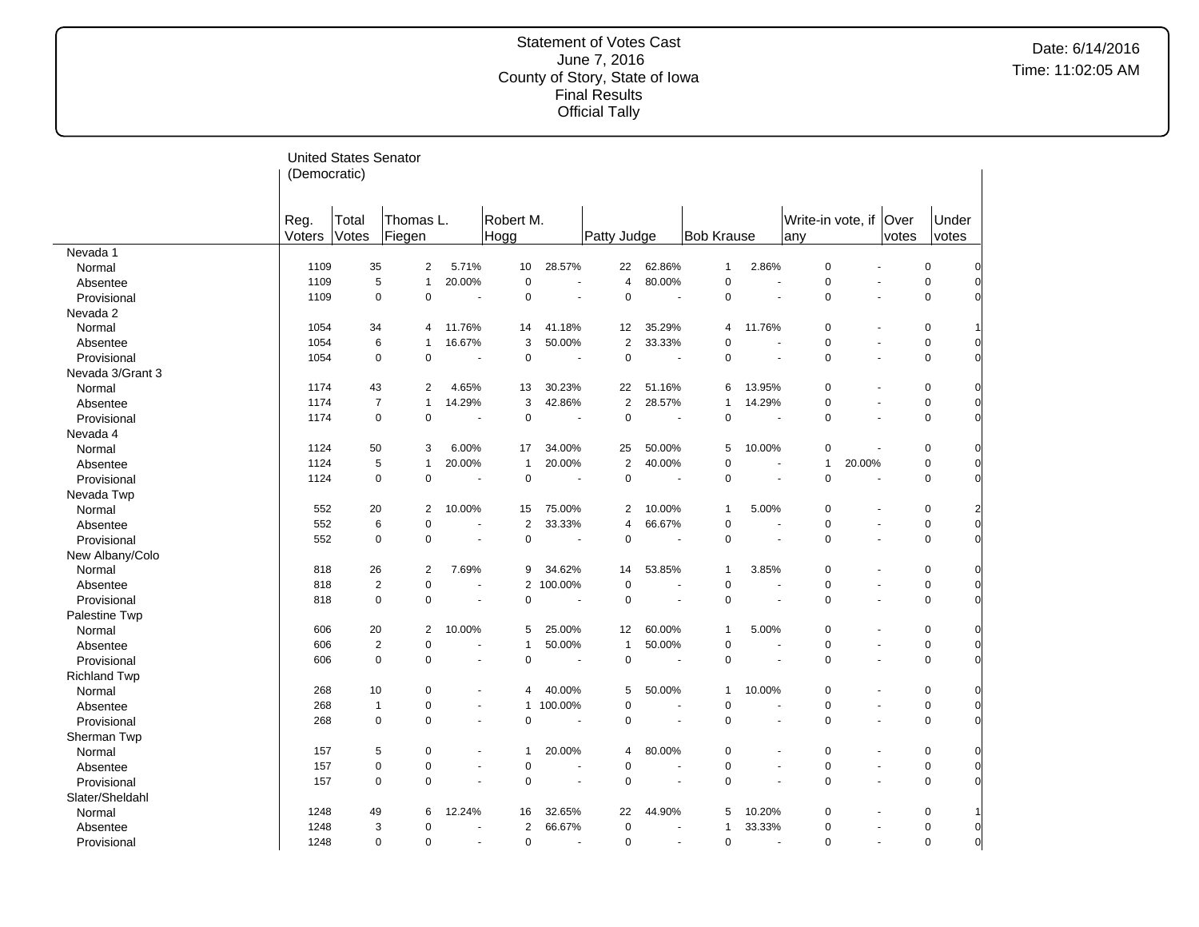Statement of Votes Cast
June 7, 2016
County of Story, State of Iowa
Final Results
Official Tally

Date: 6/14/2016
Time: 11:02:05 AM

United States Senator (Democratic)

| | Reg. Voters | Total Votes | Thomas L. Fiegen | | Robert M. Hogg | | Patty Judge | | Bob Krause | | Write-in vote, if any | | Over votes | Under votes |
|---|---|---|---|---|---|---|---|---|---|---|---|---|---|---|
| Nevada 1 | | | | | | | | | | | | | | |
| Normal | 1109 | 35 | 2 | 5.71% | 10 | 28.57% | 22 | 62.86% | 1 | 2.86% | 0 | - | 0 | 0 |
| Absentee | 1109 | 5 | 1 | 20.00% | 0 | - | 4 | 80.00% | 0 | - | 0 | - | 0 | 0 |
| Provisional | 1109 | 0 | 0 | - | 0 | - | 0 | - | 0 | - | 0 | - | 0 | 0 |
| Nevada 2 | | | | | | | | | | | | | | |
| Normal | 1054 | 34 | 4 | 11.76% | 14 | 41.18% | 12 | 35.29% | 4 | 11.76% | 0 | - | 0 | 1 |
| Absentee | 1054 | 6 | 1 | 16.67% | 3 | 50.00% | 2 | 33.33% | 0 | - | 0 | - | 0 | 0 |
| Provisional | 1054 | 0 | 0 | - | 0 | - | 0 | - | 0 | - | 0 | - | 0 | 0 |
| Nevada 3/Grant 3 | | | | | | | | | | | | | | |
| Normal | 1174 | 43 | 2 | 4.65% | 13 | 30.23% | 22 | 51.16% | 6 | 13.95% | 0 | - | 0 | 0 |
| Absentee | 1174 | 7 | 1 | 14.29% | 3 | 42.86% | 2 | 28.57% | 1 | 14.29% | 0 | - | 0 | 0 |
| Provisional | 1174 | 0 | 0 | - | 0 | - | 0 | - | 0 | - | 0 | - | 0 | 0 |
| Nevada 4 | | | | | | | | | | | | | | |
| Normal | 1124 | 50 | 3 | 6.00% | 17 | 34.00% | 25 | 50.00% | 5 | 10.00% | 0 | - | 0 | 0 |
| Absentee | 1124 | 5 | 1 | 20.00% | 1 | 20.00% | 2 | 40.00% | 0 | - | 1 | 20.00% | 0 | 0 |
| Provisional | 1124 | 0 | 0 | - | 0 | - | 0 | - | 0 | - | 0 | - | 0 | 0 |
| Nevada Twp | | | | | | | | | | | | | | |
| Normal | 552 | 20 | 2 | 10.00% | 15 | 75.00% | 2 | 10.00% | 1 | 5.00% | 0 | - | 0 | 2 |
| Absentee | 552 | 6 | 0 | - | 2 | 33.33% | 4 | 66.67% | 0 | - | 0 | - | 0 | 0 |
| Provisional | 552 | 0 | 0 | - | 0 | - | 0 | - | 0 | - | 0 | - | 0 | 0 |
| New Albany/Colo | | | | | | | | | | | | | | |
| Normal | 818 | 26 | 2 | 7.69% | 9 | 34.62% | 14 | 53.85% | 1 | 3.85% | 0 | - | 0 | 0 |
| Absentee | 818 | 2 | 0 | - | 2 | 100.00% | 0 | - | 0 | - | 0 | - | 0 | 0 |
| Provisional | 818 | 0 | 0 | - | 0 | - | 0 | - | 0 | - | 0 | - | 0 | 0 |
| Palestine Twp | | | | | | | | | | | | | | |
| Normal | 606 | 20 | 2 | 10.00% | 5 | 25.00% | 12 | 60.00% | 1 | 5.00% | 0 | - | 0 | 0 |
| Absentee | 606 | 2 | 0 | - | 1 | 50.00% | 1 | 50.00% | 0 | - | 0 | - | 0 | 0 |
| Provisional | 606 | 0 | 0 | - | 0 | - | 0 | - | 0 | - | 0 | - | 0 | 0 |
| Richland Twp | | | | | | | | | | | | | | |
| Normal | 268 | 10 | 0 | - | 4 | 40.00% | 5 | 50.00% | 1 | 10.00% | 0 | - | 0 | 0 |
| Absentee | 268 | 1 | 0 | - | 1 | 100.00% | 0 | - | 0 | - | 0 | - | 0 | 0 |
| Provisional | 268 | 0 | 0 | - | 0 | - | 0 | - | 0 | - | 0 | - | 0 | 0 |
| Sherman Twp | | | | | | | | | | | | | | |
| Normal | 157 | 5 | 0 | - | 1 | 20.00% | 4 | 80.00% | 0 | - | 0 | - | 0 | 0 |
| Absentee | 157 | 0 | 0 | - | 0 | - | 0 | - | 0 | - | 0 | - | 0 | 0 |
| Provisional | 157 | 0 | 0 | - | 0 | - | 0 | - | 0 | - | 0 | - | 0 | 0 |
| Slater/Sheldahl | | | | | | | | | | | | | | |
| Normal | 1248 | 49 | 6 | 12.24% | 16 | 32.65% | 22 | 44.90% | 5 | 10.20% | 0 | - | 0 | 1 |
| Absentee | 1248 | 3 | 0 | - | 2 | 66.67% | 0 | - | 1 | 33.33% | 0 | - | 0 | 0 |
| Provisional | 1248 | 0 | 0 | - | 0 | - | 0 | - | 0 | - | 0 | - | 0 | 0 |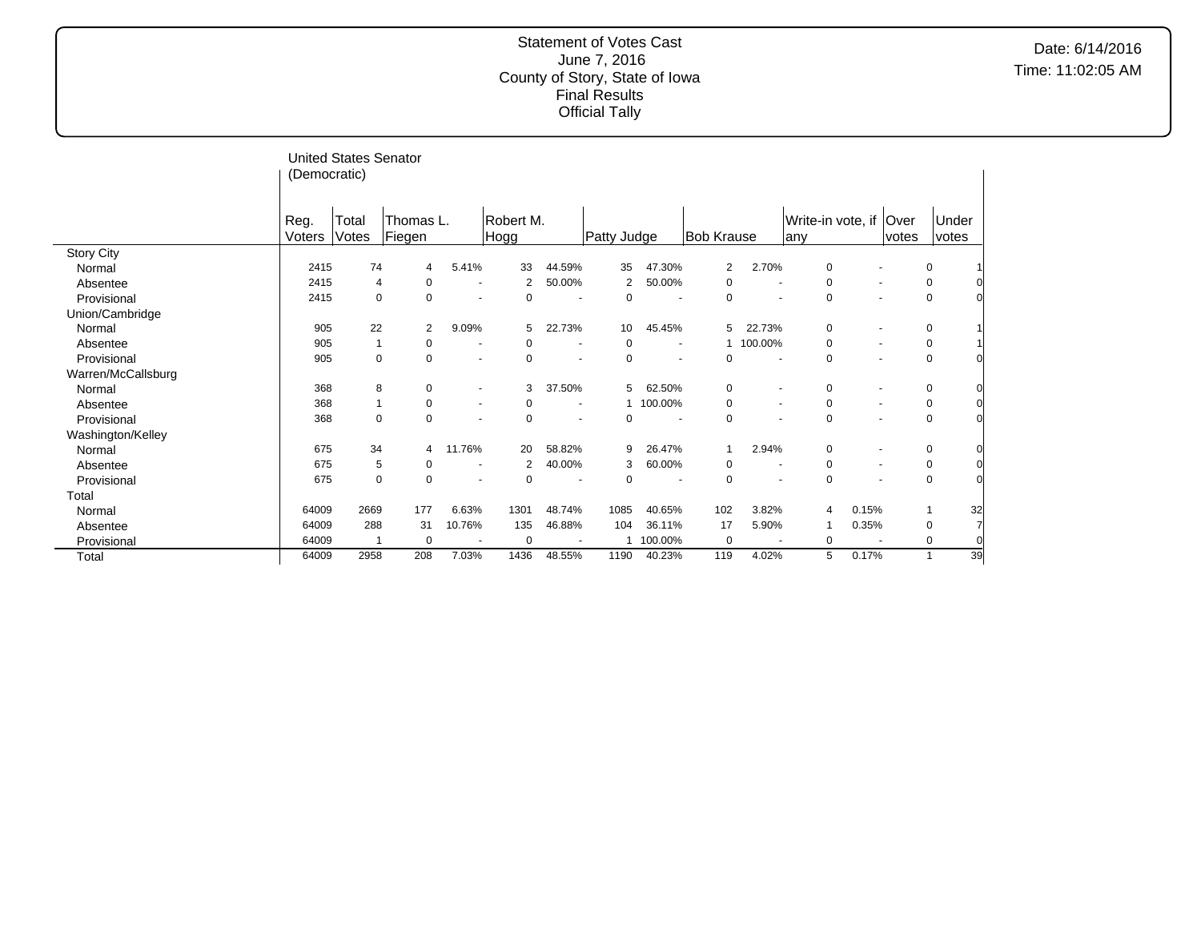Statement of Votes Cast
June 7, 2016
County of Story, State of Iowa
Final Results
Official Tally

Date: 6/14/2016
Time: 11:02:05 AM

United States Senator (Democratic)

| | Reg. Voters | Total Votes | Thomas L. Fiegen | | Robert M. Hogg | | Patty Judge | | Bob Krause | | Write-in vote, if any | | Over votes | Under votes |
|---|---|---|---|---|---|---|---|---|---|---|---|---|---|---|
| **Story City** | | | | | | | | | | | | | | |
| Normal | 2415 | 74 | 4 | 5.41% | 33 | 44.59% | 35 | 47.30% | 2 | 2.70% | 0 | - | 0 | 1 |
| Absentee | 2415 | 4 | 0 | - | 2 | 50.00% | 2 | 50.00% | 0 | - | 0 | - | 0 | 0 |
| Provisional | 2415 | 0 | 0 | - | 0 | - | 0 | - | 0 | - | 0 | - | 0 | 0 |
| **Union/Cambridge** | | | | | | | | | | | | | | |
| Normal | 905 | 22 | 2 | 9.09% | 5 | 22.73% | 10 | 45.45% | 5 | 22.73% | 0 | - | 0 | 1 |
| Absentee | 905 | 1 | 0 | - | 0 | - | 0 | - | 1 | 100.00% | 0 | - | 0 | 1 |
| Provisional | 905 | 0 | 0 | - | 0 | - | 0 | - | 0 | - | 0 | - | 0 | 0 |
| **Warren/McCallsburg** | | | | | | | | | | | | | | |
| Normal | 368 | 8 | 0 | - | 3 | 37.50% | 5 | 62.50% | 0 | - | 0 | - | 0 | 0 |
| Absentee | 368 | 1 | 0 | - | 0 | - | 1 | 100.00% | 0 | - | 0 | - | 0 | 0 |
| Provisional | 368 | 0 | 0 | - | 0 | - | 0 | - | 0 | - | 0 | - | 0 | 0 |
| **Washington/Kelley** | | | | | | | | | | | | | | |
| Normal | 675 | 34 | 4 | 11.76% | 20 | 58.82% | 9 | 26.47% | 1 | 2.94% | 0 | - | 0 | 0 |
| Absentee | 675 | 5 | 0 | - | 2 | 40.00% | 3 | 60.00% | 0 | - | 0 | - | 0 | 0 |
| Provisional | 675 | 0 | 0 | - | 0 | - | 0 | - | 0 | - | 0 | - | 0 | 0 |
| **Total** | | | | | | | | | | | | | | |
| Normal | 64009 | 2669 | 177 | 6.63% | 1301 | 48.74% | 1085 | 40.65% | 102 | 3.82% | 4 | 0.15% | 1 | 32 |
| Absentee | 64009 | 288 | 31 | 10.76% | 135 | 46.88% | 104 | 36.11% | 17 | 5.90% | 1 | 0.35% | 0 | 7 |
| Provisional | 64009 | 1 | 0 | - | 0 | - | 1 | 100.00% | 0 | - | 0 | - | 0 | 0 |
| Total | 64009 | 2958 | 208 | 7.03% | 1436 | 48.55% | 1190 | 40.23% | 119 | 4.02% | 5 | 0.17% | 1 | 39 |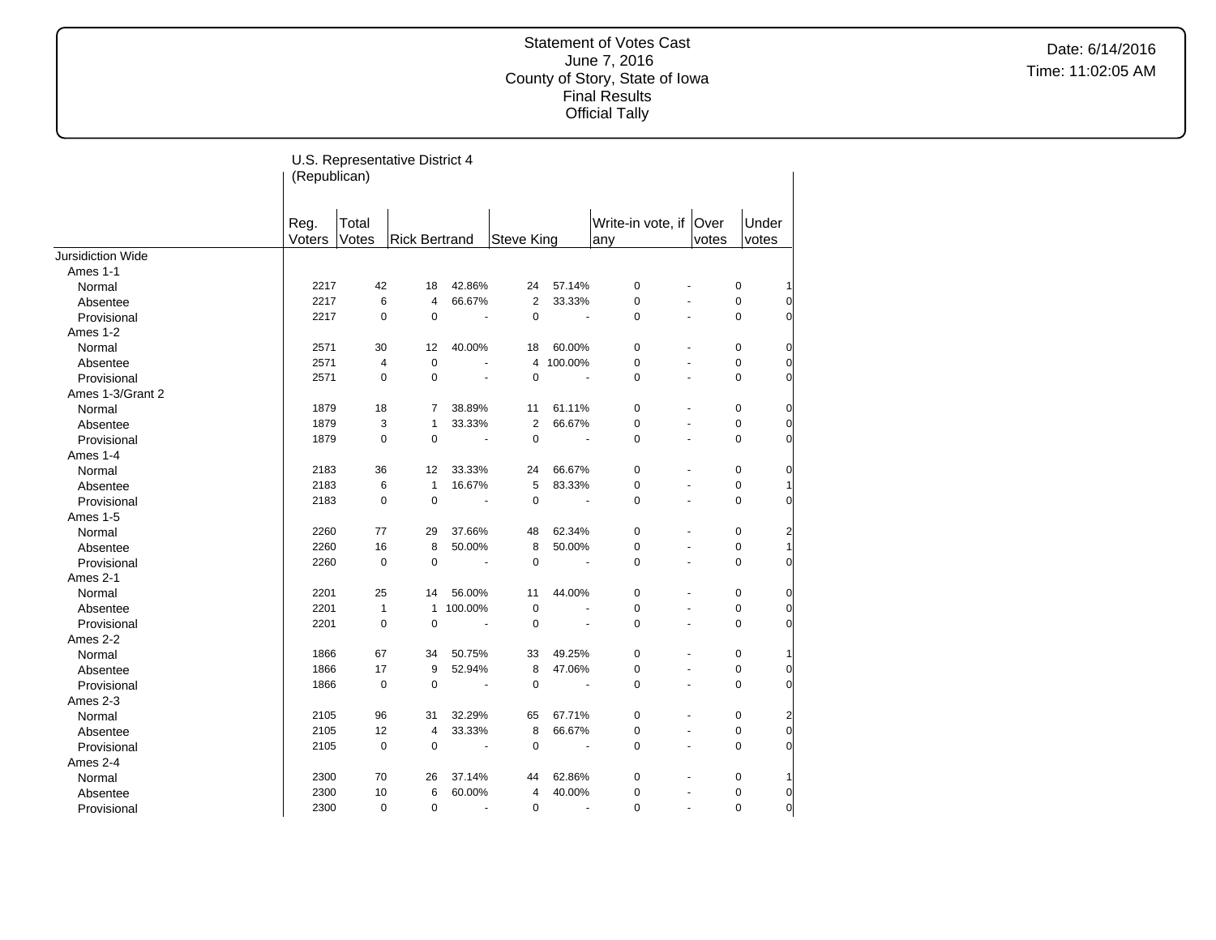Statement of Votes Cast
June 7, 2016
County of Story, State of Iowa
Final Results
Official Tally

Date: 6/14/2016
Time: 11:02:05 AM

U.S. Representative District 4 (Republican)

| | Reg. Voters | Total Votes | Rick Bertrand | | Steve King | | Write-in vote, if any | | Over votes | Under votes |
|---|---|---|---|---|---|---|---|---|---|---|
| Jursidiction Wide | | | | | | | | | | |
| Ames 1-1 | | | | | | | | | | |
| Normal | 2217 | 42 | 18 | 42.86% | 24 | 57.14% | 0 | - | 0 | 1 |
| Absentee | 2217 | 6 | 4 | 66.67% | 2 | 33.33% | 0 | - | 0 | 0 |
| Provisional | 2217 | 0 | 0 | - | 0 | - | 0 | - | 0 | 0 |
| Ames 1-2 | | | | | | | | | | |
| Normal | 2571 | 30 | 12 | 40.00% | 18 | 60.00% | 0 | - | 0 | 0 |
| Absentee | 2571 | 4 | 0 | - | 4 | 100.00% | 0 | - | 0 | 0 |
| Provisional | 2571 | 0 | 0 | - | 0 | - | 0 | - | 0 | 0 |
| Ames 1-3/Grant 2 | | | | | | | | | | |
| Normal | 1879 | 18 | 7 | 38.89% | 11 | 61.11% | 0 | - | 0 | 0 |
| Absentee | 1879 | 3 | 1 | 33.33% | 2 | 66.67% | 0 | - | 0 | 0 |
| Provisional | 1879 | 0 | 0 | - | 0 | - | 0 | - | 0 | 0 |
| Ames 1-4 | | | | | | | | | | |
| Normal | 2183 | 36 | 12 | 33.33% | 24 | 66.67% | 0 | - | 0 | 0 |
| Absentee | 2183 | 6 | 1 | 16.67% | 5 | 83.33% | 0 | - | 0 | 1 |
| Provisional | 2183 | 0 | 0 | - | 0 | - | 0 | - | 0 | 0 |
| Ames 1-5 | | | | | | | | | | |
| Normal | 2260 | 77 | 29 | 37.66% | 48 | 62.34% | 0 | - | 0 | 2 |
| Absentee | 2260 | 16 | 8 | 50.00% | 8 | 50.00% | 0 | - | 0 | 1 |
| Provisional | 2260 | 0 | 0 | - | 0 | - | 0 | - | 0 | 0 |
| Ames 2-1 | | | | | | | | | | |
| Normal | 2201 | 25 | 14 | 56.00% | 11 | 44.00% | 0 | - | 0 | 0 |
| Absentee | 2201 | 1 | 1 | 100.00% | 0 | - | 0 | - | 0 | 0 |
| Provisional | 2201 | 0 | 0 | - | 0 | - | 0 | - | 0 | 0 |
| Ames 2-2 | | | | | | | | | | |
| Normal | 1866 | 67 | 34 | 50.75% | 33 | 49.25% | 0 | - | 0 | 1 |
| Absentee | 1866 | 17 | 9 | 52.94% | 8 | 47.06% | 0 | - | 0 | 0 |
| Provisional | 1866 | 0 | 0 | - | 0 | - | 0 | - | 0 | 0 |
| Ames 2-3 | | | | | | | | | | |
| Normal | 2105 | 96 | 31 | 32.29% | 65 | 67.71% | 0 | - | 0 | 2 |
| Absentee | 2105 | 12 | 4 | 33.33% | 8 | 66.67% | 0 | - | 0 | 0 |
| Provisional | 2105 | 0 | 0 | - | 0 | - | 0 | - | 0 | 0 |
| Ames 2-4 | | | | | | | | | | |
| Normal | 2300 | 70 | 26 | 37.14% | 44 | 62.86% | 0 | - | 0 | 1 |
| Absentee | 2300 | 10 | 6 | 60.00% | 4 | 40.00% | 0 | - | 0 | 0 |
| Provisional | 2300 | 0 | 0 | - | 0 | - | 0 | - | 0 | 0 |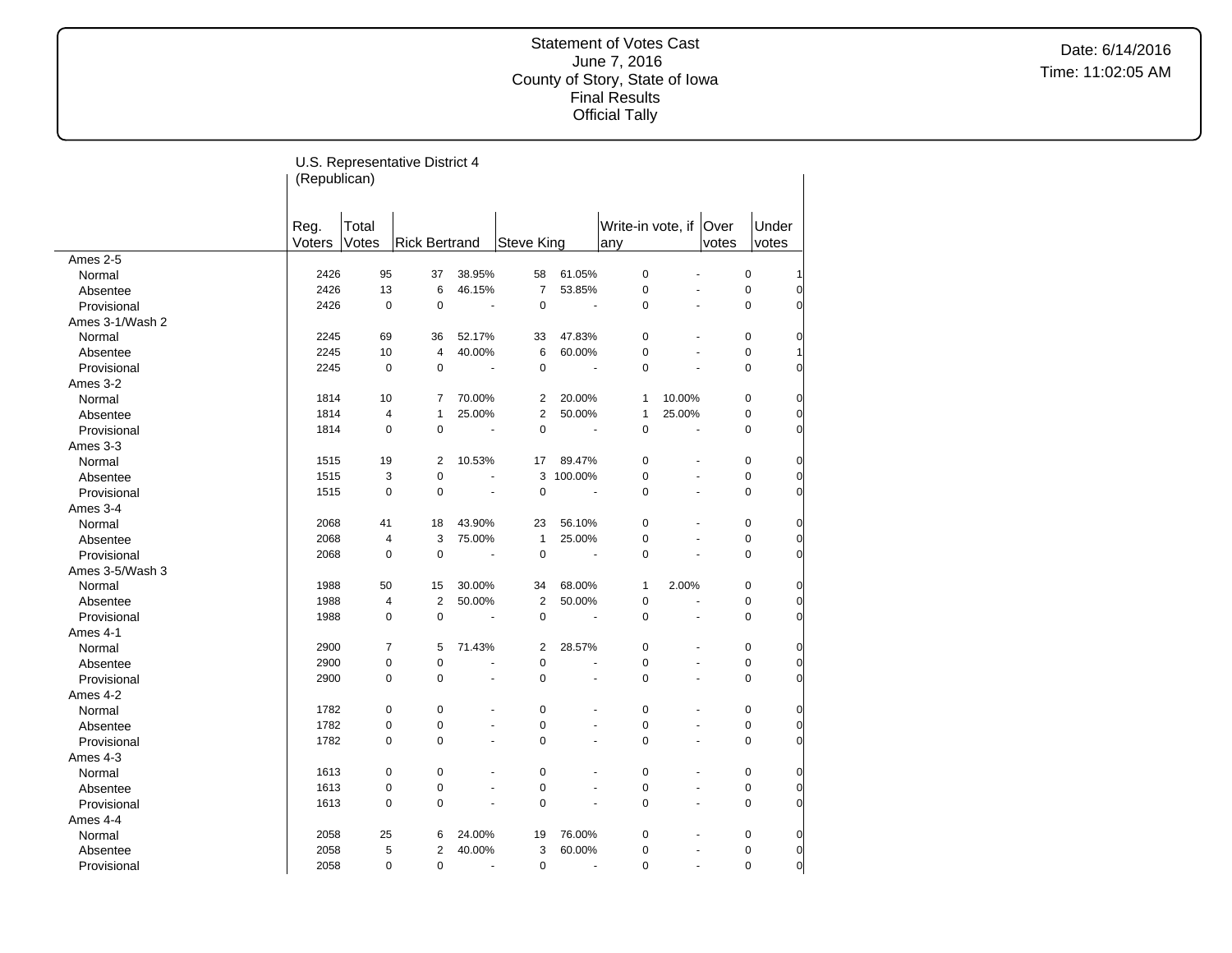Statement of Votes Cast
June 7, 2016
County of Story, State of Iowa
Final Results
Official Tally

Date: 6/14/2016
Time: 11:02:05 AM

U.S. Representative District 4 (Republican)

| | Reg. Voters | Total Votes | Rick Bertrand | | Steve King | | Write-in vote, if any | | Over votes | Under votes |
|---|---|---|---|---|---|---|---|---|---|---|
| **Ames 2-5** | | | | | | | | | | |
| Normal | 2426 | 95 | 37 | 38.95% | 58 | 61.05% | 0 | - | 0 | 1 |
| Absentee | 2426 | 13 | 6 | 46.15% | 7 | 53.85% | 0 | - | 0 | 0 |
| Provisional | 2426 | 0 | 0 | - | 0 | - | 0 | - | 0 | 0 |
| **Ames 3-1/Wash 2** | | | | | | | | | | |
| Normal | 2245 | 69 | 36 | 52.17% | 33 | 47.83% | 0 | - | 0 | 0 |
| Absentee | 2245 | 10 | 4 | 40.00% | 6 | 60.00% | 0 | - | 0 | 1 |
| Provisional | 2245 | 0 | 0 | - | 0 | - | 0 | - | 0 | 0 |
| **Ames 3-2** | | | | | | | | | | |
| Normal | 1814 | 10 | 7 | 70.00% | 2 | 20.00% | 1 | 10.00% | 0 | 0 |
| Absentee | 1814 | 4 | 1 | 25.00% | 2 | 50.00% | 1 | 25.00% | 0 | 0 |
| Provisional | 1814 | 0 | 0 | - | 0 | - | 0 | - | 0 | 0 |
| **Ames 3-3** | | | | | | | | | | |
| Normal | 1515 | 19 | 2 | 10.53% | 17 | 89.47% | 0 | - | 0 | 0 |
| Absentee | 1515 | 3 | 0 | - | 3 | 100.00% | 0 | - | 0 | 0 |
| Provisional | 1515 | 0 | 0 | - | 0 | - | 0 | - | 0 | 0 |
| **Ames 3-4** | | | | | | | | | | |
| Normal | 2068 | 41 | 18 | 43.90% | 23 | 56.10% | 0 | - | 0 | 0 |
| Absentee | 2068 | 4 | 3 | 75.00% | 1 | 25.00% | 0 | - | 0 | 0 |
| Provisional | 2068 | 0 | 0 | - | 0 | - | 0 | - | 0 | 0 |
| **Ames 3-5/Wash 3** | | | | | | | | | | |
| Normal | 1988 | 50 | 15 | 30.00% | 34 | 68.00% | 1 | 2.00% | 0 | 0 |
| Absentee | 1988 | 4 | 2 | 50.00% | 2 | 50.00% | 0 | - | 0 | 0 |
| Provisional | 1988 | 0 | 0 | - | 0 | - | 0 | - | 0 | 0 |
| **Ames 4-1** | | | | | | | | | | |
| Normal | 2900 | 7 | 5 | 71.43% | 2 | 28.57% | 0 | - | 0 | 0 |
| Absentee | 2900 | 0 | 0 | - | 0 | - | 0 | - | 0 | 0 |
| Provisional | 2900 | 0 | 0 | - | 0 | - | 0 | - | 0 | 0 |
| **Ames 4-2** | | | | | | | | | | |
| Normal | 1782 | 0 | 0 | - | 0 | - | 0 | - | 0 | 0 |
| Absentee | 1782 | 0 | 0 | - | 0 | - | 0 | - | 0 | 0 |
| Provisional | 1782 | 0 | 0 | - | 0 | - | 0 | - | 0 | 0 |
| **Ames 4-3** | | | | | | | | | | |
| Normal | 1613 | 0 | 0 | - | 0 | - | 0 | - | 0 | 0 |
| Absentee | 1613 | 0 | 0 | - | 0 | - | 0 | - | 0 | 0 |
| Provisional | 1613 | 0 | 0 | - | 0 | - | 0 | - | 0 | 0 |
| **Ames 4-4** | | | | | | | | | | |
| Normal | 2058 | 25 | 6 | 24.00% | 19 | 76.00% | 0 | - | 0 | 0 |
| Absentee | 2058 | 5 | 2 | 40.00% | 3 | 60.00% | 0 | - | 0 | 0 |
| Provisional | 2058 | 0 | 0 | - | 0 | - | 0 | - | 0 | 0 |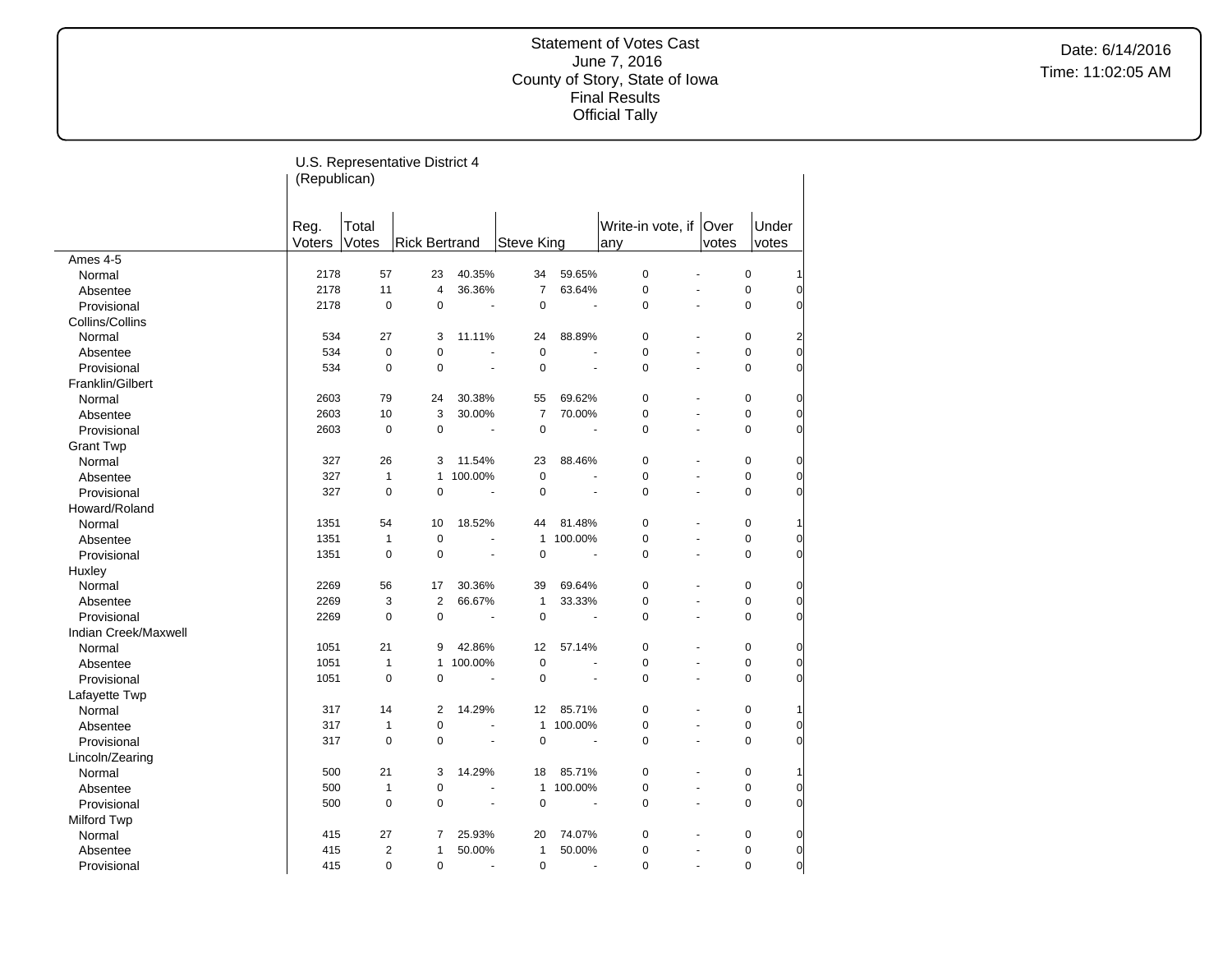Statement of Votes Cast
June 7, 2016
County of Story, State of Iowa
Final Results
Official Tally

Date: 6/14/2016
Time: 11:02:05 AM

U.S. Representative District 4 (Republican)

| | Reg. Voters | Total Votes | Rick Bertrand | | Steve King | | Write-in vote, if any | | Over votes | Under votes |
|---|---|---|---|---|---|---|---|---|---|---|
| Ames 4-5 | | | | | | | | | | |
| Normal | 2178 | 57 | 23 | 40.35% | 34 | 59.65% | 0 | - | 0 | 1 |
| Absentee | 2178 | 11 | 4 | 36.36% | 7 | 63.64% | 0 | - | 0 | 0 |
| Provisional | 2178 | 0 | 0 | - | 0 | - | 0 | - | 0 | 0 |
| Collins/Collins | | | | | | | | | | |
| Normal | 534 | 27 | 3 | 11.11% | 24 | 88.89% | 0 | - | 0 | 2 |
| Absentee | 534 | 0 | 0 | - | 0 | - | 0 | - | 0 | 0 |
| Provisional | 534 | 0 | 0 | - | 0 | - | 0 | - | 0 | 0 |
| Franklin/Gilbert | | | | | | | | | | |
| Normal | 2603 | 79 | 24 | 30.38% | 55 | 69.62% | 0 | - | 0 | 0 |
| Absentee | 2603 | 10 | 3 | 30.00% | 7 | 70.00% | 0 | - | 0 | 0 |
| Provisional | 2603 | 0 | 0 | - | 0 | - | 0 | - | 0 | 0 |
| Grant Twp | | | | | | | | | | |
| Normal | 327 | 26 | 3 | 11.54% | 23 | 88.46% | 0 | - | 0 | 0 |
| Absentee | 327 | 1 | 1 | 100.00% | 0 | - | 0 | - | 0 | 0 |
| Provisional | 327 | 0 | 0 | - | 0 | - | 0 | - | 0 | 0 |
| Howard/Roland | | | | | | | | | | |
| Normal | 1351 | 54 | 10 | 18.52% | 44 | 81.48% | 0 | - | 0 | 1 |
| Absentee | 1351 | 1 | 0 | - | 1 | 100.00% | 0 | - | 0 | 0 |
| Provisional | 1351 | 0 | 0 | - | 0 | - | 0 | - | 0 | 0 |
| Huxley | | | | | | | | | | |
| Normal | 2269 | 56 | 17 | 30.36% | 39 | 69.64% | 0 | - | 0 | 0 |
| Absentee | 2269 | 3 | 2 | 66.67% | 1 | 33.33% | 0 | - | 0 | 0 |
| Provisional | 2269 | 0 | 0 | - | 0 | - | 0 | - | 0 | 0 |
| Indian Creek/Maxwell | | | | | | | | | | |
| Normal | 1051 | 21 | 9 | 42.86% | 12 | 57.14% | 0 | - | 0 | 0 |
| Absentee | 1051 | 1 | 1 | 100.00% | 0 | - | 0 | - | 0 | 0 |
| Provisional | 1051 | 0 | 0 | - | 0 | - | 0 | - | 0 | 0 |
| Lafayette Twp | | | | | | | | | | |
| Normal | 317 | 14 | 2 | 14.29% | 12 | 85.71% | 0 | - | 0 | 1 |
| Absentee | 317 | 1 | 0 | - | 1 | 100.00% | 0 | - | 0 | 0 |
| Provisional | 317 | 0 | 0 | - | 0 | - | 0 | - | 0 | 0 |
| Lincoln/Zearing | | | | | | | | | | |
| Normal | 500 | 21 | 3 | 14.29% | 18 | 85.71% | 0 | - | 0 | 1 |
| Absentee | 500 | 1 | 0 | - | 1 | 100.00% | 0 | - | 0 | 0 |
| Provisional | 500 | 0 | 0 | - | 0 | - | 0 | - | 0 | 0 |
| Milford Twp | | | | | | | | | | |
| Normal | 415 | 27 | 7 | 25.93% | 20 | 74.07% | 0 | - | 0 | 0 |
| Absentee | 415 | 2 | 1 | 50.00% | 1 | 50.00% | 0 | - | 0 | 0 |
| Provisional | 415 | 0 | 0 | - | 0 | - | 0 | - | 0 | 0 |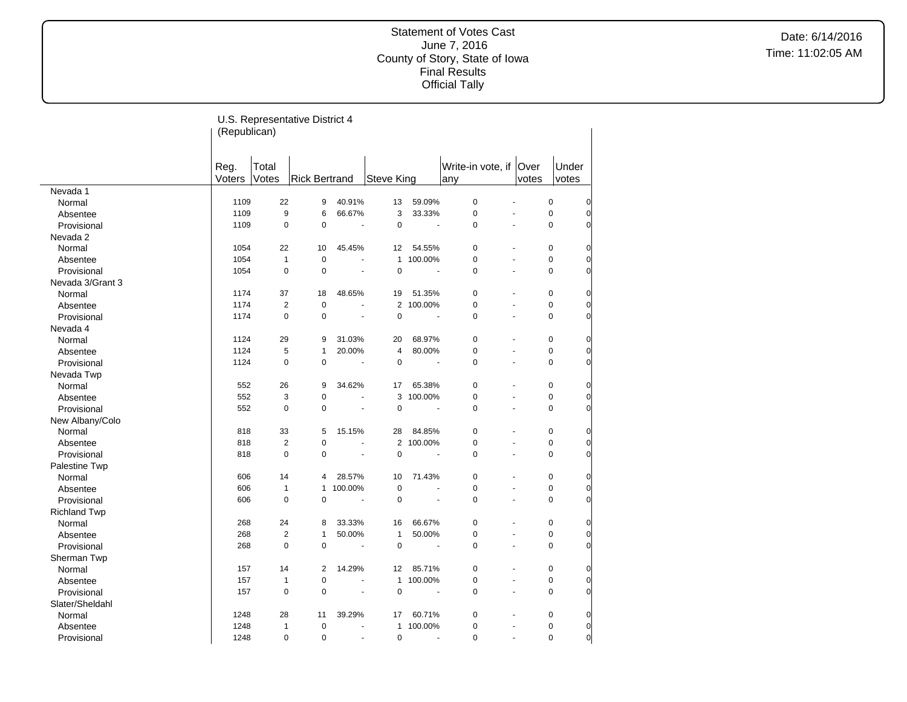Statement of Votes Cast
June 7, 2016
County of Story, State of Iowa
Final Results
Official Tally

Date: 6/14/2016
Time: 11:02:05 AM

U.S. Representative District 4 (Republican)

| | Reg. Voters | Total Votes | Rick Bertrand | | Steve King | | Write-in vote, if any | | Over votes | Under votes |
|---|---|---|---|---|---|---|---|---|---|---|
| **Nevada 1** | | | | | | | | | | |
| Normal | 1109 | 22 | 9 | 40.91% | 13 | 59.09% | 0 | - | 0 | 0 |
| Absentee | 1109 | 9 | 6 | 66.67% | 3 | 33.33% | 0 | - | 0 | 0 |
| Provisional | 1109 | 0 | 0 | - | 0 | - | 0 | - | 0 | 0 |
| **Nevada 2** | | | | | | | | | | |
| Normal | 1054 | 22 | 10 | 45.45% | 12 | 54.55% | 0 | - | 0 | 0 |
| Absentee | 1054 | 1 | 0 | - | 1 | 100.00% | 0 | - | 0 | 0 |
| Provisional | 1054 | 0 | 0 | - | 0 | - | 0 | - | 0 | 0 |
| **Nevada 3/Grant 3** | | | | | | | | | | |
| Normal | 1174 | 37 | 18 | 48.65% | 19 | 51.35% | 0 | - | 0 | 0 |
| Absentee | 1174 | 2 | 0 | - | 2 | 100.00% | 0 | - | 0 | 0 |
| Provisional | 1174 | 0 | 0 | - | 0 | - | 0 | - | 0 | 0 |
| **Nevada 4** | | | | | | | | | | |
| Normal | 1124 | 29 | 9 | 31.03% | 20 | 68.97% | 0 | - | 0 | 0 |
| Absentee | 1124 | 5 | 1 | 20.00% | 4 | 80.00% | 0 | - | 0 | 0 |
| Provisional | 1124 | 0 | 0 | - | 0 | - | 0 | - | 0 | 0 |
| **Nevada Twp** | | | | | | | | | | |
| Normal | 552 | 26 | 9 | 34.62% | 17 | 65.38% | 0 | - | 0 | 0 |
| Absentee | 552 | 3 | 0 | - | 3 | 100.00% | 0 | - | 0 | 0 |
| Provisional | 552 | 0 | 0 | - | 0 | - | 0 | - | 0 | 0 |
| **New Albany/Colo** | | | | | | | | | | |
| Normal | 818 | 33 | 5 | 15.15% | 28 | 84.85% | 0 | - | 0 | 0 |
| Absentee | 818 | 2 | 0 | - | 2 | 100.00% | 0 | - | 0 | 0 |
| Provisional | 818 | 0 | 0 | - | 0 | - | 0 | - | 0 | 0 |
| **Palestine Twp** | | | | | | | | | | |
| Normal | 606 | 14 | 4 | 28.57% | 10 | 71.43% | 0 | - | 0 | 0 |
| Absentee | 606 | 1 | 1 | 100.00% | 0 | - | 0 | - | 0 | 0 |
| Provisional | 606 | 0 | 0 | - | 0 | - | 0 | - | 0 | 0 |
| **Richland Twp** | | | | | | | | | | |
| Normal | 268 | 24 | 8 | 33.33% | 16 | 66.67% | 0 | - | 0 | 0 |
| Absentee | 268 | 2 | 1 | 50.00% | 1 | 50.00% | 0 | - | 0 | 0 |
| Provisional | 268 | 0 | 0 | - | 0 | - | 0 | - | 0 | 0 |
| **Sherman Twp** | | | | | | | | | | |
| Normal | 157 | 14 | 2 | 14.29% | 12 | 85.71% | 0 | - | 0 | 0 |
| Absentee | 157 | 1 | 0 | - | 1 | 100.00% | 0 | - | 0 | 0 |
| Provisional | 157 | 0 | 0 | - | 0 | - | 0 | - | 0 | 0 |
| **Slater/Sheldahl** | | | | | | | | | | |
| Normal | 1248 | 28 | 11 | 39.29% | 17 | 60.71% | 0 | - | 0 | 0 |
| Absentee | 1248 | 1 | 0 | - | 1 | 100.00% | 0 | - | 0 | 0 |
| Provisional | 1248 | 0 | 0 | - | 0 | - | 0 | - | 0 | 0 |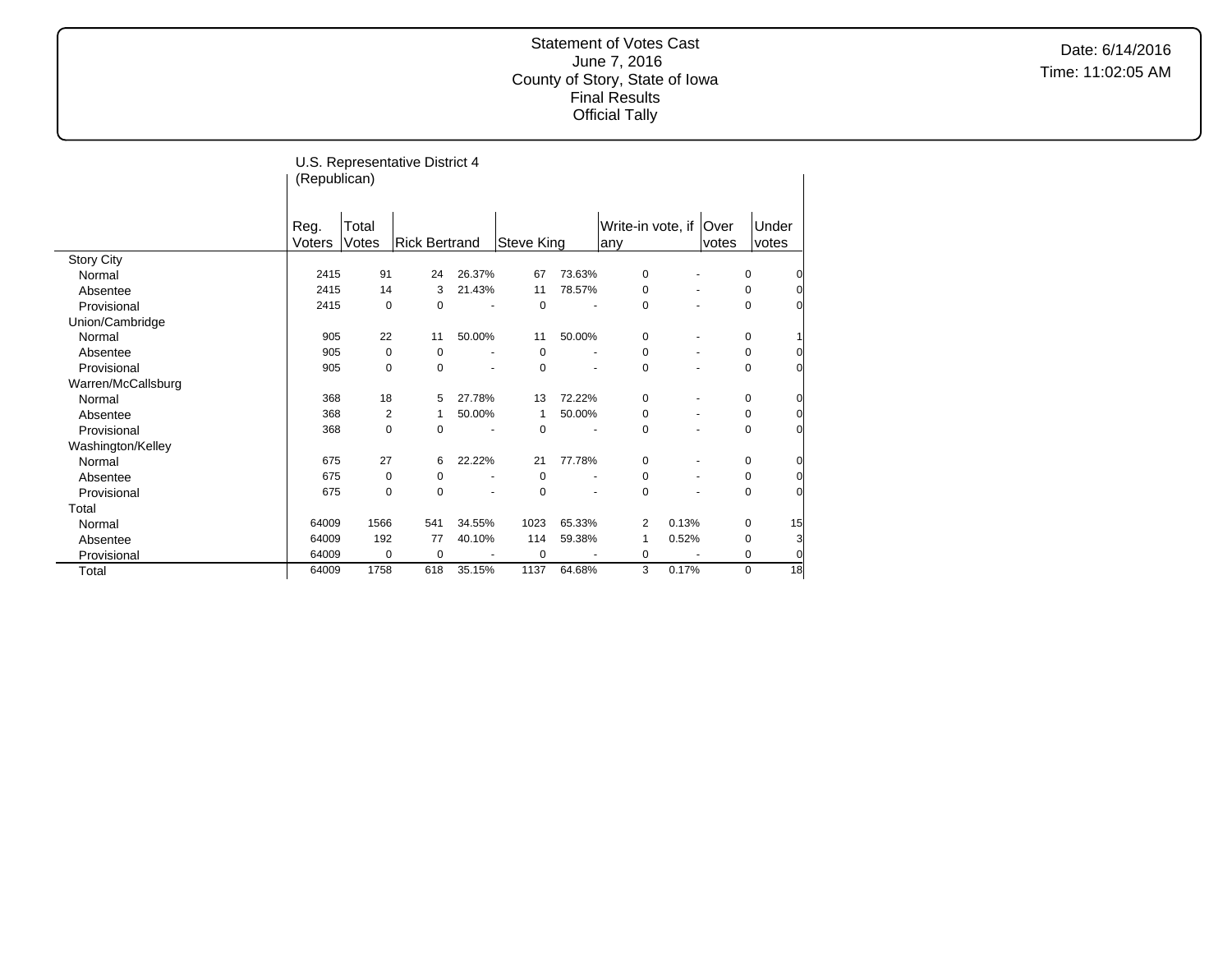Statement of Votes Cast
June 7, 2016
County of Story, State of Iowa
Final Results
Official Tally

Date: 6/14/2016
Time: 11:02:05 AM

## U.S. Representative District 4 (Republican)

| | Reg. Voters | Total Votes | Rick Bertrand | | Steve King | | Write-in vote, if any | | Over votes | Under votes |
|---|---|---|---|---|---|---|---|---|---|---|
| **Story City** | | | | | | | | | | |
| Normal | 2415 | 91 | 24 | 26.37% | 67 | 73.63% | 0 | - | 0 | 0 |
| Absentee | 2415 | 14 | 3 | 21.43% | 11 | 78.57% | 0 | - | 0 | 0 |
| Provisional | 2415 | 0 | 0 | - | 0 | - | 0 | - | 0 | 0 |
| **Union/Cambridge** | | | | | | | | | | |
| Normal | 905 | 22 | 11 | 50.00% | 11 | 50.00% | 0 | - | 0 | 1 |
| Absentee | 905 | 0 | 0 | - | 0 | - | 0 | - | 0 | 0 |
| Provisional | 905 | 0 | 0 | - | 0 | - | 0 | - | 0 | 0 |
| **Warren/McCallsburg** | | | | | | | | | | |
| Normal | 368 | 18 | 5 | 27.78% | 13 | 72.22% | 0 | - | 0 | 0 |
| Absentee | 368 | 2 | 1 | 50.00% | 1 | 50.00% | 0 | - | 0 | 0 |
| Provisional | 368 | 0 | 0 | - | 0 | - | 0 | - | 0 | 0 |
| **Washington/Kelley** | | | | | | | | | | |
| Normal | 675 | 27 | 6 | 22.22% | 21 | 77.78% | 0 | - | 0 | 0 |
| Absentee | 675 | 0 | 0 | - | 0 | - | 0 | - | 0 | 0 |
| Provisional | 675 | 0 | 0 | - | 0 | - | 0 | - | 0 | 0 |
| **Total** | | | | | | | | | | |
| Normal | 64009 | 1566 | 541 | 34.55% | 1023 | 65.33% | 2 | 0.13% | 0 | 15 |
| Absentee | 64009 | 192 | 77 | 40.10% | 114 | 59.38% | 1 | 0.52% | 0 | 3 |
| Provisional | 64009 | 0 | 0 | - | 0 | - | 0 | - | 0 | 0 |
| Total | 64009 | 1758 | 618 | 35.15% | 1137 | 64.68% | 3 | 0.17% | 0 | 18 |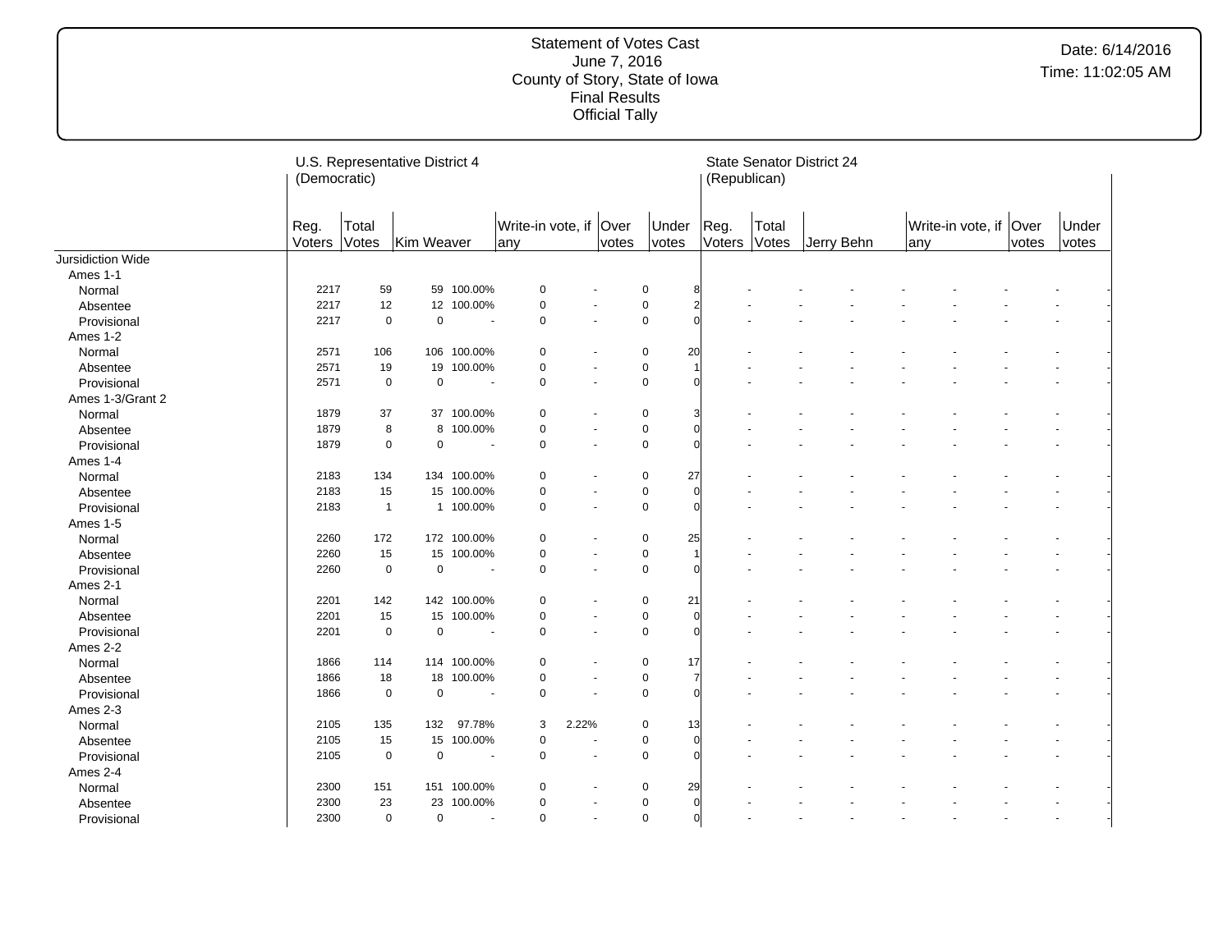Statement of Votes Cast
June 7, 2016
County of Story, State of Iowa
Final Results
Official Tally

Date: 6/14/2016
Time: 11:02:05 AM

| | U.S. Representative District 4 (Democratic) | | | | | | | | State Senator District 24 (Republican) | | | | | | | |
|---|---|---|---|---|---|---|---|---|---|---|---|---|---|---|---|---|
| | Reg. Voters | Total Votes | Kim Weaver | | Write-in vote, if any | | Over votes | Under votes | Reg. Voters | Total Votes | Jerry Behn | | Write-in vote, if any | | Over votes | Under votes |
| Jursidiction Wide | | | | | | | | | | | | | | | | |
| Ames 1-1 | | | | | | | | | | | | | | | | |
| Normal | 2217 | 59 | 59 | 100.00% | 0 | - | 0 | 8 | - | - | - | - | - | - | - | - |
| Absentee | 2217 | 12 | 12 | 100.00% | 0 | - | 0 | 2 | - | - | - | - | - | - | - | - |
| Provisional | 2217 | 0 | 0 | - | 0 | - | 0 | 0 | - | - | - | - | - | - | - | - |
| Ames 1-2 | | | | | | | | | | | | | | | | |
| Normal | 2571 | 106 | 106 | 100.00% | 0 | - | 0 | 20 | - | - | - | - | - | - | - | - |
| Absentee | 2571 | 19 | 19 | 100.00% | 0 | - | 0 | 1 | - | - | - | - | - | - | - | - |
| Provisional | 2571 | 0 | 0 | - | 0 | - | 0 | 0 | - | - | - | - | - | - | - | - |
| Ames 1-3/Grant 2 | | | | | | | | | | | | | | | | |
| Normal | 1879 | 37 | 37 | 100.00% | 0 | - | 0 | 3 | - | - | - | - | - | - | - | - |
| Absentee | 1879 | 8 | 8 | 100.00% | 0 | - | 0 | 0 | - | - | - | - | - | - | - | - |
| Provisional | 1879 | 0 | 0 | - | 0 | - | 0 | 0 | - | - | - | - | - | - | - | - |
| Ames 1-4 | | | | | | | | | | | | | | | | |
| Normal | 2183 | 134 | 134 | 100.00% | 0 | - | 0 | 27 | - | - | - | - | - | - | - | - |
| Absentee | 2183 | 15 | 15 | 100.00% | 0 | - | 0 | 0 | - | - | - | - | - | - | - | - |
| Provisional | 2183 | 1 | 1 | 100.00% | 0 | - | 0 | 0 | - | - | - | - | - | - | - | - |
| Ames 1-5 | | | | | | | | | | | | | | | | |
| Normal | 2260 | 172 | 172 | 100.00% | 0 | - | 0 | 25 | - | - | - | - | - | - | - | - |
| Absentee | 2260 | 15 | 15 | 100.00% | 0 | - | 0 | 1 | - | - | - | - | - | - | - | - |
| Provisional | 2260 | 0 | 0 | - | 0 | - | 0 | 0 | - | - | - | - | - | - | - | - |
| Ames 2-1 | | | | | | | | | | | | | | | | |
| Normal | 2201 | 142 | 142 | 100.00% | 0 | - | 0 | 21 | - | - | - | - | - | - | - | - |
| Absentee | 2201 | 15 | 15 | 100.00% | 0 | - | 0 | 0 | - | - | - | - | - | - | - | - |
| Provisional | 2201 | 0 | 0 | - | 0 | - | 0 | 0 | - | - | - | - | - | - | - | - |
| Ames 2-2 | | | | | | | | | | | | | | | | |
| Normal | 1866 | 114 | 114 | 100.00% | 0 | - | 0 | 17 | - | - | - | - | - | - | - | - |
| Absentee | 1866 | 18 | 18 | 100.00% | 0 | - | 0 | 7 | - | - | - | - | - | - | - | - |
| Provisional | 1866 | 0 | 0 | - | 0 | - | 0 | 0 | - | - | - | - | - | - | - | - |
| Ames 2-3 | | | | | | | | | | | | | | | | |
| Normal | 2105 | 135 | 132 | 97.78% | 3 | 2.22% | 0 | 13 | - | - | - | - | - | - | - | - |
| Absentee | 2105 | 15 | 15 | 100.00% | 0 | - | 0 | 0 | - | - | - | - | - | - | - | - |
| Provisional | 2105 | 0 | 0 | - | 0 | - | 0 | 0 | - | - | - | - | - | - | - | - |
| Ames 2-4 | | | | | | | | | | | | | | | | |
| Normal | 2300 | 151 | 151 | 100.00% | 0 | - | 0 | 29 | - | - | - | - | - | - | - | - |
| Absentee | 2300 | 23 | 23 | 100.00% | 0 | - | 0 | 0 | - | - | - | - | - | - | - | - |
| Provisional | 2300 | 0 | 0 | - | 0 | - | 0 | 0 | - | - | - | - | - | - | - | - |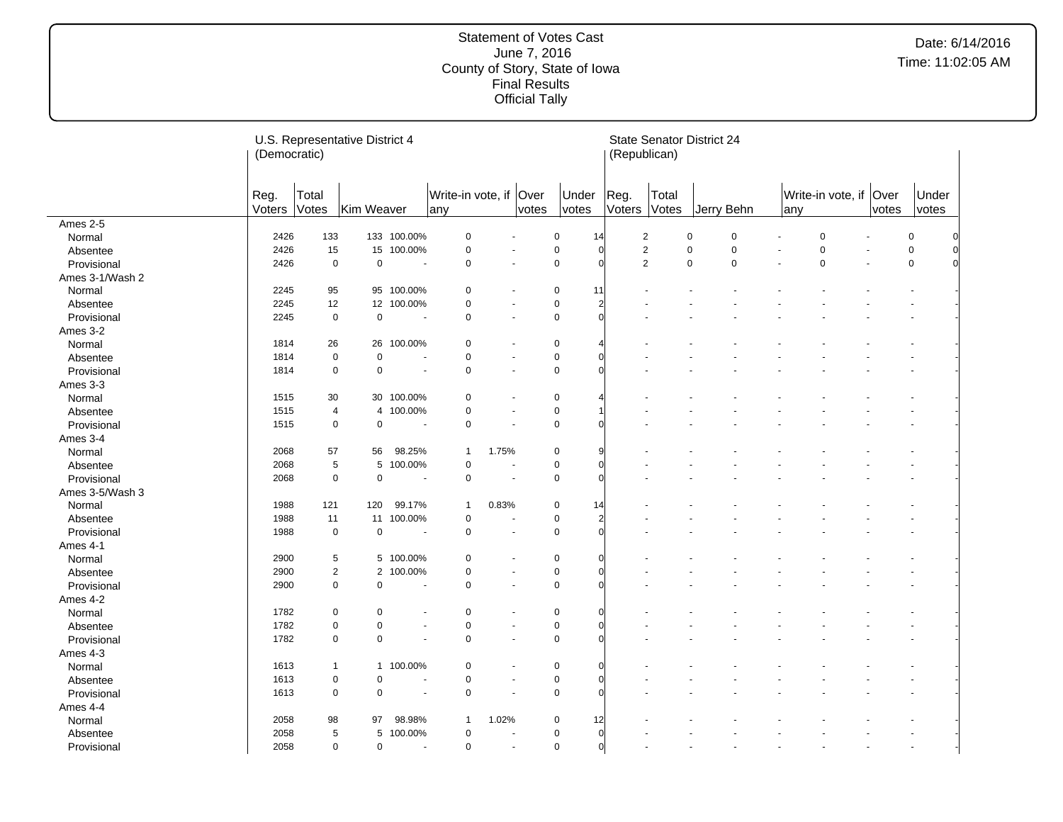# Statement of Votes Cast
June 7, 2016
County of Story, State of Iowa
Final Results
Official Tally

Date: 6/14/2016
Time: 11:02:05 AM

| | U.S. Representative District 4 (Democratic) | | | | | | | | | State Senator District 24 (Republican) | | | | | | | | |
|---|---|---|---|---|---|---|---|---|---|---|---|---|---|---|---|---|---|---|
| | Reg. Voters | Total Votes | Kim Weaver | | Write-in vote, if any | | Over votes | Under votes | | Reg. Voters | Total Votes | Jerry Behn | | Write-in vote, if any | | Over votes | Under votes |
| **Ames 2-5** | | | | | | | | | | | | | | | | | |
| Normal | 2426 | 133 | 133 | 100.00% | 0 | - | 0 | 14 | | 2 | 0 | 0 | - | 0 | - | 0 | 0 |
| Absentee | 2426 | 15 | 15 | 100.00% | 0 | - | 0 | 0 | | 2 | 0 | 0 | - | 0 | - | 0 | 0 |
| Provisional | 2426 | 0 | 0 | - | 0 | - | 0 | 0 | | 2 | 0 | 0 | - | 0 | - | 0 | 0 |
| **Ames 3-1/Wash 2** | | | | | | | | | | | | | | | | | |
| Normal | 2245 | 95 | 95 | 100.00% | 0 | - | 0 | 11 | | - | - | - | - | - | - | - | - |
| Absentee | 2245 | 12 | 12 | 100.00% | 0 | - | 0 | 2 | | - | - | - | - | - | - | - | - |
| Provisional | 2245 | 0 | 0 | - | 0 | - | 0 | 0 | | - | - | - | - | - | - | - | - |
| **Ames 3-2** | | | | | | | | | | | | | | | | | |
| Normal | 1814 | 26 | 26 | 100.00% | 0 | - | 0 | 4 | | - | - | - | - | - | - | - | - |
| Absentee | 1814 | 0 | 0 | - | 0 | - | 0 | 0 | | - | - | - | - | - | - | - | - |
| Provisional | 1814 | 0 | 0 | - | 0 | - | 0 | 0 | | - | - | - | - | - | - | - | - |
| **Ames 3-3** | | | | | | | | | | | | | | | | | |
| Normal | 1515 | 30 | 30 | 100.00% | 0 | - | 0 | 4 | | - | - | - | - | - | - | - | - |
| Absentee | 1515 | 4 | 4 | 100.00% | 0 | - | 0 | 1 | | - | - | - | - | - | - | - | - |
| Provisional | 1515 | 0 | 0 | - | 0 | - | 0 | 0 | | - | - | - | - | - | - | - | - |
| **Ames 3-4** | | | | | | | | | | | | | | | | | |
| Normal | 2068 | 57 | 56 | 98.25% | 1 | 1.75% | 0 | 9 | | - | - | - | - | - | - | - | - |
| Absentee | 2068 | 5 | 5 | 100.00% | 0 | - | 0 | 0 | | - | - | - | - | - | - | - | - |
| Provisional | 2068 | 0 | 0 | - | 0 | - | 0 | 0 | | - | - | - | - | - | - | - | - |
| **Ames 3-5/Wash 3** | | | | | | | | | | | | | | | | | |
| Normal | 1988 | 121 | 120 | 99.17% | 1 | 0.83% | 0 | 14 | | - | - | - | - | - | - | - | - |
| Absentee | 1988 | 11 | 11 | 100.00% | 0 | - | 0 | 2 | | - | - | - | - | - | - | - | - |
| Provisional | 1988 | 0 | 0 | - | 0 | - | 0 | 0 | | - | - | - | - | - | - | - | - |
| **Ames 4-1** | | | | | | | | | | | | | | | | | |
| Normal | 2900 | 5 | 5 | 100.00% | 0 | - | 0 | 0 | | - | - | - | - | - | - | - | - |
| Absentee | 2900 | 2 | 2 | 100.00% | 0 | - | 0 | 0 | | - | - | - | - | - | - | - | - |
| Provisional | 2900 | 0 | 0 | - | 0 | - | 0 | 0 | | - | - | - | - | - | - | - | - |
| **Ames 4-2** | | | | | | | | | | | | | | | | | |
| Normal | 1782 | 0 | 0 | - | 0 | - | 0 | 0 | | - | - | - | - | - | - | - | - |
| Absentee | 1782 | 0 | 0 | - | 0 | - | 0 | 0 | | - | - | - | - | - | - | - | - |
| Provisional | 1782 | 0 | 0 | - | 0 | - | 0 | 0 | | - | - | - | - | - | - | - | - |
| **Ames 4-3** | | | | | | | | | | | | | | | | | |
| Normal | 1613 | 1 | 1 | 100.00% | 0 | - | 0 | 0 | | - | - | - | - | - | - | - | - |
| Absentee | 1613 | 0 | 0 | - | 0 | - | 0 | 0 | | - | - | - | - | - | - | - | - |
| Provisional | 1613 | 0 | 0 | - | 0 | - | 0 | 0 | | - | - | - | - | - | - | - | - |
| **Ames 4-4** | | | | | | | | | | | | | | | | | |
| Normal | 2058 | 98 | 97 | 98.98% | 1 | 1.02% | 0 | 12 | | - | - | - | - | - | - | - | - |
| Absentee | 2058 | 5 | 5 | 100.00% | 0 | - | 0 | 0 | | - | - | - | - | - | - | - | - |
| Provisional | 2058 | 0 | 0 | - | 0 | - | 0 | 0 | | - | - | - | - | - | - | - | - |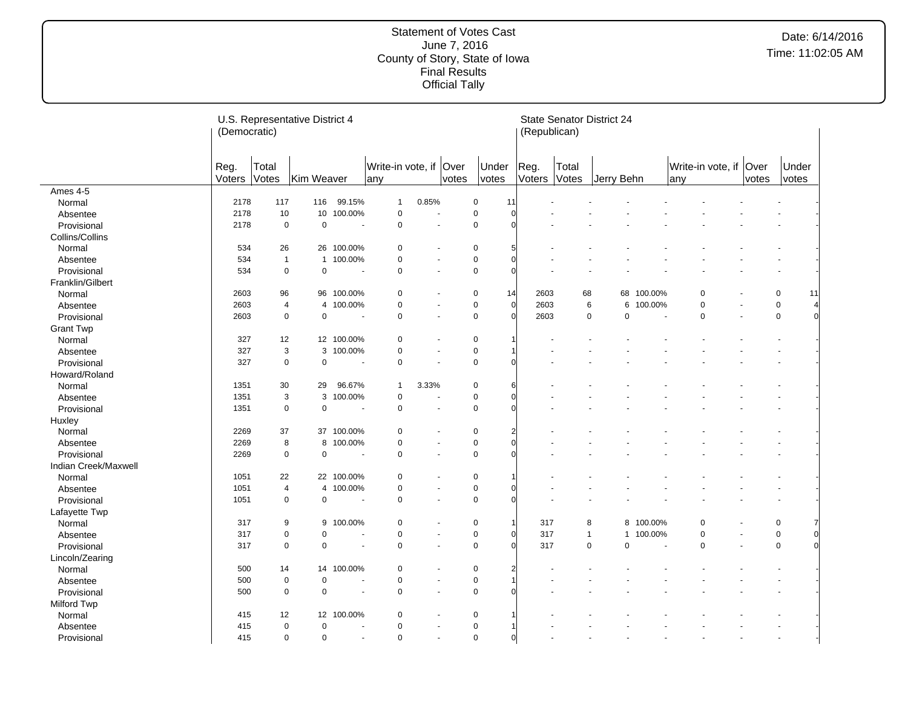Statement of Votes Cast
June 7, 2016
County of Story, State of Iowa
Final Results
Official Tally

Date: 6/14/2016
Time: 11:02:05 AM

| | U.S. Representative District 4 (Democratic) | | | | | | | | State Senator District 24 (Republican) | | | | | | | |
|---|---|---|---|---|---|---|---|---|---|---|---|---|---|---|---|---|
| | Reg. Voters | Total Votes | Kim Weaver | | Write-in vote, if any | | Over votes | Under votes | Reg. Voters | Total Votes | Jerry Behn | | Write-in vote, if any | | Over votes | Under votes |
| **Ames 4-5** | | | | | | | | | | | | | | | | |
| Normal | 2178 | 117 | 116 | 99.15% | 1 | 0.85% | 0 | 11 | - | - | - | - | - | - | - | - |
| Absentee | 2178 | 10 | 10 | 100.00% | 0 | - | 0 | 0 | - | - | - | - | - | - | - | - |
| Provisional | 2178 | 0 | 0 | - | 0 | - | 0 | 0 | - | - | - | - | - | - | - | - |
| **Collins/Collins** | | | | | | | | | | | | | | | | |
| Normal | 534 | 26 | 26 | 100.00% | 0 | - | 0 | 5 | - | - | - | - | - | - | - | - |
| Absentee | 534 | 1 | 1 | 100.00% | 0 | - | 0 | 0 | - | - | - | - | - | - | - | - |
| Provisional | 534 | 0 | 0 | - | 0 | - | 0 | 0 | - | - | - | - | - | - | - | - |
| **Franklin/Gilbert** | | | | | | | | | | | | | | | | |
| Normal | 2603 | 96 | 96 | 100.00% | 0 | - | 0 | 14 | 2603 | 68 | 68 | 100.00% | 0 | - | 0 | 11 |
| Absentee | 2603 | 4 | 4 | 100.00% | 0 | - | 0 | 0 | 2603 | 6 | 6 | 100.00% | 0 | - | 0 | 4 |
| Provisional | 2603 | 0 | 0 | - | 0 | - | 0 | 0 | 2603 | 0 | 0 | - | 0 | - | 0 | 0 |
| **Grant Twp** | | | | | | | | | | | | | | | | |
| Normal | 327 | 12 | 12 | 100.00% | 0 | - | 0 | 1 | - | - | - | - | - | - | - | - |
| Absentee | 327 | 3 | 3 | 100.00% | 0 | - | 0 | 1 | - | - | - | - | - | - | - | - |
| Provisional | 327 | 0 | 0 | - | 0 | - | 0 | 0 | - | - | - | - | - | - | - | - |
| **Howard/Roland** | | | | | | | | | | | | | | | | |
| Normal | 1351 | 30 | 29 | 96.67% | 1 | 3.33% | 0 | 6 | - | - | - | - | - | - | - | - |
| Absentee | 1351 | 3 | 3 | 100.00% | 0 | - | 0 | 0 | - | - | - | - | - | - | - | - |
| Provisional | 1351 | 0 | 0 | - | 0 | - | 0 | 0 | - | - | - | - | - | - | - | - |
| **Huxley** | | | | | | | | | | | | | | | | |
| Normal | 2269 | 37 | 37 | 100.00% | 0 | - | 0 | 2 | - | - | - | - | - | - | - | - |
| Absentee | 2269 | 8 | 8 | 100.00% | 0 | - | 0 | 0 | - | - | - | - | - | - | - | - |
| Provisional | 2269 | 0 | 0 | - | 0 | - | 0 | 0 | - | - | - | - | - | - | - | - |
| **Indian Creek/Maxwell** | | | | | | | | | | | | | | | | |
| Normal | 1051 | 22 | 22 | 100.00% | 0 | - | 0 | 1 | - | - | - | - | - | - | - | - |
| Absentee | 1051 | 4 | 4 | 100.00% | 0 | - | 0 | 0 | - | - | - | - | - | - | - | - |
| Provisional | 1051 | 0 | 0 | - | 0 | - | 0 | 0 | - | - | - | - | - | - | - | - |
| **Lafayette Twp** | | | | | | | | | | | | | | | | |
| Normal | 317 | 9 | 9 | 100.00% | 0 | - | 0 | 1 | 317 | 8 | 8 | 100.00% | 0 | - | 0 | 7 |
| Absentee | 317 | 0 | 0 | - | 0 | - | 0 | 0 | 317 | 1 | 1 | 100.00% | 0 | - | 0 | 0 |
| Provisional | 317 | 0 | 0 | - | 0 | - | 0 | 0 | 317 | 0 | 0 | - | 0 | - | 0 | 0 |
| **Lincoln/Zearing** | | | | | | | | | | | | | | | | |
| Normal | 500 | 14 | 14 | 100.00% | 0 | - | 0 | 2 | - | - | - | - | - | - | - | - |
| Absentee | 500 | 0 | 0 | - | 0 | - | 0 | 1 | - | - | - | - | - | - | - | - |
| Provisional | 500 | 0 | 0 | - | 0 | - | 0 | 0 | - | - | - | - | - | - | - | - |
| **Milford Twp** | | | | | | | | | | | | | | | | |
| Normal | 415 | 12 | 12 | 100.00% | 0 | - | 0 | 1 | - | - | - | - | - | - | - | - |
| Absentee | 415 | 0 | 0 | - | 0 | - | 0 | 1 | - | - | - | - | - | - | - | - |
| Provisional | 415 | 0 | 0 | - | 0 | - | 0 | 0 | - | - | - | - | - | - | - | - |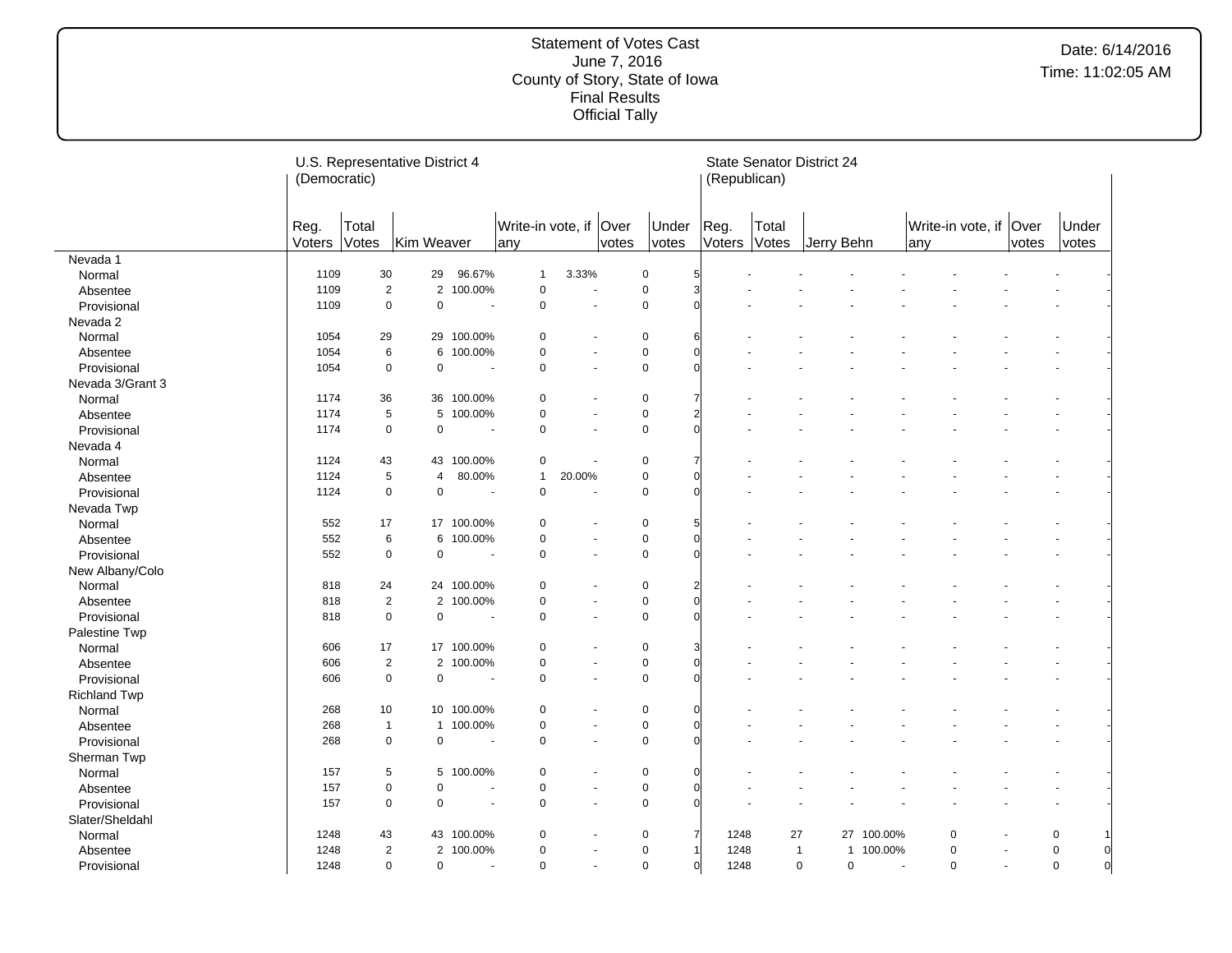Statement of Votes Cast
June 7, 2016
County of Story, State of Iowa
Final Results
Official Tally

Date: 6/14/2016
Time: 11:02:05 AM

| | U.S. Representative District 4 (Democratic) | | | | | | | | State Senator District 24 (Republican) | | | | | | | |
|---|---|---|---|---|---|---|---|---|---|---|---|---|---|---|---|---|
| | Reg. Voters | Total Votes | Kim Weaver | | Write-in vote, if any | | Over votes | Under votes | Reg. Voters | Total Votes | Jerry Behn | | Write-in vote, if any | | Over votes | Under votes |
| Nevada 1 | | | | | | | | | | | | | | | | |
| Normal | 1109 | 30 | 29 | 96.67% | 1 | 3.33% | 0 | 5 | - | - | - | - | - | - | - | - |
| Absentee | 1109 | 2 | 2 | 100.00% | 0 | - | 0 | 3 | - | - | - | - | - | - | - | - |
| Provisional | 1109 | 0 | 0 | - | 0 | - | 0 | 0 | - | - | - | - | - | - | - | - |
| Nevada 2 | | | | | | | | | | | | | | | | |
| Normal | 1054 | 29 | 29 | 100.00% | 0 | - | 0 | 6 | - | - | - | - | - | - | - | - |
| Absentee | 1054 | 6 | 6 | 100.00% | 0 | - | 0 | 0 | - | - | - | - | - | - | - | - |
| Provisional | 1054 | 0 | 0 | - | 0 | - | 0 | 0 | - | - | - | - | - | - | - | - |
| Nevada 3/Grant 3 | | | | | | | | | | | | | | | | |
| Normal | 1174 | 36 | 36 | 100.00% | 0 | - | 0 | 7 | - | - | - | - | - | - | - | - |
| Absentee | 1174 | 5 | 5 | 100.00% | 0 | - | 0 | 2 | - | - | - | - | - | - | - | - |
| Provisional | 1174 | 0 | 0 | - | 0 | - | 0 | 0 | - | - | - | - | - | - | - | - |
| Nevada 4 | | | | | | | | | | | | | | | | |
| Normal | 1124 | 43 | 43 | 100.00% | 0 | - | 0 | 7 | - | - | - | - | - | - | - | - |
| Absentee | 1124 | 5 | 4 | 80.00% | 1 | 20.00% | 0 | 0 | - | - | - | - | - | - | - | - |
| Provisional | 1124 | 0 | 0 | - | 0 | - | 0 | 0 | - | - | - | - | - | - | - | - |
| Nevada Twp | | | | | | | | | | | | | | | | |
| Normal | 552 | 17 | 17 | 100.00% | 0 | - | 0 | 5 | - | - | - | - | - | - | - | - |
| Absentee | 552 | 6 | 6 | 100.00% | 0 | - | 0 | 0 | - | - | - | - | - | - | - | - |
| Provisional | 552 | 0 | 0 | - | 0 | - | 0 | 0 | - | - | - | - | - | - | - | - |
| New Albany/Colo | | | | | | | | | | | | | | | | |
| Normal | 818 | 24 | 24 | 100.00% | 0 | - | 0 | 2 | - | - | - | - | - | - | - | - |
| Absentee | 818 | 2 | 2 | 100.00% | 0 | - | 0 | 0 | - | - | - | - | - | - | - | - |
| Provisional | 818 | 0 | 0 | - | 0 | - | 0 | 0 | - | - | - | - | - | - | - | - |
| Palestine Twp | | | | | | | | | | | | | | | | |
| Normal | 606 | 17 | 17 | 100.00% | 0 | - | 0 | 3 | - | - | - | - | - | - | - | - |
| Absentee | 606 | 2 | 2 | 100.00% | 0 | - | 0 | 0 | - | - | - | - | - | - | - | - |
| Provisional | 606 | 0 | 0 | - | 0 | - | 0 | 0 | - | - | - | - | - | - | - | - |
| Richland Twp | | | | | | | | | | | | | | | | |
| Normal | 268 | 10 | 10 | 100.00% | 0 | - | 0 | 0 | - | - | - | - | - | - | - | - |
| Absentee | 268 | 1 | 1 | 100.00% | 0 | - | 0 | 0 | - | - | - | - | - | - | - | - |
| Provisional | 268 | 0 | 0 | - | 0 | - | 0 | 0 | - | - | - | - | - | - | - | - |
| Sherman Twp | | | | | | | | | | | | | | | | |
| Normal | 157 | 5 | 5 | 100.00% | 0 | - | 0 | 0 | - | - | - | - | - | - | - | - |
| Absentee | 157 | 0 | 0 | - | 0 | - | 0 | 0 | - | - | - | - | - | - | - | - |
| Provisional | 157 | 0 | 0 | - | 0 | - | 0 | 0 | - | - | - | - | - | - | - | - |
| Slater/Sheldahl | | | | | | | | | | | | | | | | |
| Normal | 1248 | 43 | 43 | 100.00% | 0 | - | 0 | 7 | 1248 | 27 | 27 | 100.00% | 0 | - | 0 | 1 |
| Absentee | 1248 | 2 | 2 | 100.00% | 0 | - | 0 | 1 | 1248 | 1 | 1 | 100.00% | 0 | - | 0 | 0 |
| Provisional | 1248 | 0 | 0 | - | 0 | - | 0 | 0 | 1248 | 0 | 0 | - | 0 | - | 0 | 0 |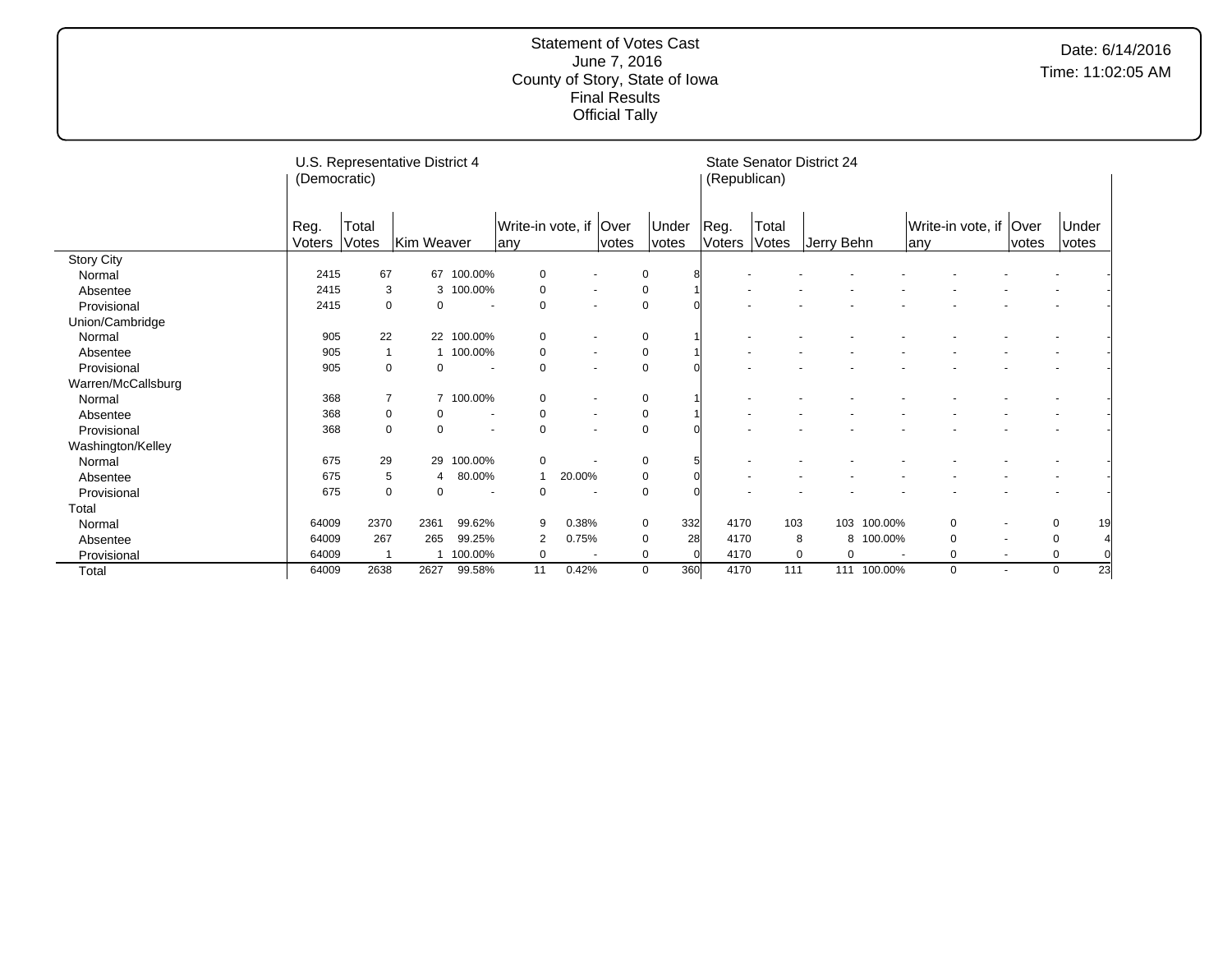Statement of Votes Cast
June 7, 2016
County of Story, State of Iowa
Final Results
Official Tally

Date: 6/14/2016
Time: 11:02:05 AM

| | U.S. Representative District 4 (Democratic) | | | | | | | | State Senator District 24 (Republican) | | | | | | | |
|---|---|---|---|---|---|---|---|---|---|---|---|---|---|---|---|---|
| | Reg. Voters | Total Votes | Kim Weaver | | Write-in vote, if any | | Over votes | Under votes | Reg. Voters | Total Votes | Jerry Behn | | Write-in vote, if any | | Over votes | Under votes |
| Story City | | | | | | | | | | | | | | | | |
| Normal | 2415 | 67 | 67 | 100.00% | 0 | - | 0 | 8 | - | - | - | - | - | - | - | - |
| Absentee | 2415 | 3 | 3 | 100.00% | 0 | - | 0 | 1 | - | - | - | - | - | - | - | - |
| Provisional | 2415 | 0 | 0 | - | 0 | - | 0 | 0 | - | - | - | - | - | - | - | - |
| Union/Cambridge | | | | | | | | | | | | | | | | |
| Normal | 905 | 22 | 22 | 100.00% | 0 | - | 0 | 1 | - | - | - | - | - | - | - | - |
| Absentee | 905 | 1 | 1 | 100.00% | 0 | - | 0 | 1 | - | - | - | - | - | - | - | - |
| Provisional | 905 | 0 | 0 | - | 0 | - | 0 | 0 | - | - | - | - | - | - | - | - |
| Warren/McCallsburg | | | | | | | | | | | | | | | | |
| Normal | 368 | 7 | 7 | 100.00% | 0 | - | 0 | 1 | - | - | - | - | - | - | - | - |
| Absentee | 368 | 0 | 0 | - | 0 | - | 0 | 1 | - | - | - | - | - | - | - | - |
| Provisional | 368 | 0 | 0 | - | 0 | - | 0 | 0 | - | - | - | - | - | - | - | - |
| Washington/Kelley | | | | | | | | | | | | | | | | |
| Normal | 675 | 29 | 29 | 100.00% | 0 | - | 0 | 5 | - | - | - | - | - | - | - | - |
| Absentee | 675 | 5 | 4 | 80.00% | 1 | 20.00% | 0 | 0 | - | - | - | - | - | - | - | - |
| Provisional | 675 | 0 | 0 | - | 0 | - | 0 | 0 | - | - | - | - | - | - | - | - |
| Total | | | | | | | | | | | | | | | | |
| Normal | 64009 | 2370 | 2361 | 99.62% | 9 | 0.38% | 0 | 332 | 4170 | 103 | 103 | 100.00% | 0 | - | 0 | 19 |
| Absentee | 64009 | 267 | 265 | 99.25% | 2 | 0.75% | 0 | 28 | 4170 | 8 | 8 | 100.00% | 0 | - | 0 | 4 |
| Provisional | 64009 | 1 | 1 | 100.00% | 0 | - | 0 | 0 | 4170 | 0 | 0 | - | 0 | - | 0 | 0 |
| Total | 64009 | 2638 | 2627 | 99.58% | 11 | 0.42% | 0 | 360 | 4170 | 111 | 111 | 100.00% | 0 | - | 0 | 23 |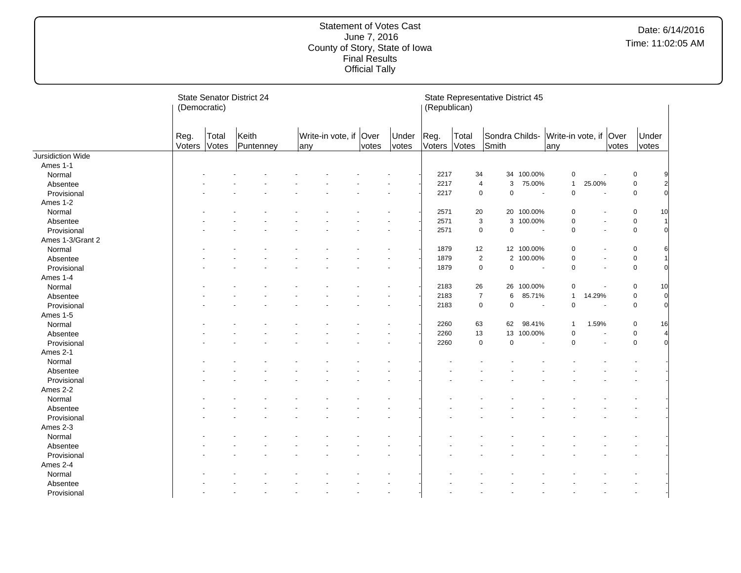# Statement of Votes Cast
June 7, 2016
County of Story, State of Iowa
Final Results
Official Tally

Date: 6/14/2016
Time: 11:02:05 AM

| | State Senator District 24 (Democratic) | | | | | | | | | | State Representative District 45 (Republican) | | | | | | | | | |
|---|---|---|---|---|---|---|---|---|---|---|---|---|---|---|---|---|---|---|---|---|
| | Reg. Voters | Total Votes | Keith Puntenney | | Write-in vote, if any | | Over votes | | Under votes | | Reg. Voters | Total Votes | Sondra Childs-Smith | | Write-in vote, if any | | Over votes | | Under votes | |
| Jursidiction Wide | | | | | | | | | | | | | | | | | | | | |
| Ames 1-1 | | | | | | | | | | | | | | | | | | | | |
| Normal | - | - | - | - | - | - | - | - | | | 2217 | 34 | 34 | 100.00% | 0 | - | 0 | | 9 | |
| Absentee | - | - | - | - | - | - | - | - | | | 2217 | 4 | 3 | 75.00% | 1 | 25.00% | 0 | | 2 | |
| Provisional | - | - | - | - | - | - | - | - | | | 2217 | 0 | 0 | - | 0 | - | 0 | | 0 | |
| Ames 1-2 | | | | | | | | | | | | | | | | | | | | |
| Normal | - | - | - | - | - | - | - | - | | | 2571 | 20 | 20 | 100.00% | 0 | - | 0 | | 10 | |
| Absentee | - | - | - | - | - | - | - | - | | | 2571 | 3 | 3 | 100.00% | 0 | - | 0 | | 1 | |
| Provisional | - | - | - | - | - | - | - | - | | | 2571 | 0 | 0 | - | 0 | - | 0 | | 0 | |
| Ames 1-3/Grant 2 | | | | | | | | | | | | | | | | | | | | |
| Normal | - | - | - | - | - | - | - | - | | | 1879 | 12 | 12 | 100.00% | 0 | - | 0 | | 6 | |
| Absentee | - | - | - | - | - | - | - | - | | | 1879 | 2 | 2 | 100.00% | 0 | - | 0 | | 1 | |
| Provisional | - | - | - | - | - | - | - | - | | | 1879 | 0 | 0 | - | 0 | - | 0 | | 0 | |
| Ames 1-4 | | | | | | | | | | | | | | | | | | | | |
| Normal | - | - | - | - | - | - | - | - | | | 2183 | 26 | 26 | 100.00% | 0 | - | 0 | | 10 | |
| Absentee | - | - | - | - | - | - | - | - | | | 2183 | 7 | 6 | 85.71% | 1 | 14.29% | 0 | | 0 | |
| Provisional | - | - | - | - | - | - | - | - | | | 2183 | 0 | 0 | - | 0 | - | 0 | | 0 | |
| Ames 1-5 | | | | | | | | | | | | | | | | | | | | |
| Normal | - | - | - | - | - | - | - | - | | | 2260 | 63 | 62 | 98.41% | 1 | 1.59% | 0 | | 16 | |
| Absentee | - | - | - | - | - | - | - | - | | | 2260 | 13 | 13 | 100.00% | 0 | - | 0 | | 4 | |
| Provisional | - | - | - | - | - | - | - | - | | | 2260 | 0 | 0 | - | 0 | - | 0 | | 0 | |
| Ames 2-1 | | | | | | | | | | | | | | | | | | | | |
| Normal | - | - | - | - | - | - | - | - | | | - | - | - | - | - | - | - | | - | |
| Absentee | - | - | - | - | - | - | - | - | | | - | - | - | - | - | - | - | | - | |
| Provisional | - | - | - | - | - | - | - | - | | | - | - | - | - | - | - | - | | - | |
| Ames 2-2 | | | | | | | | | | | | | | | | | | | | |
| Normal | - | - | - | - | - | - | - | - | | | - | - | - | - | - | - | - | | - | |
| Absentee | - | - | - | - | - | - | - | - | | | - | - | - | - | - | - | - | | - | |
| Provisional | - | - | - | - | - | - | - | - | | | - | - | - | - | - | - | - | | - | |
| Ames 2-3 | | | | | | | | | | | | | | | | | | | | |
| Normal | - | - | - | - | - | - | - | - | | | - | - | - | - | - | - | - | | - | |
| Absentee | - | - | - | - | - | - | - | - | | | - | - | - | - | - | - | - | | - | |
| Provisional | - | - | - | - | - | - | - | - | | | - | - | - | - | - | - | - | | - | |
| Ames 2-4 | | | | | | | | | | | | | | | | | | | | |
| Normal | - | - | - | - | - | - | - | - | | | - | - | - | - | - | - | - | | - | |
| Absentee | - | - | - | - | - | - | - | - | | | - | - | - | - | - | - | - | | - | |
| Provisional | - | - | - | - | - | - | - | - | | | - | - | - | - | - | - | - | | - | |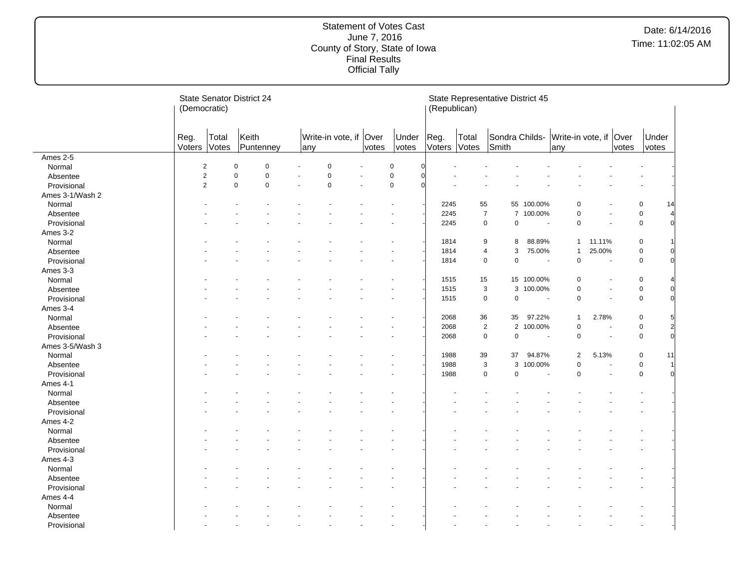Statement of Votes Cast
June 7, 2016
County of Story, State of Iowa
Final Results
Official Tally

Date: 6/14/2016
Time: 11:02:05 AM

| | State Senator District 24 (Democratic) | | | | | | | | | State Representative District 45 (Republican) | | | | | | | | |
|---|---|---|---|---|---|---|---|---|---|---|---|---|---|---|---|---|---|---|
| | Reg. Voters | Total Votes | Keith Puntenney | | Write-in vote, if any | | Over votes | Under votes | | Reg. Voters | Total Votes | Sondra Childs-Smith | | Write-in vote, if any | | Over votes | Under votes |
| **Ames 2-5** | | | | | | | | | | | | | | | | | |
| Normal | 2 | 0 | 0 | - | 0 | - | 0 | 0 | | - | - | - | - | - | - | - | - |
| Absentee | 2 | 0 | 0 | - | 0 | - | 0 | 0 | | - | - | - | - | - | - | - | - |
| Provisional | 2 | 0 | 0 | - | 0 | - | 0 | 0 | | - | - | - | - | - | - | - | - |
| **Ames 3-1/Wash 2** | | | | | | | | | | | | | | | | | |
| Normal | - | - | - | - | - | - | - | - | | 2245 | 55 | 55 | 100.00% | 0 | - | 0 | 14 |
| Absentee | - | - | - | - | - | - | - | - | | 2245 | 7 | 7 | 100.00% | 0 | - | 0 | 4 |
| Provisional | - | - | - | - | - | - | - | - | | 2245 | 0 | 0 | - | 0 | - | 0 | 0 |
| **Ames 3-2** | | | | | | | | | | | | | | | | | |
| Normal | - | - | - | - | - | - | - | - | | 1814 | 9 | 8 | 88.89% | 1 | 11.11% | 0 | 1 |
| Absentee | - | - | - | - | - | - | - | - | | 1814 | 4 | 3 | 75.00% | 1 | 25.00% | 0 | 0 |
| Provisional | - | - | - | - | - | - | - | - | | 1814 | 0 | 0 | - | 0 | - | 0 | 0 |
| **Ames 3-3** | | | | | | | | | | | | | | | | | |
| Normal | - | - | - | - | - | - | - | - | | 1515 | 15 | 15 | 100.00% | 0 | - | 0 | 4 |
| Absentee | - | - | - | - | - | - | - | - | | 1515 | 3 | 3 | 100.00% | 0 | - | 0 | 0 |
| Provisional | - | - | - | - | - | - | - | - | | 1515 | 0 | 0 | - | 0 | - | 0 | 0 |
| **Ames 3-4** | | | | | | | | | | | | | | | | | |
| Normal | - | - | - | - | - | - | - | - | | 2068 | 36 | 35 | 97.22% | 1 | 2.78% | 0 | 5 |
| Absentee | - | - | - | - | - | - | - | - | | 2068 | 2 | 2 | 100.00% | 0 | - | 0 | 2 |
| Provisional | - | - | - | - | - | - | - | - | | 2068 | 0 | 0 | - | 0 | - | 0 | 0 |
| **Ames 3-5/Wash 3** | | | | | | | | | | | | | | | | | |
| Normal | - | - | - | - | - | - | - | - | | 1988 | 39 | 37 | 94.87% | 2 | 5.13% | 0 | 11 |
| Absentee | - | - | - | - | - | - | - | - | | 1988 | 3 | 3 | 100.00% | 0 | - | 0 | 1 |
| Provisional | - | - | - | - | - | - | - | - | | 1988 | 0 | 0 | - | 0 | - | 0 | 0 |
| **Ames 4-1** | | | | | | | | | | | | | | | | | |
| Normal | - | - | - | - | - | - | - | - | | - | - | - | - | - | - | - | - |
| Absentee | - | - | - | - | - | - | - | - | | - | - | - | - | - | - | - | - |
| Provisional | - | - | - | - | - | - | - | - | | - | - | - | - | - | - | - | - |
| **Ames 4-2** | | | | | | | | | | | | | | | | | |
| Normal | - | - | - | - | - | - | - | - | | - | - | - | - | - | - | - | - |
| Absentee | - | - | - | - | - | - | - | - | | - | - | - | - | - | - | - | - |
| Provisional | - | - | - | - | - | - | - | - | | - | - | - | - | - | - | - | - |
| **Ames 4-3** | | | | | | | | | | | | | | | | | |
| Normal | - | - | - | - | - | - | - | - | | - | - | - | - | - | - | - | - |
| Absentee | - | - | - | - | - | - | - | - | | - | - | - | - | - | - | - | - |
| Provisional | - | - | - | - | - | - | - | - | | - | - | - | - | - | - | - | - |
| **Ames 4-4** | | | | | | | | | | | | | | | | | |
| Normal | - | - | - | - | - | - | - | - | | - | - | - | - | - | - | - | - |
| Absentee | - | - | - | - | - | - | - | - | | - | - | - | - | - | - | - | - |
| Provisional | - | - | - | - | - | - | - | - | | - | - | - | - | - | - | - | - |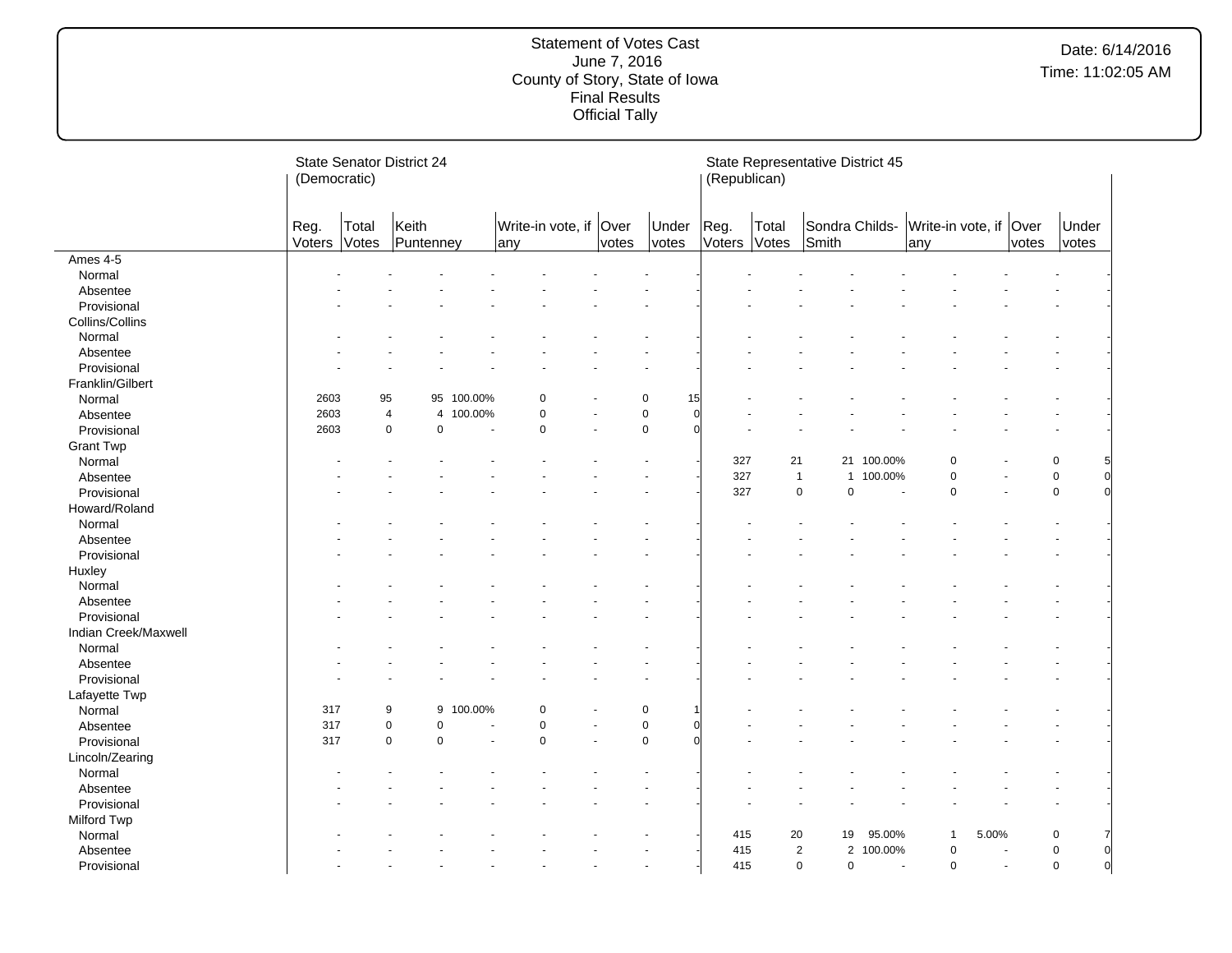# Statement of Votes Cast
June 7, 2016
County of Story, State of Iowa
Final Results
Official Tally

Date: 6/14/2016
Time: 11:02:05 AM

| | State Senator District 24 (Democratic) | | | | | | | | State Representative District 45 (Republican) | | | | | | | |
|---|---|---|---|---|---|---|---|---|---|---|---|---|---|---|---|---|
| | Reg. Voters | Total Votes | Keith Puntenney | | Write-in vote, if any | | Over votes | Under votes | Reg. Voters | Total Votes | Sondra Childs-Smith | | Write-in vote, if any | | Over votes | Under votes |
| **Ames 4-5** | | | | | | | | | | | | | | | | |
| Normal | - | - | - | - | - | - | - | - | - | - | - | - | - | - | - | - |
| Absentee | - | - | - | - | - | - | - | - | - | - | - | - | - | - | - | - |
| Provisional | - | - | - | - | - | - | - | - | - | - | - | - | - | - | - | - |
| **Collins/Collins** | | | | | | | | | | | | | | | | |
| Normal | - | - | - | - | - | - | - | - | - | - | - | - | - | - | - | - |
| Absentee | - | - | - | - | - | - | - | - | - | - | - | - | - | - | - | - |
| Provisional | - | - | - | - | - | - | - | - | - | - | - | - | - | - | - | - |
| **Franklin/Gilbert** | | | | | | | | | | | | | | | | |
| Normal | 2603 | 95 | 95 | 100.00% | 0 | - | 0 | 15 | - | - | - | - | - | - | - | - |
| Absentee | 2603 | 4 | 4 | 100.00% | 0 | - | 0 | 0 | - | - | - | - | - | - | - | - |
| Provisional | 2603 | 0 | 0 | - | 0 | - | 0 | 0 | - | - | - | - | - | - | - | - |
| **Grant Twp** | | | | | | | | | | | | | | | | |
| Normal | - | - | - | - | - | - | - | - | 327 | 21 | 21 | 100.00% | 0 | - | 0 | 5 |
| Absentee | - | - | - | - | - | - | - | - | 327 | 1 | 1 | 100.00% | 0 | - | 0 | 0 |
| Provisional | - | - | - | - | - | - | - | - | 327 | 0 | 0 | - | 0 | - | 0 | 0 |
| **Howard/Roland** | | | | | | | | | | | | | | | | |
| Normal | - | - | - | - | - | - | - | - | - | - | - | - | - | - | - | - |
| Absentee | - | - | - | - | - | - | - | - | - | - | - | - | - | - | - | - |
| Provisional | - | - | - | - | - | - | - | - | - | - | - | - | - | - | - | - |
| **Huxley** | | | | | | | | | | | | | | | | |
| Normal | - | - | - | - | - | - | - | - | - | - | - | - | - | - | - | - |
| Absentee | - | - | - | - | - | - | - | - | - | - | - | - | - | - | - | - |
| Provisional | - | - | - | - | - | - | - | - | - | - | - | - | - | - | - | - |
| **Indian Creek/Maxwell** | | | | | | | | | | | | | | | | |
| Normal | - | - | - | - | - | - | - | - | - | - | - | - | - | - | - | - |
| Absentee | - | - | - | - | - | - | - | - | - | - | - | - | - | - | - | - |
| Provisional | - | - | - | - | - | - | - | - | - | - | - | - | - | - | - | - |
| **Lafayette Twp** | | | | | | | | | | | | | | | | |
| Normal | 317 | 9 | 9 | 100.00% | 0 | - | 0 | 1 | - | - | - | - | - | - | - | - |
| Absentee | 317 | 0 | 0 | - | 0 | - | 0 | 0 | - | - | - | - | - | - | - | - |
| Provisional | 317 | 0 | 0 | - | 0 | - | 0 | 0 | - | - | - | - | - | - | - | - |
| **Lincoln/Zearing** | | | | | | | | | | | | | | | | |
| Normal | - | - | - | - | - | - | - | - | - | - | - | - | - | - | - | - |
| Absentee | - | - | - | - | - | - | - | - | - | - | - | - | - | - | - | - |
| Provisional | - | - | - | - | - | - | - | - | - | - | - | - | - | - | - | - |
| **Milford Twp** | | | | | | | | | | | | | | | | |
| Normal | - | - | - | - | - | - | - | - | 415 | 20 | 19 | 95.00% | 1 | 5.00% | 0 | 7 |
| Absentee | - | - | - | - | - | - | - | - | 415 | 2 | 2 | 100.00% | 0 | - | 0 | 0 |
| Provisional | - | - | - | - | - | - | - | - | 415 | 0 | 0 | - | 0 | - | 0 | 0 |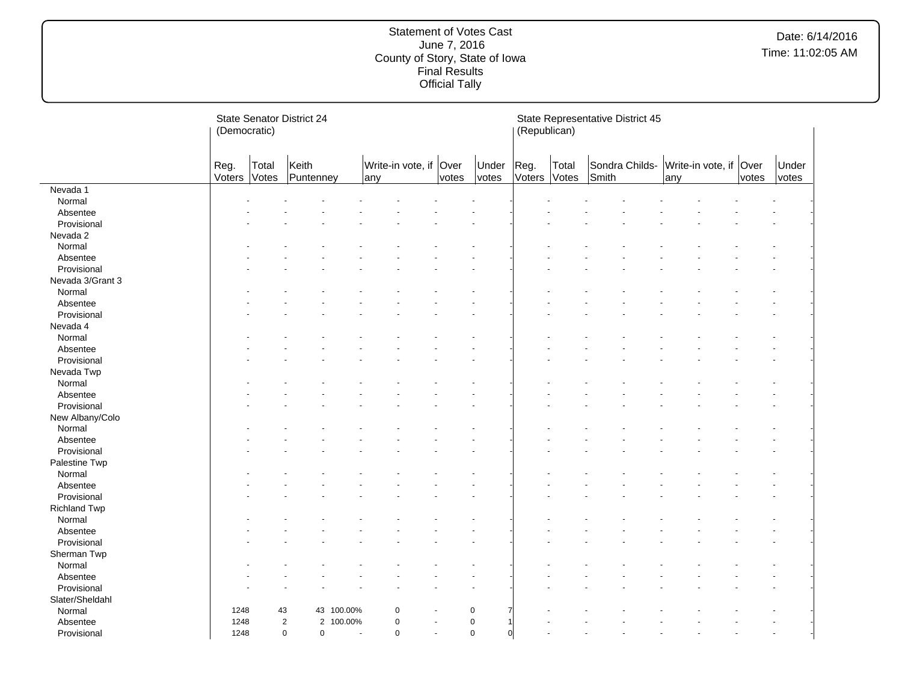# Statement of Votes Cast
June 7, 2016
County of Story, State of Iowa
Final Results
Official Tally

Date: 6/14/2016
Time: 11:02:05 AM

| | State Senator District 24 (Democratic) | | | | | | | | State Representative District 45 (Republican) | | | | | | | |
|---|---|---|---|---|---|---|---|---|---|---|---|---|---|---|---|---|
| | Reg. Voters | Total Votes | Keith Puntenney | | Write-in vote, if any | | Over votes | Under votes | Reg. Voters | Total Votes | Sondra Childs-Smith | | Write-in vote, if any | | Over votes | Under votes |
| **Nevada 1** | | | | | | | | | | | | | | | | |
| Normal | - | - | - | - | - | - | - | - | - | - | - | - | - | - | - | - |
| Absentee | - | - | - | - | - | - | - | - | - | - | - | - | - | - | - | - |
| Provisional | - | - | - | - | - | - | - | - | - | - | - | - | - | - | - | - |
| **Nevada 2** | | | | | | | | | | | | | | | | |
| Normal | - | - | - | - | - | - | - | - | - | - | - | - | - | - | - | - |
| Absentee | - | - | - | - | - | - | - | - | - | - | - | - | - | - | - | - |
| Provisional | - | - | - | - | - | - | - | - | - | - | - | - | - | - | - | - |
| **Nevada 3/Grant 3** | | | | | | | | | | | | | | | | |
| Normal | - | - | - | - | - | - | - | - | - | - | - | - | - | - | - | - |
| Absentee | - | - | - | - | - | - | - | - | - | - | - | - | - | - | - | - |
| Provisional | - | - | - | - | - | - | - | - | - | - | - | - | - | - | - | - |
| **Nevada 4** | | | | | | | | | | | | | | | | |
| Normal | - | - | - | - | - | - | - | - | - | - | - | - | - | - | - | - |
| Absentee | - | - | - | - | - | - | - | - | - | - | - | - | - | - | - | - |
| Provisional | - | - | - | - | - | - | - | - | - | - | - | - | - | - | - | - |
| **Nevada Twp** | | | | | | | | | | | | | | | | |
| Normal | - | - | - | - | - | - | - | - | - | - | - | - | - | - | - | - |
| Absentee | - | - | - | - | - | - | - | - | - | - | - | - | - | - | - | - |
| Provisional | - | - | - | - | - | - | - | - | - | - | - | - | - | - | - | - |
| **New Albany/Colo** | | | | | | | | | | | | | | | | |
| Normal | - | - | - | - | - | - | - | - | - | - | - | - | - | - | - | - |
| Absentee | - | - | - | - | - | - | - | - | - | - | - | - | - | - | - | - |
| Provisional | - | - | - | - | - | - | - | - | - | - | - | - | - | - | - | - |
| **Palestine Twp** | | | | | | | | | | | | | | | | |
| Normal | - | - | - | - | - | - | - | - | - | - | - | - | - | - | - | - |
| Absentee | - | - | - | - | - | - | - | - | - | - | - | - | - | - | - | - |
| Provisional | - | - | - | - | - | - | - | - | - | - | - | - | - | - | - | - |
| **Richland Twp** | | | | | | | | | | | | | | | | |
| Normal | - | - | - | - | - | - | - | - | - | - | - | - | - | - | - | - |
| Absentee | - | - | - | - | - | - | - | - | - | - | - | - | - | - | - | - |
| Provisional | - | - | - | - | - | - | - | - | - | - | - | - | - | - | - | - |
| **Sherman Twp** | | | | | | | | | | | | | | | | |
| Normal | - | - | - | - | - | - | - | - | - | - | - | - | - | - | - | - |
| Absentee | - | - | - | - | - | - | - | - | - | - | - | - | - | - | - | - |
| Provisional | - | - | - | - | - | - | - | - | - | - | - | - | - | - | - | - |
| **Slater/Sheldahl** | | | | | | | | | | | | | | | | |
| Normal | 1248 | 43 | 43 | 100.00% | 0 | - | 0 | 7 | - | - | - | - | - | - | - | - |
| Absentee | 1248 | 2 | 2 | 100.00% | 0 | - | 0 | 1 | - | - | - | - | - | - | - | - |
| Provisional | 1248 | 0 | 0 | - | 0 | - | 0 | 0 | - | - | - | - | - | - | - | - |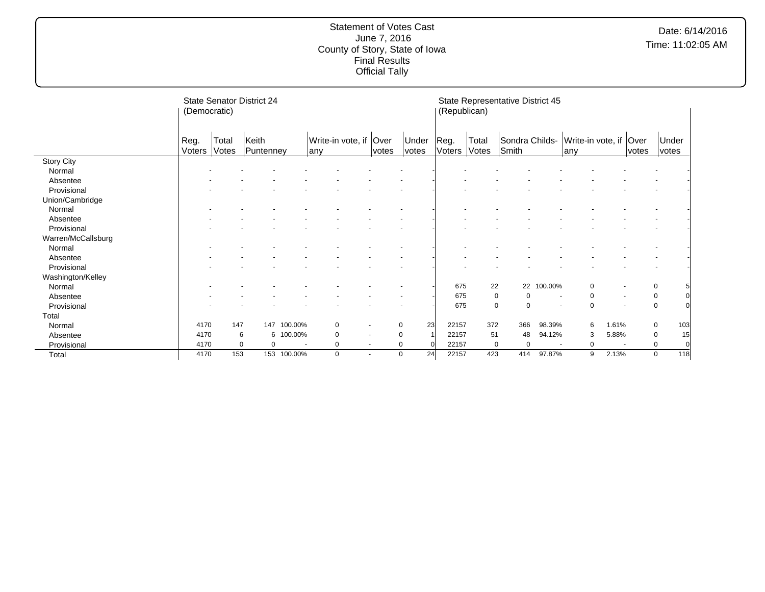Statement of Votes Cast
June 7, 2016
County of Story, State of Iowa
Final Results
Official Tally

Date: 6/14/2016
Time: 11:02:05 AM

| | State Senator District 24 (Democratic) | | | | | | | | State Representative District 45 (Republican) | | | | | | | |
|---|---|---|---|---|---|---|---|---|---|---|---|---|---|---|---|---|
| | Reg. Voters | Total Votes | Keith Puntenney | | Write-in vote, if any | | Over votes | Under votes | Reg. Voters | Total Votes | Sondra Childs-Smith | | Write-in vote, if any | | Over votes | Under votes |
| **Story City** | | | | | | | | | | | | | | | | |
| Normal | - | - | - | - | - | - | - | - | - | - | - | - | - | - | - | - |
| Absentee | - | - | - | - | - | - | - | - | - | - | - | - | - | - | - | - |
| Provisional | - | - | - | - | - | - | - | - | - | - | - | - | - | - | - | - |
| **Union/Cambridge** | | | | | | | | | | | | | | | | |
| Normal | - | - | - | - | - | - | - | - | - | - | - | - | - | - | - | - |
| Absentee | - | - | - | - | - | - | - | - | - | - | - | - | - | - | - | - |
| Provisional | - | - | - | - | - | - | - | - | - | - | - | - | - | - | - | - |
| **Warren/McCallsburg** | | | | | | | | | | | | | | | | |
| Normal | - | - | - | - | - | - | - | - | - | - | - | - | - | - | - | - |
| Absentee | - | - | - | - | - | - | - | - | - | - | - | - | - | - | - | - |
| Provisional | - | - | - | - | - | - | - | - | - | - | - | - | - | - | - | - |
| **Washington/Kelley** | | | | | | | | | | | | | | | | |
| Normal | - | - | - | - | - | - | - | - | 675 | 22 | 22 | 100.00% | 0 | - | 0 | 5 |
| Absentee | - | - | - | - | - | - | - | - | 675 | 0 | 0 | - | 0 | - | 0 | 0 |
| Provisional | - | - | - | - | - | - | - | - | 675 | 0 | 0 | - | 0 | - | 0 | 0 |
| **Total** | | | | | | | | | | | | | | | | |
| Normal | 4170 | 147 | 147 | 100.00% | 0 | - | 0 | 23 | 22157 | 372 | 366 | 98.39% | 6 | 1.61% | 0 | 103 |
| Absentee | 4170 | 6 | 6 | 100.00% | 0 | - | 0 | 1 | 22157 | 51 | 48 | 94.12% | 3 | 5.88% | 0 | 15 |
| Provisional | 4170 | 0 | 0 | - | 0 | - | 0 | 0 | 22157 | 0 | 0 | - | 0 | - | 0 | 0 |
| Total | 4170 | 153 | 153 | 100.00% | 0 | - | 0 | 24 | 22157 | 423 | 414 | 97.87% | 9 | 2.13% | 0 | 118 |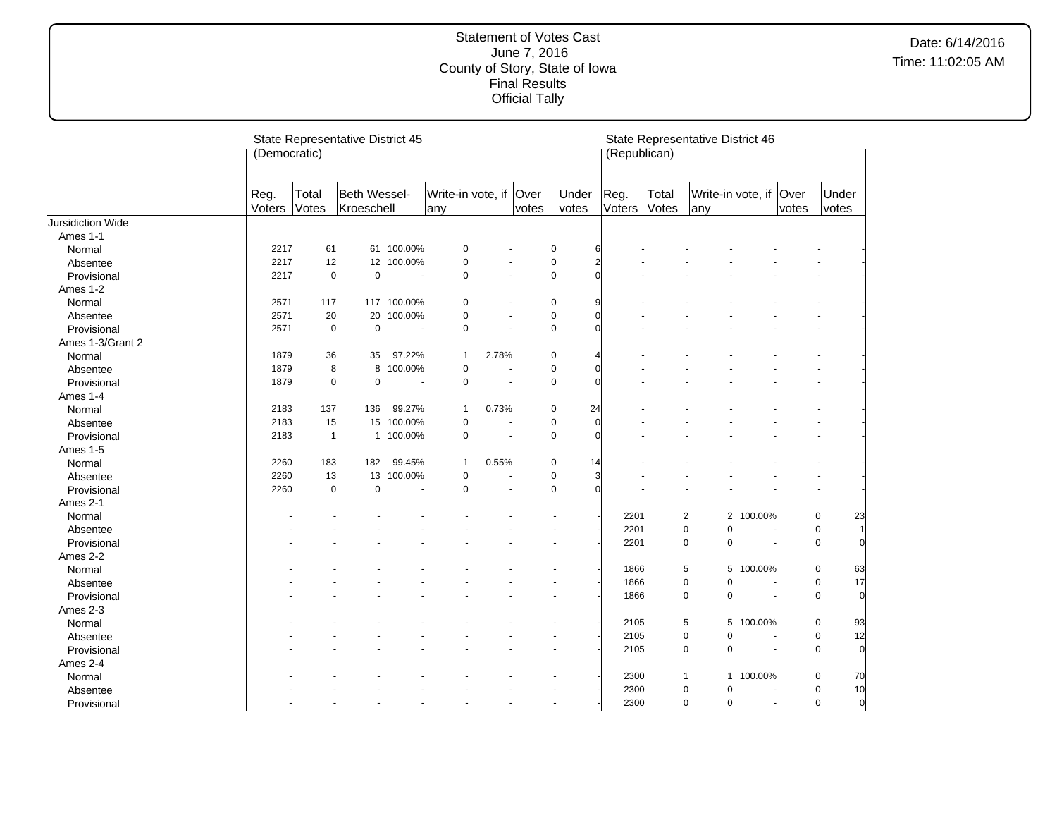Statement of Votes Cast
June 7, 2016
County of Story, State of Iowa
Final Results
Official Tally

Date: 6/14/2016
Time: 11:02:05 AM

| | State Representative District 45 (Democratic) | | | | | | | | State Representative District 46 (Republican) | | | | | | |
|---|---|---|---|---|---|---|---|---|---|---|---|---|---|---|---|
| | Reg. Voters | Total Votes | Beth Wessel-Kroeschell | | Write-in vote, if any | | Over votes | Under votes | Reg. Voters | Total Votes | Write-in vote, if any | | Over votes | Under votes |
| Jursidiction Wide | | | | | | | | | | | | | | |
| Ames 1-1 | | | | | | | | | | | | | | |
| Normal | 2217 | 61 | 61 | 100.00% | 0 | - | 0 | 6 | - | - | - | - | - | - |
| Absentee | 2217 | 12 | 12 | 100.00% | 0 | - | 0 | 2 | - | - | - | - | - | - |
| Provisional | 2217 | 0 | 0 | - | 0 | - | 0 | 0 | - | - | - | - | - | - |
| Ames 1-2 | | | | | | | | | | | | | | |
| Normal | 2571 | 117 | 117 | 100.00% | 0 | - | 0 | 9 | - | - | - | - | - | - |
| Absentee | 2571 | 20 | 20 | 100.00% | 0 | - | 0 | 0 | - | - | - | - | - | - |
| Provisional | 2571 | 0 | 0 | - | 0 | - | 0 | 0 | - | - | - | - | - | - |
| Ames 1-3/Grant 2 | | | | | | | | | | | | | | |
| Normal | 1879 | 36 | 35 | 97.22% | 1 | 2.78% | 0 | 4 | - | - | - | - | - | - |
| Absentee | 1879 | 8 | 8 | 100.00% | 0 | - | 0 | 0 | - | - | - | - | - | - |
| Provisional | 1879 | 0 | 0 | - | 0 | - | 0 | 0 | - | - | - | - | - | - |
| Ames 1-4 | | | | | | | | | | | | | | |
| Normal | 2183 | 137 | 136 | 99.27% | 1 | 0.73% | 0 | 24 | - | - | - | - | - | - |
| Absentee | 2183 | 15 | 15 | 100.00% | 0 | - | 0 | 0 | - | - | - | - | - | - |
| Provisional | 2183 | 1 | 1 | 100.00% | 0 | - | 0 | 0 | - | - | - | - | - | - |
| Ames 1-5 | | | | | | | | | | | | | | |
| Normal | 2260 | 183 | 182 | 99.45% | 1 | 0.55% | 0 | 14 | - | - | - | - | - | - |
| Absentee | 2260 | 13 | 13 | 100.00% | 0 | - | 0 | 3 | - | - | - | - | - | - |
| Provisional | 2260 | 0 | 0 | - | 0 | - | 0 | 0 | - | - | - | - | - | - |
| Ames 2-1 | | | | | | | | | | | | | | |
| Normal | - | - | - | - | - | - | - | - | 2201 | 2 | 2 | 100.00% | 0 | 23 |
| Absentee | - | - | - | - | - | - | - | - | 2201 | 0 | 0 | - | 0 | 1 |
| Provisional | - | - | - | - | - | - | - | - | 2201 | 0 | 0 | - | 0 | 0 |
| Ames 2-2 | | | | | | | | | | | | | | |
| Normal | - | - | - | - | - | - | - | - | 1866 | 5 | 5 | 100.00% | 0 | 63 |
| Absentee | - | - | - | - | - | - | - | - | 1866 | 0 | 0 | - | 0 | 17 |
| Provisional | - | - | - | - | - | - | - | - | 1866 | 0 | 0 | - | 0 | 0 |
| Ames 2-3 | | | | | | | | | | | | | | |
| Normal | - | - | - | - | - | - | - | - | 2105 | 5 | 5 | 100.00% | 0 | 93 |
| Absentee | - | - | - | - | - | - | - | - | 2105 | 0 | 0 | - | 0 | 12 |
| Provisional | - | - | - | - | - | - | - | - | 2105 | 0 | 0 | - | 0 | 0 |
| Ames 2-4 | | | | | | | | | | | | | | |
| Normal | - | - | - | - | - | - | - | - | 2300 | 1 | 1 | 100.00% | 0 | 70 |
| Absentee | - | - | - | - | - | - | - | - | 2300 | 0 | 0 | - | 0 | 10 |
| Provisional | - | - | - | - | - | - | - | - | 2300 | 0 | 0 | - | 0 | 0 |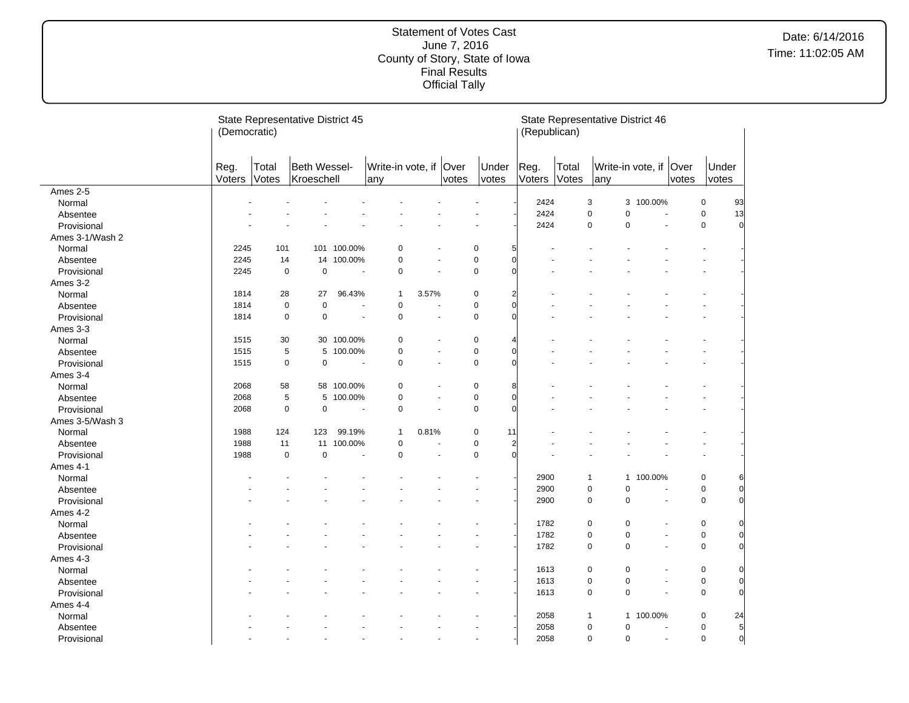Statement of Votes Cast
June 7, 2016
County of Story, State of Iowa
Final Results
Official Tally

Date: 6/14/2016
Time: 11:02:05 AM

| | State Representative District 45 (Democratic) | | | | | | | | State Representative District 46 (Republican) | | | | | | |
|---|---|---|---|---|---|---|---|---|---|---|---|---|---|---|---|
| | Reg. Voters | Total Votes | Beth Wessel-Kroeschell | | Write-in vote, if any | | Over votes | Under votes | Reg. Voters | Total Votes | Write-in vote, if any | | Over votes | Under votes |
| **Ames 2-5** | | | | | | | | | | | | | | |
| Normal | - | - | - | - | - | - | - | - | 2424 | 3 | 3 | 100.00% | 0 | 93 |
| Absentee | - | - | - | - | - | - | - | - | 2424 | 0 | 0 | - | 0 | 13 |
| Provisional | - | - | - | - | - | - | - | - | 2424 | 0 | 0 | - | 0 | 0 |
| **Ames 3-1/Wash 2** | | | | | | | | | | | | | | |
| Normal | 2245 | 101 | 101 | 100.00% | 0 | - | 0 | 5 | - | - | - | - | - | - |
| Absentee | 2245 | 14 | 14 | 100.00% | 0 | - | 0 | 0 | - | - | - | - | - | - |
| Provisional | 2245 | 0 | 0 | - | 0 | - | 0 | 0 | - | - | - | - | - | - |
| **Ames 3-2** | | | | | | | | | | | | | | |
| Normal | 1814 | 28 | 27 | 96.43% | 1 | 3.57% | 0 | 2 | - | - | - | - | - | - |
| Absentee | 1814 | 0 | 0 | - | 0 | - | 0 | 0 | - | - | - | - | - | - |
| Provisional | 1814 | 0 | 0 | - | 0 | - | 0 | 0 | - | - | - | - | - | - |
| **Ames 3-3** | | | | | | | | | | | | | | |
| Normal | 1515 | 30 | 30 | 100.00% | 0 | - | 0 | 4 | - | - | - | - | - | - |
| Absentee | 1515 | 5 | 5 | 100.00% | 0 | - | 0 | 0 | - | - | - | - | - | - |
| Provisional | 1515 | 0 | 0 | - | 0 | - | 0 | 0 | - | - | - | - | - | - |
| **Ames 3-4** | | | | | | | | | | | | | | |
| Normal | 2068 | 58 | 58 | 100.00% | 0 | - | 0 | 8 | - | - | - | - | - | - |
| Absentee | 2068 | 5 | 5 | 100.00% | 0 | - | 0 | 0 | - | - | - | - | - | - |
| Provisional | 2068 | 0 | 0 | - | 0 | - | 0 | 0 | - | - | - | - | - | - |
| **Ames 3-5/Wash 3** | | | | | | | | | | | | | | |
| Normal | 1988 | 124 | 123 | 99.19% | 1 | 0.81% | 0 | 11 | - | - | - | - | - | - |
| Absentee | 1988 | 11 | 11 | 100.00% | 0 | - | 0 | 2 | - | - | - | - | - | - |
| Provisional | 1988 | 0 | 0 | - | 0 | - | 0 | 0 | - | - | - | - | - | - |
| **Ames 4-1** | | | | | | | | | | | | | | |
| Normal | - | - | - | - | - | - | - | - | 2900 | 1 | 1 | 100.00% | 0 | 6 |
| Absentee | - | - | - | - | - | - | - | - | 2900 | 0 | 0 | - | 0 | 0 |
| Provisional | - | - | - | - | - | - | - | - | 2900 | 0 | 0 | - | 0 | 0 |
| **Ames 4-2** | | | | | | | | | | | | | | |
| Normal | - | - | - | - | - | - | - | - | 1782 | 0 | 0 | - | 0 | 0 |
| Absentee | - | - | - | - | - | - | - | - | 1782 | 0 | 0 | - | 0 | 0 |
| Provisional | - | - | - | - | - | - | - | - | 1782 | 0 | 0 | - | 0 | 0 |
| **Ames 4-3** | | | | | | | | | | | | | | |
| Normal | - | - | - | - | - | - | - | - | 1613 | 0 | 0 | - | 0 | 0 |
| Absentee | - | - | - | - | - | - | - | - | 1613 | 0 | 0 | - | 0 | 0 |
| Provisional | - | - | - | - | - | - | - | - | 1613 | 0 | 0 | - | 0 | 0 |
| **Ames 4-4** | | | | | | | | | | | | | | |
| Normal | - | - | - | - | - | - | - | - | 2058 | 1 | 1 | 100.00% | 0 | 24 |
| Absentee | - | - | - | - | - | - | - | - | 2058 | 0 | 0 | - | 0 | 5 |
| Provisional | - | - | - | - | - | - | - | - | 2058 | 0 | 0 | - | 0 | 0 |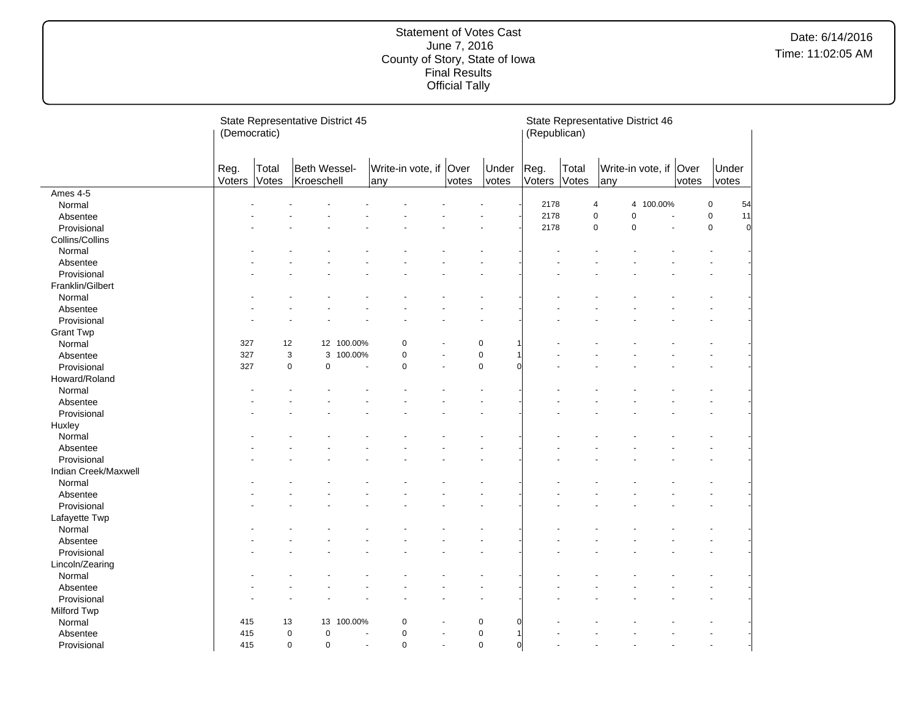# Statement of Votes Cast
June 7, 2016
County of Story, State of Iowa
Final Results
Official Tally

Date: 6/14/2016
Time: 11:02:05 AM

| | State Representative District 45 (Democratic) | | | | | | | | State Representative District 46 (Republican) | | | | | | |
|---|---|---|---|---|---|---|---|---|---|---|---|---|---|---|---|
| | Reg. Voters | Total Votes | Beth Wessel-Kroeschell | | Write-in vote, if any | | Over votes | Under votes | Reg. Voters | Total Votes | Write-in vote, if any | | Over votes | Under votes | |
| **Ames 4-5** | | | | | | | | | | | | | | | |
| Normal | - | - | - | - | - | - | - | - | 2178 | 4 | 4 | 100.00% | 0 | 54 | |
| Absentee | - | - | - | - | - | - | - | - | 2178 | 0 | 0 | - | 0 | 11 | |
| Provisional | - | - | - | - | - | - | - | - | 2178 | 0 | 0 | - | 0 | 0 | |
| **Collins/Collins** | | | | | | | | | | | | | | | |
| Normal | - | - | - | - | - | - | - | - | - | - | - | - | - | - | |
| Absentee | - | - | - | - | - | - | - | - | - | - | - | - | - | - | |
| Provisional | - | - | - | - | - | - | - | - | - | - | - | - | - | - | |
| **Franklin/Gilbert** | | | | | | | | | | | | | | | |
| Normal | - | - | - | - | - | - | - | - | - | - | - | - | - | - | |
| Absentee | - | - | - | - | - | - | - | - | - | - | - | - | - | - | |
| Provisional | - | - | - | - | - | - | - | - | - | - | - | - | - | - | |
| **Grant Twp** | | | | | | | | | | | | | | | |
| Normal | 327 | 12 | 12 | 100.00% | 0 | - | 0 | 1 | - | - | - | - | - | - | |
| Absentee | 327 | 3 | 3 | 100.00% | 0 | - | 0 | 1 | - | - | - | - | - | - | |
| Provisional | 327 | 0 | 0 | - | 0 | - | 0 | 0 | - | - | - | - | - | - | |
| **Howard/Roland** | | | | | | | | | | | | | | | |
| Normal | - | - | - | - | - | - | - | - | - | - | - | - | - | - | |
| Absentee | - | - | - | - | - | - | - | - | - | - | - | - | - | - | |
| Provisional | - | - | - | - | - | - | - | - | - | - | - | - | - | - | |
| **Huxley** | | | | | | | | | | | | | | | |
| Normal | - | - | - | - | - | - | - | - | - | - | - | - | - | - | |
| Absentee | - | - | - | - | - | - | - | - | - | - | - | - | - | - | |
| Provisional | - | - | - | - | - | - | - | - | - | - | - | - | - | - | |
| **Indian Creek/Maxwell** | | | | | | | | | | | | | | | |
| Normal | - | - | - | - | - | - | - | - | - | - | - | - | - | - | |
| Absentee | - | - | - | - | - | - | - | - | - | - | - | - | - | - | |
| Provisional | - | - | - | - | - | - | - | - | - | - | - | - | - | - | |
| **Lafayette Twp** | | | | | | | | | | | | | | | |
| Normal | - | - | - | - | - | - | - | - | - | - | - | - | - | - | |
| Absentee | - | - | - | - | - | - | - | - | - | - | - | - | - | - | |
| Provisional | - | - | - | - | - | - | - | - | - | - | - | - | - | - | |
| **Lincoln/Zearing** | | | | | | | | | | | | | | | |
| Normal | - | - | - | - | - | - | - | - | - | - | - | - | - | - | |
| Absentee | - | - | - | - | - | - | - | - | - | - | - | - | - | - | |
| Provisional | - | - | - | - | - | - | - | - | - | - | - | - | - | - | |
| **Milford Twp** | | | | | | | | | | | | | | | |
| Normal | 415 | 13 | 13 | 100.00% | 0 | - | 0 | 0 | - | - | - | - | - | - | |
| Absentee | 415 | 0 | 0 | - | 0 | - | 0 | 1 | - | - | - | - | - | - | |
| Provisional | 415 | 0 | 0 | - | 0 | - | 0 | 0 | - | - | - | - | - | - | |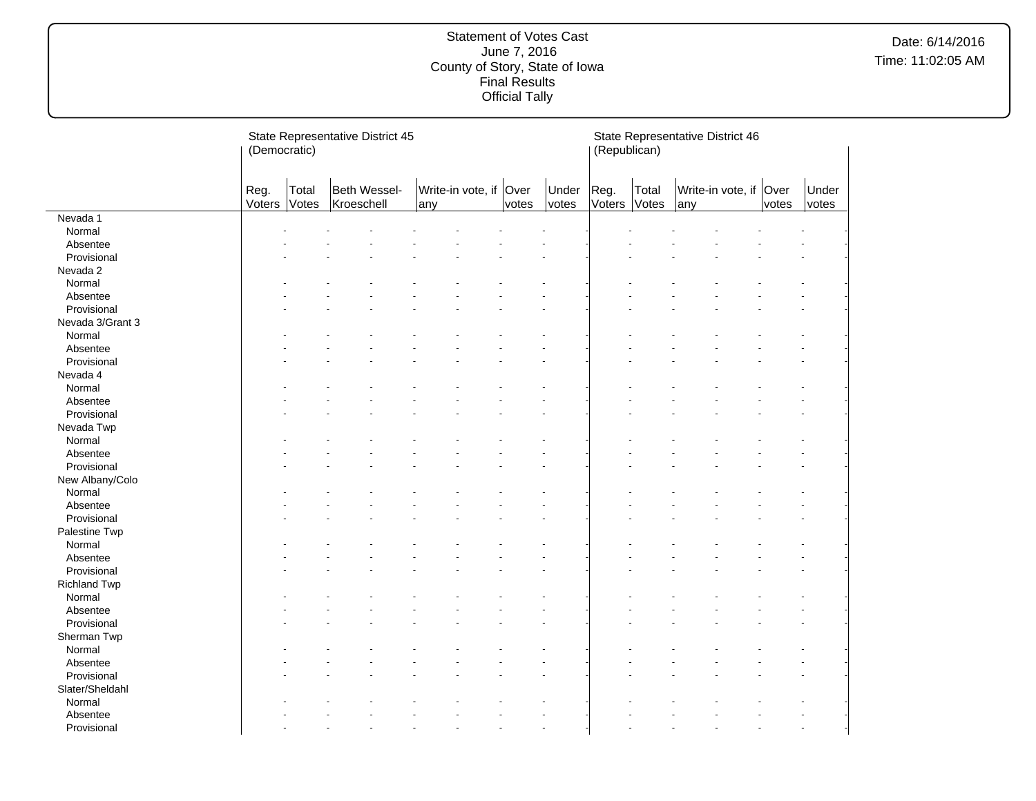Statement of Votes Cast
June 7, 2016
County of Story, State of Iowa
Final Results
Official Tally

Date: 6/14/2016
Time: 11:02:05 AM

| | State Representative District 45 (Democratic) | | | | | | State Representative District 46 (Republican) | | | | |
|---|---|---|---|---|---|---|---|---|---|---|---|
| | Reg. Voters | Total Votes | Beth Wessel-Kroeschell | Write-in vote, if any | Over votes | Under votes | Reg. Voters | Total Votes | Write-in vote, if any | Over votes | Under votes |
| Nevada 1 | | | | | | | | | | | |
| Normal | - | - | - | - | - | - | - | - | - | - | - |
| Absentee | - | - | - | - | - | - | - | - | - | - | - |
| Provisional | - | - | - | - | - | - | - | - | - | - | - |
| Nevada 2 | | | | | | | | | | | |
| Normal | - | - | - | - | - | - | - | - | - | - | - |
| Absentee | - | - | - | - | - | - | - | - | - | - | - |
| Provisional | - | - | - | - | - | - | - | - | - | - | - |
| Nevada 3/Grant 3 | | | | | | | | | | | |
| Normal | - | - | - | - | - | - | - | - | - | - | - |
| Absentee | - | - | - | - | - | - | - | - | - | - | - |
| Provisional | - | - | - | - | - | - | - | - | - | - | - |
| Nevada 4 | | | | | | | | | | | |
| Normal | - | - | - | - | - | - | - | - | - | - | - |
| Absentee | - | - | - | - | - | - | - | - | - | - | - |
| Provisional | - | - | - | - | - | - | - | - | - | - | - |
| Nevada Twp | | | | | | | | | | | |
| Normal | - | - | - | - | - | - | - | - | - | - | - |
| Absentee | - | - | - | - | - | - | - | - | - | - | - |
| Provisional | - | - | - | - | - | - | - | - | - | - | - |
| New Albany/Colo | | | | | | | | | | | |
| Normal | - | - | - | - | - | - | - | - | - | - | - |
| Absentee | - | - | - | - | - | - | - | - | - | - | - |
| Provisional | - | - | - | - | - | - | - | - | - | - | - |
| Palestine Twp | | | | | | | | | | | |
| Normal | - | - | - | - | - | - | - | - | - | - | - |
| Absentee | - | - | - | - | - | - | - | - | - | - | - |
| Provisional | - | - | - | - | - | - | - | - | - | - | - |
| Richland Twp | | | | | | | | | | | |
| Normal | - | - | - | - | - | - | - | - | - | - | - |
| Absentee | - | - | - | - | - | - | - | - | - | - | - |
| Provisional | - | - | - | - | - | - | - | - | - | - | - |
| Sherman Twp | | | | | | | | | | | |
| Normal | - | - | - | - | - | - | - | - | - | - | - |
| Absentee | - | - | - | - | - | - | - | - | - | - | - |
| Provisional | - | - | - | - | - | - | - | - | - | - | - |
| Slater/Sheldahl | | | | | | | | | | | |
| Normal | - | - | - | - | - | - | - | - | - | - | - |
| Absentee | - | - | - | - | - | - | - | - | - | - | - |
| Provisional | - | - | - | - | - | - | - | - | - | - | - |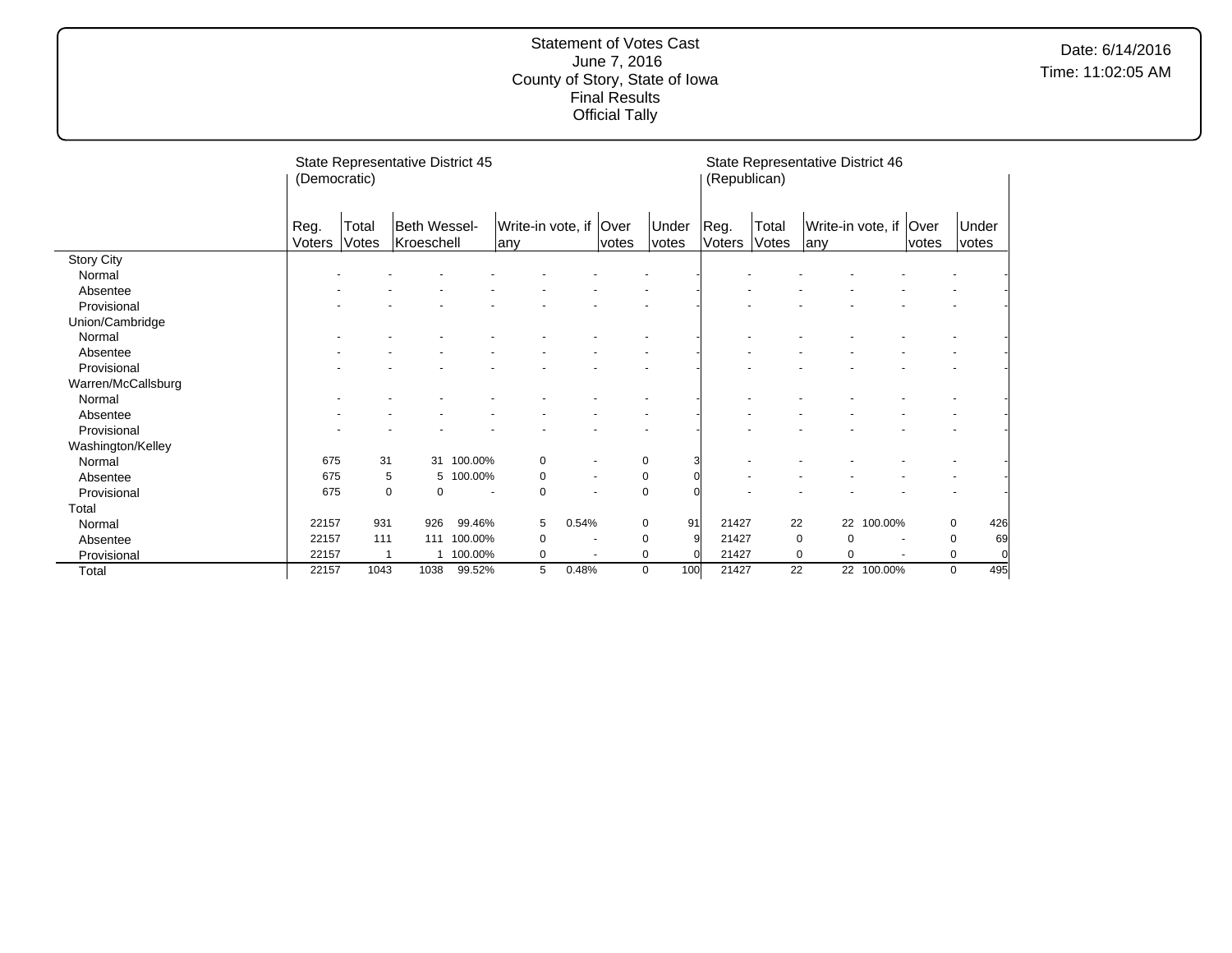Statement of Votes Cast
June 7, 2016
County of Story, State of Iowa
Final Results
Official Tally

Date: 6/14/2016
Time: 11:02:05 AM

| | State Representative District 45 (Democratic) | | | | | | | | State Representative District 46 (Republican) | | | | | |
|---|---|---|---|---|---|---|---|---|---|---|---|---|---|---|
| | Reg. Voters | Total Votes | Beth Wessel-Kroeschell | | Write-in vote, if any | | Over votes | Under votes | Reg. Voters | Total Votes | Write-in vote, if any | | Over votes | Under votes |
| Story City | | | | | | | | | | | | | | |
| Normal | - | - | - | - | - | - | - | - | - | - | - | - | - | - |
| Absentee | - | - | - | - | - | - | - | - | - | - | - | - | - | - |
| Provisional | - | - | - | - | - | - | - | - | - | - | - | - | - | - |
| Union/Cambridge | | | | | | | | | | | | | | |
| Normal | - | - | - | - | - | - | - | - | - | - | - | - | - | - |
| Absentee | - | - | - | - | - | - | - | - | - | - | - | - | - | - |
| Provisional | - | - | - | - | - | - | - | - | - | - | - | - | - | - |
| Warren/McCallsburg | | | | | | | | | | | | | | |
| Normal | - | - | - | - | - | - | - | - | - | - | - | - | - | - |
| Absentee | - | - | - | - | - | - | - | - | - | - | - | - | - | - |
| Provisional | - | - | - | - | - | - | - | - | - | - | - | - | - | - |
| Washington/Kelley | | | | | | | | | | | | | | |
| Normal | 675 | 31 | 31 | 100.00% | 0 | - | 0 | 3 | - | - | - | - | - | - |
| Absentee | 675 | 5 | 5 | 100.00% | 0 | - | 0 | 0 | - | - | - | - | - | - |
| Provisional | 675 | 0 | 0 | - | 0 | - | 0 | 0 | - | - | - | - | - | - |
| Total | | | | | | | | | | | | | | |
| Normal | 22157 | 931 | 926 | 99.46% | 5 | 0.54% | 0 | 91 | 21427 | 22 | 22 | 100.00% | 0 | 426 |
| Absentee | 22157 | 111 | 111 | 100.00% | 0 | - | 0 | 9 | 21427 | 0 | 0 | - | 0 | 69 |
| Provisional | 22157 | 1 | 1 | 100.00% | 0 | - | 0 | 0 | 21427 | 0 | 0 | - | 0 | 0 |
| Total | 22157 | 1043 | 1038 | 99.52% | 5 | 0.48% | 0 | 100 | 21427 | 22 | 22 | 100.00% | 0 | 495 |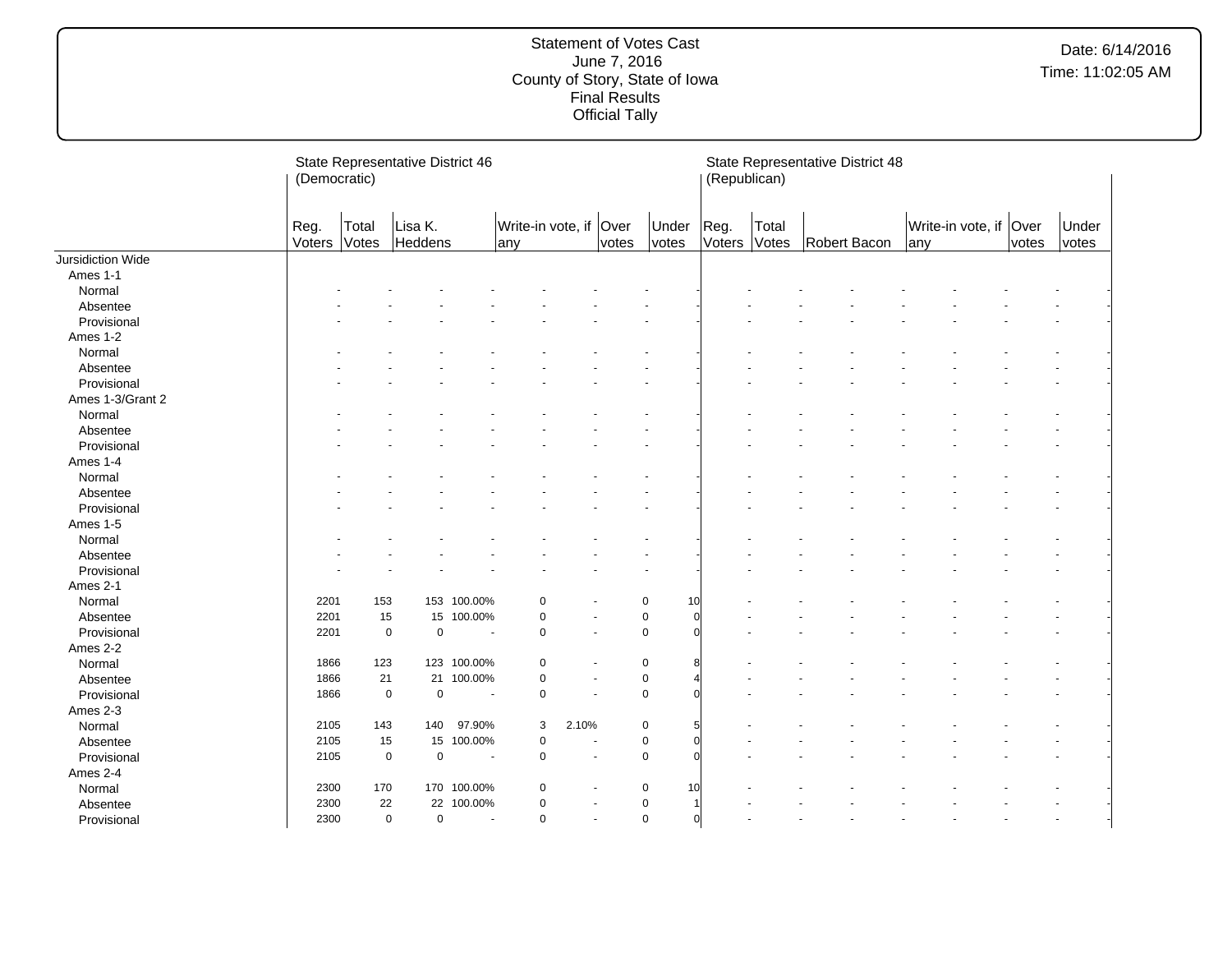Statement of Votes Cast
June 7, 2016
County of Story, State of Iowa
Final Results
Official Tally

Date: 6/14/2016
Time: 11:02:05 AM

| | State Representative District 46 (Democratic) | | | | | | | | State Representative District 48 (Republican) | | | | | | | |
|---|---|---|---|---|---|---|---|---|---|---|---|---|---|---|---|---|
| | Reg. Voters | Total Votes | Lisa K. Heddens | | Write-in vote, if any | | Over votes | Under votes | Reg. Voters | Total Votes | Robert Bacon | | Write-in vote, if any | | Over votes | Under votes |
| Jursidiction Wide | | | | | | | | | | | | | | | | |
| Ames 1-1 | | | | | | | | | | | | | | | | |
| Normal | - | - | - | - | - | - | - | - | - | - | - | - | - | - | - | - |
| Absentee | - | - | - | - | - | - | - | - | - | - | - | - | - | - | - | - |
| Provisional | - | - | - | - | - | - | - | - | - | - | - | - | - | - | - | - |
| Ames 1-2 | | | | | | | | | | | | | | | | |
| Normal | - | - | - | - | - | - | - | - | - | - | - | - | - | - | - | - |
| Absentee | - | - | - | - | - | - | - | - | - | - | - | - | - | - | - | - |
| Provisional | - | - | - | - | - | - | - | - | - | - | - | - | - | - | - | - |
| Ames 1-3/Grant 2 | | | | | | | | | | | | | | | | |
| Normal | - | - | - | - | - | - | - | - | - | - | - | - | - | - | - | - |
| Absentee | - | - | - | - | - | - | - | - | - | - | - | - | - | - | - | - |
| Provisional | - | - | - | - | - | - | - | - | - | - | - | - | - | - | - | - |
| Ames 1-4 | | | | | | | | | | | | | | | | |
| Normal | - | - | - | - | - | - | - | - | - | - | - | - | - | - | - | - |
| Absentee | - | - | - | - | - | - | - | - | - | - | - | - | - | - | - | - |
| Provisional | - | - | - | - | - | - | - | - | - | - | - | - | - | - | - | - |
| Ames 1-5 | | | | | | | | | | | | | | | | |
| Normal | - | - | - | - | - | - | - | - | - | - | - | - | - | - | - | - |
| Absentee | - | - | - | - | - | - | - | - | - | - | - | - | - | - | - | - |
| Provisional | - | - | - | - | - | - | - | - | - | - | - | - | - | - | - | - |
| Ames 2-1 | | | | | | | | | | | | | | | | |
| Normal | 2201 | 153 | 153 | 100.00% | 0 | - | 0 | 10 | - | - | - | - | - | - | - | - |
| Absentee | 2201 | 15 | 15 | 100.00% | 0 | - | 0 | 0 | - | - | - | - | - | - | - | - |
| Provisional | 2201 | 0 | 0 | - | 0 | - | 0 | 0 | - | - | - | - | - | - | - | - |
| Ames 2-2 | | | | | | | | | | | | | | | | |
| Normal | 1866 | 123 | 123 | 100.00% | 0 | - | 0 | 8 | - | - | - | - | - | - | - | - |
| Absentee | 1866 | 21 | 21 | 100.00% | 0 | - | 0 | 4 | - | - | - | - | - | - | - | - |
| Provisional | 1866 | 0 | 0 | - | 0 | - | 0 | 0 | - | - | - | - | - | - | - | - |
| Ames 2-3 | | | | | | | | | | | | | | | | |
| Normal | 2105 | 143 | 140 | 97.90% | 3 | 2.10% | 0 | 5 | - | - | - | - | - | - | - | - |
| Absentee | 2105 | 15 | 15 | 100.00% | 0 | - | 0 | 0 | - | - | - | - | - | - | - | - |
| Provisional | 2105 | 0 | 0 | - | 0 | - | 0 | 0 | - | - | - | - | - | - | - | - |
| Ames 2-4 | | | | | | | | | | | | | | | | |
| Normal | 2300 | 170 | 170 | 100.00% | 0 | - | 0 | 10 | - | - | - | - | - | - | - | - |
| Absentee | 2300 | 22 | 22 | 100.00% | 0 | - | 0 | 1 | - | - | - | - | - | - | - | - |
| Provisional | 2300 | 0 | 0 | - | 0 | - | 0 | 0 | - | - | - | - | - | - | - | - |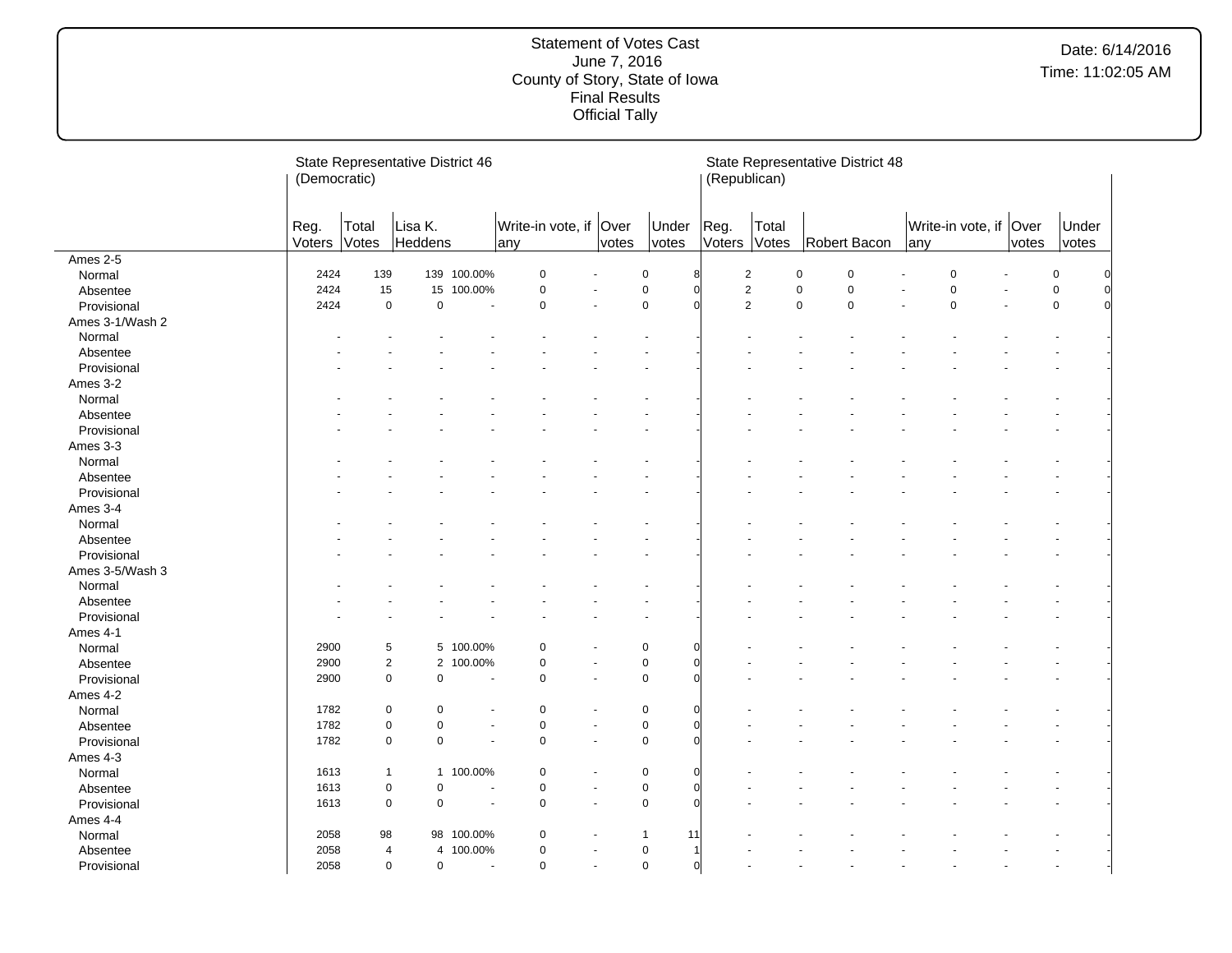Statement of Votes Cast
June 7, 2016
County of Story, State of Iowa
Final Results
Official Tally

Date: 6/14/2016
Time: 11:02:05 AM

| | State Representative District 46 (Democratic) | | | | | | | | State Representative District 48 (Republican) | | | | | | | |
|---|---|---|---|---|---|---|---|---|---|---|---|---|---|---|---|---|
| | Reg. Voters | Total Votes | Lisa K. Heddens | | Write-in vote, if any | | Over votes | Under votes | Reg. Voters | Total Votes | Robert Bacon | | Write-in vote, if any | | Over votes | Under votes |
| **Ames 2-5** | | | | | | | | | | | | | | | | |
| Normal | 2424 | 139 | 139 | 100.00% | 0 | - | 0 | 8 | 2 | 0 | 0 | - | 0 | - | 0 | 0 |
| Absentee | 2424 | 15 | 15 | 100.00% | 0 | - | 0 | 0 | 2 | 0 | 0 | - | 0 | - | 0 | 0 |
| Provisional | 2424 | 0 | 0 | - | 0 | - | 0 | 0 | 2 | 0 | 0 | - | 0 | - | 0 | 0 |
| **Ames 3-1/Wash 2** | | | | | | | | | | | | | | | | |
| Normal | - | - | - | - | - | - | - | - | - | - | - | - | - | - | - | - |
| Absentee | - | - | - | - | - | - | - | - | - | - | - | - | - | - | - | - |
| Provisional | - | - | - | - | - | - | - | - | - | - | - | - | - | - | - | - |
| **Ames 3-2** | | | | | | | | | | | | | | | | |
| Normal | - | - | - | - | - | - | - | - | - | - | - | - | - | - | - | - |
| Absentee | - | - | - | - | - | - | - | - | - | - | - | - | - | - | - | - |
| Provisional | - | - | - | - | - | - | - | - | - | - | - | - | - | - | - | - |
| **Ames 3-3** | | | | | | | | | | | | | | | | |
| Normal | - | - | - | - | - | - | - | - | - | - | - | - | - | - | - | - |
| Absentee | - | - | - | - | - | - | - | - | - | - | - | - | - | - | - | - |
| Provisional | - | - | - | - | - | - | - | - | - | - | - | - | - | - | - | - |
| **Ames 3-4** | | | | | | | | | | | | | | | | |
| Normal | - | - | - | - | - | - | - | - | - | - | - | - | - | - | - | - |
| Absentee | - | - | - | - | - | - | - | - | - | - | - | - | - | - | - | - |
| Provisional | - | - | - | - | - | - | - | - | - | - | - | - | - | - | - | - |
| **Ames 3-5/Wash 3** | | | | | | | | | | | | | | | | |
| Normal | - | - | - | - | - | - | - | - | - | - | - | - | - | - | - | - |
| Absentee | - | - | - | - | - | - | - | - | - | - | - | - | - | - | - | - |
| Provisional | - | - | - | - | - | - | - | - | - | - | - | - | - | - | - | - |
| **Ames 4-1** | | | | | | | | | | | | | | | | |
| Normal | 2900 | 5 | 5 | 100.00% | 0 | - | 0 | 0 | - | - | - | - | - | - | - | - |
| Absentee | 2900 | 2 | 2 | 100.00% | 0 | - | 0 | 0 | - | - | - | - | - | - | - | - |
| Provisional | 2900 | 0 | 0 | - | 0 | - | 0 | 0 | - | - | - | - | - | - | - | - |
| **Ames 4-2** | | | | | | | | | | | | | | | | |
| Normal | 1782 | 0 | 0 | - | 0 | - | 0 | 0 | - | - | - | - | - | - | - | - |
| Absentee | 1782 | 0 | 0 | - | 0 | - | 0 | 0 | - | - | - | - | - | - | - | - |
| Provisional | 1782 | 0 | 0 | - | 0 | - | 0 | 0 | - | - | - | - | - | - | - | - |
| **Ames 4-3** | | | | | | | | | | | | | | | | |
| Normal | 1613 | 1 | 1 | 100.00% | 0 | - | 0 | 0 | - | - | - | - | - | - | - | - |
| Absentee | 1613 | 0 | 0 | - | 0 | - | 0 | 0 | - | - | - | - | - | - | - | - |
| Provisional | 1613 | 0 | 0 | - | 0 | - | 0 | 0 | - | - | - | - | - | - | - | - |
| **Ames 4-4** | | | | | | | | | | | | | | | | |
| Normal | 2058 | 98 | 98 | 100.00% | 0 | - | 1 | 11 | - | - | - | - | - | - | - | - |
| Absentee | 2058 | 4 | 4 | 100.00% | 0 | - | 0 | 1 | - | - | - | - | - | - | - | - |
| Provisional | 2058 | 0 | 0 | - | 0 | - | 0 | 0 | - | - | - | - | - | - | - | - |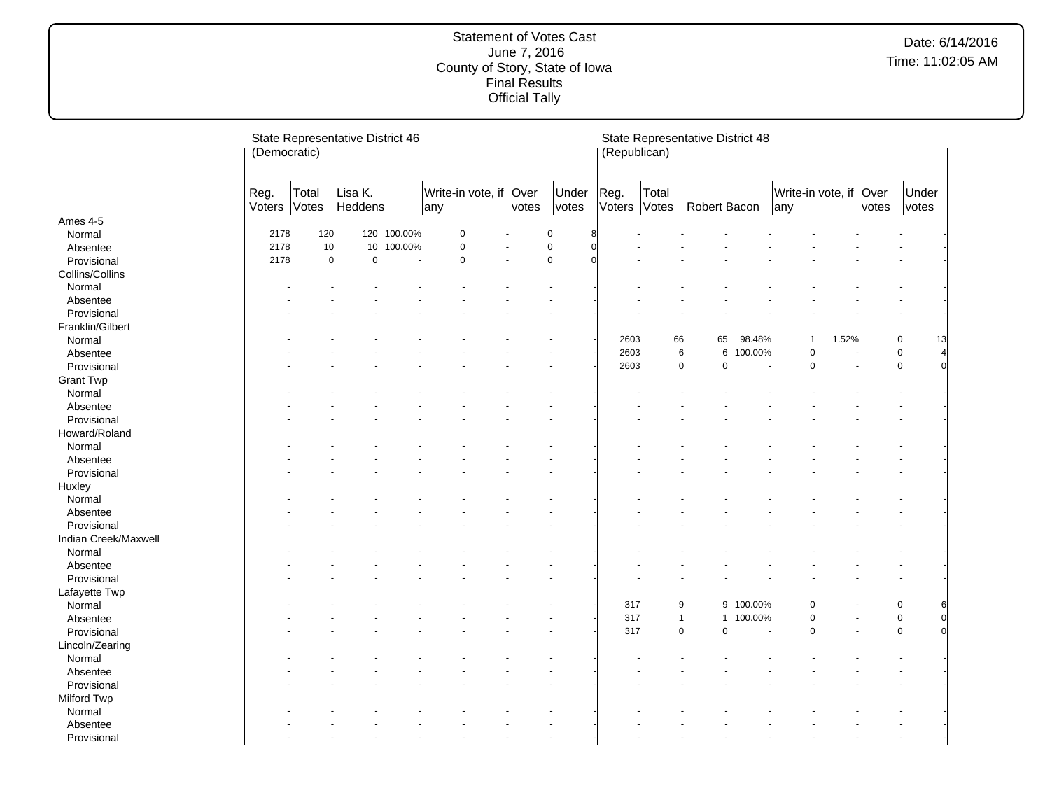# Statement of Votes Cast
June 7, 2016
County of Story, State of Iowa
Final Results
Official Tally

Date: 6/14/2016
Time: 11:02:05 AM

| | State Representative District 46 (Democratic) | | | | | | | | State Representative District 48 (Republican) | | | | | | | |
|---|---|---|---|---|---|---|---|---|---|---|---|---|---|---|---|---|
| | Reg. Voters | Total Votes | Lisa K. Heddens | | Write-in vote, if any | | Over votes | Under votes | Reg. Voters | Total Votes | Robert Bacon | | Write-in vote, if any | | Over votes | Under votes |
| **Ames 4-5** | | | | | | | | | | | | | | | | |
| Normal | 2178 | 120 | 120 | 100.00% | 0 | - | 0 | 8 | - | - | - | - | - | - | - | - |
| Absentee | 2178 | 10 | 10 | 100.00% | 0 | - | 0 | 0 | - | - | - | - | - | - | - | - |
| Provisional | 2178 | 0 | 0 | - | 0 | - | 0 | 0 | - | - | - | - | - | - | - | - |
| **Collins/Collins** | | | | | | | | | | | | | | | | |
| Normal | - | - | - | - | - | - | - | - | - | - | - | - | - | - | - | - |
| Absentee | - | - | - | - | - | - | - | - | - | - | - | - | - | - | - | - |
| Provisional | - | - | - | - | - | - | - | - | - | - | - | - | - | - | - | - |
| **Franklin/Gilbert** | | | | | | | | | | | | | | | | |
| Normal | - | - | - | - | - | - | - | - | 2603 | 66 | 65 | 98.48% | 1 | 1.52% | 0 | 13 |
| Absentee | - | - | - | - | - | - | - | - | 2603 | 6 | 6 | 100.00% | 0 | - | 0 | 4 |
| Provisional | - | - | - | - | - | - | - | - | 2603 | 0 | 0 | - | 0 | - | 0 | 0 |
| **Grant Twp** | | | | | | | | | | | | | | | | |
| Normal | - | - | - | - | - | - | - | - | - | - | - | - | - | - | - | - |
| Absentee | - | - | - | - | - | - | - | - | - | - | - | - | - | - | - | - |
| Provisional | - | - | - | - | - | - | - | - | - | - | - | - | - | - | - | - |
| **Howard/Roland** | | | | | | | | | | | | | | | | |
| Normal | - | - | - | - | - | - | - | - | - | - | - | - | - | - | - | - |
| Absentee | - | - | - | - | - | - | - | - | - | - | - | - | - | - | - | - |
| Provisional | - | - | - | - | - | - | - | - | - | - | - | - | - | - | - | - |
| **Huxley** | | | | | | | | | | | | | | | | |
| Normal | - | - | - | - | - | - | - | - | - | - | - | - | - | - | - | - |
| Absentee | - | - | - | - | - | - | - | - | - | - | - | - | - | - | - | - |
| Provisional | - | - | - | - | - | - | - | - | - | - | - | - | - | - | - | - |
| **Indian Creek/Maxwell** | | | | | | | | | | | | | | | | |
| Normal | - | - | - | - | - | - | - | - | - | - | - | - | - | - | - | - |
| Absentee | - | - | - | - | - | - | - | - | - | - | - | - | - | - | - | - |
| Provisional | - | - | - | - | - | - | - | - | - | - | - | - | - | - | - | - |
| **Lafayette Twp** | | | | | | | | | | | | | | | | |
| Normal | - | - | - | - | - | - | - | - | 317 | 9 | 9 | 100.00% | 0 | - | 0 | 6 |
| Absentee | - | - | - | - | - | - | - | - | 317 | 1 | 1 | 100.00% | 0 | - | 0 | 0 |
| Provisional | - | - | - | - | - | - | - | - | 317 | 0 | 0 | - | 0 | - | 0 | 0 |
| **Lincoln/Zearing** | | | | | | | | | | | | | | | | |
| Normal | - | - | - | - | - | - | - | - | - | - | - | - | - | - | - | - |
| Absentee | - | - | - | - | - | - | - | - | - | - | - | - | - | - | - | - |
| Provisional | - | - | - | - | - | - | - | - | - | - | - | - | - | - | - | - |
| **Milford Twp** | | | | | | | | | | | | | | | | |
| Normal | - | - | - | - | - | - | - | - | - | - | - | - | - | - | - | - |
| Absentee | - | - | - | - | - | - | - | - | - | - | - | - | - | - | - | - |
| Provisional | - | - | - | - | - | - | - | - | - | - | - | - | - | - | - | - |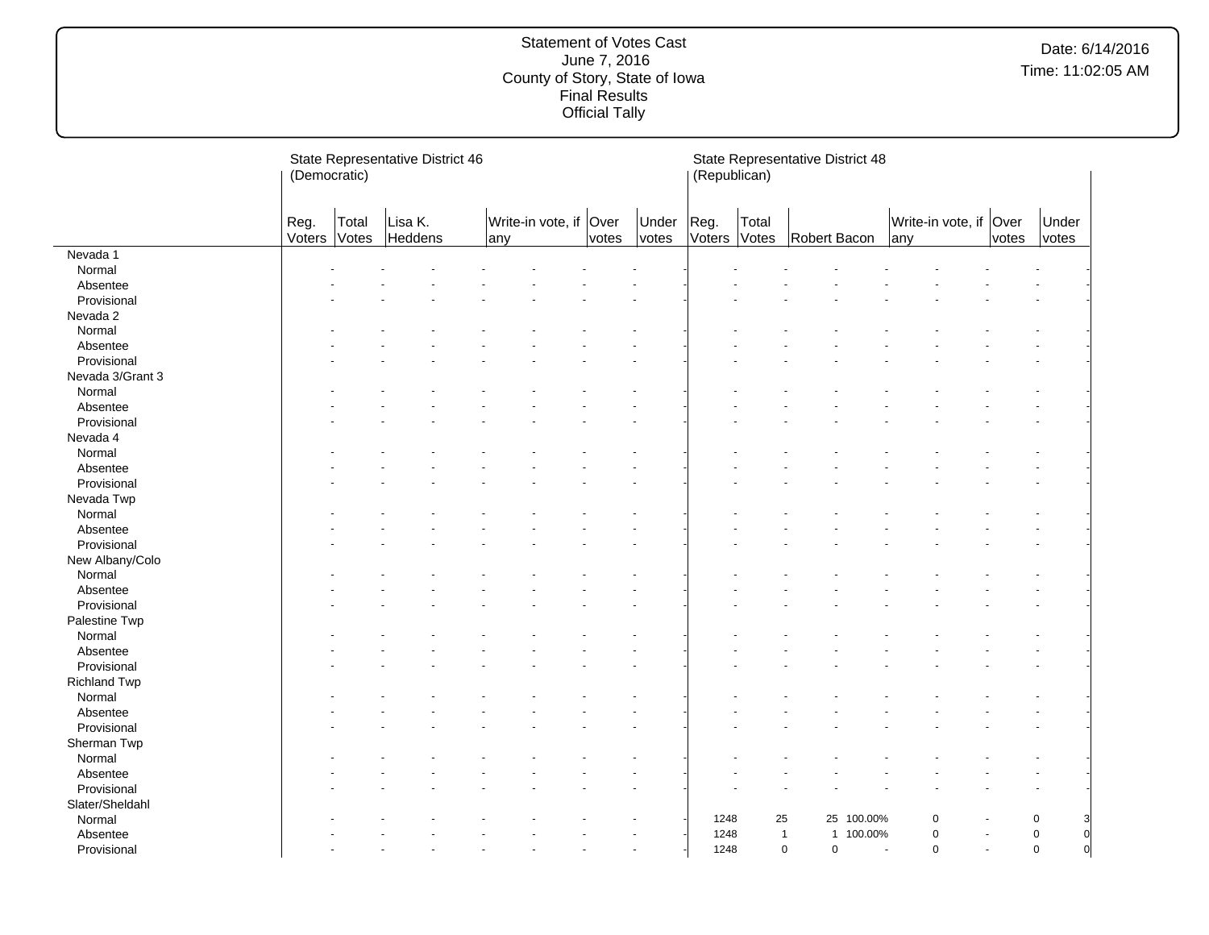Statement of Votes Cast
June 7, 2016
County of Story, State of Iowa
Final Results
Official Tally

Date: 6/14/2016
Time: 11:02:05 AM

| | State Representative District 46 (Democratic) | | | | | | | | State Representative District 48 (Republican) | | | | | | | | |
|---|---|---|---|---|---|---|---|---|---|---|---|---|---|---|---|---|---|
| | Reg. Voters | Total Votes | Lisa K. Heddens | | Write-in vote, if any | | Over votes | Under votes | Reg. Voters | Total Votes | Robert Bacon | | Write-in vote, if any | | Over votes | Under votes |
| Nevada 1 | | | | | | | | | | | | | | | | |
| Normal | - | - | - | - | - | - | - | - | - | - | - | - | - | - | - | - |
| Absentee | - | - | - | - | - | - | - | - | - | - | - | - | - | - | - | - |
| Provisional | - | - | - | - | - | - | - | - | - | - | - | - | - | - | - | - |
| Nevada 2 | | | | | | | | | | | | | | | | |
| Normal | - | - | - | - | - | - | - | - | - | - | - | - | - | - | - | - |
| Absentee | - | - | - | - | - | - | - | - | - | - | - | - | - | - | - | - |
| Provisional | - | - | - | - | - | - | - | - | - | - | - | - | - | - | - | - |
| Nevada 3/Grant 3 | | | | | | | | | | | | | | | | |
| Normal | - | - | - | - | - | - | - | - | - | - | - | - | - | - | - | - |
| Absentee | - | - | - | - | - | - | - | - | - | - | - | - | - | - | - | - |
| Provisional | - | - | - | - | - | - | - | - | - | - | - | - | - | - | - | - |
| Nevada 4 | | | | | | | | | | | | | | | | |
| Normal | - | - | - | - | - | - | - | - | - | - | - | - | - | - | - | - |
| Absentee | - | - | - | - | - | - | - | - | - | - | - | - | - | - | - | - |
| Provisional | - | - | - | - | - | - | - | - | - | - | - | - | - | - | - | - |
| Nevada Twp | | | | | | | | | | | | | | | | |
| Normal | - | - | - | - | - | - | - | - | - | - | - | - | - | - | - | - |
| Absentee | - | - | - | - | - | - | - | - | - | - | - | - | - | - | - | - |
| Provisional | - | - | - | - | - | - | - | - | - | - | - | - | - | - | - | - |
| New Albany/Colo | | | | | | | | | | | | | | | | |
| Normal | - | - | - | - | - | - | - | - | - | - | - | - | - | - | - | - |
| Absentee | - | - | - | - | - | - | - | - | - | - | - | - | - | - | - | - |
| Provisional | - | - | - | - | - | - | - | - | - | - | - | - | - | - | - | - |
| Palestine Twp | | | | | | | | | | | | | | | | |
| Normal | - | - | - | - | - | - | - | - | - | - | - | - | - | - | - | - |
| Absentee | - | - | - | - | - | - | - | - | - | - | - | - | - | - | - | - |
| Provisional | - | - | - | - | - | - | - | - | - | - | - | - | - | - | - | - |
| Richland Twp | | | | | | | | | | | | | | | | |
| Normal | - | - | - | - | - | - | - | - | - | - | - | - | - | - | - | - |
| Absentee | - | - | - | - | - | - | - | - | - | - | - | - | - | - | - | - |
| Provisional | - | - | - | - | - | - | - | - | - | - | - | - | - | - | - | - |
| Sherman Twp | | | | | | | | | | | | | | | | |
| Normal | - | - | - | - | - | - | - | - | - | - | - | - | - | - | - | - |
| Absentee | - | - | - | - | - | - | - | - | - | - | - | - | - | - | - | - |
| Provisional | - | - | - | - | - | - | - | - | - | - | - | - | - | - | - | - |
| Slater/Sheldahl | | | | | | | | | | | | | | | | |
| Normal | - | - | - | - | - | - | - | - | 1248 | 25 | 25 | 100.00% | 0 | - | 0 | 3 |
| Absentee | - | - | - | - | - | - | - | - | 1248 | 1 | 1 | 100.00% | 0 | - | 0 | 0 |
| Provisional | - | - | - | - | - | - | - | - | 1248 | 0 | 0 | - | 0 | - | 0 | 0 |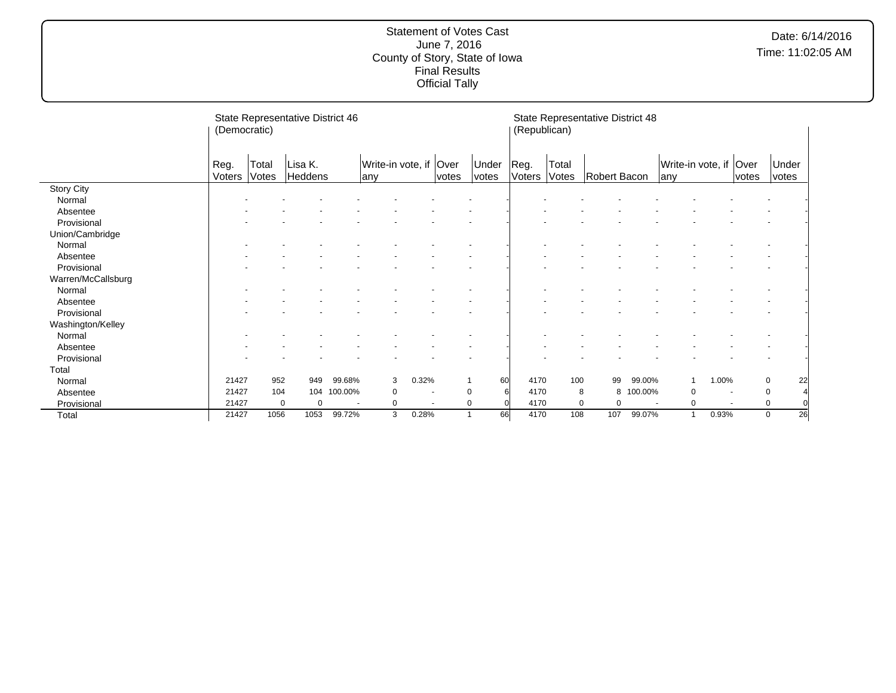Statement of Votes Cast
June 7, 2016
County of Story, State of Iowa
Final Results
Official Tally

Date: 6/14/2016
Time: 11:02:05 AM

| | State Representative District 46 (Democratic) | | | | | | | | State Representative District 48 (Republican) | | | | | | | |
|---|---|---|---|---|---|---|---|---|---|---|---|---|---|---|---|---|
| | Reg. Voters | Total Votes | Lisa K. Heddens | | Write-in vote, if any | | Over votes | Under votes | Reg. Voters | Total Votes | Robert Bacon | | Write-in vote, if any | | Over votes | Under votes |
| **Story City** | | | | | | | | | | | | | | | | |
| Normal | - | - | - | - | - | - | - | - | - | - | - | - | - | - | - | - |
| Absentee | - | - | - | - | - | - | - | - | - | - | - | - | - | - | - | - |
| Provisional | - | - | - | - | - | - | - | - | - | - | - | - | - | - | - | - |
| **Union/Cambridge** | | | | | | | | | | | | | | | | |
| Normal | - | - | - | - | - | - | - | - | - | - | - | - | - | - | - | - |
| Absentee | - | - | - | - | - | - | - | - | - | - | - | - | - | - | - | - |
| Provisional | - | - | - | - | - | - | - | - | - | - | - | - | - | - | - | - |
| **Warren/McCallsburg** | | | | | | | | | | | | | | | | |
| Normal | - | - | - | - | - | - | - | - | - | - | - | - | - | - | - | - |
| Absentee | - | - | - | - | - | - | - | - | - | - | - | - | - | - | - | - |
| Provisional | - | - | - | - | - | - | - | - | - | - | - | - | - | - | - | - |
| **Washington/Kelley** | | | | | | | | | | | | | | | | |
| Normal | - | - | - | - | - | - | - | - | - | - | - | - | - | - | - | - |
| Absentee | - | - | - | - | - | - | - | - | - | - | - | - | - | - | - | - |
| Provisional | - | - | - | - | - | - | - | - | - | - | - | - | - | - | - | - |
| **Total** | | | | | | | | | | | | | | | | |
| Normal | 21427 | 952 | 949 | 99.68% | 3 | 0.32% | 1 | 60 | 4170 | 100 | 99 | 99.00% | 1 | 1.00% | 0 | 22 |
| Absentee | 21427 | 104 | 104 | 100.00% | 0 | - | 0 | 6 | 4170 | 8 | 8 | 100.00% | 0 | - | 0 | 4 |
| Provisional | 21427 | 0 | 0 | - | 0 | - | 0 | 0 | 4170 | 0 | 0 | - | 0 | - | 0 | 0 |
| Total | 21427 | 1056 | 1053 | 99.72% | 3 | 0.28% | 1 | 66 | 4170 | 108 | 107 | 99.07% | 1 | 0.93% | 0 | 26 |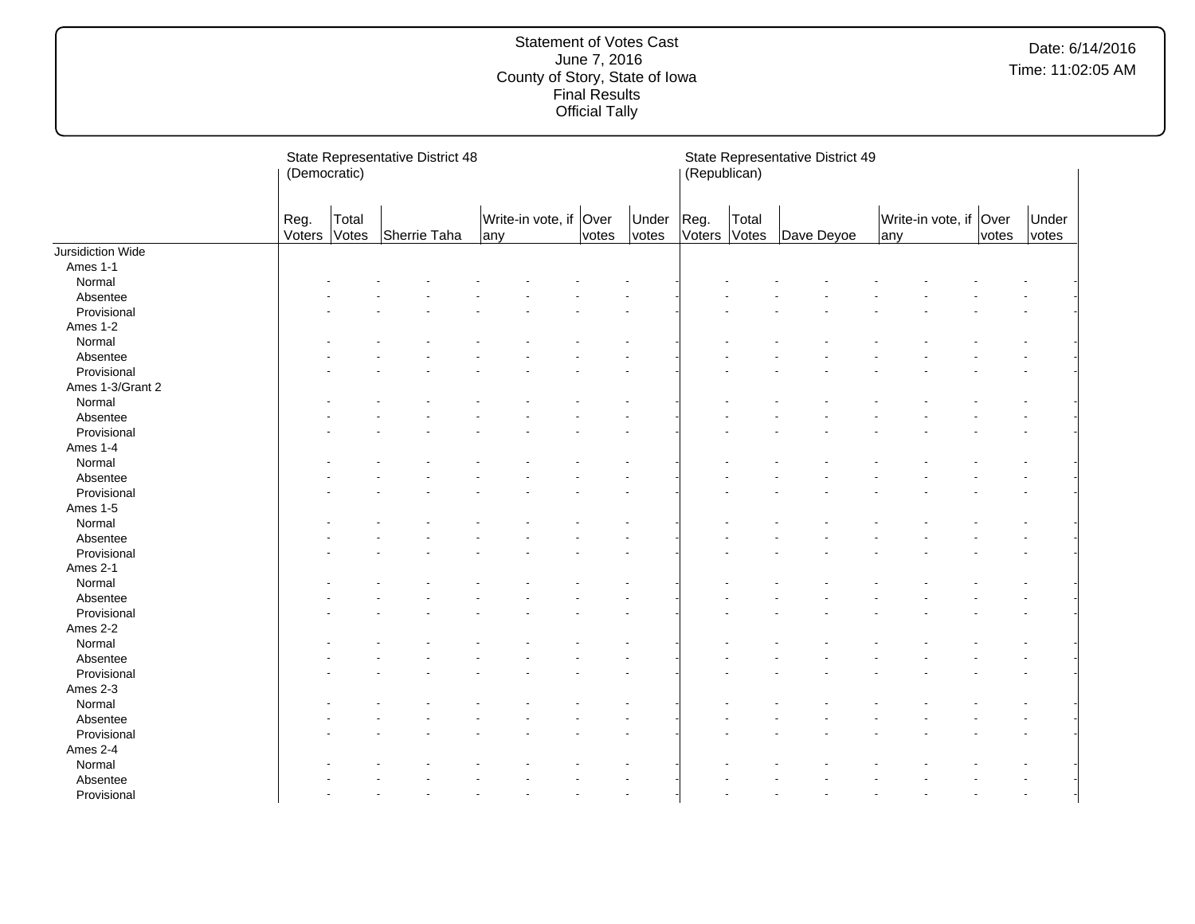Statement of Votes Cast
June 7, 2016
County of Story, State of Iowa
Final Results
Official Tally

Date: 6/14/2016
Time: 11:02:05 AM

| | State Representative District 48 (Democratic) | | | | | | State Representative District 49 (Republican) | | | | | |
|---|---|---|---|---|---|---|---|---|---|---|---|---|
| | Reg. Voters | Total Votes | Sherrie Taha | Write-in vote, if any | Over votes | Under votes | Reg. Voters | Total Votes | Dave Deyoe | Write-in vote, if any | Over votes | Under votes |
| Jursidiction Wide | | | | | | | | | | | | |
| Ames 1-1 | | | | | | | | | | | | |
| Normal | - | - | - | - | - | - | - | - | - | - | - | - |
| Absentee | - | - | - | - | - | - | - | - | - | - | - | - |
| Provisional | - | - | - | - | - | - | - | - | - | - | - | - |
| Ames 1-2 | | | | | | | | | | | | |
| Normal | - | - | - | - | - | - | - | - | - | - | - | - |
| Absentee | - | - | - | - | - | - | - | - | - | - | - | - |
| Provisional | - | - | - | - | - | - | - | - | - | - | - | - |
| Ames 1-3/Grant 2 | | | | | | | | | | | | |
| Normal | - | - | - | - | - | - | - | - | - | - | - | - |
| Absentee | - | - | - | - | - | - | - | - | - | - | - | - |
| Provisional | - | - | - | - | - | - | - | - | - | - | - | - |
| Ames 1-4 | | | | | | | | | | | | |
| Normal | - | - | - | - | - | - | - | - | - | - | - | - |
| Absentee | - | - | - | - | - | - | - | - | - | - | - | - |
| Provisional | - | - | - | - | - | - | - | - | - | - | - | - |
| Ames 1-5 | | | | | | | | | | | | |
| Normal | - | - | - | - | - | - | - | - | - | - | - | - |
| Absentee | - | - | - | - | - | - | - | - | - | - | - | - |
| Provisional | - | - | - | - | - | - | - | - | - | - | - | - |
| Ames 2-1 | | | | | | | | | | | | |
| Normal | - | - | - | - | - | - | - | - | - | - | - | - |
| Absentee | - | - | - | - | - | - | - | - | - | - | - | - |
| Provisional | - | - | - | - | - | - | - | - | - | - | - | - |
| Ames 2-2 | | | | | | | | | | | | |
| Normal | - | - | - | - | - | - | - | - | - | - | - | - |
| Absentee | - | - | - | - | - | - | - | - | - | - | - | - |
| Provisional | - | - | - | - | - | - | - | - | - | - | - | - |
| Ames 2-3 | | | | | | | | | | | | |
| Normal | - | - | - | - | - | - | - | - | - | - | - | - |
| Absentee | - | - | - | - | - | - | - | - | - | - | - | - |
| Provisional | - | - | - | - | - | - | - | - | - | - | - | - |
| Ames 2-4 | | | | | | | | | | | | |
| Normal | - | - | - | - | - | - | - | - | - | - | - | - |
| Absentee | - | - | - | - | - | - | - | - | - | - | - | - |
| Provisional | - | - | - | - | - | - | - | - | - | - | - | - |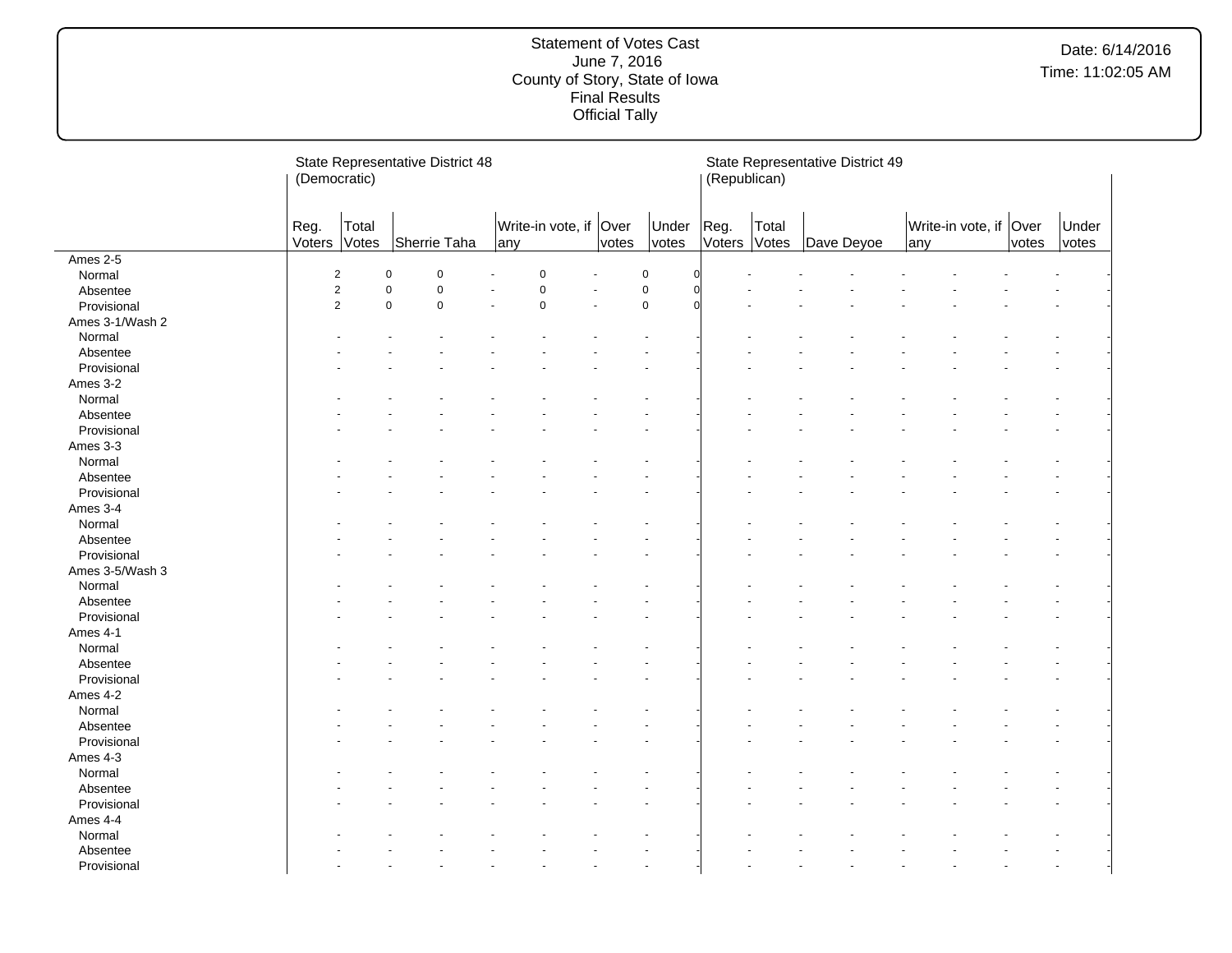Statement of Votes Cast
June 7, 2016
County of Story, State of Iowa
Final Results
Official Tally

Date: 6/14/2016
Time: 11:02:05 AM

| | State Representative District 48 (Democratic) | | | | | | State Representative District 49 (Republican) | | | | | |
|---|---|---|---|---|---|---|---|---|---|---|---|---|
| | Reg. Voters | Total Votes | Sherrie Taha | Write-in vote, if any | Over votes | Under votes | Reg. Voters | Total Votes | Dave Deyoe | Write-in vote, if any | Over votes | Under votes |
| Ames 2-5 | | | | | | | | | | | | |
| Normal | 2 | 0 | 0 | 0 | 0 | 0 | - | - | - | - | - | - |
| Absentee | 2 | 0 | 0 | 0 | 0 | 0 | - | - | - | - | - | - |
| Provisional | 2 | 0 | 0 | 0 | 0 | 0 | - | - | - | - | - | - |
| Ames 3-1/Wash 2 | | | | | | | | | | | | |
| Normal | - | - | - | - | - | - | - | - | - | - | - | - |
| Absentee | - | - | - | - | - | - | - | - | - | - | - | - |
| Provisional | - | - | - | - | - | - | - | - | - | - | - | - |
| Ames 3-2 | | | | | | | | | | | | |
| Normal | - | - | - | - | - | - | - | - | - | - | - | - |
| Absentee | - | - | - | - | - | - | - | - | - | - | - | - |
| Provisional | - | - | - | - | - | - | - | - | - | - | - | - |
| Ames 3-3 | | | | | | | | | | | | |
| Normal | - | - | - | - | - | - | - | - | - | - | - | - |
| Absentee | - | - | - | - | - | - | - | - | - | - | - | - |
| Provisional | - | - | - | - | - | - | - | - | - | - | - | - |
| Ames 3-4 | | | | | | | | | | | | |
| Normal | - | - | - | - | - | - | - | - | - | - | - | - |
| Absentee | - | - | - | - | - | - | - | - | - | - | - | - |
| Provisional | - | - | - | - | - | - | - | - | - | - | - | - |
| Ames 3-5/Wash 3 | | | | | | | | | | | | |
| Normal | - | - | - | - | - | - | - | - | - | - | - | - |
| Absentee | - | - | - | - | - | - | - | - | - | - | - | - |
| Provisional | - | - | - | - | - | - | - | - | - | - | - | - |
| Ames 4-1 | | | | | | | | | | | | |
| Normal | - | - | - | - | - | - | - | - | - | - | - | - |
| Absentee | - | - | - | - | - | - | - | - | - | - | - | - |
| Provisional | - | - | - | - | - | - | - | - | - | - | - | - |
| Ames 4-2 | | | | | | | | | | | | |
| Normal | - | - | - | - | - | - | - | - | - | - | - | - |
| Absentee | - | - | - | - | - | - | - | - | - | - | - | - |
| Provisional | - | - | - | - | - | - | - | - | - | - | - | - |
| Ames 4-3 | | | | | | | | | | | | |
| Normal | - | - | - | - | - | - | - | - | - | - | - | - |
| Absentee | - | - | - | - | - | - | - | - | - | - | - | - |
| Provisional | - | - | - | - | - | - | - | - | - | - | - | - |
| Ames 4-4 | | | | | | | | | | | | |
| Normal | - | - | - | - | - | - | - | - | - | - | - | - |
| Absentee | - | - | - | - | - | - | - | - | - | - | - | - |
| Provisional | - | - | - | - | - | - | - | - | - | - | - | - |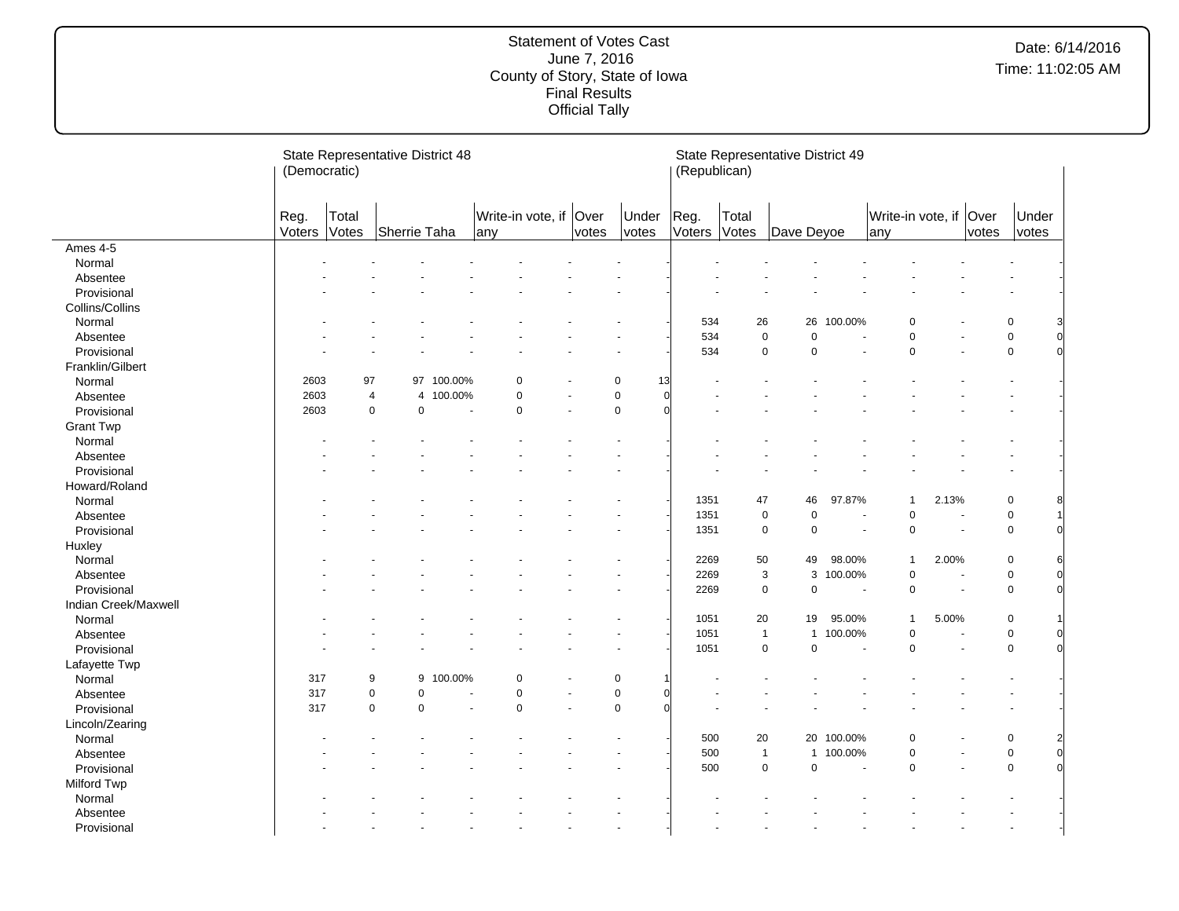Statement of Votes Cast
June 7, 2016
County of Story, State of Iowa
Final Results
Official Tally

Date: 6/14/2016
Time: 11:02:05 AM

| | State Representative District 48 (Democratic) | | | | | | | | State Representative District 49 (Republican) | | | | | | | |
|---|---|---|---|---|---|---|---|---|---|---|---|---|---|---|---|---|
| | Reg. Voters | Total Votes | Sherrie Taha | | Write-in vote, if any | | Over votes | Under votes | Reg. Voters | Total Votes | Dave Deyoe | | Write-in vote, if any | | Over votes | Under votes |
| **Ames 4-5** | | | | | | | | | | | | | | | | |
| Normal | - | - | - | - | - | - | - | - | - | - | - | - | - | - | - | - |
| Absentee | - | - | - | - | - | - | - | - | - | - | - | - | - | - | - | - |
| Provisional | - | - | - | - | - | - | - | - | - | - | - | - | - | - | - | - |
| **Collins/Collins** | | | | | | | | | | | | | | | | |
| Normal | - | - | - | - | - | - | - | - | 534 | 26 | 26 | 100.00% | 0 | - | 0 | 3 |
| Absentee | - | - | - | - | - | - | - | - | 534 | 0 | 0 | - | 0 | - | 0 | 0 |
| Provisional | - | - | - | - | - | - | - | - | 534 | 0 | 0 | - | 0 | - | 0 | 0 |
| **Franklin/Gilbert** | | | | | | | | | | | | | | | | |
| Normal | 2603 | 97 | 97 | 100.00% | 0 | - | 0 | 13 | - | - | - | - | - | - | - | - |
| Absentee | 2603 | 4 | 4 | 100.00% | 0 | - | 0 | 0 | - | - | - | - | - | - | - | - |
| Provisional | 2603 | 0 | 0 | - | 0 | - | 0 | 0 | - | - | - | - | - | - | - | - |
| **Grant Twp** | | | | | | | | | | | | | | | | |
| Normal | - | - | - | - | - | - | - | - | - | - | - | - | - | - | - | - |
| Absentee | - | - | - | - | - | - | - | - | - | - | - | - | - | - | - | - |
| Provisional | - | - | - | - | - | - | - | - | - | - | - | - | - | - | - | - |
| **Howard/Roland** | | | | | | | | | | | | | | | | |
| Normal | - | - | - | - | - | - | - | - | 1351 | 47 | 46 | 97.87% | 1 | 2.13% | 0 | 8 |
| Absentee | - | - | - | - | - | - | - | - | 1351 | 0 | 0 | - | 0 | - | 0 | 1 |
| Provisional | - | - | - | - | - | - | - | - | 1351 | 0 | 0 | - | 0 | - | 0 | 0 |
| **Huxley** | | | | | | | | | | | | | | | | |
| Normal | - | - | - | - | - | - | - | - | 2269 | 50 | 49 | 98.00% | 1 | 2.00% | 0 | 6 |
| Absentee | - | - | - | - | - | - | - | - | 2269 | 3 | 3 | 100.00% | 0 | - | 0 | 0 |
| Provisional | - | - | - | - | - | - | - | - | 2269 | 0 | 0 | - | 0 | - | 0 | 0 |
| **Indian Creek/Maxwell** | | | | | | | | | | | | | | | | |
| Normal | - | - | - | - | - | - | - | - | 1051 | 20 | 19 | 95.00% | 1 | 5.00% | 0 | 1 |
| Absentee | - | - | - | - | - | - | - | - | 1051 | 1 | 1 | 100.00% | 0 | - | 0 | 0 |
| Provisional | - | - | - | - | - | - | - | - | 1051 | 0 | 0 | - | 0 | - | 0 | 0 |
| **Lafayette Twp** | | | | | | | | | | | | | | | | |
| Normal | 317 | 9 | 9 | 100.00% | 0 | - | 0 | 1 | - | - | - | - | - | - | - | - |
| Absentee | 317 | 0 | 0 | - | 0 | - | 0 | 0 | - | - | - | - | - | - | - | - |
| Provisional | 317 | 0 | 0 | - | 0 | - | 0 | 0 | - | - | - | - | - | - | - | - |
| **Lincoln/Zearing** | | | | | | | | | | | | | | | | |
| Normal | - | - | - | - | - | - | - | - | 500 | 20 | 20 | 100.00% | 0 | - | 0 | 2 |
| Absentee | - | - | - | - | - | - | - | - | 500 | 1 | 1 | 100.00% | 0 | - | 0 | 0 |
| Provisional | - | - | - | - | - | - | - | - | 500 | 0 | 0 | - | 0 | - | 0 | 0 |
| **Milford Twp** | | | | | | | | | | | | | | | | |
| Normal | - | - | - | - | - | - | - | - | - | - | - | - | - | - | - | - |
| Absentee | - | - | - | - | - | - | - | - | - | - | - | - | - | - | - | - |
| Provisional | - | - | - | - | - | - | - | - | - | - | - | - | - | - | - | - |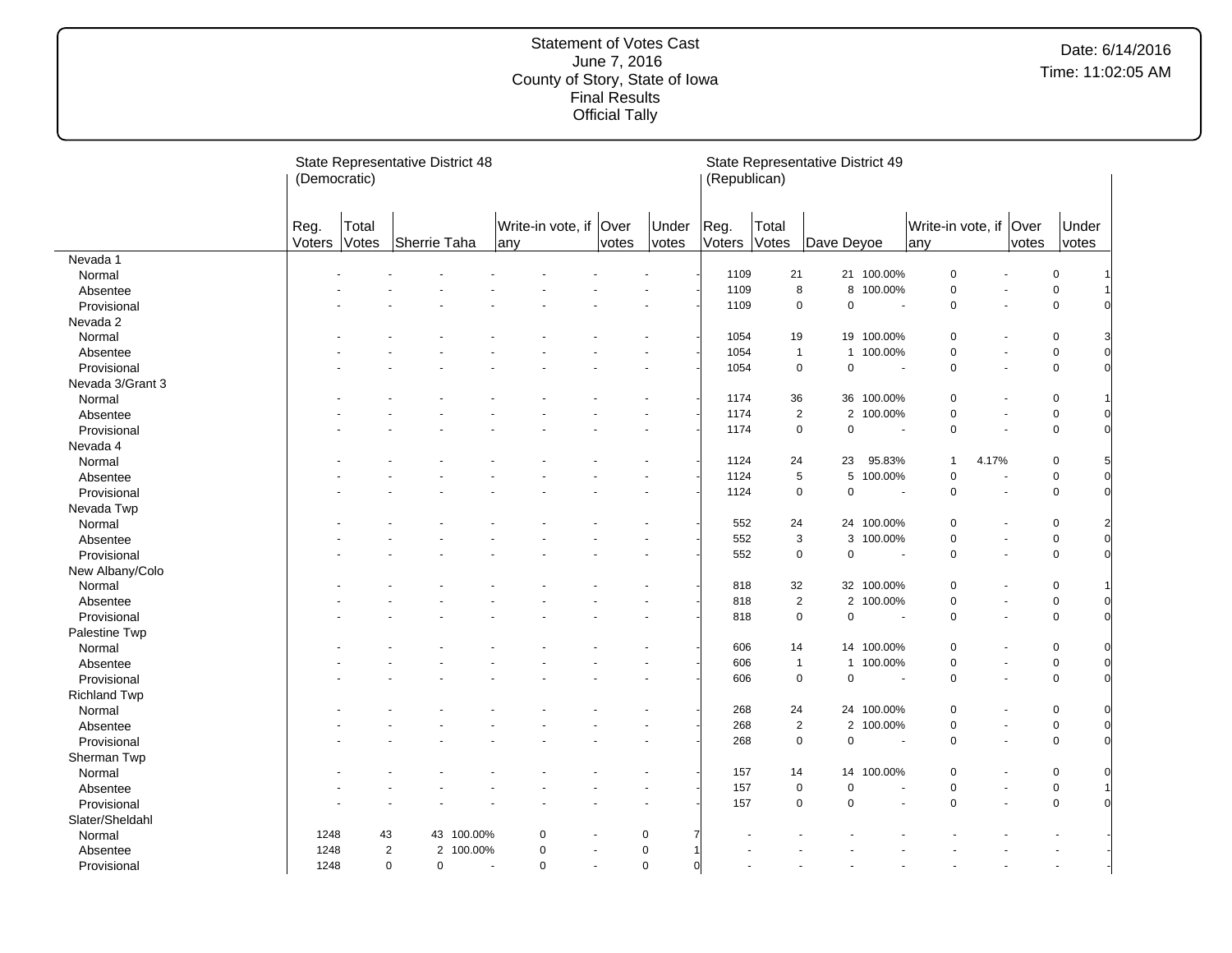Statement of Votes Cast
June 7, 2016
County of Story, State of Iowa
Final Results
Official Tally

Date: 6/14/2016
Time: 11:02:05 AM

| | State Representative District 48 (Democratic) | | | | | | | | State Representative District 49 (Republican) | | | | | | | |
|---|---|---|---|---|---|---|---|---|---|---|---|---|---|---|---|---|
| | Reg. Voters | Total Votes | Sherrie Taha | | Write-in vote, if any | | Over votes | Under votes | Reg. Voters | Total Votes | Dave Deyoe | | Write-in vote, if any | | Over votes | Under votes |
| **Nevada 1** | | | | | | | | | | | | | | | | |
| Normal | - | - | - | - | - | - | - | - | 1109 | 21 | 21 | 100.00% | 0 | - | 0 | 1 |
| Absentee | - | - | - | - | - | - | - | - | 1109 | 8 | 8 | 100.00% | 0 | - | 0 | 1 |
| Provisional | - | - | - | - | - | - | - | - | 1109 | 0 | 0 | - | 0 | - | 0 | 0 |
| **Nevada 2** | | | | | | | | | | | | | | | | |
| Normal | - | - | - | - | - | - | - | - | 1054 | 19 | 19 | 100.00% | 0 | - | 0 | 3 |
| Absentee | - | - | - | - | - | - | - | - | 1054 | 1 | 1 | 100.00% | 0 | - | 0 | 0 |
| Provisional | - | - | - | - | - | - | - | - | 1054 | 0 | 0 | - | 0 | - | 0 | 0 |
| **Nevada 3/Grant 3** | | | | | | | | | | | | | | | | |
| Normal | - | - | - | - | - | - | - | - | 1174 | 36 | 36 | 100.00% | 0 | - | 0 | 1 |
| Absentee | - | - | - | - | - | - | - | - | 1174 | 2 | 2 | 100.00% | 0 | - | 0 | 0 |
| Provisional | - | - | - | - | - | - | - | - | 1174 | 0 | 0 | - | 0 | - | 0 | 0 |
| **Nevada 4** | | | | | | | | | | | | | | | | |
| Normal | - | - | - | - | - | - | - | - | 1124 | 24 | 23 | 95.83% | 1 | 4.17% | 0 | 5 |
| Absentee | - | - | - | - | - | - | - | - | 1124 | 5 | 5 | 100.00% | 0 | - | 0 | 0 |
| Provisional | - | - | - | - | - | - | - | - | 1124 | 0 | 0 | - | 0 | - | 0 | 0 |
| **Nevada Twp** | | | | | | | | | | | | | | | | |
| Normal | - | - | - | - | - | - | - | - | 552 | 24 | 24 | 100.00% | 0 | - | 0 | 2 |
| Absentee | - | - | - | - | - | - | - | - | 552 | 3 | 3 | 100.00% | 0 | - | 0 | 0 |
| Provisional | - | - | - | - | - | - | - | - | 552 | 0 | 0 | - | 0 | - | 0 | 0 |
| **New Albany/Colo** | | | | | | | | | | | | | | | | |
| Normal | - | - | - | - | - | - | - | - | 818 | 32 | 32 | 100.00% | 0 | - | 0 | 1 |
| Absentee | - | - | - | - | - | - | - | - | 818 | 2 | 2 | 100.00% | 0 | - | 0 | 0 |
| Provisional | - | - | - | - | - | - | - | - | 818 | 0 | 0 | - | 0 | - | 0 | 0 |
| **Palestine Twp** | | | | | | | | | | | | | | | | |
| Normal | - | - | - | - | - | - | - | - | 606 | 14 | 14 | 100.00% | 0 | - | 0 | 0 |
| Absentee | - | - | - | - | - | - | - | - | 606 | 1 | 1 | 100.00% | 0 | - | 0 | 0 |
| Provisional | - | - | - | - | - | - | - | - | 606 | 0 | 0 | - | 0 | - | 0 | 0 |
| **Richland Twp** | | | | | | | | | | | | | | | | |
| Normal | - | - | - | - | - | - | - | - | 268 | 24 | 24 | 100.00% | 0 | - | 0 | 0 |
| Absentee | - | - | - | - | - | - | - | - | 268 | 2 | 2 | 100.00% | 0 | - | 0 | 0 |
| Provisional | - | - | - | - | - | - | - | - | 268 | 0 | 0 | - | 0 | - | 0 | 0 |
| **Sherman Twp** | | | | | | | | | | | | | | | | |
| Normal | - | - | - | - | - | - | - | - | 157 | 14 | 14 | 100.00% | 0 | - | 0 | 0 |
| Absentee | - | - | - | - | - | - | - | - | 157 | 0 | 0 | - | 0 | - | 0 | 1 |
| Provisional | - | - | - | - | - | - | - | - | 157 | 0 | 0 | - | 0 | - | 0 | 0 |
| **Slater/Sheldahl** | | | | | | | | | | | | | | | | |
| Normal | 1248 | 43 | 43 | 100.00% | 0 | - | 0 | 7 | - | - | - | - | - | - | - | - |
| Absentee | 1248 | 2 | 2 | 100.00% | 0 | - | 0 | 1 | - | - | - | - | - | - | - | - |
| Provisional | 1248 | 0 | 0 | - | 0 | - | 0 | 0 | - | - | - | - | - | - | - | - |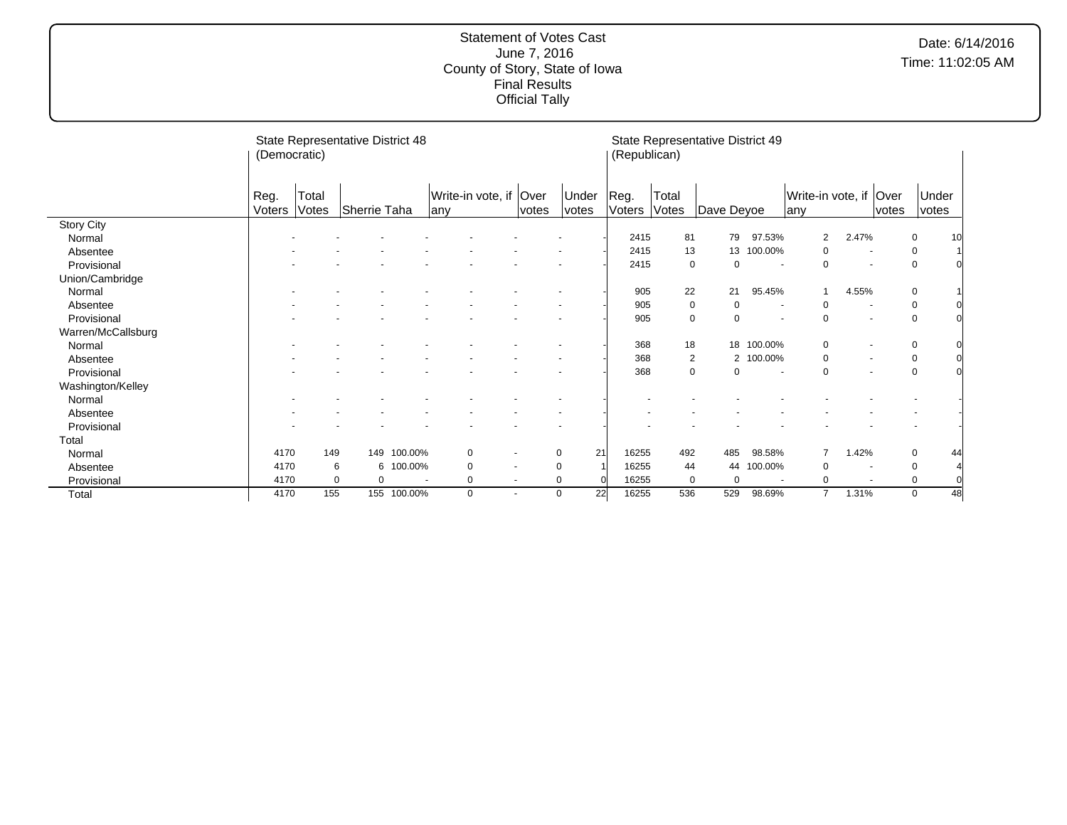Statement of Votes Cast
June 7, 2016
County of Story, State of Iowa
Final Results
Official Tally

Date: 6/14/2016
Time: 11:02:05 AM

| | State Representative District 48 (Democratic) | | | | | | | | State Representative District 49 (Republican) | | | | | | | | |
|---|---|---|---|---|---|---|---|---|---|---|---|---|---|---|---|---|---|
| | Reg. Voters | Total Votes | Sherrie Taha | | Write-in vote, if any | | Over votes | Under votes | Reg. Voters | Total Votes | Dave Deyoe | | Write-in vote, if any | | Over votes | Under votes |
| **Story City** | | | | | | | | | | | | | | | | |
| Normal | - | - | - | - | - | - | - | - | 2415 | 81 | 79 | 97.53% | 2 | 2.47% | 0 | 10 |
| Absentee | - | - | - | - | - | - | - | - | 2415 | 13 | 13 | 100.00% | 0 | - | 0 | 1 |
| Provisional | - | - | - | - | - | - | - | - | 2415 | 0 | 0 | - | 0 | - | 0 | 0 |
| **Union/Cambridge** | | | | | | | | | | | | | | | | |
| Normal | - | - | - | - | - | - | - | - | 905 | 22 | 21 | 95.45% | 1 | 4.55% | 0 | 1 |
| Absentee | - | - | - | - | - | - | - | - | 905 | 0 | 0 | - | 0 | - | 0 | 0 |
| Provisional | - | - | - | - | - | - | - | - | 905 | 0 | 0 | - | 0 | - | 0 | 0 |
| **Warren/McCallsburg** | | | | | | | | | | | | | | | | |
| Normal | - | - | - | - | - | - | - | - | 368 | 18 | 18 | 100.00% | 0 | - | 0 | 0 |
| Absentee | - | - | - | - | - | - | - | - | 368 | 2 | 2 | 100.00% | 0 | - | 0 | 0 |
| Provisional | - | - | - | - | - | - | - | - | 368 | 0 | 0 | - | 0 | - | 0 | 0 |
| **Washington/Kelley** | | | | | | | | | | | | | | | | |
| Normal | - | - | - | - | - | - | - | - | - | - | - | - | - | - | - | - |
| Absentee | - | - | - | - | - | - | - | - | - | - | - | - | - | - | - | - |
| Provisional | - | - | - | - | - | - | - | - | - | - | - | - | - | - | - | - |
| **Total** | | | | | | | | | | | | | | | | |
| Normal | 4170 | 149 | 149 | 100.00% | 0 | - | 0 | 21 | 16255 | 492 | 485 | 98.58% | 7 | 1.42% | 0 | 44 |
| Absentee | 4170 | 6 | 6 | 100.00% | 0 | - | 0 | 1 | 16255 | 44 | 44 | 100.00% | 0 | - | 0 | 4 |
| Provisional | 4170 | 0 | 0 | - | 0 | - | 0 | 0 | 16255 | 0 | 0 | - | 0 | - | 0 | 0 |
| **Total** | 4170 | 155 | 155 | 100.00% | 0 | - | 0 | 22 | 16255 | 536 | 529 | 98.69% | 7 | 1.31% | 0 | 48 |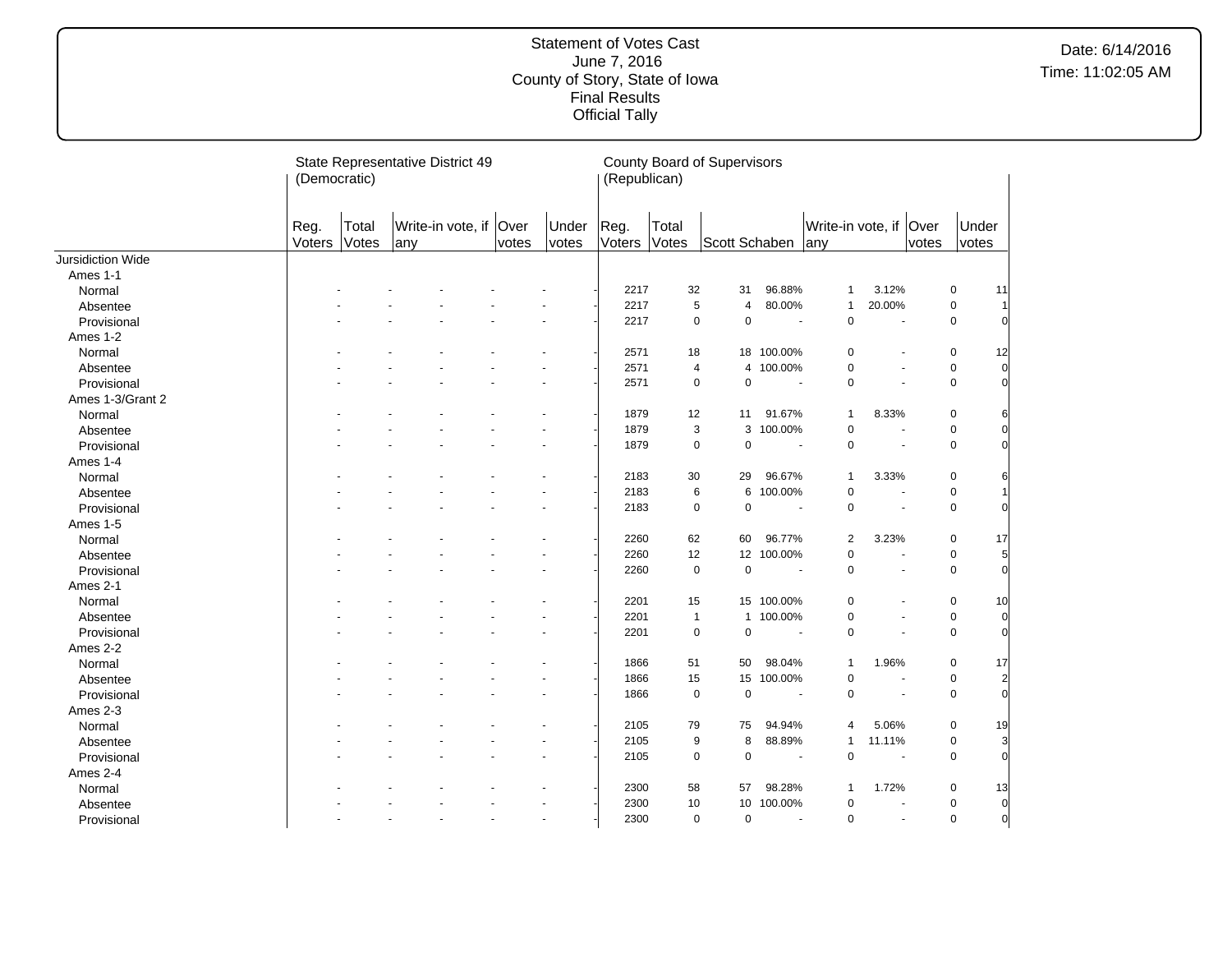# Statement of Votes Cast
June 7, 2016
County of Story, State of Iowa
Final Results
Official Tally

Date: 6/14/2016
Time: 11:02:05 AM

| | State Representative District 49 (Democratic) | | | | | County Board of Supervisors (Republican) | | | | | | | | |
|---|---|---|---|---|---|---|---|---|---|---|---|---|---|---|
| | Reg. Voters | Total Votes | Write-in vote, if any | Over votes | Under votes | Reg. Voters | Total Votes | Scott Schaben | | Write-in vote, if any | | Over votes | Under votes |
| Jursidiction Wide | | | | | | | | | | | | | |
| Ames 1-1 | | | | | | | | | | | | | |
| Normal | - | - | - | - | - | 2217 | 32 | 31 | 96.88% | 1 | 3.12% | 0 | 11 |
| Absentee | - | - | - | - | - | 2217 | 5 | 4 | 80.00% | 1 | 20.00% | 0 | 1 |
| Provisional | - | - | - | - | - | 2217 | 0 | 0 | - | 0 | - | 0 | 0 |
| Ames 1-2 | | | | | | | | | | | | | |
| Normal | - | - | - | - | - | 2571 | 18 | 18 | 100.00% | 0 | - | 0 | 12 |
| Absentee | - | - | - | - | - | 2571 | 4 | 4 | 100.00% | 0 | - | 0 | 0 |
| Provisional | - | - | - | - | - | 2571 | 0 | 0 | - | 0 | - | 0 | 0 |
| Ames 1-3/Grant 2 | | | | | | | | | | | | | |
| Normal | - | - | - | - | - | 1879 | 12 | 11 | 91.67% | 1 | 8.33% | 0 | 6 |
| Absentee | - | - | - | - | - | 1879 | 3 | 3 | 100.00% | 0 | - | 0 | 0 |
| Provisional | - | - | - | - | - | 1879 | 0 | 0 | - | 0 | - | 0 | 0 |
| Ames 1-4 | | | | | | | | | | | | | |
| Normal | - | - | - | - | - | 2183 | 30 | 29 | 96.67% | 1 | 3.33% | 0 | 6 |
| Absentee | - | - | - | - | - | 2183 | 6 | 6 | 100.00% | 0 | - | 0 | 1 |
| Provisional | - | - | - | - | - | 2183 | 0 | 0 | - | 0 | - | 0 | 0 |
| Ames 1-5 | | | | | | | | | | | | | |
| Normal | - | - | - | - | - | 2260 | 62 | 60 | 96.77% | 2 | 3.23% | 0 | 17 |
| Absentee | - | - | - | - | - | 2260 | 12 | 12 | 100.00% | 0 | - | 0 | 5 |
| Provisional | - | - | - | - | - | 2260 | 0 | 0 | - | 0 | - | 0 | 0 |
| Ames 2-1 | | | | | | | | | | | | | |
| Normal | - | - | - | - | - | 2201 | 15 | 15 | 100.00% | 0 | - | 0 | 10 |
| Absentee | - | - | - | - | - | 2201 | 1 | 1 | 100.00% | 0 | - | 0 | 0 |
| Provisional | - | - | - | - | - | 2201 | 0 | 0 | - | 0 | - | 0 | 0 |
| Ames 2-2 | | | | | | | | | | | | | |
| Normal | - | - | - | - | - | 1866 | 51 | 50 | 98.04% | 1 | 1.96% | 0 | 17 |
| Absentee | - | - | - | - | - | 1866 | 15 | 15 | 100.00% | 0 | - | 0 | 2 |
| Provisional | - | - | - | - | - | 1866 | 0 | 0 | - | 0 | - | 0 | 0 |
| Ames 2-3 | | | | | | | | | | | | | |
| Normal | - | - | - | - | - | 2105 | 79 | 75 | 94.94% | 4 | 5.06% | 0 | 19 |
| Absentee | - | - | - | - | - | 2105 | 9 | 8 | 88.89% | 1 | 11.11% | 0 | 3 |
| Provisional | - | - | - | - | - | 2105 | 0 | 0 | - | 0 | - | 0 | 0 |
| Ames 2-4 | | | | | | | | | | | | | |
| Normal | - | - | - | - | - | 2300 | 58 | 57 | 98.28% | 1 | 1.72% | 0 | 13 |
| Absentee | - | - | - | - | - | 2300 | 10 | 10 | 100.00% | 0 | - | 0 | 0 |
| Provisional | - | - | - | - | - | 2300 | 0 | 0 | - | 0 | - | 0 | 0 |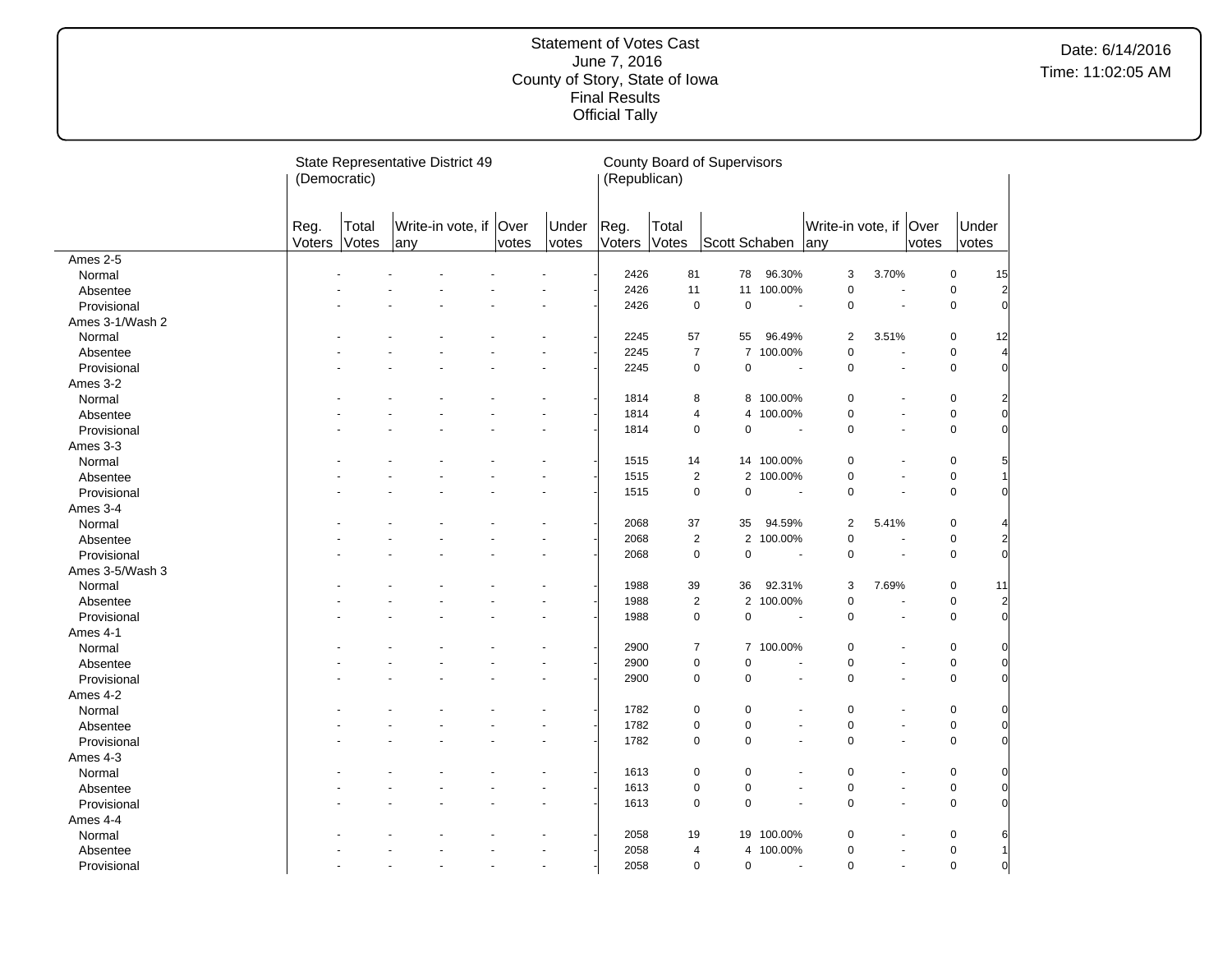# Statement of Votes Cast

June 7, 2016
County of Story, State of Iowa
Final Results
Official Tally

Date: 6/14/2016
Time: 11:02:05 AM

| | State Representative District 49 (Democratic) | | | | | County Board of Supervisors (Republican) | | | | | | | | |
|---|---|---|---|---|---|---|---|---|---|---|---|---|---|---|
| | Reg. Voters | Total Votes | Write-in vote, if any | Over votes | Under votes | Reg. Voters | Total Votes | Scott Schaben | | Write-in vote, if any | | Over votes | Under votes |
| **Ames 2-5** | | | | | | | | | | | | | |
| Normal | - | - | - | - | - | 2426 | 81 | 78 | 96.30% | 3 | 3.70% | 0 | 15 |
| Absentee | - | - | - | - | - | 2426 | 11 | 11 | 100.00% | 0 | - | 0 | 2 |
| Provisional | - | - | - | - | - | 2426 | 0 | 0 | - | 0 | - | 0 | 0 |
| **Ames 3-1/Wash 2** | | | | | | | | | | | | | |
| Normal | - | - | - | - | - | 2245 | 57 | 55 | 96.49% | 2 | 3.51% | 0 | 12 |
| Absentee | - | - | - | - | - | 2245 | 7 | 7 | 100.00% | 0 | - | 0 | 4 |
| Provisional | - | - | - | - | - | 2245 | 0 | 0 | - | 0 | - | 0 | 0 |
| **Ames 3-2** | | | | | | | | | | | | | |
| Normal | - | - | - | - | - | 1814 | 8 | 8 | 100.00% | 0 | - | 0 | 2 |
| Absentee | - | - | - | - | - | 1814 | 4 | 4 | 100.00% | 0 | - | 0 | 0 |
| Provisional | - | - | - | - | - | 1814 | 0 | 0 | - | 0 | - | 0 | 0 |
| **Ames 3-3** | | | | | | | | | | | | | |
| Normal | - | - | - | - | - | 1515 | 14 | 14 | 100.00% | 0 | - | 0 | 5 |
| Absentee | - | - | - | - | - | 1515 | 2 | 2 | 100.00% | 0 | - | 0 | 1 |
| Provisional | - | - | - | - | - | 1515 | 0 | 0 | - | 0 | - | 0 | 0 |
| **Ames 3-4** | | | | | | | | | | | | | |
| Normal | - | - | - | - | - | 2068 | 37 | 35 | 94.59% | 2 | 5.41% | 0 | 4 |
| Absentee | - | - | - | - | - | 2068 | 2 | 2 | 100.00% | 0 | - | 0 | 2 |
| Provisional | - | - | - | - | - | 2068 | 0 | 0 | - | 0 | - | 0 | 0 |
| **Ames 3-5/Wash 3** | | | | | | | | | | | | | |
| Normal | - | - | - | - | - | 1988 | 39 | 36 | 92.31% | 3 | 7.69% | 0 | 11 |
| Absentee | - | - | - | - | - | 1988 | 2 | 2 | 100.00% | 0 | - | 0 | 2 |
| Provisional | - | - | - | - | - | 1988 | 0 | 0 | - | 0 | - | 0 | 0 |
| **Ames 4-1** | | | | | | | | | | | | | |
| Normal | - | - | - | - | - | 2900 | 7 | 7 | 100.00% | 0 | - | 0 | 0 |
| Absentee | - | - | - | - | - | 2900 | 0 | 0 | - | 0 | - | 0 | 0 |
| Provisional | - | - | - | - | - | 2900 | 0 | 0 | - | 0 | - | 0 | 0 |
| **Ames 4-2** | | | | | | | | | | | | | |
| Normal | - | - | - | - | - | 1782 | 0 | 0 | - | 0 | - | 0 | 0 |
| Absentee | - | - | - | - | - | 1782 | 0 | 0 | - | 0 | - | 0 | 0 |
| Provisional | - | - | - | - | - | 1782 | 0 | 0 | - | 0 | - | 0 | 0 |
| **Ames 4-3** | | | | | | | | | | | | | |
| Normal | - | - | - | - | - | 1613 | 0 | 0 | - | 0 | - | 0 | 0 |
| Absentee | - | - | - | - | - | 1613 | 0 | 0 | - | 0 | - | 0 | 0 |
| Provisional | - | - | - | - | - | 1613 | 0 | 0 | - | 0 | - | 0 | 0 |
| **Ames 4-4** | | | | | | | | | | | | | |
| Normal | - | - | - | - | - | 2058 | 19 | 19 | 100.00% | 0 | - | 0 | 6 |
| Absentee | - | - | - | - | - | 2058 | 4 | 4 | 100.00% | 0 | - | 0 | 1 |
| Provisional | - | - | - | - | - | 2058 | 0 | 0 | - | 0 | - | 0 | 0 |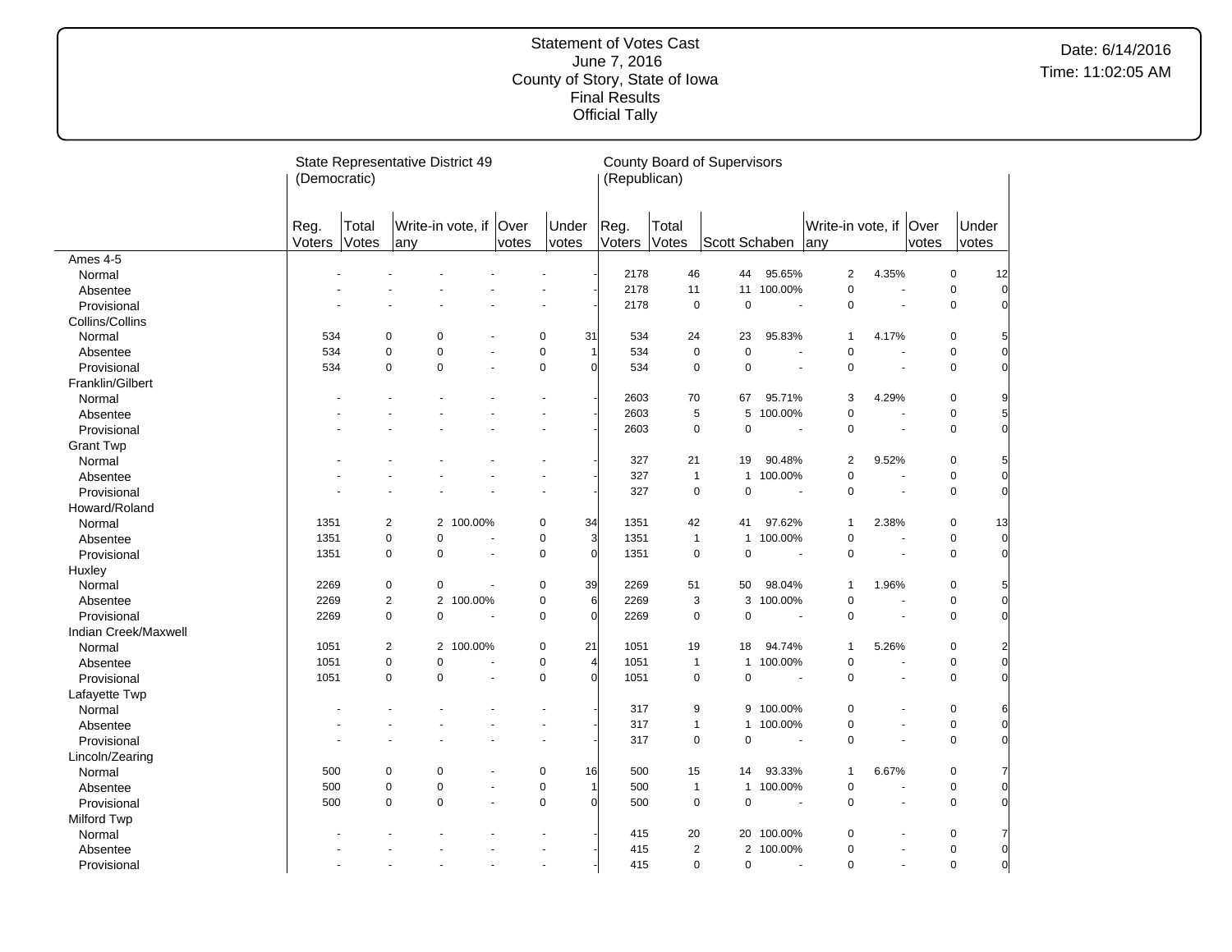# Statement of Votes Cast
June 7, 2016
County of Story, State of Iowa
Final Results
Official Tally

Date: 6/14/2016
Time: 11:02:05 AM

| | State Representative District 49 (Democratic) | | | | | | County Board of Supervisors (Republican) | | | | | | | |
|---|---|---|---|---|---|---|---|---|---|---|---|---|---|---|
| | Reg. Voters | Total Votes | Write-in vote, if any | | Over votes | Under votes | Reg. Voters | Total Votes | Scott Schaben | | Write-in vote, if any | | Over votes | Under votes |
| Ames 4-5 | | | | | | | | | | | | | | |
| Normal | - | - | - | - | - | - | 2178 | 46 | 44 | 95.65% | 2 | 4.35% | 0 | 12 |
| Absentee | - | - | - | - | - | - | 2178 | 11 | 11 | 100.00% | 0 | - | 0 | 0 |
| Provisional | - | - | - | - | - | - | 2178 | 0 | 0 | - | 0 | - | 0 | 0 |
| Collins/Collins | | | | | | | | | | | | | | |
| Normal | 534 | 0 | 0 | - | 0 | 31 | 534 | 24 | 23 | 95.83% | 1 | 4.17% | 0 | 5 |
| Absentee | 534 | 0 | 0 | - | 0 | 1 | 534 | 0 | 0 | - | 0 | - | 0 | 0 |
| Provisional | 534 | 0 | 0 | - | 0 | 0 | 534 | 0 | 0 | - | 0 | - | 0 | 0 |
| Franklin/Gilbert | | | | | | | | | | | | | | |
| Normal | - | - | - | - | - | - | 2603 | 70 | 67 | 95.71% | 3 | 4.29% | 0 | 9 |
| Absentee | - | - | - | - | - | - | 2603 | 5 | 5 | 100.00% | 0 | - | 0 | 5 |
| Provisional | - | - | - | - | - | - | 2603 | 0 | 0 | - | 0 | - | 0 | 0 |
| Grant Twp | | | | | | | | | | | | | | |
| Normal | - | - | - | - | - | - | 327 | 21 | 19 | 90.48% | 2 | 9.52% | 0 | 5 |
| Absentee | - | - | - | - | - | - | 327 | 1 | 1 | 100.00% | 0 | - | 0 | 0 |
| Provisional | - | - | - | - | - | - | 327 | 0 | 0 | - | 0 | - | 0 | 0 |
| Howard/Roland | | | | | | | | | | | | | | |
| Normal | 1351 | 2 | 2 | 100.00% | 0 | 34 | 1351 | 42 | 41 | 97.62% | 1 | 2.38% | 0 | 13 |
| Absentee | 1351 | 0 | 0 | - | 0 | 3 | 1351 | 1 | 1 | 100.00% | 0 | - | 0 | 0 |
| Provisional | 1351 | 0 | 0 | - | 0 | 0 | 1351 | 0 | 0 | - | 0 | - | 0 | 0 |
| Huxley | | | | | | | | | | | | | | |
| Normal | 2269 | 0 | 0 | - | 0 | 39 | 2269 | 51 | 50 | 98.04% | 1 | 1.96% | 0 | 5 |
| Absentee | 2269 | 2 | 2 | 100.00% | 0 | 6 | 2269 | 3 | 3 | 100.00% | 0 | - | 0 | 0 |
| Provisional | 2269 | 0 | 0 | - | 0 | 0 | 2269 | 0 | 0 | - | 0 | - | 0 | 0 |
| Indian Creek/Maxwell | | | | | | | | | | | | | | |
| Normal | 1051 | 2 | 2 | 100.00% | 0 | 21 | 1051 | 19 | 18 | 94.74% | 1 | 5.26% | 0 | 2 |
| Absentee | 1051 | 0 | 0 | - | 0 | 4 | 1051 | 1 | 1 | 100.00% | 0 | - | 0 | 0 |
| Provisional | 1051 | 0 | 0 | - | 0 | 0 | 1051 | 0 | 0 | - | 0 | - | 0 | 0 |
| Lafayette Twp | | | | | | | | | | | | | | |
| Normal | - | - | - | - | - | - | 317 | 9 | 9 | 100.00% | 0 | - | 0 | 6 |
| Absentee | - | - | - | - | - | - | 317 | 1 | 1 | 100.00% | 0 | - | 0 | 0 |
| Provisional | - | - | - | - | - | - | 317 | 0 | 0 | - | 0 | - | 0 | 0 |
| Lincoln/Zearing | | | | | | | | | | | | | | |
| Normal | 500 | 0 | 0 | - | 0 | 16 | 500 | 15 | 14 | 93.33% | 1 | 6.67% | 0 | 7 |
| Absentee | 500 | 0 | 0 | - | 0 | 1 | 500 | 1 | 1 | 100.00% | 0 | - | 0 | 0 |
| Provisional | 500 | 0 | 0 | - | 0 | 0 | 500 | 0 | 0 | - | 0 | - | 0 | 0 |
| Milford Twp | | | | | | | | | | | | | | |
| Normal | - | - | - | - | - | - | 415 | 20 | 20 | 100.00% | 0 | - | 0 | 7 |
| Absentee | - | - | - | - | - | - | 415 | 2 | 2 | 100.00% | 0 | - | 0 | 0 |
| Provisional | - | - | - | - | - | - | 415 | 0 | 0 | - | 0 | - | 0 | 0 |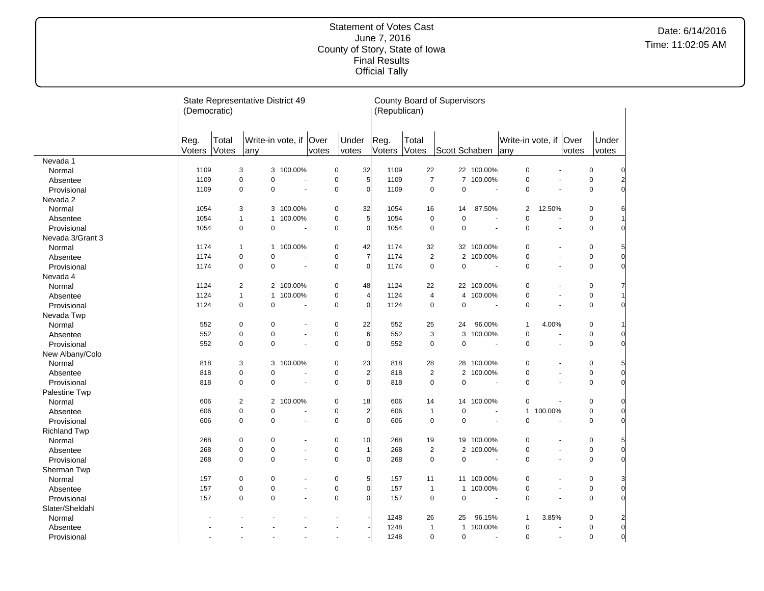# Statement of Votes Cast
June 7, 2016
County of Story, State of Iowa
Final Results
Official Tally

Date: 6/14/2016
Time: 11:02:05 AM

| | State Representative District 49 (Democratic) | | | | | | County Board of Supervisors (Republican) | | | | | | | | |
|---|---|---|---|---|---|---|---|---|---|---|---|---|---|---|---|
| | Reg. Voters | Total Votes | Write-in vote, if any | | Over votes | Under votes | Reg. Voters | Total Votes | Scott Schaben | | Write-in vote, if any | | Over votes | Under votes |
| Nevada 1 | | | | | | | | | | | | | | |
| Normal | 1109 | 3 | 3 | 100.00% | 0 | 32 | 1109 | 22 | 22 | 100.00% | 0 | - | 0 | 0 |
| Absentee | 1109 | 0 | 0 | - | 0 | 5 | 1109 | 7 | 7 | 100.00% | 0 | - | 0 | 2 |
| Provisional | 1109 | 0 | 0 | - | 0 | 0 | 1109 | 0 | 0 | - | 0 | - | 0 | 0 |
| Nevada 2 | | | | | | | | | | | | | | |
| Normal | 1054 | 3 | 3 | 100.00% | 0 | 32 | 1054 | 16 | 14 | 87.50% | 2 | 12.50% | 0 | 6 |
| Absentee | 1054 | 1 | 1 | 100.00% | 0 | 5 | 1054 | 0 | 0 | - | 0 | - | 0 | 1 |
| Provisional | 1054 | 0 | 0 | - | 0 | 0 | 1054 | 0 | 0 | - | 0 | - | 0 | 0 |
| Nevada 3/Grant 3 | | | | | | | | | | | | | | |
| Normal | 1174 | 1 | 1 | 100.00% | 0 | 42 | 1174 | 32 | 32 | 100.00% | 0 | - | 0 | 5 |
| Absentee | 1174 | 0 | 0 | - | 0 | 7 | 1174 | 2 | 2 | 100.00% | 0 | - | 0 | 0 |
| Provisional | 1174 | 0 | 0 | - | 0 | 0 | 1174 | 0 | 0 | - | 0 | - | 0 | 0 |
| Nevada 4 | | | | | | | | | | | | | | |
| Normal | 1124 | 2 | 2 | 100.00% | 0 | 48 | 1124 | 22 | 22 | 100.00% | 0 | - | 0 | 7 |
| Absentee | 1124 | 1 | 1 | 100.00% | 0 | 4 | 1124 | 4 | 4 | 100.00% | 0 | - | 0 | 1 |
| Provisional | 1124 | 0 | 0 | - | 0 | 0 | 1124 | 0 | 0 | - | 0 | - | 0 | 0 |
| Nevada Twp | | | | | | | | | | | | | | |
| Normal | 552 | 0 | 0 | - | 0 | 22 | 552 | 25 | 24 | 96.00% | 1 | 4.00% | 0 | 1 |
| Absentee | 552 | 0 | 0 | - | 0 | 6 | 552 | 3 | 3 | 100.00% | 0 | - | 0 | 0 |
| Provisional | 552 | 0 | 0 | - | 0 | 0 | 552 | 0 | 0 | - | 0 | - | 0 | 0 |
| New Albany/Colo | | | | | | | | | | | | | | |
| Normal | 818 | 3 | 3 | 100.00% | 0 | 23 | 818 | 28 | 28 | 100.00% | 0 | - | 0 | 5 |
| Absentee | 818 | 0 | 0 | - | 0 | 2 | 818 | 2 | 2 | 100.00% | 0 | - | 0 | 0 |
| Provisional | 818 | 0 | 0 | - | 0 | 0 | 818 | 0 | 0 | - | 0 | - | 0 | 0 |
| Palestine Twp | | | | | | | | | | | | | | |
| Normal | 606 | 2 | 2 | 100.00% | 0 | 18 | 606 | 14 | 14 | 100.00% | 0 | - | 0 | 0 |
| Absentee | 606 | 0 | 0 | - | 0 | 2 | 606 | 1 | 0 | - | 1 | 100.00% | 0 | 0 |
| Provisional | 606 | 0 | 0 | - | 0 | 0 | 606 | 0 | 0 | - | 0 | - | 0 | 0 |
| Richland Twp | | | | | | | | | | | | | | |
| Normal | 268 | 0 | 0 | - | 0 | 10 | 268 | 19 | 19 | 100.00% | 0 | - | 0 | 5 |
| Absentee | 268 | 0 | 0 | - | 0 | 1 | 268 | 2 | 2 | 100.00% | 0 | - | 0 | 0 |
| Provisional | 268 | 0 | 0 | - | 0 | 0 | 268 | 0 | 0 | - | 0 | - | 0 | 0 |
| Sherman Twp | | | | | | | | | | | | | | |
| Normal | 157 | 0 | 0 | - | 0 | 5 | 157 | 11 | 11 | 100.00% | 0 | - | 0 | 3 |
| Absentee | 157 | 0 | 0 | - | 0 | 0 | 157 | 1 | 1 | 100.00% | 0 | - | 0 | 0 |
| Provisional | 157 | 0 | 0 | - | 0 | 0 | 157 | 0 | 0 | - | 0 | - | 0 | 0 |
| Slater/Sheldahl | | | | | | | | | | | | | | |
| Normal | - | - | - | - | - | - | 1248 | 26 | 25 | 96.15% | 1 | 3.85% | 0 | 2 |
| Absentee | - | - | - | - | - | - | 1248 | 1 | 1 | 100.00% | 0 | - | 0 | 0 |
| Provisional | - | - | - | - | - | - | 1248 | 0 | 0 | - | 0 | - | 0 | 0 |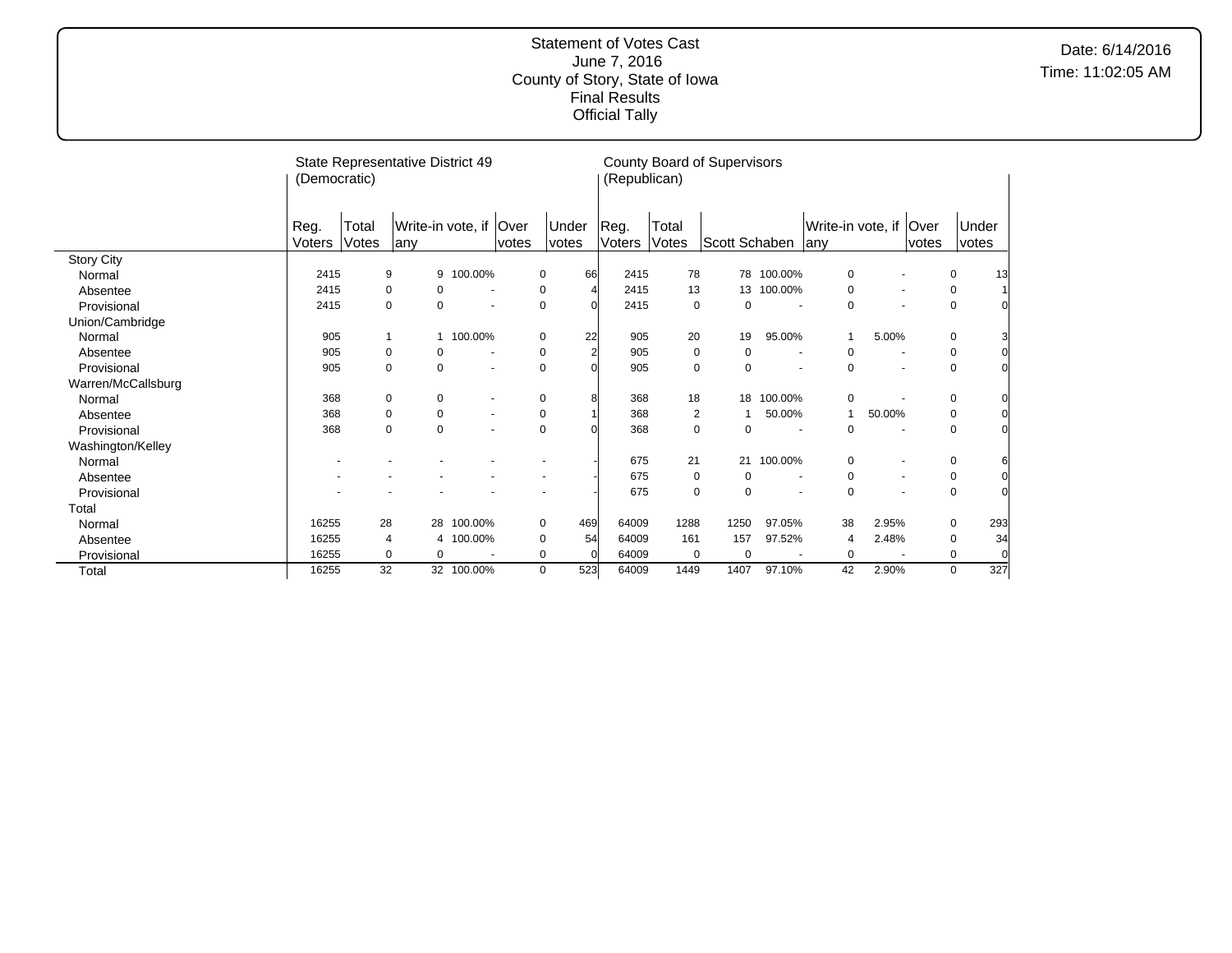Statement of Votes Cast
June 7, 2016
County of Story, State of Iowa
Final Results
Official Tally

Date: 6/14/2016
Time: 11:02:05 AM

| | State Representative District 49 (Democratic) | | | | | | County Board of Supervisors (Republican) | | | | | | | |
|---|---|---|---|---|---|---|---|---|---|---|---|---|---|---|
| | Reg. Voters | Total Votes | Write-in vote, if any | | Over votes | Under votes | Reg. Voters | Total Votes | Scott Schaben | | Write-in vote, if any | | Over votes | Under votes |
| Story City | | | | | | | | | | | | | | |
| Normal | 2415 | 9 | 9 | 100.00% | 0 | 66 | 2415 | 78 | 78 | 100.00% | 0 | - | 0 | 13 |
| Absentee | 2415 | 0 | 0 | - | 0 | 4 | 2415 | 13 | 13 | 100.00% | 0 | - | 0 | 1 |
| Provisional | 2415 | 0 | 0 | - | 0 | 0 | 2415 | 0 | 0 | - | 0 | - | 0 | 0 |
| Union/Cambridge | | | | | | | | | | | | | | |
| Normal | 905 | 1 | 1 | 100.00% | 0 | 22 | 905 | 20 | 19 | 95.00% | 1 | 5.00% | 0 | 3 |
| Absentee | 905 | 0 | 0 | - | 0 | 2 | 905 | 0 | 0 | - | 0 | - | 0 | 0 |
| Provisional | 905 | 0 | 0 | - | 0 | 0 | 905 | 0 | 0 | - | 0 | - | 0 | 0 |
| Warren/McCallsburg | | | | | | | | | | | | | | |
| Normal | 368 | 0 | 0 | - | 0 | 8 | 368 | 18 | 18 | 100.00% | 0 | - | 0 | 0 |
| Absentee | 368 | 0 | 0 | - | 0 | 1 | 368 | 2 | 1 | 50.00% | 1 | 50.00% | 0 | 0 |
| Provisional | 368 | 0 | 0 | - | 0 | 0 | 368 | 0 | 0 | - | 0 | - | 0 | 0 |
| Washington/Kelley | | | | | | | | | | | | | | |
| Normal | - | - | - | - | - | - | 675 | 21 | 21 | 100.00% | 0 | - | 0 | 6 |
| Absentee | - | - | - | - | - | - | 675 | 0 | 0 | - | 0 | - | 0 | 0 |
| Provisional | - | - | - | - | - | - | 675 | 0 | 0 | - | 0 | - | 0 | 0 |
| Total | | | | | | | | | | | | | | |
| Normal | 16255 | 28 | 28 | 100.00% | 0 | 469 | 64009 | 1288 | 1250 | 97.05% | 38 | 2.95% | 0 | 293 |
| Absentee | 16255 | 4 | 4 | 100.00% | 0 | 54 | 64009 | 161 | 157 | 97.52% | 4 | 2.48% | 0 | 34 |
| Provisional | 16255 | 0 | 0 | - | 0 | 0 | 64009 | 0 | 0 | - | 0 | - | 0 | 0 |
| Total | 16255 | 32 | 32 | 100.00% | 0 | 523 | 64009 | 1449 | 1407 | 97.10% | 42 | 2.90% | 0 | 327 |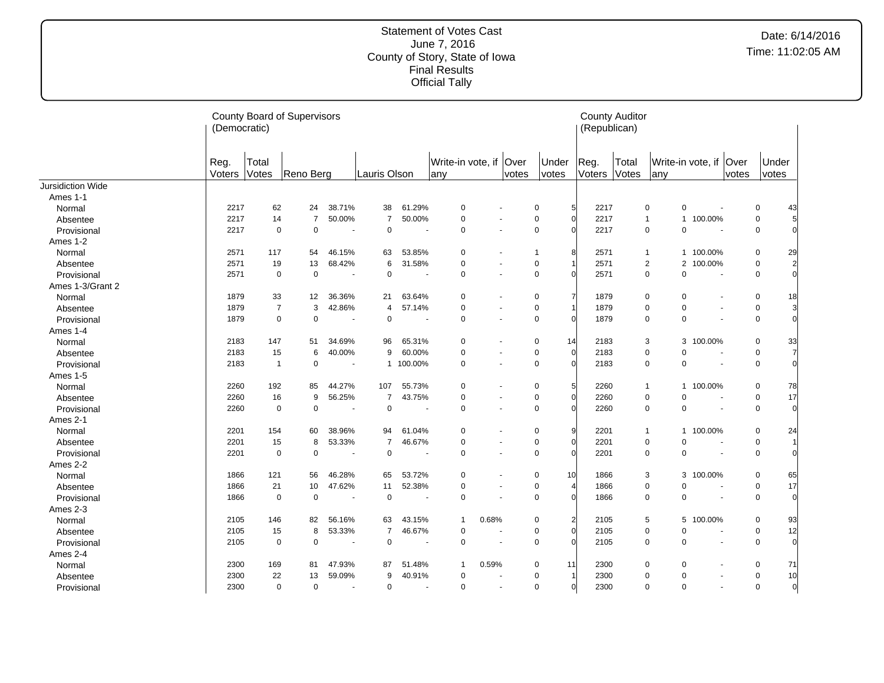Statement of Votes Cast
June 7, 2016
County of Story, State of Iowa
Final Results
Official Tally

Date: 6/14/2016
Time: 11:02:05 AM

| | County Board of Supervisors (Democratic) | | | | | | | | | | | County Auditor (Republican) | | | | | |
|---|---|---|---|---|---|---|---|---|---|---|---|---|---|---|---|---|---|
| | Reg. Voters | Total Votes | Reno Berg | | Lauris Olson | | Write-in vote, if any | | Over votes | Under votes | | Reg. Voters | Total Votes | Write-in vote, if any | | Over votes | Under votes |
| Jursidiction Wide | | | | | | | | | | | | | | | | | |
| Ames 1-1 | | | | | | | | | | | | | | | | | |
| Normal | 2217 | 62 | 24 | 38.71% | 38 | 61.29% | 0 | - | 0 | 5 | | 2217 | 0 | 0 | - | 0 | 43 |
| Absentee | 2217 | 14 | 7 | 50.00% | 7 | 50.00% | 0 | - | 0 | 0 | | 2217 | 1 | 1 | 100.00% | 0 | 5 |
| Provisional | 2217 | 0 | 0 | - | 0 | - | 0 | - | 0 | 0 | | 2217 | 0 | 0 | - | 0 | 0 |
| Ames 1-2 | | | | | | | | | | | | | | | | | |
| Normal | 2571 | 117 | 54 | 46.15% | 63 | 53.85% | 0 | - | 1 | 8 | | 2571 | 1 | 1 | 100.00% | 0 | 29 |
| Absentee | 2571 | 19 | 13 | 68.42% | 6 | 31.58% | 0 | - | 0 | 1 | | 2571 | 2 | 2 | 100.00% | 0 | 2 |
| Provisional | 2571 | 0 | 0 | - | 0 | - | 0 | - | 0 | 0 | | 2571 | 0 | 0 | - | 0 | 0 |
| Ames 1-3/Grant 2 | | | | | | | | | | | | | | | | | |
| Normal | 1879 | 33 | 12 | 36.36% | 21 | 63.64% | 0 | - | 0 | 7 | | 1879 | 0 | 0 | - | 0 | 18 |
| Absentee | 1879 | 7 | 3 | 42.86% | 4 | 57.14% | 0 | - | 0 | 1 | | 1879 | 0 | 0 | - | 0 | 3 |
| Provisional | 1879 | 0 | 0 | - | 0 | - | 0 | - | 0 | 0 | | 1879 | 0 | 0 | - | 0 | 0 |
| Ames 1-4 | | | | | | | | | | | | | | | | | |
| Normal | 2183 | 147 | 51 | 34.69% | 96 | 65.31% | 0 | - | 0 | 14 | | 2183 | 3 | 3 | 100.00% | 0 | 33 |
| Absentee | 2183 | 15 | 6 | 40.00% | 9 | 60.00% | 0 | - | 0 | 0 | | 2183 | 0 | 0 | - | 0 | 7 |
| Provisional | 2183 | 1 | 0 | - | 1 | 100.00% | 0 | - | 0 | 0 | | 2183 | 0 | 0 | - | 0 | 0 |
| Ames 1-5 | | | | | | | | | | | | | | | | | |
| Normal | 2260 | 192 | 85 | 44.27% | 107 | 55.73% | 0 | - | 0 | 5 | | 2260 | 1 | 1 | 100.00% | 0 | 78 |
| Absentee | 2260 | 16 | 9 | 56.25% | 7 | 43.75% | 0 | - | 0 | 0 | | 2260 | 0 | 0 | - | 0 | 17 |
| Provisional | 2260 | 0 | 0 | - | 0 | - | 0 | - | 0 | 0 | | 2260 | 0 | 0 | - | 0 | 0 |
| Ames 2-1 | | | | | | | | | | | | | | | | | |
| Normal | 2201 | 154 | 60 | 38.96% | 94 | 61.04% | 0 | - | 0 | 9 | | 2201 | 1 | 1 | 100.00% | 0 | 24 |
| Absentee | 2201 | 15 | 8 | 53.33% | 7 | 46.67% | 0 | - | 0 | 0 | | 2201 | 0 | 0 | - | 0 | 1 |
| Provisional | 2201 | 0 | 0 | - | 0 | - | 0 | - | 0 | 0 | | 2201 | 0 | 0 | - | 0 | 0 |
| Ames 2-2 | | | | | | | | | | | | | | | | | |
| Normal | 1866 | 121 | 56 | 46.28% | 65 | 53.72% | 0 | - | 0 | 10 | | 1866 | 3 | 3 | 100.00% | 0 | 65 |
| Absentee | 1866 | 21 | 10 | 47.62% | 11 | 52.38% | 0 | - | 0 | 4 | | 1866 | 0 | 0 | - | 0 | 17 |
| Provisional | 1866 | 0 | 0 | - | 0 | - | 0 | - | 0 | 0 | | 1866 | 0 | 0 | - | 0 | 0 |
| Ames 2-3 | | | | | | | | | | | | | | | | | |
| Normal | 2105 | 146 | 82 | 56.16% | 63 | 43.15% | 1 | 0.68% | 0 | 2 | | 2105 | 5 | 5 | 100.00% | 0 | 93 |
| Absentee | 2105 | 15 | 8 | 53.33% | 7 | 46.67% | 0 | - | 0 | 0 | | 2105 | 0 | 0 | - | 0 | 12 |
| Provisional | 2105 | 0 | 0 | - | 0 | - | 0 | - | 0 | 0 | | 2105 | 0 | 0 | - | 0 | 0 |
| Ames 2-4 | | | | | | | | | | | | | | | | | |
| Normal | 2300 | 169 | 81 | 47.93% | 87 | 51.48% | 1 | 0.59% | 0 | 11 | | 2300 | 0 | 0 | - | 0 | 71 |
| Absentee | 2300 | 22 | 13 | 59.09% | 9 | 40.91% | 0 | - | 0 | 1 | | 2300 | 0 | 0 | - | 0 | 10 |
| Provisional | 2300 | 0 | 0 | - | 0 | - | 0 | - | 0 | 0 | | 2300 | 0 | 0 | - | 0 | 0 |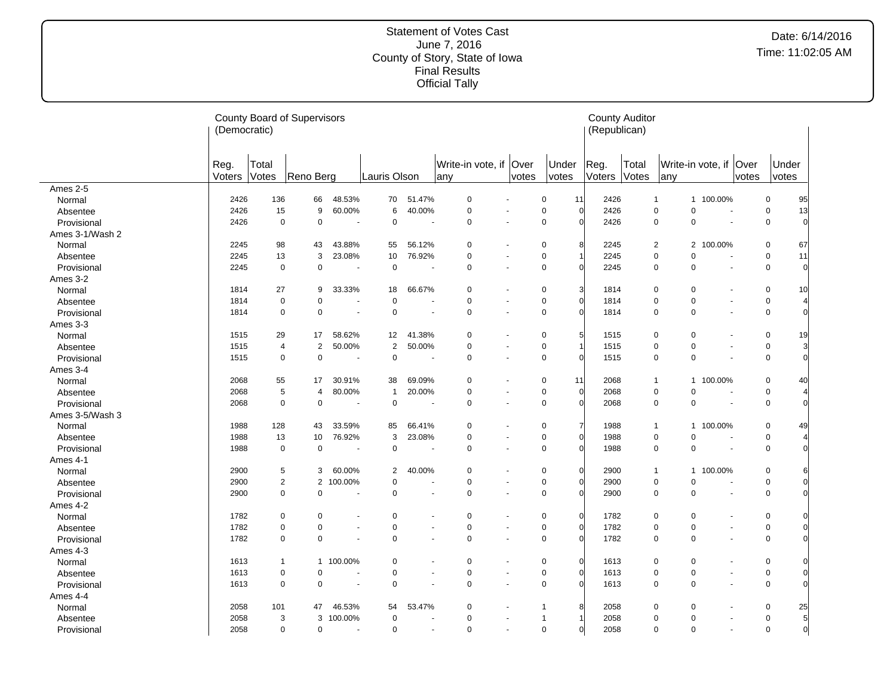Statement of Votes Cast
June 7, 2016
County of Story, State of Iowa
Final Results
Official Tally

Date: 6/14/2016
Time: 11:02:05 AM

| | County Board of Supervisors (Democratic) | | | | | | | | | | County Auditor (Republican) | | | | | |
|---|---|---|---|---|---|---|---|---|---|---|---|---|---|---|---|---|
| | Reg. Voters | Total Votes | Reno Berg | | Lauris Olson | | Write-in vote, if any | | Over votes | Under votes | Reg. Voters | Total Votes | Write-in vote, if any | | Over votes | Under votes |
| **Ames 2-5** | | | | | | | | | | | | | | | | |
| Normal | 2426 | 136 | 66 | 48.53% | 70 | 51.47% | 0 | - | 0 | 11 | 2426 | 1 | 1 | 100.00% | 0 | 95 |
| Absentee | 2426 | 15 | 9 | 60.00% | 6 | 40.00% | 0 | - | 0 | 0 | 2426 | 0 | 0 | - | 0 | 13 |
| Provisional | 2426 | 0 | 0 | - | 0 | - | 0 | - | 0 | 0 | 2426 | 0 | 0 | - | 0 | 0 |
| **Ames 3-1/Wash 2** | | | | | | | | | | | | | | | | |
| Normal | 2245 | 98 | 43 | 43.88% | 55 | 56.12% | 0 | - | 0 | 8 | 2245 | 2 | 2 | 100.00% | 0 | 67 |
| Absentee | 2245 | 13 | 3 | 23.08% | 10 | 76.92% | 0 | - | 0 | 1 | 2245 | 0 | 0 | - | 0 | 11 |
| Provisional | 2245 | 0 | 0 | - | 0 | - | 0 | - | 0 | 0 | 2245 | 0 | 0 | - | 0 | 0 |
| **Ames 3-2** | | | | | | | | | | | | | | | | |
| Normal | 1814 | 27 | 9 | 33.33% | 18 | 66.67% | 0 | - | 0 | 3 | 1814 | 0 | 0 | - | 0 | 10 |
| Absentee | 1814 | 0 | 0 | - | 0 | - | 0 | - | 0 | 0 | 1814 | 0 | 0 | - | 0 | 4 |
| Provisional | 1814 | 0 | 0 | - | 0 | - | 0 | - | 0 | 0 | 1814 | 0 | 0 | - | 0 | 0 |
| **Ames 3-3** | | | | | | | | | | | | | | | | |
| Normal | 1515 | 29 | 17 | 58.62% | 12 | 41.38% | 0 | - | 0 | 5 | 1515 | 0 | 0 | - | 0 | 19 |
| Absentee | 1515 | 4 | 2 | 50.00% | 2 | 50.00% | 0 | - | 0 | 1 | 1515 | 0 | 0 | - | 0 | 3 |
| Provisional | 1515 | 0 | 0 | - | 0 | - | 0 | - | 0 | 0 | 1515 | 0 | 0 | - | 0 | 0 |
| **Ames 3-4** | | | | | | | | | | | | | | | | |
| Normal | 2068 | 55 | 17 | 30.91% | 38 | 69.09% | 0 | - | 0 | 11 | 2068 | 1 | 1 | 100.00% | 0 | 40 |
| Absentee | 2068 | 5 | 4 | 80.00% | 1 | 20.00% | 0 | - | 0 | 0 | 2068 | 0 | 0 | - | 0 | 4 |
| Provisional | 2068 | 0 | 0 | - | 0 | - | 0 | - | 0 | 0 | 2068 | 0 | 0 | - | 0 | 0 |
| **Ames 3-5/Wash 3** | | | | | | | | | | | | | | | | |
| Normal | 1988 | 128 | 43 | 33.59% | 85 | 66.41% | 0 | - | 0 | 7 | 1988 | 1 | 1 | 100.00% | 0 | 49 |
| Absentee | 1988 | 13 | 10 | 76.92% | 3 | 23.08% | 0 | - | 0 | 0 | 1988 | 0 | 0 | - | 0 | 4 |
| Provisional | 1988 | 0 | 0 | - | 0 | - | 0 | - | 0 | 0 | 1988 | 0 | 0 | - | 0 | 0 |
| **Ames 4-1** | | | | | | | | | | | | | | | | |
| Normal | 2900 | 5 | 3 | 60.00% | 2 | 40.00% | 0 | - | 0 | 0 | 2900 | 1 | 1 | 100.00% | 0 | 6 |
| Absentee | 2900 | 2 | 2 | 100.00% | 0 | - | 0 | - | 0 | 0 | 2900 | 0 | 0 | - | 0 | 0 |
| Provisional | 2900 | 0 | 0 | - | 0 | - | 0 | - | 0 | 0 | 2900 | 0 | 0 | - | 0 | 0 |
| **Ames 4-2** | | | | | | | | | | | | | | | | |
| Normal | 1782 | 0 | 0 | - | 0 | - | 0 | - | 0 | 0 | 1782 | 0 | 0 | - | 0 | 0 |
| Absentee | 1782 | 0 | 0 | - | 0 | - | 0 | - | 0 | 0 | 1782 | 0 | 0 | - | 0 | 0 |
| Provisional | 1782 | 0 | 0 | - | 0 | - | 0 | - | 0 | 0 | 1782 | 0 | 0 | - | 0 | 0 |
| **Ames 4-3** | | | | | | | | | | | | | | | | |
| Normal | 1613 | 1 | 1 | 100.00% | 0 | - | 0 | - | 0 | 0 | 1613 | 0 | 0 | - | 0 | 0 |
| Absentee | 1613 | 0 | 0 | - | 0 | - | 0 | - | 0 | 0 | 1613 | 0 | 0 | - | 0 | 0 |
| Provisional | 1613 | 0 | 0 | - | 0 | - | 0 | - | 0 | 0 | 1613 | 0 | 0 | - | 0 | 0 |
| **Ames 4-4** | | | | | | | | | | | | | | | | |
| Normal | 2058 | 101 | 47 | 46.53% | 54 | 53.47% | 0 | - | 1 | 8 | 2058 | 0 | 0 | - | 0 | 25 |
| Absentee | 2058 | 3 | 3 | 100.00% | 0 | - | 0 | - | 1 | 1 | 2058 | 0 | 0 | - | 0 | 5 |
| Provisional | 2058 | 0 | 0 | - | 0 | - | 0 | - | 0 | 0 | 2058 | 0 | 0 | - | 0 | 0 |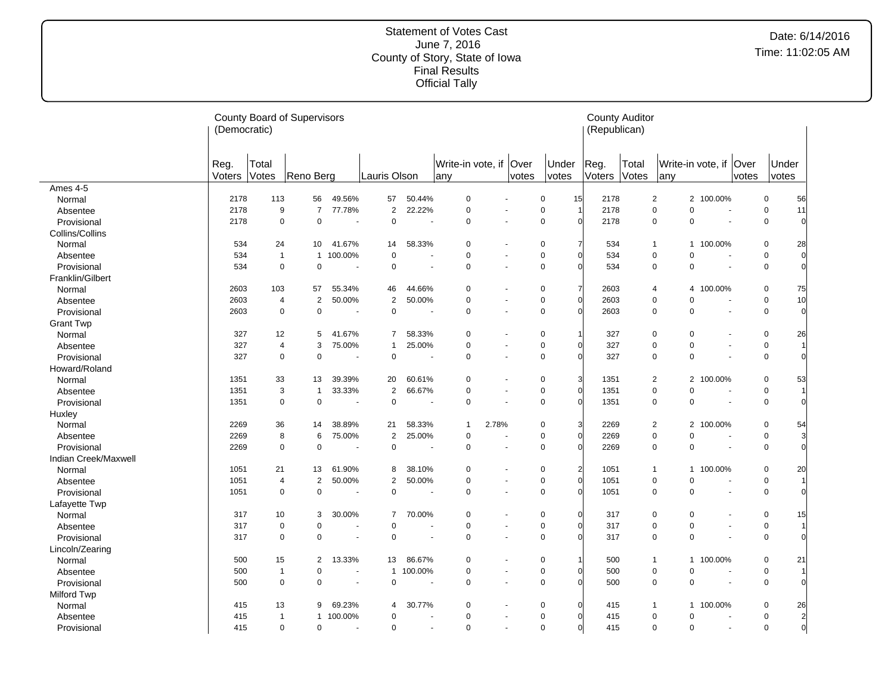# Statement of Votes Cast
June 7, 2016
County of Story, State of Iowa
Final Results
Official Tally

Date: 6/14/2016
Time: 11:02:05 AM

| | County Board of Supervisors (Democratic) | | | | | | | | | | County Auditor (Republican) | | | | | |
|---|---|---|---|---|---|---|---|---|---|---|---|---|---|---|---|---|
| | Reg. Voters | Total Votes | Reno Berg | | Lauris Olson | | Write-in vote, if any | | Over votes | Under votes | Reg. Voters | Total Votes | Write-in vote, if any | | Over votes | Under votes |
| **Ames 4-5** | | | | | | | | | | | | | | | | |
| Normal | 2178 | 113 | 56 | 49.56% | 57 | 50.44% | 0 | - | 0 | 15 | 2178 | 2 | 2 | 100.00% | 0 | 56 |
| Absentee | 2178 | 9 | 7 | 77.78% | 2 | 22.22% | 0 | - | 0 | 1 | 2178 | 0 | 0 | - | 0 | 11 |
| Provisional | 2178 | 0 | 0 | - | 0 | - | 0 | - | 0 | 0 | 2178 | 0 | 0 | - | 0 | 0 |
| **Collins/Collins** | | | | | | | | | | | | | | | | |
| Normal | 534 | 24 | 10 | 41.67% | 14 | 58.33% | 0 | - | 0 | 7 | 534 | 1 | 1 | 100.00% | 0 | 28 |
| Absentee | 534 | 1 | 1 | 100.00% | 0 | - | 0 | - | 0 | 0 | 534 | 0 | 0 | - | 0 | 0 |
| Provisional | 534 | 0 | 0 | - | 0 | - | 0 | - | 0 | 0 | 534 | 0 | 0 | - | 0 | 0 |
| **Franklin/Gilbert** | | | | | | | | | | | | | | | | |
| Normal | 2603 | 103 | 57 | 55.34% | 46 | 44.66% | 0 | - | 0 | 7 | 2603 | 4 | 4 | 100.00% | 0 | 75 |
| Absentee | 2603 | 4 | 2 | 50.00% | 2 | 50.00% | 0 | - | 0 | 0 | 2603 | 0 | 0 | - | 0 | 10 |
| Provisional | 2603 | 0 | 0 | - | 0 | - | 0 | - | 0 | 0 | 2603 | 0 | 0 | - | 0 | 0 |
| **Grant Twp** | | | | | | | | | | | | | | | | |
| Normal | 327 | 12 | 5 | 41.67% | 7 | 58.33% | 0 | - | 0 | 1 | 327 | 0 | 0 | - | 0 | 26 |
| Absentee | 327 | 4 | 3 | 75.00% | 1 | 25.00% | 0 | - | 0 | 0 | 327 | 0 | 0 | - | 0 | 1 |
| Provisional | 327 | 0 | 0 | - | 0 | - | 0 | - | 0 | 0 | 327 | 0 | 0 | - | 0 | 0 |
| **Howard/Roland** | | | | | | | | | | | | | | | | |
| Normal | 1351 | 33 | 13 | 39.39% | 20 | 60.61% | 0 | - | 0 | 3 | 1351 | 2 | 2 | 100.00% | 0 | 53 |
| Absentee | 1351 | 3 | 1 | 33.33% | 2 | 66.67% | 0 | - | 0 | 0 | 1351 | 0 | 0 | - | 0 | 1 |
| Provisional | 1351 | 0 | 0 | - | 0 | - | 0 | - | 0 | 0 | 1351 | 0 | 0 | - | 0 | 0 |
| **Huxley** | | | | | | | | | | | | | | | | |
| Normal | 2269 | 36 | 14 | 38.89% | 21 | 58.33% | 1 | 2.78% | 0 | 3 | 2269 | 2 | 2 | 100.00% | 0 | 54 |
| Absentee | 2269 | 8 | 6 | 75.00% | 2 | 25.00% | 0 | - | 0 | 0 | 2269 | 0 | 0 | - | 0 | 3 |
| Provisional | 2269 | 0 | 0 | - | 0 | - | 0 | - | 0 | 0 | 2269 | 0 | 0 | - | 0 | 0 |
| **Indian Creek/Maxwell** | | | | | | | | | | | | | | | | |
| Normal | 1051 | 21 | 13 | 61.90% | 8 | 38.10% | 0 | - | 0 | 2 | 1051 | 1 | 1 | 100.00% | 0 | 20 |
| Absentee | 1051 | 4 | 2 | 50.00% | 2 | 50.00% | 0 | - | 0 | 0 | 1051 | 0 | 0 | - | 0 | 1 |
| Provisional | 1051 | 0 | 0 | - | 0 | - | 0 | - | 0 | 0 | 1051 | 0 | 0 | - | 0 | 0 |
| **Lafayette Twp** | | | | | | | | | | | | | | | | |
| Normal | 317 | 10 | 3 | 30.00% | 7 | 70.00% | 0 | - | 0 | 0 | 317 | 0 | 0 | - | 0 | 15 |
| Absentee | 317 | 0 | 0 | - | 0 | - | 0 | - | 0 | 0 | 317 | 0 | 0 | - | 0 | 1 |
| Provisional | 317 | 0 | 0 | - | 0 | - | 0 | - | 0 | 0 | 317 | 0 | 0 | - | 0 | 0 |
| **Lincoln/Zearing** | | | | | | | | | | | | | | | | |
| Normal | 500 | 15 | 2 | 13.33% | 13 | 86.67% | 0 | - | 0 | 1 | 500 | 1 | 1 | 100.00% | 0 | 21 |
| Absentee | 500 | 1 | 0 | - | 1 | 100.00% | 0 | - | 0 | 0 | 500 | 0 | 0 | - | 0 | 1 |
| Provisional | 500 | 0 | 0 | - | 0 | - | 0 | - | 0 | 0 | 500 | 0 | 0 | - | 0 | 0 |
| **Milford Twp** | | | | | | | | | | | | | | | | |
| Normal | 415 | 13 | 9 | 69.23% | 4 | 30.77% | 0 | - | 0 | 0 | 415 | 1 | 1 | 100.00% | 0 | 26 |
| Absentee | 415 | 1 | 1 | 100.00% | 0 | - | 0 | - | 0 | 0 | 415 | 0 | 0 | - | 0 | 2 |
| Provisional | 415 | 0 | 0 | - | 0 | - | 0 | - | 0 | 0 | 415 | 0 | 0 | - | 0 | 0 |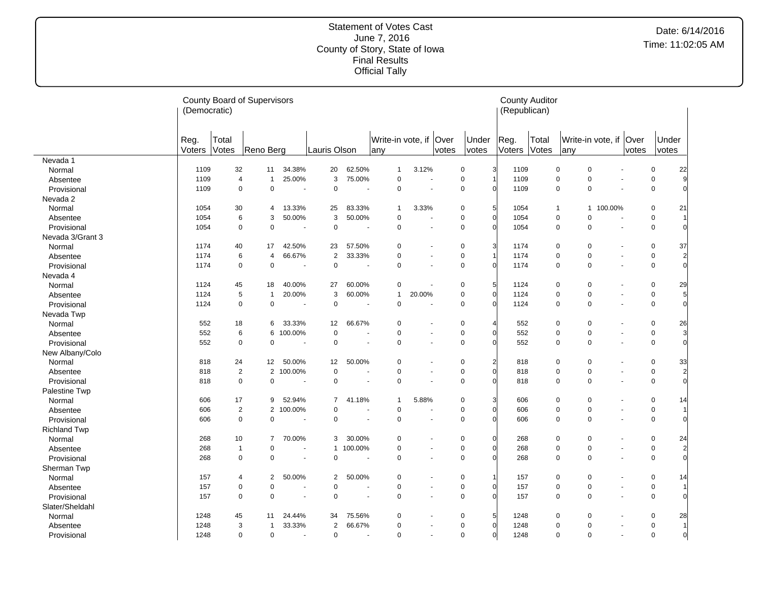# Statement of Votes Cast
June 7, 2016
County of Story, State of Iowa
Final Results
Official Tally

Date: 6/14/2016
Time: 11:02:05 AM

| | County Board of Supervisors (Democratic) | | | | | | | | | | County Auditor (Republican) | | | | | |
|---|---|---|---|---|---|---|---|---|---|---|---|---|---|---|---|---|
| | Reg. Voters | Total Votes | Reno Berg | | Lauris Olson | | Write-in vote, if any | | Over votes | Under votes | Reg. Voters | Total Votes | Write-in vote, if any | | Over votes | Under votes |
| **Nevada 1** | | | | | | | | | | | | | | | | |
| Normal | 1109 | 32 | 11 | 34.38% | 20 | 62.50% | 1 | 3.12% | 0 | 3 | 1109 | 0 | 0 | - | 0 | 22 |
| Absentee | 1109 | 4 | 1 | 25.00% | 3 | 75.00% | 0 | - | 0 | 1 | 1109 | 0 | 0 | - | 0 | 9 |
| Provisional | 1109 | 0 | 0 | - | 0 | - | 0 | - | 0 | 0 | 1109 | 0 | 0 | - | 0 | 0 |
| **Nevada 2** | | | | | | | | | | | | | | | | |
| Normal | 1054 | 30 | 4 | 13.33% | 25 | 83.33% | 1 | 3.33% | 0 | 5 | 1054 | 1 | 1 | 100.00% | 0 | 21 |
| Absentee | 1054 | 6 | 3 | 50.00% | 3 | 50.00% | 0 | - | 0 | 0 | 1054 | 0 | 0 | - | 0 | 1 |
| Provisional | 1054 | 0 | 0 | - | 0 | - | 0 | - | 0 | 0 | 1054 | 0 | 0 | - | 0 | 0 |
| **Nevada 3/Grant 3** | | | | | | | | | | | | | | | | |
| Normal | 1174 | 40 | 17 | 42.50% | 23 | 57.50% | 0 | - | 0 | 3 | 1174 | 0 | 0 | - | 0 | 37 |
| Absentee | 1174 | 6 | 4 | 66.67% | 2 | 33.33% | 0 | - | 0 | 1 | 1174 | 0 | 0 | - | 0 | 2 |
| Provisional | 1174 | 0 | 0 | - | 0 | - | 0 | - | 0 | 0 | 1174 | 0 | 0 | - | 0 | 0 |
| **Nevada 4** | | | | | | | | | | | | | | | | |
| Normal | 1124 | 45 | 18 | 40.00% | 27 | 60.00% | 0 | - | 0 | 5 | 1124 | 0 | 0 | - | 0 | 29 |
| Absentee | 1124 | 5 | 1 | 20.00% | 3 | 60.00% | 1 | 20.00% | 0 | 0 | 1124 | 0 | 0 | - | 0 | 5 |
| Provisional | 1124 | 0 | 0 | - | 0 | - | 0 | - | 0 | 0 | 1124 | 0 | 0 | - | 0 | 0 |
| **Nevada Twp** | | | | | | | | | | | | | | | | |
| Normal | 552 | 18 | 6 | 33.33% | 12 | 66.67% | 0 | - | 0 | 4 | 552 | 0 | 0 | - | 0 | 26 |
| Absentee | 552 | 6 | 6 | 100.00% | 0 | - | 0 | - | 0 | 0 | 552 | 0 | 0 | - | 0 | 3 |
| Provisional | 552 | 0 | 0 | - | 0 | - | 0 | - | 0 | 0 | 552 | 0 | 0 | - | 0 | 0 |
| **New Albany/Colo** | | | | | | | | | | | | | | | | |
| Normal | 818 | 24 | 12 | 50.00% | 12 | 50.00% | 0 | - | 0 | 2 | 818 | 0 | 0 | - | 0 | 33 |
| Absentee | 818 | 2 | 2 | 100.00% | 0 | - | 0 | - | 0 | 0 | 818 | 0 | 0 | - | 0 | 2 |
| Provisional | 818 | 0 | 0 | - | 0 | - | 0 | - | 0 | 0 | 818 | 0 | 0 | - | 0 | 0 |
| **Palestine Twp** | | | | | | | | | | | | | | | | |
| Normal | 606 | 17 | 9 | 52.94% | 7 | 41.18% | 1 | 5.88% | 0 | 3 | 606 | 0 | 0 | - | 0 | 14 |
| Absentee | 606 | 2 | 2 | 100.00% | 0 | - | 0 | - | 0 | 0 | 606 | 0 | 0 | - | 0 | 1 |
| Provisional | 606 | 0 | 0 | - | 0 | - | 0 | - | 0 | 0 | 606 | 0 | 0 | - | 0 | 0 |
| **Richland Twp** | | | | | | | | | | | | | | | | |
| Normal | 268 | 10 | 7 | 70.00% | 3 | 30.00% | 0 | - | 0 | 0 | 268 | 0 | 0 | - | 0 | 24 |
| Absentee | 268 | 1 | 0 | - | 1 | 100.00% | 0 | - | 0 | 0 | 268 | 0 | 0 | - | 0 | 2 |
| Provisional | 268 | 0 | 0 | - | 0 | - | 0 | - | 0 | 0 | 268 | 0 | 0 | - | 0 | 0 |
| **Sherman Twp** | | | | | | | | | | | | | | | | |
| Normal | 157 | 4 | 2 | 50.00% | 2 | 50.00% | 0 | - | 0 | 1 | 157 | 0 | 0 | - | 0 | 14 |
| Absentee | 157 | 0 | 0 | - | 0 | - | 0 | - | 0 | 0 | 157 | 0 | 0 | - | 0 | 1 |
| Provisional | 157 | 0 | 0 | - | 0 | - | 0 | - | 0 | 0 | 157 | 0 | 0 | - | 0 | 0 |
| **Slater/Sheldahl** | | | | | | | | | | | | | | | | |
| Normal | 1248 | 45 | 11 | 24.44% | 34 | 75.56% | 0 | - | 0 | 5 | 1248 | 0 | 0 | - | 0 | 28 |
| Absentee | 1248 | 3 | 1 | 33.33% | 2 | 66.67% | 0 | - | 0 | 0 | 1248 | 0 | 0 | - | 0 | 1 |
| Provisional | 1248 | 0 | 0 | - | 0 | - | 0 | - | 0 | 0 | 1248 | 0 | 0 | - | 0 | 0 |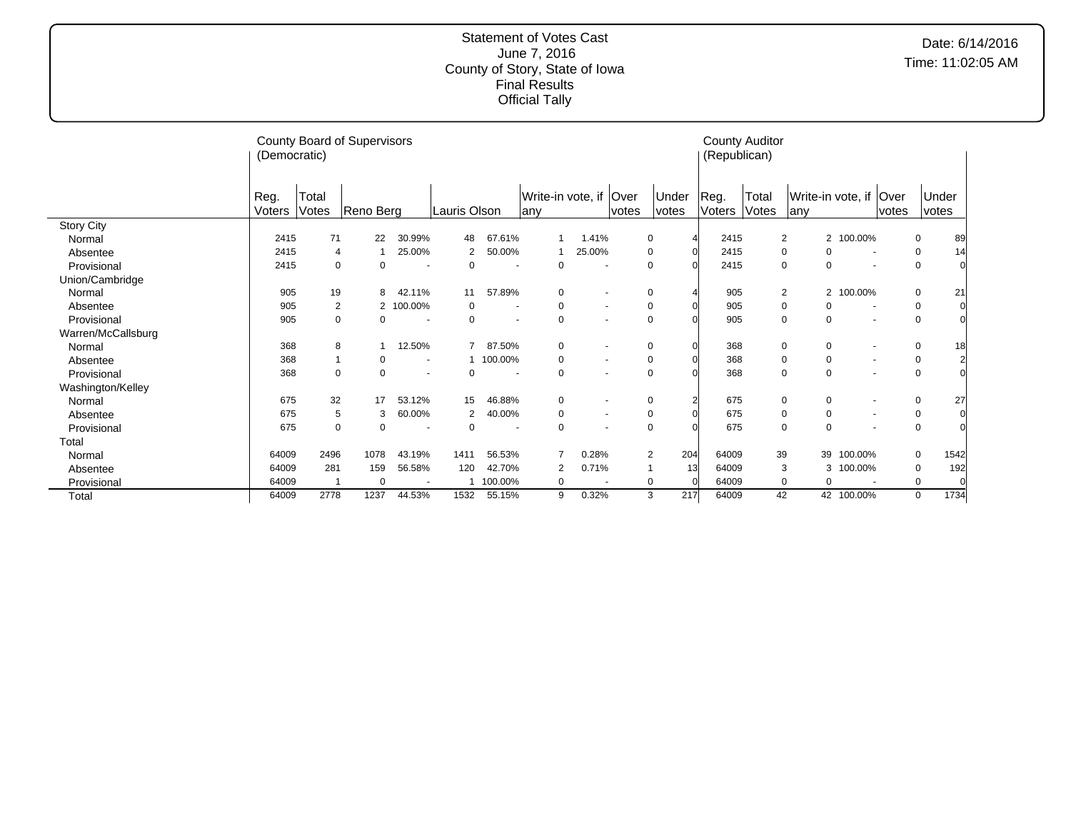Statement of Votes Cast
June 7, 2016
County of Story, State of Iowa
Final Results
Official Tally

Date: 6/14/2016
Time: 11:02:05 AM

| | County Board of Supervisors (Democratic) | | | | | | | | | | | County Auditor (Republican) | | | | | |
|---|---|---|---|---|---|---|---|---|---|---|---|---|---|---|---|---|---|
| | Reg. Voters | Total Votes | Reno Berg | | Lauris Olson | | Write-in vote, if any | | Over votes | Under votes | | Reg. Voters | Total Votes | Write-in vote, if any | | Over votes | Under votes |
| Story City | | | | | | | | | | | | | | | | | |
| Normal | 2415 | 71 | 22 | 30.99% | 48 | 67.61% | 1 | 1.41% | 0 | 4 | | 2415 | 2 | 2 | 100.00% | 0 | 89 |
| Absentee | 2415 | 4 | 1 | 25.00% | 2 | 50.00% | 1 | 25.00% | 0 | 0 | | 2415 | 0 | 0 | - | 0 | 14 |
| Provisional | 2415 | 0 | 0 | - | 0 | - | 0 | - | 0 | 0 | | 2415 | 0 | 0 | - | 0 | 0 |
| Union/Cambridge | | | | | | | | | | | | | | | | | |
| Normal | 905 | 19 | 8 | 42.11% | 11 | 57.89% | 0 | - | 0 | 4 | | 905 | 2 | 2 | 100.00% | 0 | 21 |
| Absentee | 905 | 2 | 2 | 100.00% | 0 | - | 0 | - | 0 | 0 | | 905 | 0 | 0 | - | 0 | 0 |
| Provisional | 905 | 0 | 0 | - | 0 | - | 0 | - | 0 | 0 | | 905 | 0 | 0 | - | 0 | 0 |
| Warren/McCallsburg | | | | | | | | | | | | | | | | | |
| Normal | 368 | 8 | 1 | 12.50% | 7 | 87.50% | 0 | - | 0 | 0 | | 368 | 0 | 0 | - | 0 | 18 |
| Absentee | 368 | 1 | 0 | - | 1 | 100.00% | 0 | - | 0 | 0 | | 368 | 0 | 0 | - | 0 | 2 |
| Provisional | 368 | 0 | 0 | - | 0 | - | 0 | - | 0 | 0 | | 368 | 0 | 0 | - | 0 | 0 |
| Washington/Kelley | | | | | | | | | | | | | | | | | |
| Normal | 675 | 32 | 17 | 53.12% | 15 | 46.88% | 0 | - | 0 | 2 | | 675 | 0 | 0 | - | 0 | 27 |
| Absentee | 675 | 5 | 3 | 60.00% | 2 | 40.00% | 0 | - | 0 | 0 | | 675 | 0 | 0 | - | 0 | 0 |
| Provisional | 675 | 0 | 0 | - | 0 | - | 0 | - | 0 | 0 | | 675 | 0 | 0 | - | 0 | 0 |
| Total | | | | | | | | | | | | | | | | | |
| Normal | 64009 | 2496 | 1078 | 43.19% | 1411 | 56.53% | 7 | 0.28% | 2 | 204 | | 64009 | 39 | 39 | 100.00% | 0 | 1542 |
| Absentee | 64009 | 281 | 159 | 56.58% | 120 | 42.70% | 2 | 0.71% | 1 | 13 | | 64009 | 3 | 3 | 100.00% | 0 | 192 |
| Provisional | 64009 | 1 | 0 | - | 1 | 100.00% | 0 | - | 0 | 0 | | 64009 | 0 | 0 | - | 0 | 0 |
| Total | 64009 | 2778 | 1237 | 44.53% | 1532 | 55.15% | 9 | 0.32% | 3 | 217 | | 64009 | 42 | 42 | 100.00% | 0 | 1734 |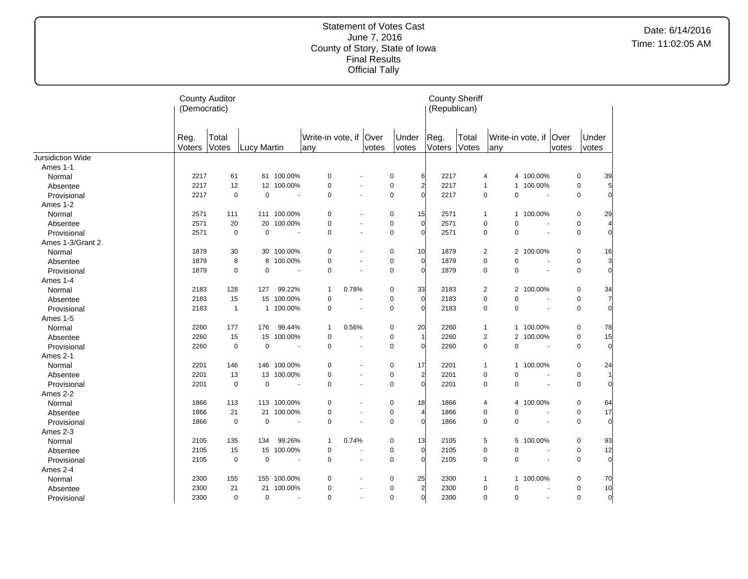# Statement of Votes Cast
June 7, 2016
County of Story, State of Iowa
Final Results
Official Tally

Date: 6/14/2016
Time: 11:02:05 AM

| | County Auditor (Democratic) | | | | | | | | County Sheriff (Republican) | | | | | |
|---|---|---|---|---|---|---|---|---|---|---|---|---|---|---|
| | Reg. Voters | Total Votes | Lucy Martin | | Write-in vote, if any | | Over votes | Under votes | Reg. Voters | Total Votes | Write-in vote, if any | | Over votes | Under votes |
| Jursidiction Wide | | | | | | | | | | | | | | |
| Ames 1-1 | | | | | | | | | | | | | | |
| Normal | 2217 | 61 | 61 | 100.00% | 0 | - | 0 | 6 | 2217 | 4 | 4 | 100.00% | 0 | 39 |
| Absentee | 2217 | 12 | 12 | 100.00% | 0 | - | 0 | 2 | 2217 | 1 | 1 | 100.00% | 0 | 5 |
| Provisional | 2217 | 0 | 0 | - | 0 | - | 0 | 0 | 2217 | 0 | 0 | - | 0 | 0 |
| Ames 1-2 | | | | | | | | | | | | | | |
| Normal | 2571 | 111 | 111 | 100.00% | 0 | - | 0 | 15 | 2571 | 1 | 1 | 100.00% | 0 | 29 |
| Absentee | 2571 | 20 | 20 | 100.00% | 0 | - | 0 | 0 | 2571 | 0 | 0 | - | 0 | 4 |
| Provisional | 2571 | 0 | 0 | - | 0 | - | 0 | 0 | 2571 | 0 | 0 | - | 0 | 0 |
| Ames 1-3/Grant 2 | | | | | | | | | | | | | | |
| Normal | 1879 | 30 | 30 | 100.00% | 0 | - | 0 | 10 | 1879 | 2 | 2 | 100.00% | 0 | 16 |
| Absentee | 1879 | 8 | 8 | 100.00% | 0 | - | 0 | 0 | 1879 | 0 | 0 | - | 0 | 3 |
| Provisional | 1879 | 0 | 0 | - | 0 | - | 0 | 0 | 1879 | 0 | 0 | - | 0 | 0 |
| Ames 1-4 | | | | | | | | | | | | | | |
| Normal | 2183 | 128 | 127 | 99.22% | 1 | 0.78% | 0 | 33 | 2183 | 2 | 2 | 100.00% | 0 | 34 |
| Absentee | 2183 | 15 | 15 | 100.00% | 0 | - | 0 | 0 | 2183 | 0 | 0 | - | 0 | 7 |
| Provisional | 2183 | 1 | 1 | 100.00% | 0 | - | 0 | 0 | 2183 | 0 | 0 | - | 0 | 0 |
| Ames 1-5 | | | | | | | | | | | | | | |
| Normal | 2260 | 177 | 176 | 99.44% | 1 | 0.56% | 0 | 20 | 2260 | 1 | 1 | 100.00% | 0 | 78 |
| Absentee | 2260 | 15 | 15 | 100.00% | 0 | - | 0 | 1 | 2260 | 2 | 2 | 100.00% | 0 | 15 |
| Provisional | 2260 | 0 | 0 | - | 0 | - | 0 | 0 | 2260 | 0 | 0 | - | 0 | 0 |
| Ames 2-1 | | | | | | | | | | | | | | |
| Normal | 2201 | 146 | 146 | 100.00% | 0 | - | 0 | 17 | 2201 | 1 | 1 | 100.00% | 0 | 24 |
| Absentee | 2201 | 13 | 13 | 100.00% | 0 | - | 0 | 2 | 2201 | 0 | 0 | - | 0 | 1 |
| Provisional | 2201 | 0 | 0 | - | 0 | - | 0 | 0 | 2201 | 0 | 0 | - | 0 | 0 |
| Ames 2-2 | | | | | | | | | | | | | | |
| Normal | 1866 | 113 | 113 | 100.00% | 0 | - | 0 | 18 | 1866 | 4 | 4 | 100.00% | 0 | 64 |
| Absentee | 1866 | 21 | 21 | 100.00% | 0 | - | 0 | 4 | 1866 | 0 | 0 | - | 0 | 17 |
| Provisional | 1866 | 0 | 0 | - | 0 | - | 0 | 0 | 1866 | 0 | 0 | - | 0 | 0 |
| Ames 2-3 | | | | | | | | | | | | | | |
| Normal | 2105 | 135 | 134 | 99.26% | 1 | 0.74% | 0 | 13 | 2105 | 5 | 5 | 100.00% | 0 | 93 |
| Absentee | 2105 | 15 | 15 | 100.00% | 0 | - | 0 | 0 | 2105 | 0 | 0 | - | 0 | 12 |
| Provisional | 2105 | 0 | 0 | - | 0 | - | 0 | 0 | 2105 | 0 | 0 | - | 0 | 0 |
| Ames 2-4 | | | | | | | | | | | | | | |
| Normal | 2300 | 155 | 155 | 100.00% | 0 | - | 0 | 25 | 2300 | 1 | 1 | 100.00% | 0 | 70 |
| Absentee | 2300 | 21 | 21 | 100.00% | 0 | - | 0 | 2 | 2300 | 0 | 0 | - | 0 | 10 |
| Provisional | 2300 | 0 | 0 | - | 0 | - | 0 | 0 | 2300 | 0 | 0 | - | 0 | 0 |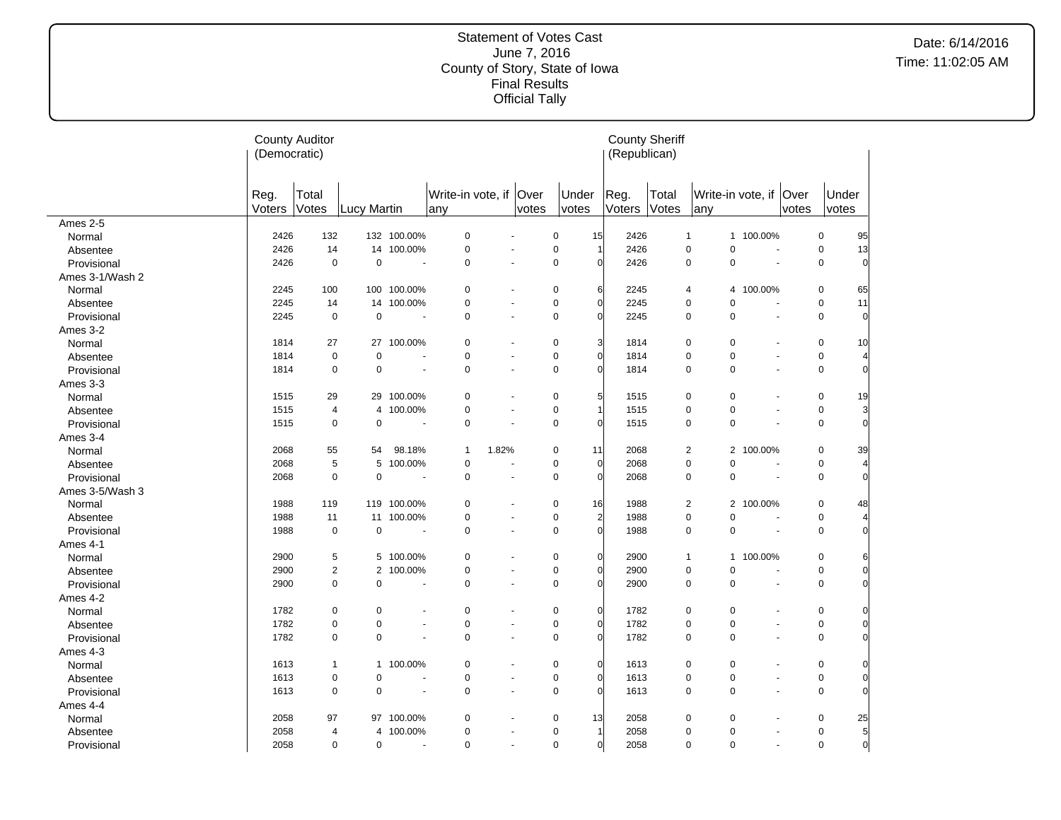Statement of Votes Cast
June 7, 2016
County of Story, State of Iowa
Final Results
Official Tally

Date: 6/14/2016
Time: 11:02:05 AM

| | County Auditor (Democratic) | | | | | | | | County Sheriff (Republican) | | | | | | |
|---|---|---|---|---|---|---|---|---|---|---|---|---|---|---|
| | Reg. Voters | Total Votes | Lucy Martin | | Write-in vote, if any | | Over votes | Under votes | Reg. Voters | Total Votes | Write-in vote, if any | | Over votes | Under votes |
| **Ames 2-5** | | | | | | | | | | | | | | |
| Normal | 2426 | 132 | 132 | 100.00% | 0 | - | 0 | 15 | 2426 | 1 | 1 | 100.00% | 0 | 95 |
| Absentee | 2426 | 14 | 14 | 100.00% | 0 | - | 0 | 1 | 2426 | 0 | 0 | - | 0 | 13 |
| Provisional | 2426 | 0 | 0 | - | 0 | - | 0 | 0 | 2426 | 0 | 0 | - | 0 | 0 |
| **Ames 3-1/Wash 2** | | | | | | | | | | | | | | |
| Normal | 2245 | 100 | 100 | 100.00% | 0 | - | 0 | 6 | 2245 | 4 | 4 | 100.00% | 0 | 65 |
| Absentee | 2245 | 14 | 14 | 100.00% | 0 | - | 0 | 0 | 2245 | 0 | 0 | - | 0 | 11 |
| Provisional | 2245 | 0 | 0 | - | 0 | - | 0 | 0 | 2245 | 0 | 0 | - | 0 | 0 |
| **Ames 3-2** | | | | | | | | | | | | | | |
| Normal | 1814 | 27 | 27 | 100.00% | 0 | - | 0 | 3 | 1814 | 0 | 0 | - | 0 | 10 |
| Absentee | 1814 | 0 | 0 | - | 0 | - | 0 | 0 | 1814 | 0 | 0 | - | 0 | 4 |
| Provisional | 1814 | 0 | 0 | - | 0 | - | 0 | 0 | 1814 | 0 | 0 | - | 0 | 0 |
| **Ames 3-3** | | | | | | | | | | | | | | |
| Normal | 1515 | 29 | 29 | 100.00% | 0 | - | 0 | 5 | 1515 | 0 | 0 | - | 0 | 19 |
| Absentee | 1515 | 4 | 4 | 100.00% | 0 | - | 0 | 1 | 1515 | 0 | 0 | - | 0 | 3 |
| Provisional | 1515 | 0 | 0 | - | 0 | - | 0 | 0 | 1515 | 0 | 0 | - | 0 | 0 |
| **Ames 3-4** | | | | | | | | | | | | | | |
| Normal | 2068 | 55 | 54 | 98.18% | 1 | 1.82% | 0 | 11 | 2068 | 2 | 2 | 100.00% | 0 | 39 |
| Absentee | 2068 | 5 | 5 | 100.00% | 0 | - | 0 | 0 | 2068 | 0 | 0 | - | 0 | 4 |
| Provisional | 2068 | 0 | 0 | - | 0 | - | 0 | 0 | 2068 | 0 | 0 | - | 0 | 0 |
| **Ames 3-5/Wash 3** | | | | | | | | | | | | | | |
| Normal | 1988 | 119 | 119 | 100.00% | 0 | - | 0 | 16 | 1988 | 2 | 2 | 100.00% | 0 | 48 |
| Absentee | 1988 | 11 | 11 | 100.00% | 0 | - | 0 | 2 | 1988 | 0 | 0 | - | 0 | 4 |
| Provisional | 1988 | 0 | 0 | - | 0 | - | 0 | 0 | 1988 | 0 | 0 | - | 0 | 0 |
| **Ames 4-1** | | | | | | | | | | | | | | |
| Normal | 2900 | 5 | 5 | 100.00% | 0 | - | 0 | 0 | 2900 | 1 | 1 | 100.00% | 0 | 6 |
| Absentee | 2900 | 2 | 2 | 100.00% | 0 | - | 0 | 0 | 2900 | 0 | 0 | - | 0 | 0 |
| Provisional | 2900 | 0 | 0 | - | 0 | - | 0 | 0 | 2900 | 0 | 0 | - | 0 | 0 |
| **Ames 4-2** | | | | | | | | | | | | | | |
| Normal | 1782 | 0 | 0 | - | 0 | - | 0 | 0 | 1782 | 0 | 0 | - | 0 | 0 |
| Absentee | 1782 | 0 | 0 | - | 0 | - | 0 | 0 | 1782 | 0 | 0 | - | 0 | 0 |
| Provisional | 1782 | 0 | 0 | - | 0 | - | 0 | 0 | 1782 | 0 | 0 | - | 0 | 0 |
| **Ames 4-3** | | | | | | | | | | | | | | |
| Normal | 1613 | 1 | 1 | 100.00% | 0 | - | 0 | 0 | 1613 | 0 | 0 | - | 0 | 0 |
| Absentee | 1613 | 0 | 0 | - | 0 | - | 0 | 0 | 1613 | 0 | 0 | - | 0 | 0 |
| Provisional | 1613 | 0 | 0 | - | 0 | - | 0 | 0 | 1613 | 0 | 0 | - | 0 | 0 |
| **Ames 4-4** | | | | | | | | | | | | | | |
| Normal | 2058 | 97 | 97 | 100.00% | 0 | - | 0 | 13 | 2058 | 0 | 0 | - | 0 | 25 |
| Absentee | 2058 | 4 | 4 | 100.00% | 0 | - | 0 | 1 | 2058 | 0 | 0 | - | 0 | 5 |
| Provisional | 2058 | 0 | 0 | - | 0 | - | 0 | 0 | 2058 | 0 | 0 | - | 0 | 0 |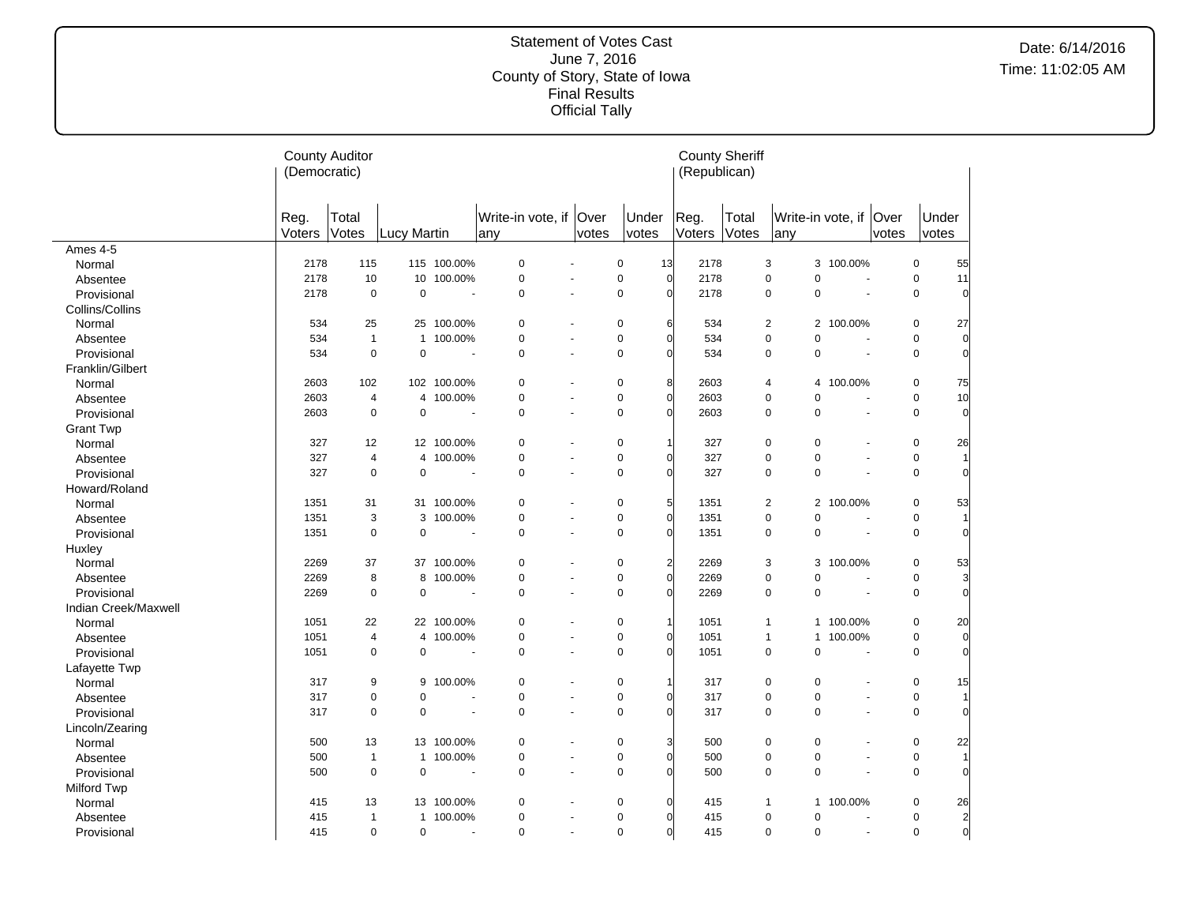Statement of Votes Cast
June 7, 2016
County of Story, State of Iowa
Final Results
Official Tally

Date: 6/14/2016
Time: 11:02:05 AM

| | County Auditor (Democratic) | | | | | | | County Sheriff (Republican) | | | | | |
|---|---|---|---|---|---|---|---|---|---|---|---|---|---|
| | Reg. Voters | Total Votes | Lucy Martin | | Write-in vote, if any | Over votes | Under votes | Reg. Voters | Total Votes | Write-in vote, if any | | Over votes | Under votes |
| **Ames 4-5** | | | | | | | | | | | | | |
| Normal | 2178 | 115 | 115 | 100.00% | 0 | - 0 | 13 | 2178 | 3 | 3 | 100.00% | 0 | 55 |
| Absentee | 2178 | 10 | 10 | 100.00% | 0 | - 0 | 0 | 2178 | 0 | 0 | - | 0 | 11 |
| Provisional | 2178 | 0 | 0 | - | 0 | - 0 | 0 | 2178 | 0 | 0 | - | 0 | 0 |
| **Collins/Collins** | | | | | | | | | | | | | |
| Normal | 534 | 25 | 25 | 100.00% | 0 | - 0 | 6 | 534 | 2 | 2 | 100.00% | 0 | 27 |
| Absentee | 534 | 1 | 1 | 100.00% | 0 | - 0 | 0 | 534 | 0 | 0 | - | 0 | 0 |
| Provisional | 534 | 0 | 0 | - | 0 | - 0 | 0 | 534 | 0 | 0 | - | 0 | 0 |
| **Franklin/Gilbert** | | | | | | | | | | | | | |
| Normal | 2603 | 102 | 102 | 100.00% | 0 | - 0 | 8 | 2603 | 4 | 4 | 100.00% | 0 | 75 |
| Absentee | 2603 | 4 | 4 | 100.00% | 0 | - 0 | 0 | 2603 | 0 | 0 | - | 0 | 10 |
| Provisional | 2603 | 0 | 0 | - | 0 | - 0 | 0 | 2603 | 0 | 0 | - | 0 | 0 |
| **Grant Twp** | | | | | | | | | | | | | |
| Normal | 327 | 12 | 12 | 100.00% | 0 | - 0 | 1 | 327 | 0 | 0 | - | 0 | 26 |
| Absentee | 327 | 4 | 4 | 100.00% | 0 | - 0 | 0 | 327 | 0 | 0 | - | 0 | 1 |
| Provisional | 327 | 0 | 0 | - | 0 | - 0 | 0 | 327 | 0 | 0 | - | 0 | 0 |
| **Howard/Roland** | | | | | | | | | | | | | |
| Normal | 1351 | 31 | 31 | 100.00% | 0 | - 0 | 5 | 1351 | 2 | 2 | 100.00% | 0 | 53 |
| Absentee | 1351 | 3 | 3 | 100.00% | 0 | - 0 | 0 | 1351 | 0 | 0 | - | 0 | 1 |
| Provisional | 1351 | 0 | 0 | - | 0 | - 0 | 0 | 1351 | 0 | 0 | - | 0 | 0 |
| **Huxley** | | | | | | | | | | | | | |
| Normal | 2269 | 37 | 37 | 100.00% | 0 | - 0 | 2 | 2269 | 3 | 3 | 100.00% | 0 | 53 |
| Absentee | 2269 | 8 | 8 | 100.00% | 0 | - 0 | 0 | 2269 | 0 | 0 | - | 0 | 3 |
| Provisional | 2269 | 0 | 0 | - | 0 | - 0 | 0 | 2269 | 0 | 0 | - | 0 | 0 |
| **Indian Creek/Maxwell** | | | | | | | | | | | | | |
| Normal | 1051 | 22 | 22 | 100.00% | 0 | - 0 | 1 | 1051 | 1 | 1 | 100.00% | 0 | 20 |
| Absentee | 1051 | 4 | 4 | 100.00% | 0 | - 0 | 0 | 1051 | 1 | 1 | 100.00% | 0 | 0 |
| Provisional | 1051 | 0 | 0 | - | 0 | - 0 | 0 | 1051 | 0 | 0 | - | 0 | 0 |
| **Lafayette Twp** | | | | | | | | | | | | | |
| Normal | 317 | 9 | 9 | 100.00% | 0 | - 0 | 1 | 317 | 0 | 0 | - | 0 | 15 |
| Absentee | 317 | 0 | 0 | - | 0 | - 0 | 0 | 317 | 0 | 0 | - | 0 | 1 |
| Provisional | 317 | 0 | 0 | - | 0 | - 0 | 0 | 317 | 0 | 0 | - | 0 | 0 |
| **Lincoln/Zearing** | | | | | | | | | | | | | |
| Normal | 500 | 13 | 13 | 100.00% | 0 | - 0 | 3 | 500 | 0 | 0 | - | 0 | 22 |
| Absentee | 500 | 1 | 1 | 100.00% | 0 | - 0 | 0 | 500 | 0 | 0 | - | 0 | 1 |
| Provisional | 500 | 0 | 0 | - | 0 | - 0 | 0 | 500 | 0 | 0 | - | 0 | 0 |
| **Milford Twp** | | | | | | | | | | | | | |
| Normal | 415 | 13 | 13 | 100.00% | 0 | - 0 | 0 | 415 | 1 | 1 | 100.00% | 0 | 26 |
| Absentee | 415 | 1 | 1 | 100.00% | 0 | - 0 | 0 | 415 | 0 | 0 | - | 0 | 2 |
| Provisional | 415 | 0 | 0 | - | 0 | - 0 | 0 | 415 | 0 | 0 | - | 0 | 0 |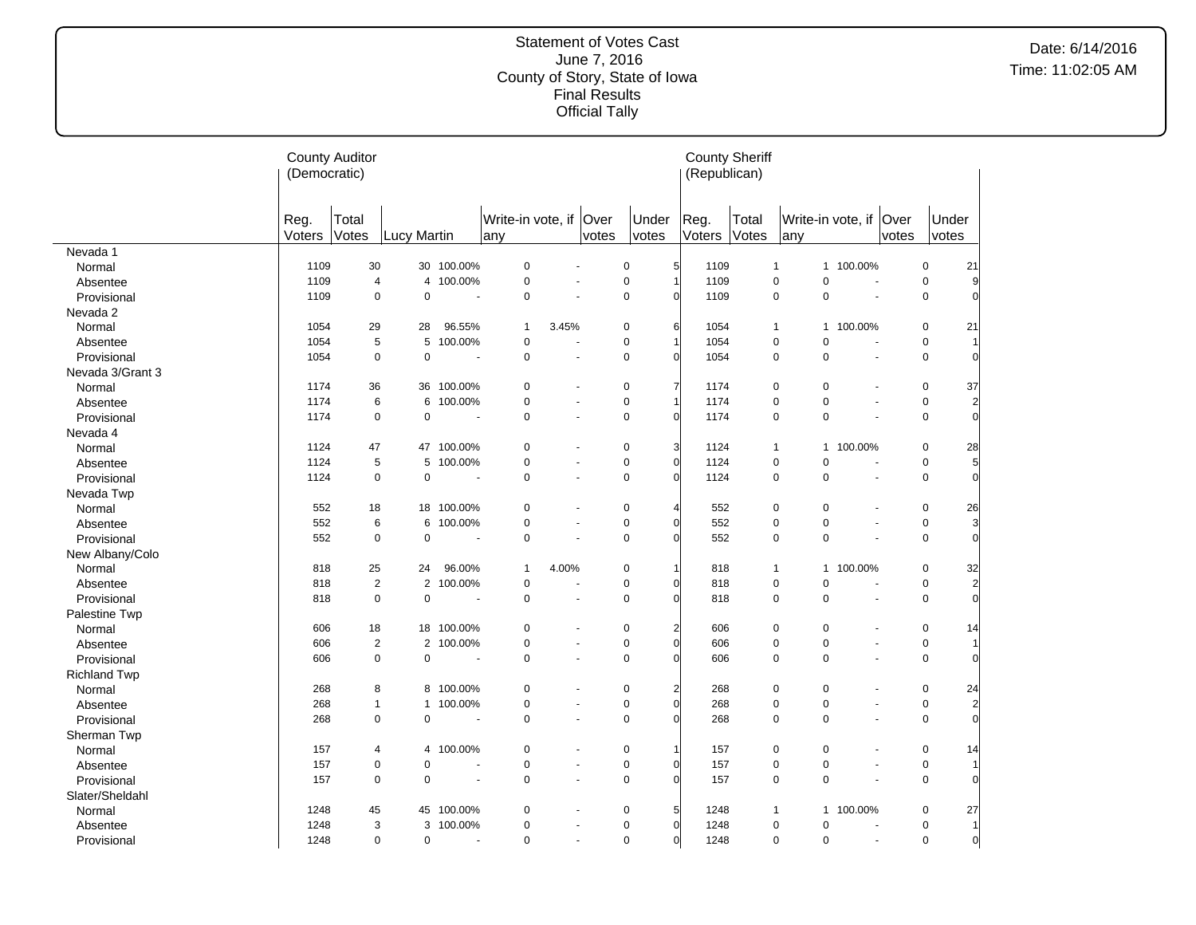# Statement of Votes Cast
June 7, 2016
County of Story, State of Iowa
Final Results
Official Tally

Date: 6/14/2016
Time: 11:02:05 AM

| | County Auditor (Democratic) | | | | | | | | County Sheriff (Republican) | | | | | |
|---|---|---|---|---|---|---|---|---|---|---|---|---|---|---|
| | Reg. Voters | Total Votes | Lucy Martin | | Write-in vote, if any | | Over votes | Under votes | Reg. Voters | Total Votes | Write-in vote, if any | | Over votes | Under votes |
| Nevada 1 | | | | | | | | | | | | | | |
| Normal | 1109 | 30 | 30 | 100.00% | 0 | - | 0 | 5 | 1109 | 1 | 1 | 100.00% | 0 | 21 |
| Absentee | 1109 | 4 | 4 | 100.00% | 0 | - | 0 | 1 | 1109 | 0 | 0 | - | 0 | 9 |
| Provisional | 1109 | 0 | 0 | - | 0 | - | 0 | 0 | 1109 | 0 | 0 | - | 0 | 0 |
| Nevada 2 | | | | | | | | | | | | | | |
| Normal | 1054 | 29 | 28 | 96.55% | 1 | 3.45% | 0 | 6 | 1054 | 1 | 1 | 100.00% | 0 | 21 |
| Absentee | 1054 | 5 | 5 | 100.00% | 0 | - | 0 | 1 | 1054 | 0 | 0 | - | 0 | 1 |
| Provisional | 1054 | 0 | 0 | - | 0 | - | 0 | 0 | 1054 | 0 | 0 | - | 0 | 0 |
| Nevada 3/Grant 3 | | | | | | | | | | | | | | |
| Normal | 1174 | 36 | 36 | 100.00% | 0 | - | 0 | 7 | 1174 | 0 | 0 | - | 0 | 37 |
| Absentee | 1174 | 6 | 6 | 100.00% | 0 | - | 0 | 1 | 1174 | 0 | 0 | - | 0 | 2 |
| Provisional | 1174 | 0 | 0 | - | 0 | - | 0 | 0 | 1174 | 0 | 0 | - | 0 | 0 |
| Nevada 4 | | | | | | | | | | | | | | |
| Normal | 1124 | 47 | 47 | 100.00% | 0 | - | 0 | 3 | 1124 | 1 | 1 | 100.00% | 0 | 28 |
| Absentee | 1124 | 5 | 5 | 100.00% | 0 | - | 0 | 0 | 1124 | 0 | 0 | - | 0 | 5 |
| Provisional | 1124 | 0 | 0 | - | 0 | - | 0 | 0 | 1124 | 0 | 0 | - | 0 | 0 |
| Nevada Twp | | | | | | | | | | | | | | |
| Normal | 552 | 18 | 18 | 100.00% | 0 | - | 0 | 4 | 552 | 0 | 0 | - | 0 | 26 |
| Absentee | 552 | 6 | 6 | 100.00% | 0 | - | 0 | 0 | 552 | 0 | 0 | - | 0 | 3 |
| Provisional | 552 | 0 | 0 | - | 0 | - | 0 | 0 | 552 | 0 | 0 | - | 0 | 0 |
| New Albany/Colo | | | | | | | | | | | | | | |
| Normal | 818 | 25 | 24 | 96.00% | 1 | 4.00% | 0 | 1 | 818 | 1 | 1 | 100.00% | 0 | 32 |
| Absentee | 818 | 2 | 2 | 100.00% | 0 | - | 0 | 0 | 818 | 0 | 0 | - | 0 | 2 |
| Provisional | 818 | 0 | 0 | - | 0 | - | 0 | 0 | 818 | 0 | 0 | - | 0 | 0 |
| Palestine Twp | | | | | | | | | | | | | | |
| Normal | 606 | 18 | 18 | 100.00% | 0 | - | 0 | 2 | 606 | 0 | 0 | - | 0 | 14 |
| Absentee | 606 | 2 | 2 | 100.00% | 0 | - | 0 | 0 | 606 | 0 | 0 | - | 0 | 1 |
| Provisional | 606 | 0 | 0 | - | 0 | - | 0 | 0 | 606 | 0 | 0 | - | 0 | 0 |
| Richland Twp | | | | | | | | | | | | | | |
| Normal | 268 | 8 | 8 | 100.00% | 0 | - | 0 | 2 | 268 | 0 | 0 | - | 0 | 24 |
| Absentee | 268 | 1 | 1 | 100.00% | 0 | - | 0 | 0 | 268 | 0 | 0 | - | 0 | 2 |
| Provisional | 268 | 0 | 0 | - | 0 | - | 0 | 0 | 268 | 0 | 0 | - | 0 | 0 |
| Sherman Twp | | | | | | | | | | | | | | |
| Normal | 157 | 4 | 4 | 100.00% | 0 | - | 0 | 1 | 157 | 0 | 0 | - | 0 | 14 |
| Absentee | 157 | 0 | 0 | - | 0 | - | 0 | 0 | 157 | 0 | 0 | - | 0 | 1 |
| Provisional | 157 | 0 | 0 | - | 0 | - | 0 | 0 | 157 | 0 | 0 | - | 0 | 0 |
| Slater/Sheldahl | | | | | | | | | | | | | | |
| Normal | 1248 | 45 | 45 | 100.00% | 0 | - | 0 | 5 | 1248 | 1 | 1 | 100.00% | 0 | 27 |
| Absentee | 1248 | 3 | 3 | 100.00% | 0 | - | 0 | 0 | 1248 | 0 | 0 | - | 0 | 1 |
| Provisional | 1248 | 0 | 0 | - | 0 | - | 0 | 0 | 1248 | 0 | 0 | - | 0 | 0 |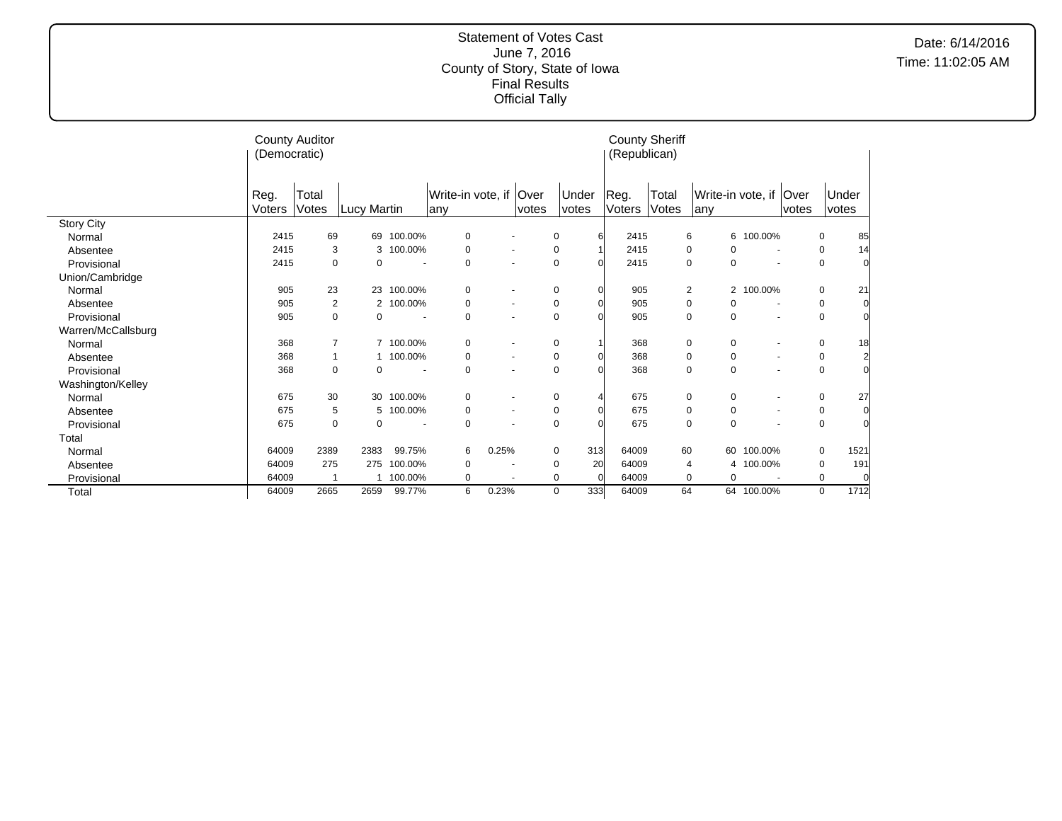Statement of Votes Cast
June 7, 2016
County of Story, State of Iowa
Final Results
Official Tally

Date: 6/14/2016
Time: 11:02:05 AM

| | County Auditor (Democratic) | | | | | | | | County Sheriff (Republican) | | | | | | |
|---|---|---|---|---|---|---|---|---|---|---|---|---|---|---|---|
| | Reg. Voters | Total Votes | Lucy Martin | | Write-in vote, if any | | Over votes | Under votes | Reg. Voters | Total Votes | Write-in vote, if any | | Over votes | Under votes |
| Story City | | | | | | | | | | | | | | |
| Normal | 2415 | 69 | 69 | 100.00% | 0 | - | 0 | 6 | 2415 | 6 | 6 | 100.00% | 0 | 85 |
| Absentee | 2415 | 3 | 3 | 100.00% | 0 | - | 0 | 1 | 2415 | 0 | 0 | - | 0 | 14 |
| Provisional | 2415 | 0 | 0 | - | 0 | - | 0 | 0 | 2415 | 0 | 0 | - | 0 | 0 |
| Union/Cambridge | | | | | | | | | | | | | | |
| Normal | 905 | 23 | 23 | 100.00% | 0 | - | 0 | 0 | 905 | 2 | 2 | 100.00% | 0 | 21 |
| Absentee | 905 | 2 | 2 | 100.00% | 0 | - | 0 | 0 | 905 | 0 | 0 | - | 0 | 0 |
| Provisional | 905 | 0 | 0 | - | 0 | - | 0 | 0 | 905 | 0 | 0 | - | 0 | 0 |
| Warren/McCallsburg | | | | | | | | | | | | | | |
| Normal | 368 | 7 | 7 | 100.00% | 0 | - | 0 | 1 | 368 | 0 | 0 | - | 0 | 18 |
| Absentee | 368 | 1 | 1 | 100.00% | 0 | - | 0 | 0 | 368 | 0 | 0 | - | 0 | 2 |
| Provisional | 368 | 0 | 0 | - | 0 | - | 0 | 0 | 368 | 0 | 0 | - | 0 | 0 |
| Washington/Kelley | | | | | | | | | | | | | | |
| Normal | 675 | 30 | 30 | 100.00% | 0 | - | 0 | 4 | 675 | 0 | 0 | - | 0 | 27 |
| Absentee | 675 | 5 | 5 | 100.00% | 0 | - | 0 | 0 | 675 | 0 | 0 | - | 0 | 0 |
| Provisional | 675 | 0 | 0 | - | 0 | - | 0 | 0 | 675 | 0 | 0 | - | 0 | 0 |
| Total | | | | | | | | | | | | | | |
| Normal | 64009 | 2389 | 2383 | 99.75% | 6 | 0.25% | 0 | 313 | 64009 | 60 | 60 | 100.00% | 0 | 1521 |
| Absentee | 64009 | 275 | 275 | 100.00% | 0 | - | 0 | 20 | 64009 | 4 | 4 | 100.00% | 0 | 191 |
| Provisional | 64009 | 1 | 1 | 100.00% | 0 | - | 0 | 0 | 64009 | 0 | 0 | - | 0 | 0 |
| Total | 64009 | 2665 | 2659 | 99.77% | 6 | 0.23% | 0 | 333 | 64009 | 64 | 64 | 100.00% | 0 | 1712 |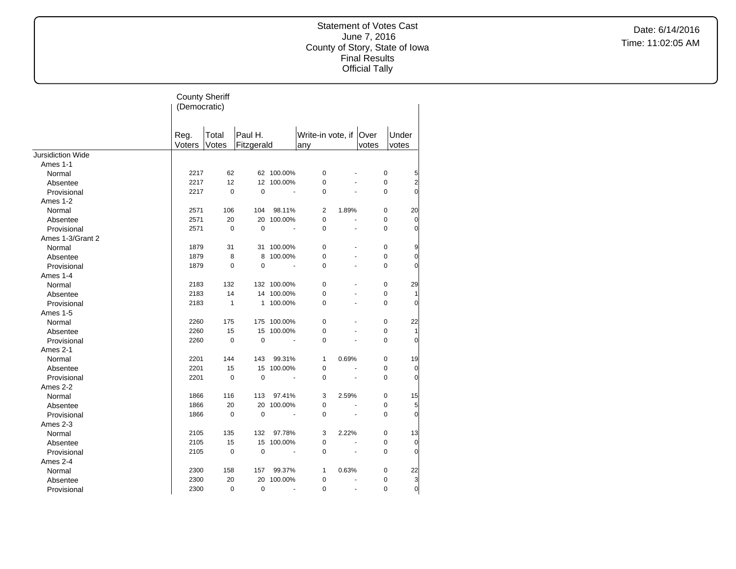Statement of Votes Cast
June 7, 2016
County of Story, State of Iowa
Final Results
Official Tally

Date: 6/14/2016
Time: 11:02:05 AM

| | County Sheriff (Democratic) | | | | | | | |
|---|---|---|---|---|---|---|---|---|
| | Reg. Voters | Total Votes | Paul H. Fitzgerald | | Write-in vote, if any | | Over votes | Under votes |
| Jursidiction Wide | | | | | | | | |
| Ames 1-1 | | | | | | | | |
| Normal | 2217 | 62 | 62 | 100.00% | 0 | - | 0 | 5 |
| Absentee | 2217 | 12 | 12 | 100.00% | 0 | - | 0 | 2 |
| Provisional | 2217 | 0 | 0 | - | 0 | - | 0 | 0 |
| Ames 1-2 | | | | | | | | |
| Normal | 2571 | 106 | 104 | 98.11% | 2 | 1.89% | 0 | 20 |
| Absentee | 2571 | 20 | 20 | 100.00% | 0 | - | 0 | 0 |
| Provisional | 2571 | 0 | 0 | - | 0 | - | 0 | 0 |
| Ames 1-3/Grant 2 | | | | | | | | |
| Normal | 1879 | 31 | 31 | 100.00% | 0 | - | 0 | 9 |
| Absentee | 1879 | 8 | 8 | 100.00% | 0 | - | 0 | 0 |
| Provisional | 1879 | 0 | 0 | - | 0 | - | 0 | 0 |
| Ames 1-4 | | | | | | | | |
| Normal | 2183 | 132 | 132 | 100.00% | 0 | - | 0 | 29 |
| Absentee | 2183 | 14 | 14 | 100.00% | 0 | - | 0 | 1 |
| Provisional | 2183 | 1 | 1 | 100.00% | 0 | - | 0 | 0 |
| Ames 1-5 | | | | | | | | |
| Normal | 2260 | 175 | 175 | 100.00% | 0 | - | 0 | 22 |
| Absentee | 2260 | 15 | 15 | 100.00% | 0 | - | 0 | 1 |
| Provisional | 2260 | 0 | 0 | - | 0 | - | 0 | 0 |
| Ames 2-1 | | | | | | | | |
| Normal | 2201 | 144 | 143 | 99.31% | 1 | 0.69% | 0 | 19 |
| Absentee | 2201 | 15 | 15 | 100.00% | 0 | - | 0 | 0 |
| Provisional | 2201 | 0 | 0 | - | 0 | - | 0 | 0 |
| Ames 2-2 | | | | | | | | |
| Normal | 1866 | 116 | 113 | 97.41% | 3 | 2.59% | 0 | 15 |
| Absentee | 1866 | 20 | 20 | 100.00% | 0 | - | 0 | 5 |
| Provisional | 1866 | 0 | 0 | - | 0 | - | 0 | 0 |
| Ames 2-3 | | | | | | | | |
| Normal | 2105 | 135 | 132 | 97.78% | 3 | 2.22% | 0 | 13 |
| Absentee | 2105 | 15 | 15 | 100.00% | 0 | - | 0 | 0 |
| Provisional | 2105 | 0 | 0 | - | 0 | - | 0 | 0 |
| Ames 2-4 | | | | | | | | |
| Normal | 2300 | 158 | 157 | 99.37% | 1 | 0.63% | 0 | 22 |
| Absentee | 2300 | 20 | 20 | 100.00% | 0 | - | 0 | 3 |
| Provisional | 2300 | 0 | 0 | - | 0 | - | 0 | 0 |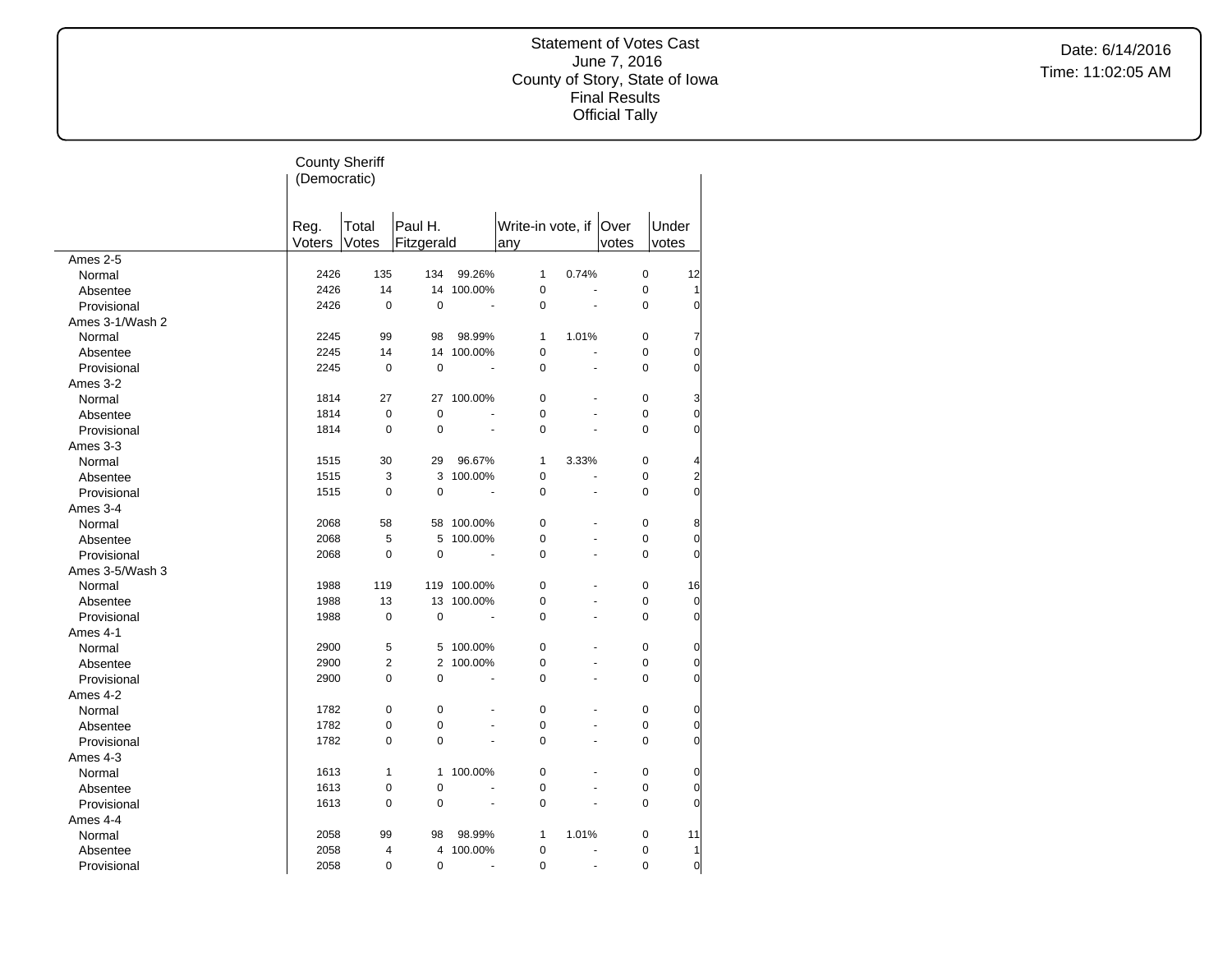Statement of Votes Cast
June 7, 2016
County of Story, State of Iowa
Final Results
Official Tally

Date: 6/14/2016
Time: 11:02:05 AM

County Sheriff (Democratic)

| | Reg. Voters | Total Votes | Paul H. Fitzgerald | | Write-in vote, if any | | Over votes | Under votes |
|---|---|---|---|---|---|---|---|---|
| Ames 2-5 | | | | | | | | |
| Normal | 2426 | 135 | 134 | 99.26% | 1 | 0.74% | 0 | 12 |
| Absentee | 2426 | 14 | 14 | 100.00% | 0 | - | 0 | 1 |
| Provisional | 2426 | 0 | 0 | - | 0 | - | 0 | 0 |
| Ames 3-1/Wash 2 | | | | | | | | |
| Normal | 2245 | 99 | 98 | 98.99% | 1 | 1.01% | 0 | 7 |
| Absentee | 2245 | 14 | 14 | 100.00% | 0 | - | 0 | 0 |
| Provisional | 2245 | 0 | 0 | - | 0 | - | 0 | 0 |
| Ames 3-2 | | | | | | | | |
| Normal | 1814 | 27 | 27 | 100.00% | 0 | - | 0 | 3 |
| Absentee | 1814 | 0 | 0 | - | 0 | - | 0 | 0 |
| Provisional | 1814 | 0 | 0 | - | 0 | - | 0 | 0 |
| Ames 3-3 | | | | | | | | |
| Normal | 1515 | 30 | 29 | 96.67% | 1 | 3.33% | 0 | 4 |
| Absentee | 1515 | 3 | 3 | 100.00% | 0 | - | 0 | 2 |
| Provisional | 1515 | 0 | 0 | - | 0 | - | 0 | 0 |
| Ames 3-4 | | | | | | | | |
| Normal | 2068 | 58 | 58 | 100.00% | 0 | - | 0 | 8 |
| Absentee | 2068 | 5 | 5 | 100.00% | 0 | - | 0 | 0 |
| Provisional | 2068 | 0 | 0 | - | 0 | - | 0 | 0 |
| Ames 3-5/Wash 3 | | | | | | | | |
| Normal | 1988 | 119 | 119 | 100.00% | 0 | - | 0 | 16 |
| Absentee | 1988 | 13 | 13 | 100.00% | 0 | - | 0 | 0 |
| Provisional | 1988 | 0 | 0 | - | 0 | - | 0 | 0 |
| Ames 4-1 | | | | | | | | |
| Normal | 2900 | 5 | 5 | 100.00% | 0 | - | 0 | 0 |
| Absentee | 2900 | 2 | 2 | 100.00% | 0 | - | 0 | 0 |
| Provisional | 2900 | 0 | 0 | - | 0 | - | 0 | 0 |
| Ames 4-2 | | | | | | | | |
| Normal | 1782 | 0 | 0 | - | 0 | - | 0 | 0 |
| Absentee | 1782 | 0 | 0 | - | 0 | - | 0 | 0 |
| Provisional | 1782 | 0 | 0 | - | 0 | - | 0 | 0 |
| Ames 4-3 | | | | | | | | |
| Normal | 1613 | 1 | 1 | 100.00% | 0 | - | 0 | 0 |
| Absentee | 1613 | 0 | 0 | - | 0 | - | 0 | 0 |
| Provisional | 1613 | 0 | 0 | - | 0 | - | 0 | 0 |
| Ames 4-4 | | | | | | | | |
| Normal | 2058 | 99 | 98 | 98.99% | 1 | 1.01% | 0 | 11 |
| Absentee | 2058 | 4 | 4 | 100.00% | 0 | - | 0 | 1 |
| Provisional | 2058 | 0 | 0 | - | 0 | - | 0 | 0 |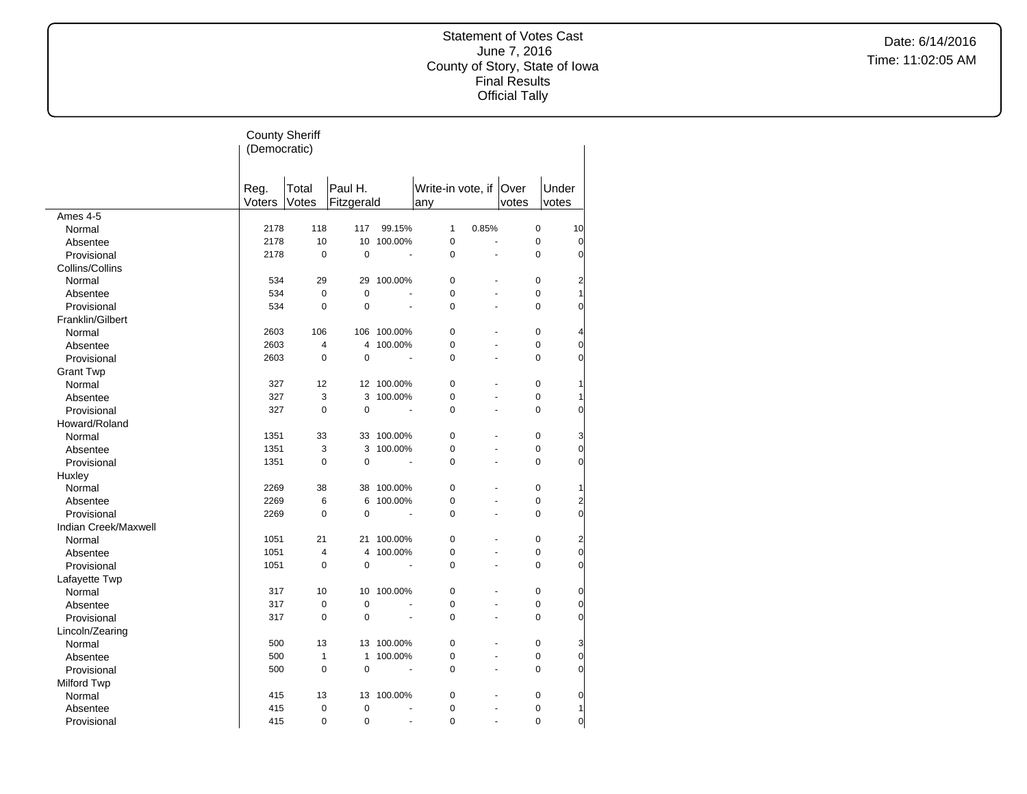Statement of Votes Cast
June 7, 2016
County of Story, State of Iowa
Final Results
Official Tally

Date: 6/14/2016
Time: 11:02:05 AM

County Sheriff (Democratic)

| | Reg. Voters | Total Votes | Paul H. Fitzgerald | | Write-in vote, if any | | Over votes | Under votes |
|---|---|---|---|---|---|---|---|---|
| **Ames 4-5** | | | | | | | | |
| Normal | 2178 | 118 | 117 | 99.15% | 1 | 0.85% | 0 | 10 |
| Absentee | 2178 | 10 | 10 | 100.00% | 0 | - | 0 | 0 |
| Provisional | 2178 | 0 | 0 | - | 0 | - | 0 | 0 |
| **Collins/Collins** | | | | | | | | |
| Normal | 534 | 29 | 29 | 100.00% | 0 | - | 0 | 2 |
| Absentee | 534 | 0 | 0 | - | 0 | - | 0 | 1 |
| Provisional | 534 | 0 | 0 | - | 0 | - | 0 | 0 |
| **Franklin/Gilbert** | | | | | | | | |
| Normal | 2603 | 106 | 106 | 100.00% | 0 | - | 0 | 4 |
| Absentee | 2603 | 4 | 4 | 100.00% | 0 | - | 0 | 0 |
| Provisional | 2603 | 0 | 0 | - | 0 | - | 0 | 0 |
| **Grant Twp** | | | | | | | | |
| Normal | 327 | 12 | 12 | 100.00% | 0 | - | 0 | 1 |
| Absentee | 327 | 3 | 3 | 100.00% | 0 | - | 0 | 1 |
| Provisional | 327 | 0 | 0 | - | 0 | - | 0 | 0 |
| **Howard/Roland** | | | | | | | | |
| Normal | 1351 | 33 | 33 | 100.00% | 0 | - | 0 | 3 |
| Absentee | 1351 | 3 | 3 | 100.00% | 0 | - | 0 | 0 |
| Provisional | 1351 | 0 | 0 | - | 0 | - | 0 | 0 |
| **Huxley** | | | | | | | | |
| Normal | 2269 | 38 | 38 | 100.00% | 0 | - | 0 | 1 |
| Absentee | 2269 | 6 | 6 | 100.00% | 0 | - | 0 | 2 |
| Provisional | 2269 | 0 | 0 | - | 0 | - | 0 | 0 |
| **Indian Creek/Maxwell** | | | | | | | | |
| Normal | 1051 | 21 | 21 | 100.00% | 0 | - | 0 | 2 |
| Absentee | 1051 | 4 | 4 | 100.00% | 0 | - | 0 | 0 |
| Provisional | 1051 | 0 | 0 | - | 0 | - | 0 | 0 |
| **Lafayette Twp** | | | | | | | | |
| Normal | 317 | 10 | 10 | 100.00% | 0 | - | 0 | 0 |
| Absentee | 317 | 0 | 0 | - | 0 | - | 0 | 0 |
| Provisional | 317 | 0 | 0 | - | 0 | - | 0 | 0 |
| **Lincoln/Zearing** | | | | | | | | |
| Normal | 500 | 13 | 13 | 100.00% | 0 | - | 0 | 3 |
| Absentee | 500 | 1 | 1 | 100.00% | 0 | - | 0 | 0 |
| Provisional | 500 | 0 | 0 | - | 0 | - | 0 | 0 |
| **Milford Twp** | | | | | | | | |
| Normal | 415 | 13 | 13 | 100.00% | 0 | - | 0 | 0 |
| Absentee | 415 | 0 | 0 | - | 0 | - | 0 | 1 |
| Provisional | 415 | 0 | 0 | - | 0 | - | 0 | 0 |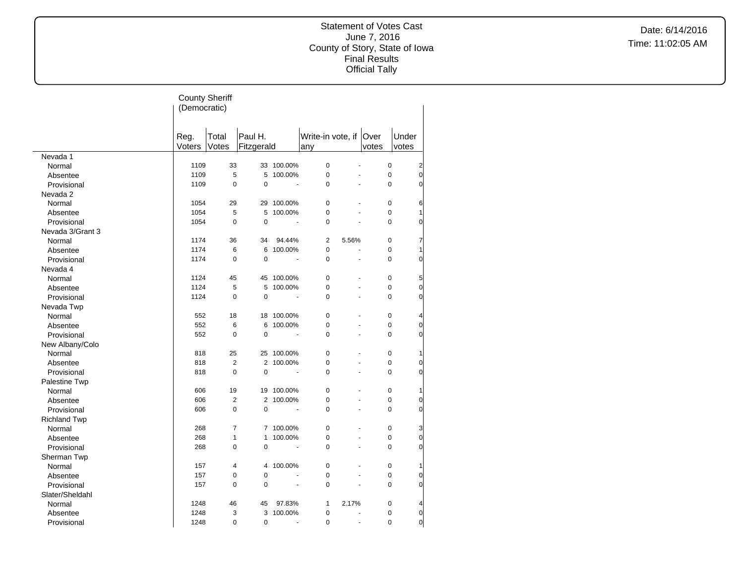Statement of Votes Cast
June 7, 2016
County of Story, State of Iowa
Final Results
Official Tally

Date: 6/14/2016
Time: 11:02:05 AM

| | County Sheriff (Democratic) | | | | | | | |
|---|---|---|---|---|---|---|---|---|
| | Reg. Voters | Total Votes | Paul H. Fitzgerald | | Write-in vote, if any | | Over votes | Under votes |
| **Nevada 1** | | | | | | | | |
| Normal | 1109 | 33 | 33 | 100.00% | 0 | - | 0 | 2 |
| Absentee | 1109 | 5 | 5 | 100.00% | 0 | - | 0 | 0 |
| Provisional | 1109 | 0 | 0 | - | 0 | - | 0 | 0 |
| **Nevada 2** | | | | | | | | |
| Normal | 1054 | 29 | 29 | 100.00% | 0 | - | 0 | 6 |
| Absentee | 1054 | 5 | 5 | 100.00% | 0 | - | 0 | 1 |
| Provisional | 1054 | 0 | 0 | - | 0 | - | 0 | 0 |
| **Nevada 3/Grant 3** | | | | | | | | |
| Normal | 1174 | 36 | 34 | 94.44% | 2 | 5.56% | 0 | 7 |
| Absentee | 1174 | 6 | 6 | 100.00% | 0 | - | 0 | 1 |
| Provisional | 1174 | 0 | 0 | - | 0 | - | 0 | 0 |
| **Nevada 4** | | | | | | | | |
| Normal | 1124 | 45 | 45 | 100.00% | 0 | - | 0 | 5 |
| Absentee | 1124 | 5 | 5 | 100.00% | 0 | - | 0 | 0 |
| Provisional | 1124 | 0 | 0 | - | 0 | - | 0 | 0 |
| **Nevada Twp** | | | | | | | | |
| Normal | 552 | 18 | 18 | 100.00% | 0 | - | 0 | 4 |
| Absentee | 552 | 6 | 6 | 100.00% | 0 | - | 0 | 0 |
| Provisional | 552 | 0 | 0 | - | 0 | - | 0 | 0 |
| **New Albany/Colo** | | | | | | | | |
| Normal | 818 | 25 | 25 | 100.00% | 0 | - | 0 | 1 |
| Absentee | 818 | 2 | 2 | 100.00% | 0 | - | 0 | 0 |
| Provisional | 818 | 0 | 0 | - | 0 | - | 0 | 0 |
| **Palestine Twp** | | | | | | | | |
| Normal | 606 | 19 | 19 | 100.00% | 0 | - | 0 | 1 |
| Absentee | 606 | 2 | 2 | 100.00% | 0 | - | 0 | 0 |
| Provisional | 606 | 0 | 0 | - | 0 | - | 0 | 0 |
| **Richland Twp** | | | | | | | | |
| Normal | 268 | 7 | 7 | 100.00% | 0 | - | 0 | 3 |
| Absentee | 268 | 1 | 1 | 100.00% | 0 | - | 0 | 0 |
| Provisional | 268 | 0 | 0 | - | 0 | - | 0 | 0 |
| **Sherman Twp** | | | | | | | | |
| Normal | 157 | 4 | 4 | 100.00% | 0 | - | 0 | 1 |
| Absentee | 157 | 0 | 0 | - | 0 | - | 0 | 0 |
| Provisional | 157 | 0 | 0 | - | 0 | - | 0 | 0 |
| **Slater/Sheldahl** | | | | | | | | |
| Normal | 1248 | 46 | 45 | 97.83% | 1 | 2.17% | 0 | 4 |
| Absentee | 1248 | 3 | 3 | 100.00% | 0 | - | 0 | 0 |
| Provisional | 1248 | 0 | 0 | - | 0 | - | 0 | 0 |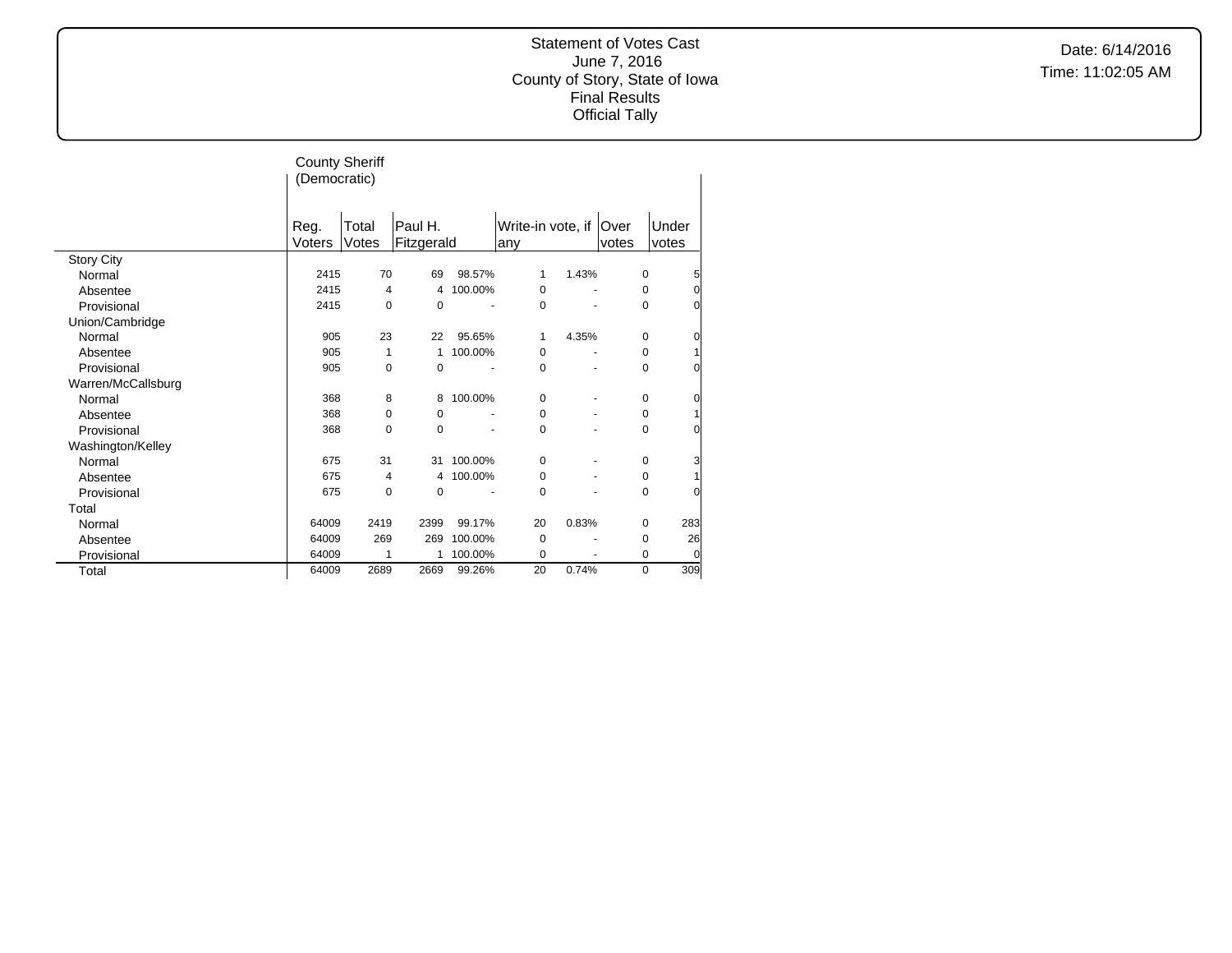Statement of Votes Cast
June 7, 2016
County of Story, State of Iowa
Final Results
Official Tally

Date: 6/14/2016
Time: 11:02:05 AM

County Sheriff (Democratic)

| | Reg. Voters | Total Votes | Paul H. Fitzgerald | | Write-in vote, if any | | Over votes | Under votes |
|---|---|---|---|---|---|---|---|---|
| Story City | | | | | | | | |
| Normal | 2415 | 70 | 69 | 98.57% | 1 | 1.43% | 0 | 5 |
| Absentee | 2415 | 4 | 4 | 100.00% | 0 | - | 0 | 0 |
| Provisional | 2415 | 0 | 0 | - | 0 | - | 0 | 0 |
| Union/Cambridge | | | | | | | | |
| Normal | 905 | 23 | 22 | 95.65% | 1 | 4.35% | 0 | 0 |
| Absentee | 905 | 1 | 1 | 100.00% | 0 | - | 0 | 1 |
| Provisional | 905 | 0 | 0 | - | 0 | - | 0 | 0 |
| Warren/McCallsburg | | | | | | | | |
| Normal | 368 | 8 | 8 | 100.00% | 0 | - | 0 | 0 |
| Absentee | 368 | 0 | 0 | - | 0 | - | 0 | 1 |
| Provisional | 368 | 0 | 0 | - | 0 | - | 0 | 0 |
| Washington/Kelley | | | | | | | | |
| Normal | 675 | 31 | 31 | 100.00% | 0 | - | 0 | 3 |
| Absentee | 675 | 4 | 4 | 100.00% | 0 | - | 0 | 1 |
| Provisional | 675 | 0 | 0 | - | 0 | - | 0 | 0 |
| Total | | | | | | | | |
| Normal | 64009 | 2419 | 2399 | 99.17% | 20 | 0.83% | 0 | 283 |
| Absentee | 64009 | 269 | 269 | 100.00% | 0 | - | 0 | 26 |
| Provisional | 64009 | 1 | 1 | 100.00% | 0 | - | 0 | 0 |
| Total | 64009 | 2689 | 2669 | 99.26% | 20 | 0.74% | 0 | 309 |